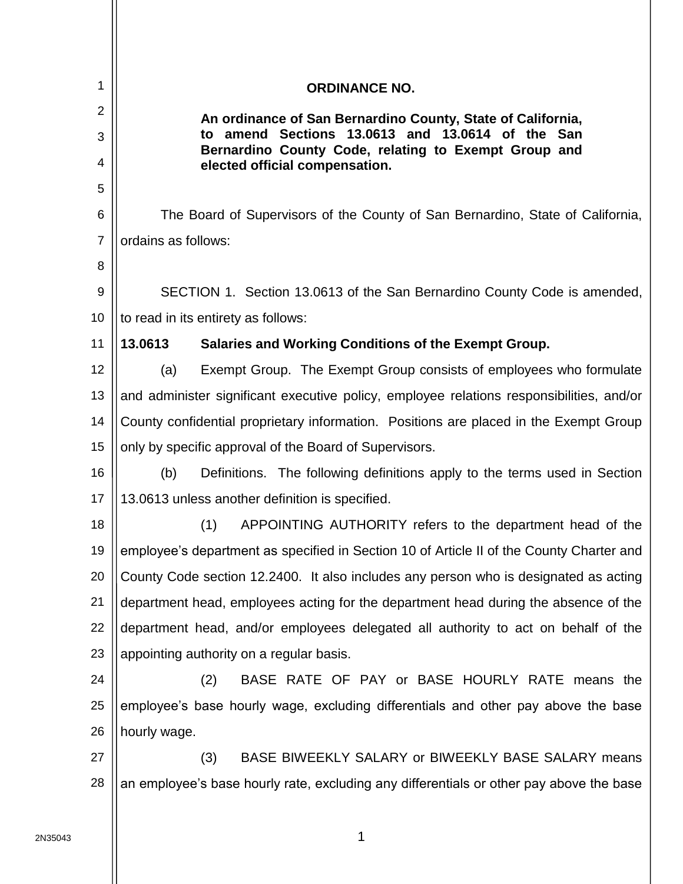**ORDINANCE NO.**

**An ordinance of San Bernardino County, State of California, to amend Sections 13.0613 and 13.0614 of the San Bernardino County Code, relating to Exempt Group and elected official compensation.**

The Board of Supervisors of the County of San Bernardino, State of California, ordains as follows:

SECTION 1. Section 13.0613 of the San Bernardino County Code is amended, to read in its entirety as follows:

**13.0613 Salaries and Working Conditions of the Exempt Group.**

(a) Exempt Group. The Exempt Group consists of employees who formulate and administer significant executive policy, employee relations responsibilities, and/or County confidential proprietary information. Positions are placed in the Exempt Group only by specific approval of the Board of Supervisors.

(b) Definitions. The following definitions apply to the terms used in Section 13.0613 unless another definition is specified.

(1) APPOINTING AUTHORITY refers to the department head of the employee's department as specified in Section 10 of Article II of the County Charter and County Code section 12.2400. It also includes any person who is designated as acting department head, employees acting for the department head during the absence of the department head, and/or employees delegated all authority to act on behalf of the appointing authority on a regular basis.

(2) BASE RATE OF PAY or BASE HOURLY RATE means the employee's base hourly wage, excluding differentials and other pay above the base hourly wage.

(3) BASE BIWEEKLY SALARY or BIWEEKLY BASE SALARY means an employee's base hourly rate, excluding any differentials or other pay above the base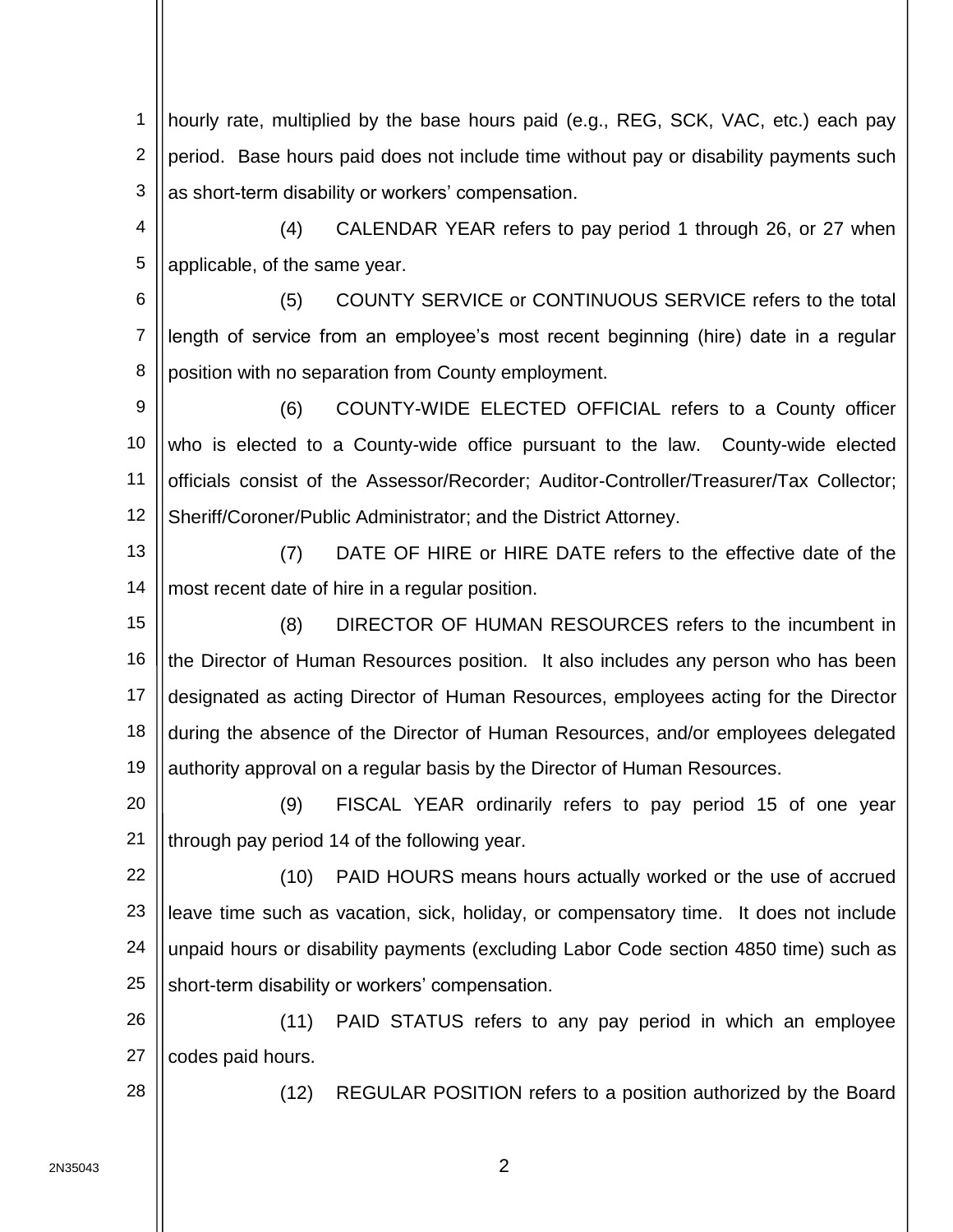hourly rate, multiplied by the base hours paid (e.g., REG, SCK, VAC, etc.) each pay period. Base hours paid does not include time without pay or disability payments such as short-term disability or workers' compensation.

(4) CALENDAR YEAR refers to pay period 1 through 26, or 27 when applicable, of the same year.

(5) COUNTY SERVICE or CONTINUOUS SERVICE refers to the total length of service from an employee's most recent beginning (hire) date in a regular position with no separation from County employment.

(6) COUNTY-WIDE ELECTED OFFICIAL refers to a County officer who is elected to a County-wide office pursuant to the law. County-wide elected officials consist of the Assessor/Recorder; Auditor-Controller/Treasurer/Tax Collector; Sheriff/Coroner/Public Administrator; and the District Attorney.

(7) DATE OF HIRE or HIRE DATE refers to the effective date of the most recent date of hire in a regular position.

(8) DIRECTOR OF HUMAN RESOURCES refers to the incumbent in the Director of Human Resources position. It also includes any person who has been designated as acting Director of Human Resources, employees acting for the Director during the absence of the Director of Human Resources, and/or employees delegated authority approval on a regular basis by the Director of Human Resources.

(9) FISCAL YEAR ordinarily refers to pay period 15 of one year through pay period 14 of the following year.

(10) PAID HOURS means hours actually worked or the use of accrued leave time such as vacation, sick, holiday, or compensatory time. It does not include unpaid hours or disability payments (excluding Labor Code section 4850 time) such as short-term disability or workers' compensation.

(11) PAID STATUS refers to any pay period in which an employee codes paid hours.

(12) REGULAR POSITION refers to a position authorized by the Board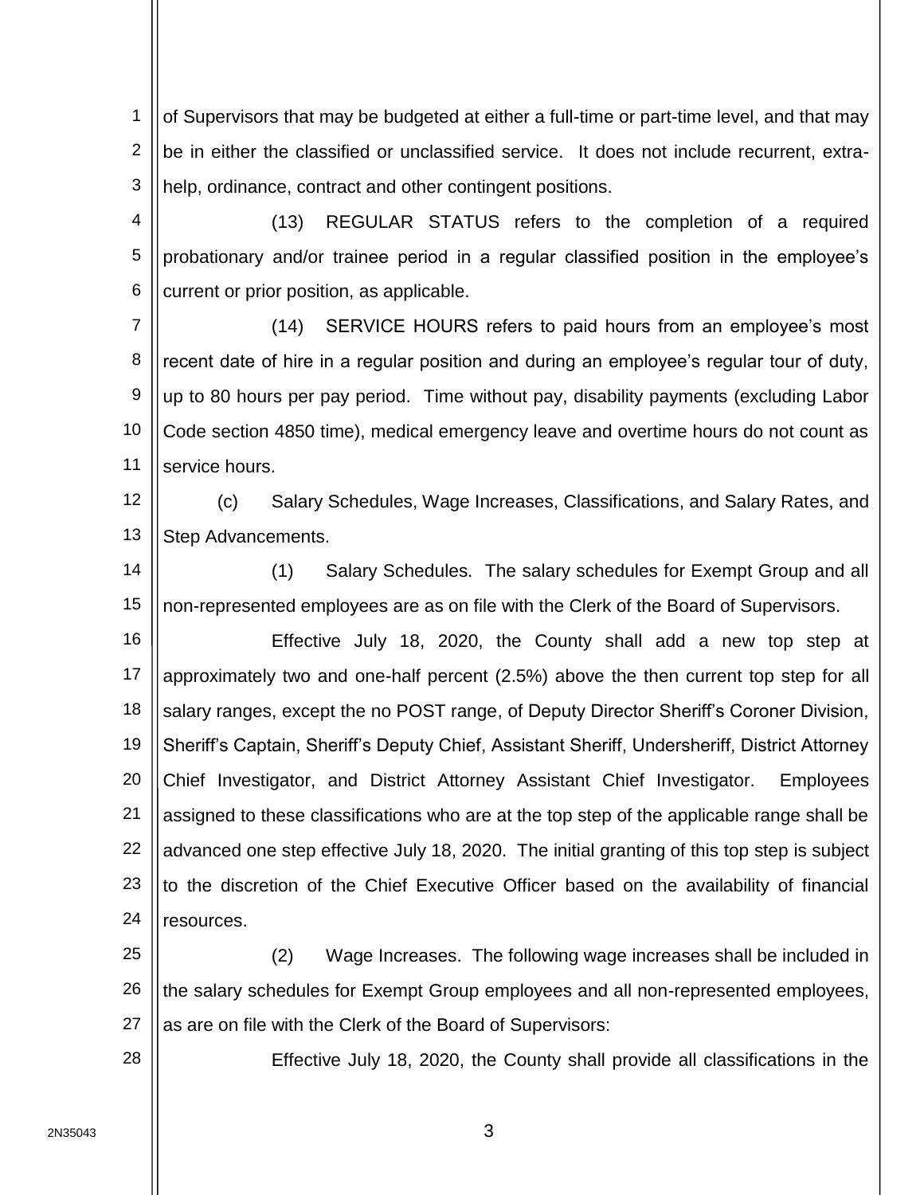of Supervisors that may be budgeted at either a full-time or part-time level, and that may be in either the classified or unclassified service. It does not include recurrent, extra-help, ordinance, contract and other contingent positions.

(13) REGULAR STATUS refers to the completion of a required probationary and/or trainee period in a regular classified position in the employee's current or prior position, as applicable.

(14) SERVICE HOURS refers to paid hours from an employee's most recent date of hire in a regular position and during an employee's regular tour of duty, up to 80 hours per pay period. Time without pay, disability payments (excluding Labor Code section 4850 time), medical emergency leave and overtime hours do not count as service hours.

(c) Salary Schedules, Wage Increases, Classifications, and Salary Rates, and Step Advancements.

(1) Salary Schedules. The salary schedules for Exempt Group and all non-represented employees are as on file with the Clerk of the Board of Supervisors.

Effective July 18, 2020, the County shall add a new top step at approximately two and one-half percent (2.5%) above the then current top step for all salary ranges, except the no POST range, of Deputy Director Sheriff's Coroner Division, Sheriff's Captain, Sheriff's Deputy Chief, Assistant Sheriff, Undersheriff, District Attorney Chief Investigator, and District Attorney Assistant Chief Investigator. Employees assigned to these classifications who are at the top step of the applicable range shall be advanced one step effective July 18, 2020. The initial granting of this top step is subject to the discretion of the Chief Executive Officer based on the availability of financial resources.

(2) Wage Increases. The following wage increases shall be included in the salary schedules for Exempt Group employees and all non-represented employees, as are on file with the Clerk of the Board of Supervisors:

Effective July 18, 2020, the County shall provide all classifications in the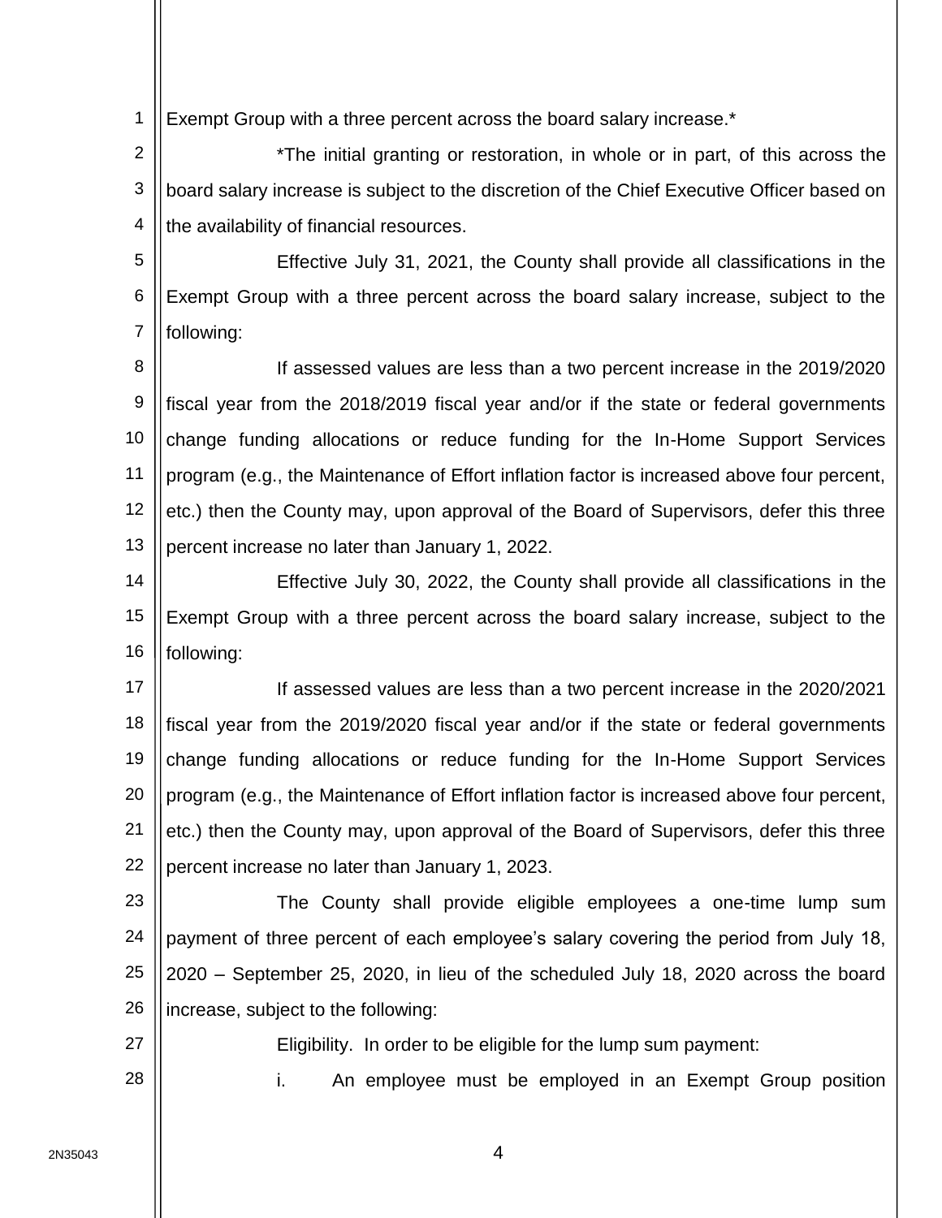Exempt Group with a three percent across the board salary increase.*

*The initial granting or restoration, in whole or in part, of this across the board salary increase is subject to the discretion of the Chief Executive Officer based on the availability of financial resources.

Effective July 31, 2021, the County shall provide all classifications in the Exempt Group with a three percent across the board salary increase, subject to the following:

If assessed values are less than a two percent increase in the 2019/2020 fiscal year from the 2018/2019 fiscal year and/or if the state or federal governments change funding allocations or reduce funding for the In-Home Support Services program (e.g., the Maintenance of Effort inflation factor is increased above four percent, etc.) then the County may, upon approval of the Board of Supervisors, defer this three percent increase no later than January 1, 2022.

Effective July 30, 2022, the County shall provide all classifications in the Exempt Group with a three percent across the board salary increase, subject to the following:

If assessed values are less than a two percent increase in the 2020/2021 fiscal year from the 2019/2020 fiscal year and/or if the state or federal governments change funding allocations or reduce funding for the In-Home Support Services program (e.g., the Maintenance of Effort inflation factor is increased above four percent, etc.) then the County may, upon approval of the Board of Supervisors, defer this three percent increase no later than January 1, 2023.

The County shall provide eligible employees a one-time lump sum payment of three percent of each employee's salary covering the period from July 18, 2020 – September 25, 2020, in lieu of the scheduled July 18, 2020 across the board increase, subject to the following:

Eligibility. In order to be eligible for the lump sum payment:

i. An employee must be employed in an Exempt Group position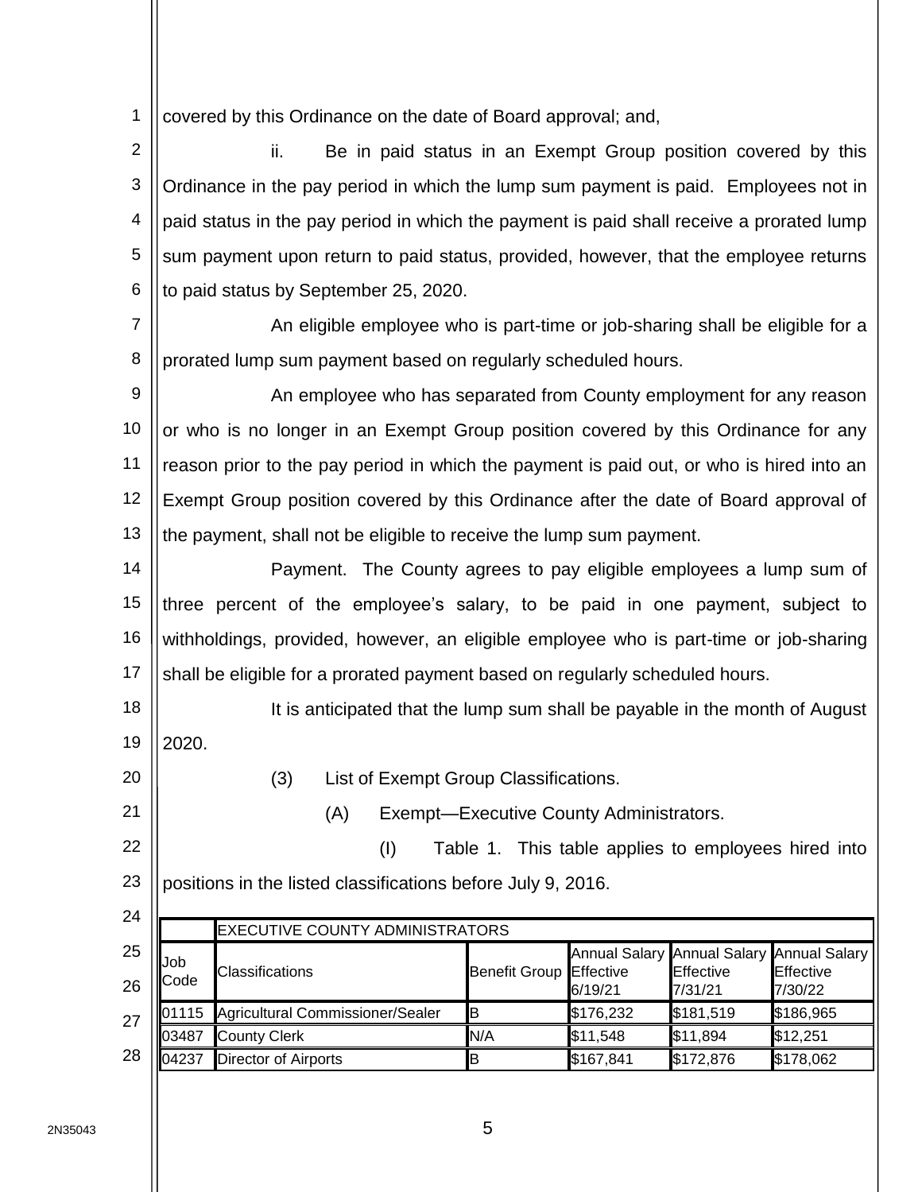covered by this Ordinance on the date of Board approval; and,

ii. Be in paid status in an Exempt Group position covered by this Ordinance in the pay period in which the lump sum payment is paid. Employees not in paid status in the pay period in which the payment is paid shall receive a prorated lump sum payment upon return to paid status, provided, however, that the employee returns to paid status by September 25, 2020.

An eligible employee who is part-time or job-sharing shall be eligible for a prorated lump sum payment based on regularly scheduled hours.

An employee who has separated from County employment for any reason or who is no longer in an Exempt Group position covered by this Ordinance for any reason prior to the pay period in which the payment is paid out, or who is hired into an Exempt Group position covered by this Ordinance after the date of Board approval of the payment, shall not be eligible to receive the lump sum payment.

Payment. The County agrees to pay eligible employees a lump sum of three percent of the employee's salary, to be paid in one payment, subject to withholdings, provided, however, an eligible employee who is part-time or job-sharing shall be eligible for a prorated payment based on regularly scheduled hours.

It is anticipated that the lump sum shall be payable in the month of August 2020.

(3) List of Exempt Group Classifications.

(A) Exempt—Executive County Administrators.

(I) Table 1. This table applies to employees hired into positions in the listed classifications before July 9, 2016.

| | EXECUTIVE COUNTY ADMINISTRATORS | | | | |
|---|---|---|---|---|---|
| Job Code | Classifications | Benefit Group | Annual Salary Effective 6/19/21 | Annual Salary Effective 7/31/21 | Annual Salary Effective 7/30/22 |
| 01115 | Agricultural Commissioner/Sealer | B | $176,232 | $181,519 | $186,965 |
| 03487 | County Clerk | N/A | $11,548 | $11,894 | $12,251 |
| 04237 | Director of Airports | B | $167,841 | $172,876 | $178,062 |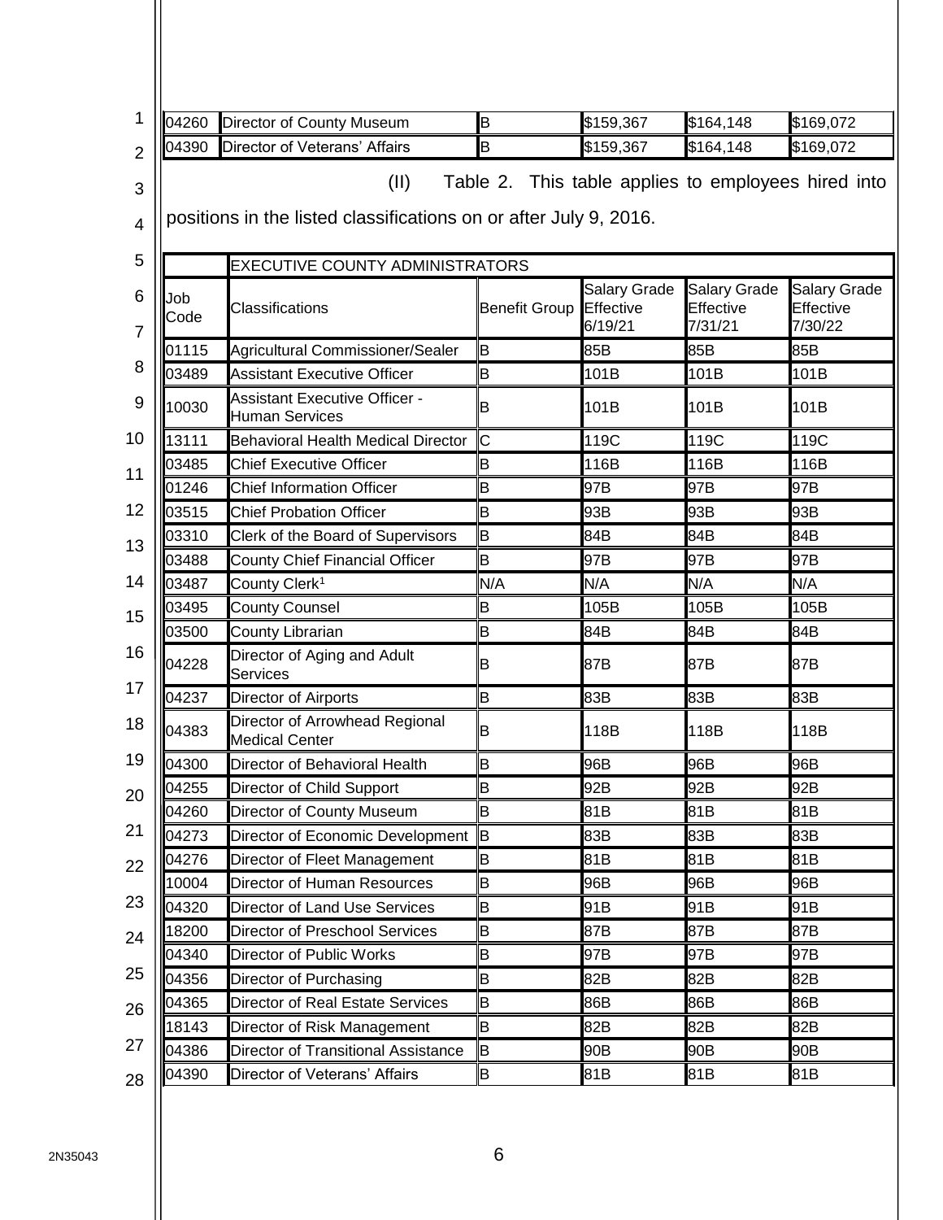| | | | | | |
|---|---|---|---|---|---|
| 04260 | Director of County Museum | B | $159,367 | $164,148 | $169,072 |
| 04390 | Director of Veterans' Affairs | B | $159,367 | $164,148 | $169,072 |

(II) Table 2. This table applies to employees hired into positions in the listed classifications on or after July 9, 2016.

| | EXECUTIVE COUNTY ADMINISTRATORS | | | | |
|---|---|---|---|---|---|
| Job Code | Classifications | Benefit Group | Salary Grade Effective 6/19/21 | Salary Grade Effective 7/31/21 | Salary Grade Effective 7/30/22 |
| 01115 | Agricultural Commissioner/Sealer | B | 85B | 85B | 85B |
| 03489 | Assistant Executive Officer | B | 101B | 101B | 101B |
| 10030 | Assistant Executive Officer - Human Services | B | 101B | 101B | 101B |
| 13111 | Behavioral Health Medical Director | C | 119C | 119C | 119C |
| 03485 | Chief Executive Officer | B | 116B | 116B | 116B |
| 01246 | Chief Information Officer | B | 97B | 97B | 97B |
| 03515 | Chief Probation Officer | B | 93B | 93B | 93B |
| 03310 | Clerk of the Board of Supervisors | B | 84B | 84B | 84B |
| 03488 | County Chief Financial Officer | B | 97B | 97B | 97B |
| 03487 | County Clerk[1] | N/A | N/A | N/A | N/A |
| 03495 | County Counsel | B | 105B | 105B | 105B |
| 03500 | County Librarian | B | 84B | 84B | 84B |
| 04228 | Director of Aging and Adult Services | B | 87B | 87B | 87B |
| 04237 | Director of Airports | B | 83B | 83B | 83B |
| 04383 | Director of Arrowhead Regional Medical Center | B | 118B | 118B | 118B |
| 04300 | Director of Behavioral Health | B | 96B | 96B | 96B |
| 04255 | Director of Child Support | B | 92B | 92B | 92B |
| 04260 | Director of County Museum | B | 81B | 81B | 81B |
| 04273 | Director of Economic Development | B | 83B | 83B | 83B |
| 04276 | Director of Fleet Management | B | 81B | 81B | 81B |
| 10004 | Director of Human Resources | B | 96B | 96B | 96B |
| 04320 | Director of Land Use Services | B | 91B | 91B | 91B |
| 18200 | Director of Preschool Services | B | 87B | 87B | 87B |
| 04340 | Director of Public Works | B | 97B | 97B | 97B |
| 04356 | Director of Purchasing | B | 82B | 82B | 82B |
| 04365 | Director of Real Estate Services | B | 86B | 86B | 86B |
| 18143 | Director of Risk Management | B | 82B | 82B | 82B |
| 04386 | Director of Transitional Assistance | B | 90B | 90B | 90B |
| 04390 | Director of Veterans' Affairs | B | 81B | 81B | 81B |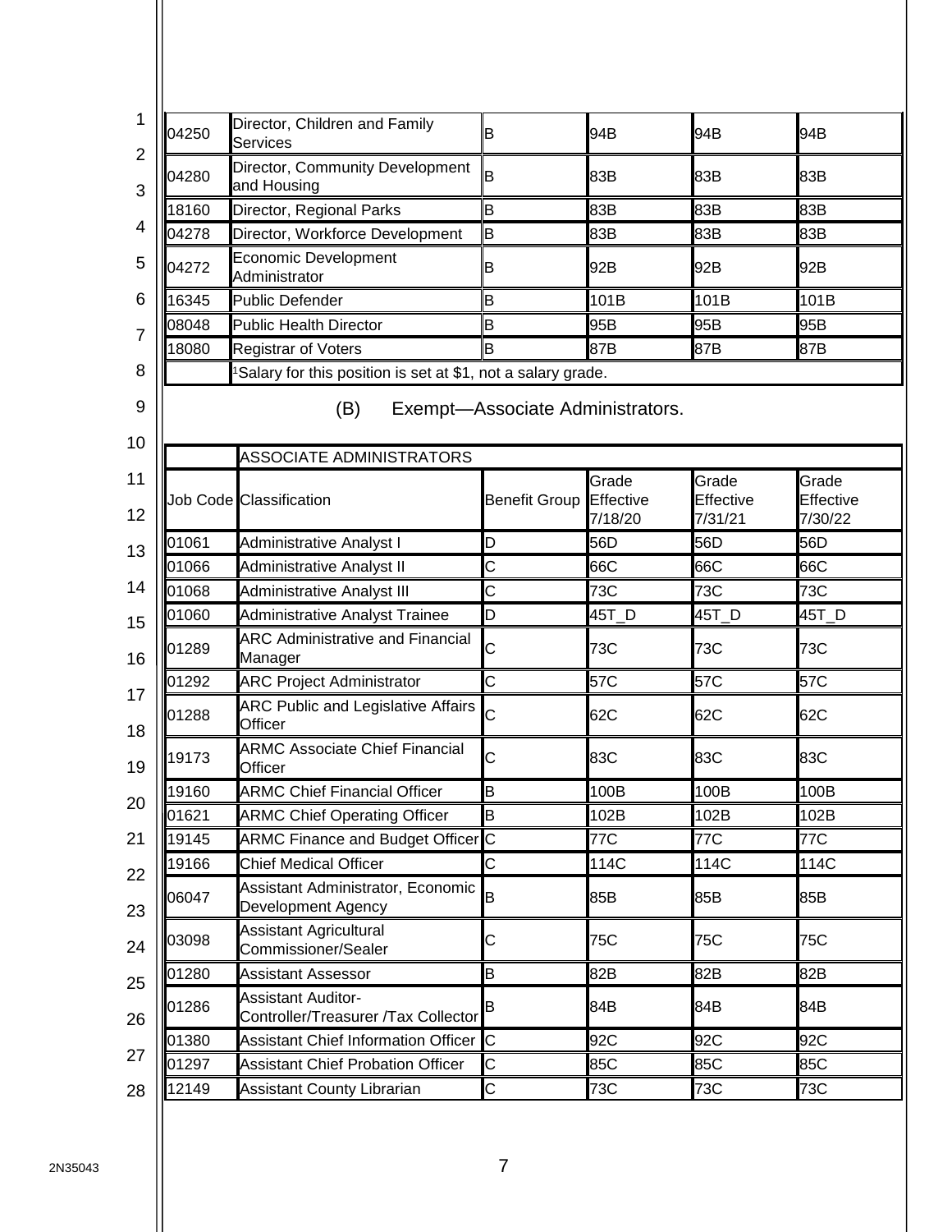| | | | | | |
|---|---|---|---|---|---|
| 04250 | Director, Children and Family Services | B | 94B | 94B | 94B |
| 04280 | Director, Community Development and Housing | B | 83B | 83B | 83B |
| 18160 | Director, Regional Parks | B | 83B | 83B | 83B |
| 04278 | Director, Workforce Development | B | 83B | 83B | 83B |
| 04272 | Economic Development Administrator | B | 92B | 92B | 92B |
| 16345 | Public Defender | B | 101B | 101B | 101B |
| 08048 | Public Health Director | B | 95B | 95B | 95B |
| 18080 | Registrar of Voters | B | 87B | 87B | 87B |
| | [1]Salary for this position is set at $1, not a salary grade. | | | | |

(B) Exempt—Associate Administrators.

| | ASSOCIATE ADMINISTRATORS | | | | |
|---|---|---|---|---|---|
| Job Code | Classification | Benefit Group | Grade Effective 7/18/20 | Grade Effective 7/31/21 | Grade Effective 7/30/22 |
| 01061 | Administrative Analyst I | D | 56D | 56D | 56D |
| 01066 | Administrative Analyst II | C | 66C | 66C | 66C |
| 01068 | Administrative Analyst III | C | 73C | 73C | 73C |
| 01060 | Administrative Analyst Trainee | D | 45T_D | 45T_D | 45T_D |
| 01289 | ARC Administrative and Financial Manager | C | 73C | 73C | 73C |
| 01292 | ARC Project Administrator | C | 57C | 57C | 57C |
| 01288 | ARC Public and Legislative Affairs Officer | C | 62C | 62C | 62C |
| 19173 | ARMC Associate Chief Financial Officer | C | 83C | 83C | 83C |
| 19160 | ARMC Chief Financial Officer | B | 100B | 100B | 100B |
| 01621 | ARMC Chief Operating Officer | B | 102B | 102B | 102B |
| 19145 | ARMC Finance and Budget Officer | C | 77C | 77C | 77C |
| 19166 | Chief Medical Officer | C | 114C | 114C | 114C |
| 06047 | Assistant Administrator, Economic Development Agency | B | 85B | 85B | 85B |
| 03098 | Assistant Agricultural Commissioner/Sealer | C | 75C | 75C | 75C |
| 01280 | Assistant Assessor | B | 82B | 82B | 82B |
| 01286 | Assistant Auditor-Controller/Treasurer /Tax Collector | B | 84B | 84B | 84B |
| 01380 | Assistant Chief Information Officer | C | 92C | 92C | 92C |
| 01297 | Assistant Chief Probation Officer | C | 85C | 85C | 85C |
| 12149 | Assistant County Librarian | C | 73C | 73C | 73C |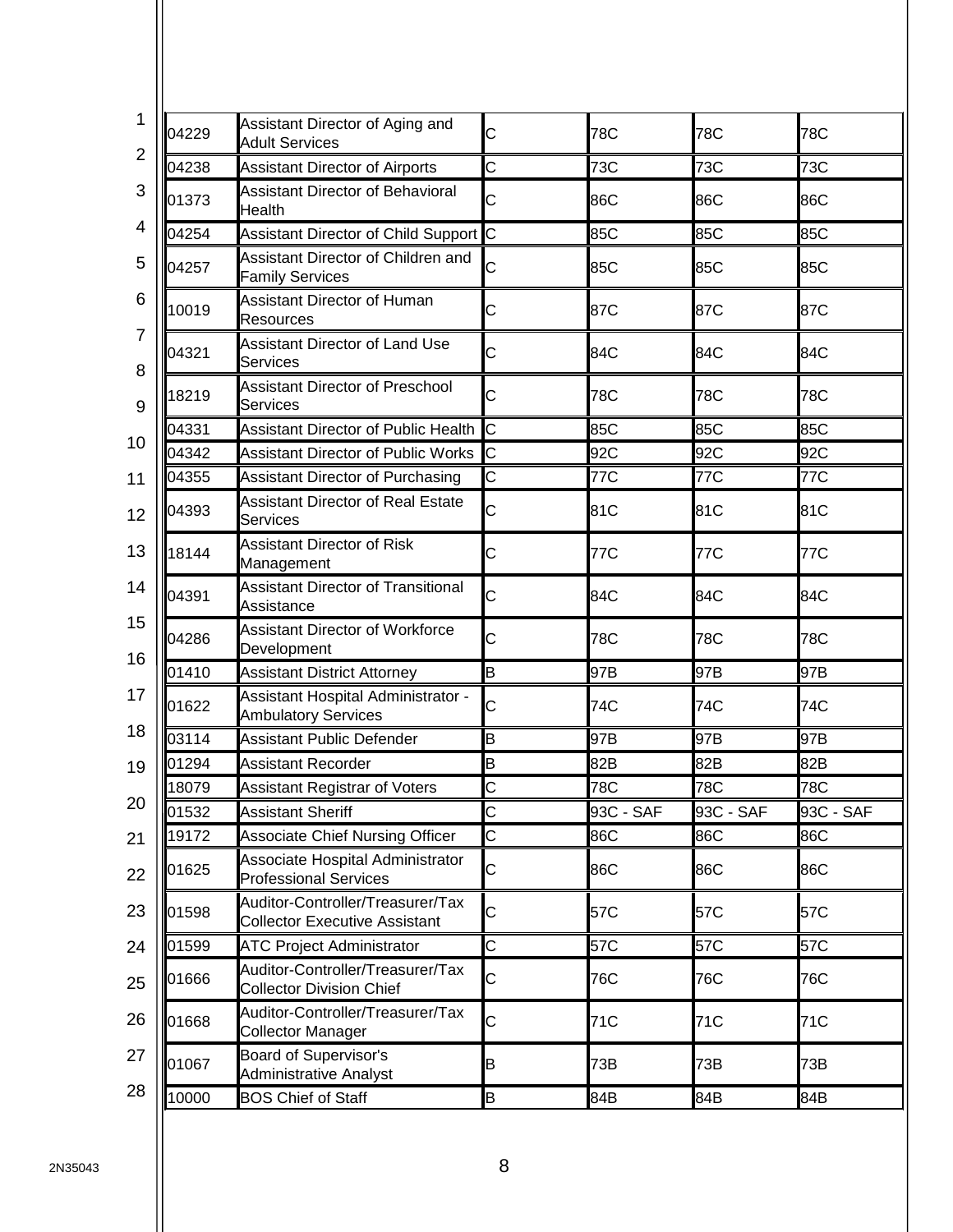| | | | | | |
|---|---|---|---|---|---|
| 04229 | Assistant Director of Aging and Adult Services | C | 78C | 78C | 78C |
| 04238 | Assistant Director of Airports | C | 73C | 73C | 73C |
| 01373 | Assistant Director of Behavioral Health | C | 86C | 86C | 86C |
| 04254 | Assistant Director of Child Support | C | 85C | 85C | 85C |
| 04257 | Assistant Director of Children and Family Services | C | 85C | 85C | 85C |
| 10019 | Assistant Director of Human Resources | C | 87C | 87C | 87C |
| 04321 | Assistant Director of Land Use Services | C | 84C | 84C | 84C |
| 18219 | Assistant Director of Preschool Services | C | 78C | 78C | 78C |
| 04331 | Assistant Director of Public Health | C | 85C | 85C | 85C |
| 04342 | Assistant Director of Public Works | C | 92C | 92C | 92C |
| 04355 | Assistant Director of Purchasing | C | 77C | 77C | 77C |
| 04393 | Assistant Director of Real Estate Services | C | 81C | 81C | 81C |
| 18144 | Assistant Director of Risk Management | C | 77C | 77C | 77C |
| 04391 | Assistant Director of Transitional Assistance | C | 84C | 84C | 84C |
| 04286 | Assistant Director of Workforce Development | C | 78C | 78C | 78C |
| 01410 | Assistant District Attorney | B | 97B | 97B | 97B |
| 01622 | Assistant Hospital Administrator - Ambulatory Services | C | 74C | 74C | 74C |
| 03114 | Assistant Public Defender | B | 97B | 97B | 97B |
| 01294 | Assistant Recorder | B | 82B | 82B | 82B |
| 18079 | Assistant Registrar of Voters | C | 78C | 78C | 78C |
| 01532 | Assistant Sheriff | C | 93C - SAF | 93C - SAF | 93C - SAF |
| 19172 | Associate Chief Nursing Officer | C | 86C | 86C | 86C |
| 01625 | Associate Hospital Administrator Professional Services | C | 86C | 86C | 86C |
| 01598 | Auditor-Controller/Treasurer/Tax Collector Executive Assistant | C | 57C | 57C | 57C |
| 01599 | ATC Project Administrator | C | 57C | 57C | 57C |
| 01666 | Auditor-Controller/Treasurer/Tax Collector Division Chief | C | 76C | 76C | 76C |
| 01668 | Auditor-Controller/Treasurer/Tax Collector Manager | C | 71C | 71C | 71C |
| 01067 | Board of Supervisor's Administrative Analyst | B | 73B | 73B | 73B |
| 10000 | BOS Chief of Staff | B | 84B | 84B | 84B |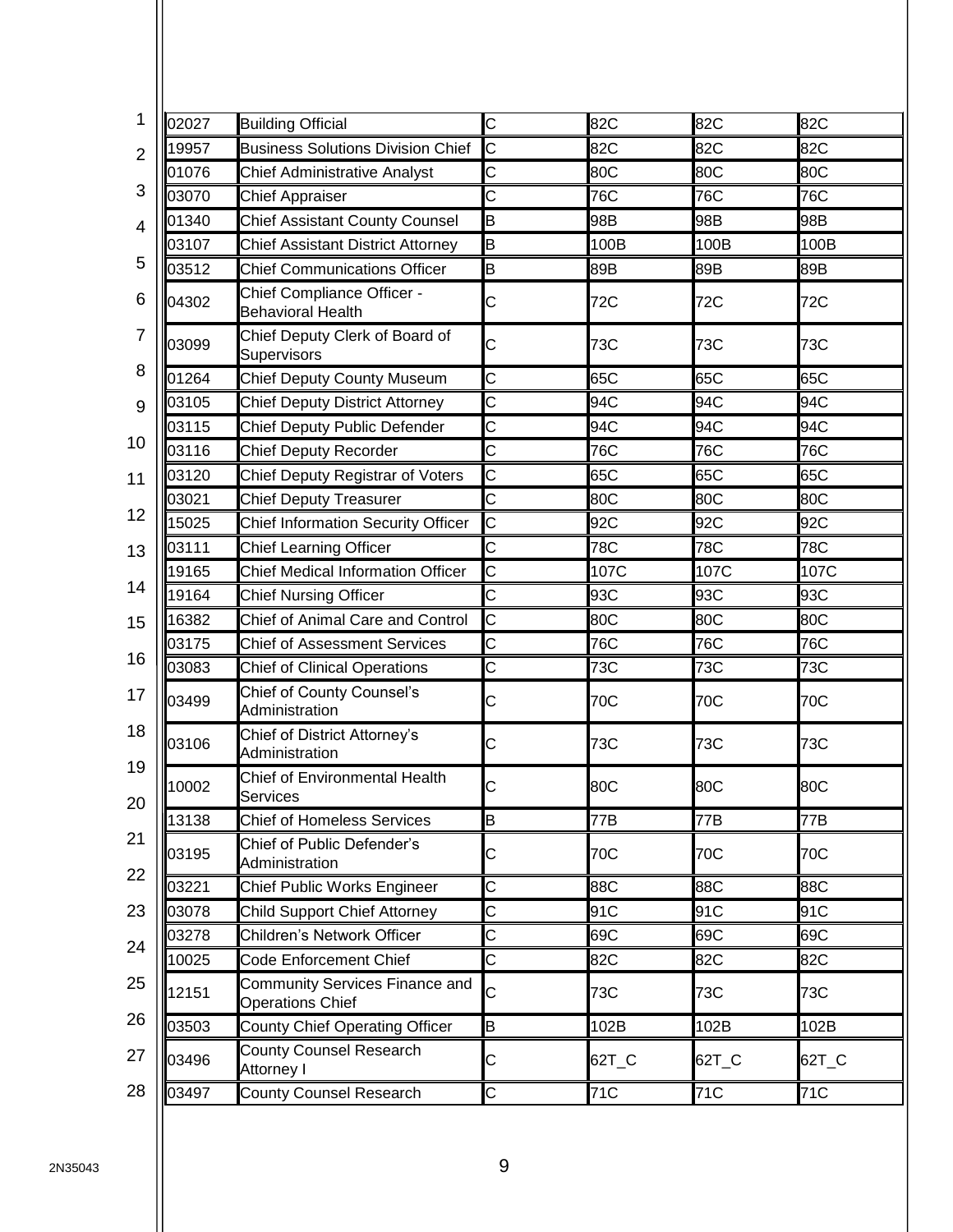| | | | | | |
|---|---|---|---|---|---|
| 02027 | Building Official | C | 82C | 82C | 82C |
| 19957 | Business Solutions Division Chief | C | 82C | 82C | 82C |
| 01076 | Chief Administrative Analyst | C | 80C | 80C | 80C |
| 03070 | Chief Appraiser | C | 76C | 76C | 76C |
| 01340 | Chief Assistant County Counsel | B | 98B | 98B | 98B |
| 03107 | Chief Assistant District Attorney | B | 100B | 100B | 100B |
| 03512 | Chief Communications Officer | B | 89B | 89B | 89B |
| 04302 | Chief Compliance Officer - Behavioral Health | C | 72C | 72C | 72C |
| 03099 | Chief Deputy Clerk of Board of Supervisors | C | 73C | 73C | 73C |
| 01264 | Chief Deputy County Museum | C | 65C | 65C | 65C |
| 03105 | Chief Deputy District Attorney | C | 94C | 94C | 94C |
| 03115 | Chief Deputy Public Defender | C | 94C | 94C | 94C |
| 03116 | Chief Deputy Recorder | C | 76C | 76C | 76C |
| 03120 | Chief Deputy Registrar of Voters | C | 65C | 65C | 65C |
| 03021 | Chief Deputy Treasurer | C | 80C | 80C | 80C |
| 15025 | Chief Information Security Officer | C | 92C | 92C | 92C |
| 03111 | Chief Learning Officer | C | 78C | 78C | 78C |
| 19165 | Chief Medical Information Officer | C | 107C | 107C | 107C |
| 19164 | Chief Nursing Officer | C | 93C | 93C | 93C |
| 16382 | Chief of Animal Care and Control | C | 80C | 80C | 80C |
| 03175 | Chief of Assessment Services | C | 76C | 76C | 76C |
| 03083 | Chief of Clinical Operations | C | 73C | 73C | 73C |
| 03499 | Chief of County Counsel's Administration | C | 70C | 70C | 70C |
| 03106 | Chief of District Attorney's Administration | C | 73C | 73C | 73C |
| 10002 | Chief of Environmental Health Services | C | 80C | 80C | 80C |
| 13138 | Chief of Homeless Services | B | 77B | 77B | 77B |
| 03195 | Chief of Public Defender's Administration | C | 70C | 70C | 70C |
| 03221 | Chief Public Works Engineer | C | 88C | 88C | 88C |
| 03078 | Child Support Chief Attorney | C | 91C | 91C | 91C |
| 03278 | Children's Network Officer | C | 69C | 69C | 69C |
| 10025 | Code Enforcement Chief | C | 82C | 82C | 82C |
| 12151 | Community Services Finance and Operations Chief | C | 73C | 73C | 73C |
| 03503 | County Chief Operating Officer | B | 102B | 102B | 102B |
| 03496 | County Counsel Research Attorney I | C | 62T_C | 62T_C | 62T_C |
| 03497 | County Counsel Research | C | 71C | 71C | 71C |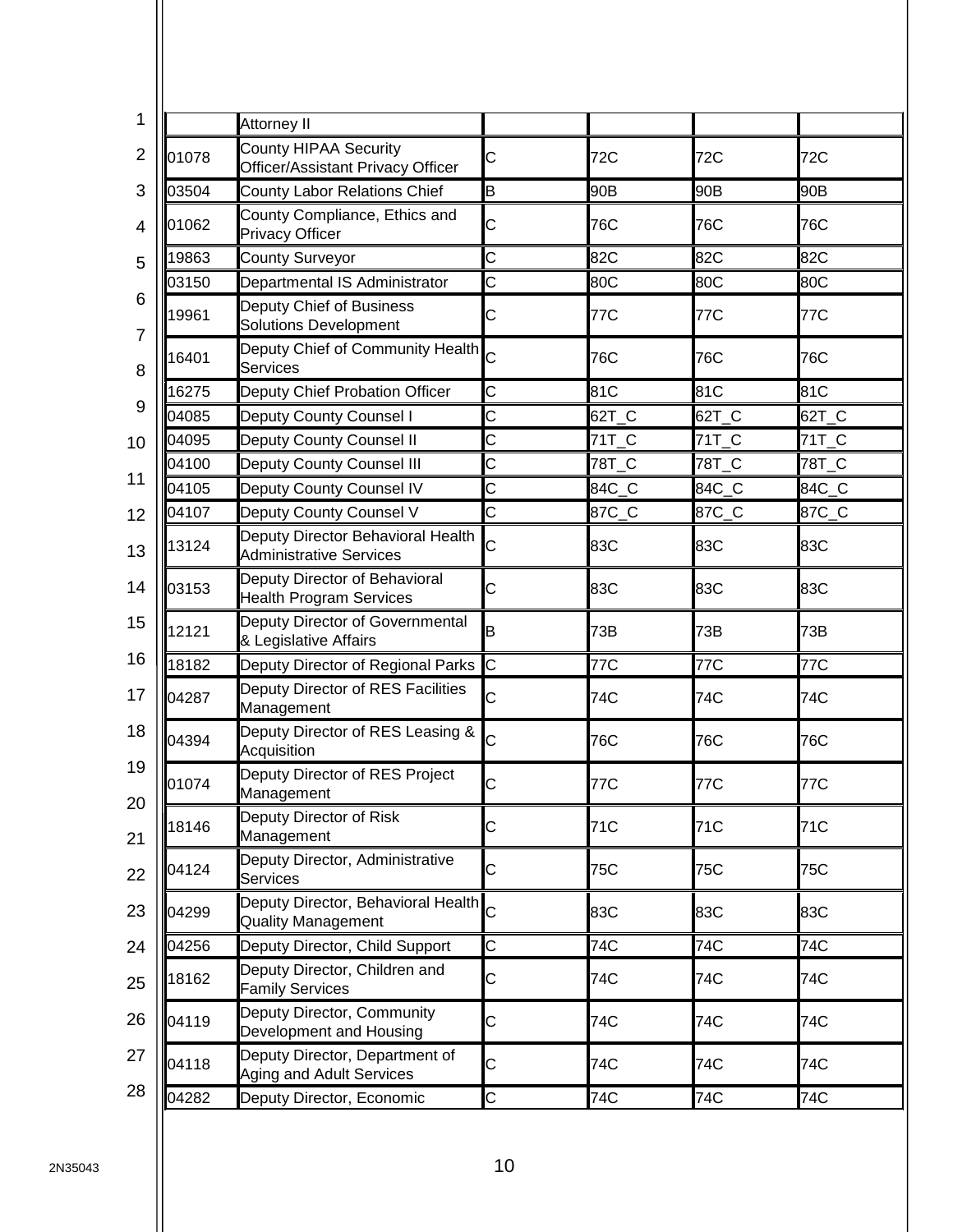| | | | | | |
|---|---|---|---|---|---|
| | Attorney II | | | | |
| 01078 | County HIPAA Security Officer/Assistant Privacy Officer | C | 72C | 72C | 72C |
| 03504 | County Labor Relations Chief | B | 90B | 90B | 90B |
| 01062 | County Compliance, Ethics and Privacy Officer | C | 76C | 76C | 76C |
| 19863 | County Surveyor | C | 82C | 82C | 82C |
| 03150 | Departmental IS Administrator | C | 80C | 80C | 80C |
| 19961 | Deputy Chief of Business Solutions Development | C | 77C | 77C | 77C |
| 16401 | Deputy Chief of Community Health Services | C | 76C | 76C | 76C |
| 16275 | Deputy Chief Probation Officer | C | 81C | 81C | 81C |
| 04085 | Deputy County Counsel I | C | 62T_C | 62T_C | 62T_C |
| 04095 | Deputy County Counsel II | C | 71T_C | 71T_C | 71T_C |
| 04100 | Deputy County Counsel III | C | 78T_C | 78T_C | 78T_C |
| 04105 | Deputy County Counsel IV | C | 84C_C | 84C_C | 84C_C |
| 04107 | Deputy County Counsel V | C | 87C_C | 87C_C | 87C_C |
| 13124 | Deputy Director Behavioral Health Administrative Services | C | 83C | 83C | 83C |
| 03153 | Deputy Director of Behavioral Health Program Services | C | 83C | 83C | 83C |
| 12121 | Deputy Director of Governmental & Legislative Affairs | B | 73B | 73B | 73B |
| 18182 | Deputy Director of Regional Parks | C | 77C | 77C | 77C |
| 04287 | Deputy Director of RES Facilities Management | C | 74C | 74C | 74C |
| 04394 | Deputy Director of RES Leasing & Acquisition | C | 76C | 76C | 76C |
| 01074 | Deputy Director of RES Project Management | C | 77C | 77C | 77C |
| 18146 | Deputy Director of Risk Management | C | 71C | 71C | 71C |
| 04124 | Deputy Director, Administrative Services | C | 75C | 75C | 75C |
| 04299 | Deputy Director, Behavioral Health Quality Management | C | 83C | 83C | 83C |
| 04256 | Deputy Director, Child Support | C | 74C | 74C | 74C |
| 18162 | Deputy Director, Children and Family Services | C | 74C | 74C | 74C |
| 04119 | Deputy Director, Community Development and Housing | C | 74C | 74C | 74C |
| 04118 | Deputy Director, Department of Aging and Adult Services | C | 74C | 74C | 74C |
| 04282 | Deputy Director, Economic | C | 74C | 74C | 74C |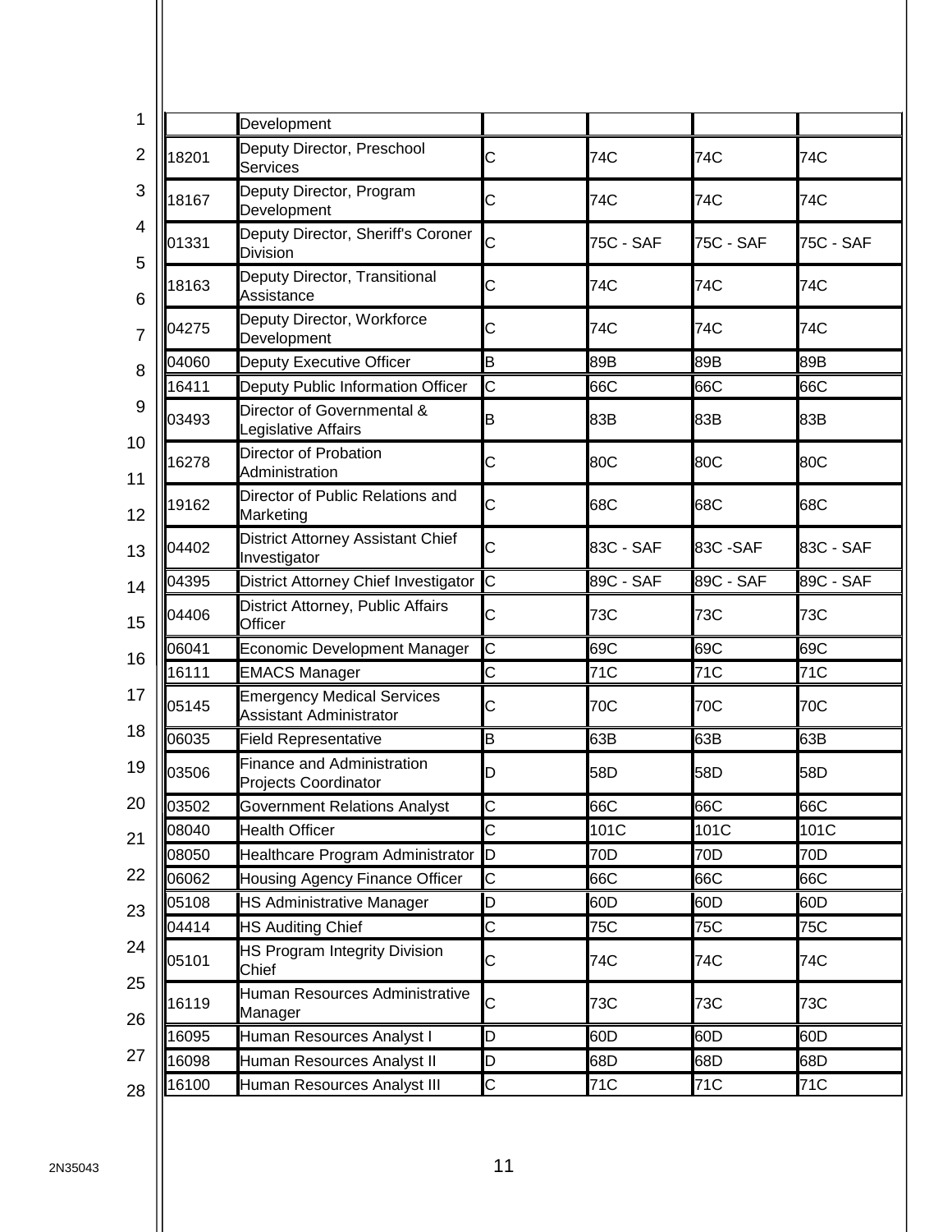| | | | | | |
|---|---|---|---|---|---|
| | Development | | | | |
| 18201 | Deputy Director, Preschool Services | C | 74C | 74C | 74C |
| 18167 | Deputy Director, Program Development | C | 74C | 74C | 74C |
| 01331 | Deputy Director, Sheriff's Coroner Division | C | 75C - SAF | 75C - SAF | 75C - SAF |
| 18163 | Deputy Director, Transitional Assistance | C | 74C | 74C | 74C |
| 04275 | Deputy Director, Workforce Development | C | 74C | 74C | 74C |
| 04060 | Deputy Executive Officer | B | 89B | 89B | 89B |
| 16411 | Deputy Public Information Officer | C | 66C | 66C | 66C |
| 03493 | Director of Governmental & Legislative Affairs | B | 83B | 83B | 83B |
| 16278 | Director of Probation Administration | C | 80C | 80C | 80C |
| 19162 | Director of Public Relations and Marketing | C | 68C | 68C | 68C |
| 04402 | District Attorney Assistant Chief Investigator | C | 83C - SAF | 83C -SAF | 83C - SAF |
| 04395 | District Attorney Chief Investigator | C | 89C - SAF | 89C - SAF | 89C - SAF |
| 04406 | District Attorney, Public Affairs Officer | C | 73C | 73C | 73C |
| 06041 | Economic Development Manager | C | 69C | 69C | 69C |
| 16111 | EMACS Manager | C | 71C | 71C | 71C |
| 05145 | Emergency Medical Services Assistant Administrator | C | 70C | 70C | 70C |
| 06035 | Field Representative | B | 63B | 63B | 63B |
| 03506 | Finance and Administration Projects Coordinator | D | 58D | 58D | 58D |
| 03502 | Government Relations Analyst | C | 66C | 66C | 66C |
| 08040 | Health Officer | C | 101C | 101C | 101C |
| 08050 | Healthcare Program Administrator | D | 70D | 70D | 70D |
| 06062 | Housing Agency Finance Officer | C | 66C | 66C | 66C |
| 05108 | HS Administrative Manager | D | 60D | 60D | 60D |
| 04414 | HS Auditing Chief | C | 75C | 75C | 75C |
| 05101 | HS Program Integrity Division Chief | C | 74C | 74C | 74C |
| 16119 | Human Resources Administrative Manager | C | 73C | 73C | 73C |
| 16095 | Human Resources Analyst I | D | 60D | 60D | 60D |
| 16098 | Human Resources Analyst II | D | 68D | 68D | 68D |
| 16100 | Human Resources Analyst III | C | 71C | 71C | 71C |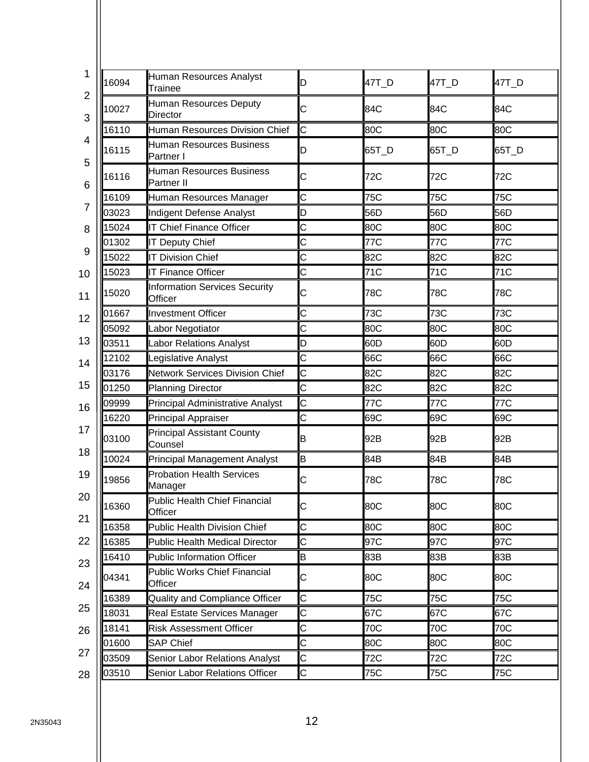| | | | | | |
|---|---|---|---|---|---|
| 16094 | Human Resources Analyst Trainee | D | 47T_D | 47T_D | 47T_D |
| 10027 | Human Resources Deputy Director | C | 84C | 84C | 84C |
| 16110 | Human Resources Division Chief | C | 80C | 80C | 80C |
| 16115 | Human Resources Business Partner I | D | 65T_D | 65T_D | 65T_D |
| 16116 | Human Resources Business Partner II | C | 72C | 72C | 72C |
| 16109 | Human Resources Manager | C | 75C | 75C | 75C |
| 03023 | Indigent Defense Analyst | D | 56D | 56D | 56D |
| 15024 | IT Chief Finance Officer | C | 80C | 80C | 80C |
| 01302 | IT Deputy Chief | C | 77C | 77C | 77C |
| 15022 | IT Division Chief | C | 82C | 82C | 82C |
| 15023 | IT Finance Officer | C | 71C | 71C | 71C |
| 15020 | Information Services Security Officer | C | 78C | 78C | 78C |
| 01667 | Investment Officer | C | 73C | 73C | 73C |
| 05092 | Labor Negotiator | C | 80C | 80C | 80C |
| 03511 | Labor Relations Analyst | D | 60D | 60D | 60D |
| 12102 | Legislative Analyst | C | 66C | 66C | 66C |
| 03176 | Network Services Division Chief | C | 82C | 82C | 82C |
| 01250 | Planning Director | C | 82C | 82C | 82C |
| 09999 | Principal Administrative Analyst | C | 77C | 77C | 77C |
| 16220 | Principal Appraiser | C | 69C | 69C | 69C |
| 03100 | Principal Assistant County Counsel | B | 92B | 92B | 92B |
| 10024 | Principal Management Analyst | B | 84B | 84B | 84B |
| 19856 | Probation Health Services Manager | C | 78C | 78C | 78C |
| 16360 | Public Health Chief Financial Officer | C | 80C | 80C | 80C |
| 16358 | Public Health Division Chief | C | 80C | 80C | 80C |
| 16385 | Public Health Medical Director | C | 97C | 97C | 97C |
| 16410 | Public Information Officer | B | 83B | 83B | 83B |
| 04341 | Public Works Chief Financial Officer | C | 80C | 80C | 80C |
| 16389 | Quality and Compliance Officer | C | 75C | 75C | 75C |
| 18031 | Real Estate Services Manager | C | 67C | 67C | 67C |
| 18141 | Risk Assessment Officer | C | 70C | 70C | 70C |
| 01600 | SAP Chief | C | 80C | 80C | 80C |
| 03509 | Senior Labor Relations Analyst | C | 72C | 72C | 72C |
| 03510 | Senior Labor Relations Officer | C | 75C | 75C | 75C |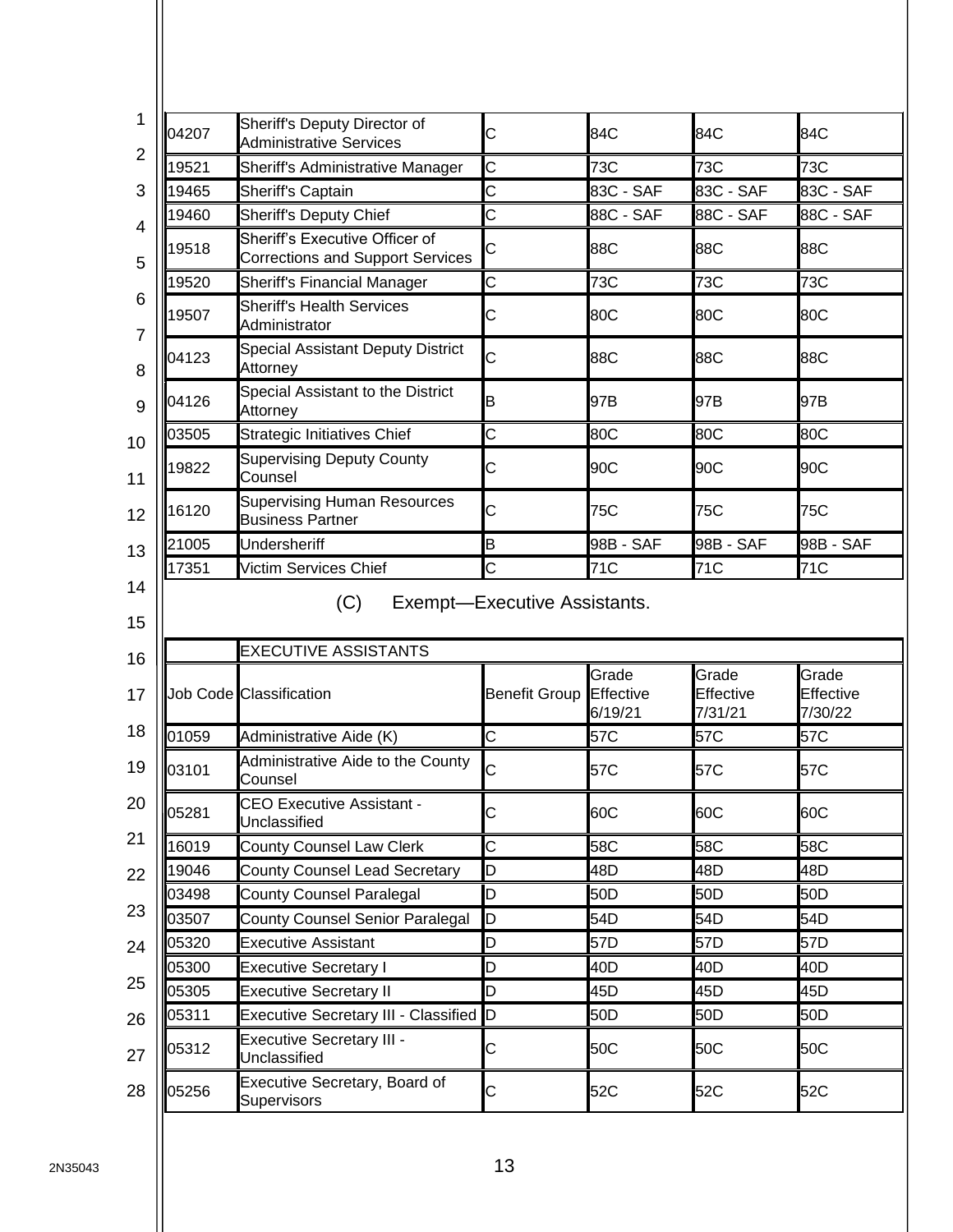| | | | | | |
|---|---|---|---|---|---|
| 04207 | Sheriff's Deputy Director of Administrative Services | C | 84C | 84C | 84C |
| 19521 | Sheriff's Administrative Manager | C | 73C | 73C | 73C |
| 19465 | Sheriff's Captain | C | 83C - SAF | 83C - SAF | 83C - SAF |
| 19460 | Sheriff's Deputy Chief | C | 88C - SAF | 88C - SAF | 88C - SAF |
| 19518 | Sheriff's Executive Officer of Corrections and Support Services | C | 88C | 88C | 88C |
| 19520 | Sheriff's Financial Manager | C | 73C | 73C | 73C |
| 19507 | Sheriff's Health Services Administrator | C | 80C | 80C | 80C |
| 04123 | Special Assistant Deputy District Attorney | C | 88C | 88C | 88C |
| 04126 | Special Assistant to the District Attorney | B | 97B | 97B | 97B |
| 03505 | Strategic Initiatives Chief | C | 80C | 80C | 80C |
| 19822 | Supervising Deputy County Counsel | C | 90C | 90C | 90C |
| 16120 | Supervising Human Resources Business Partner | C | 75C | 75C | 75C |
| 21005 | Undersheriff | B | 98B - SAF | 98B - SAF | 98B - SAF |
| 17351 | Victim Services Chief | C | 71C | 71C | 71C |

(C) Exempt—Executive Assistants.

| | EXECUTIVE ASSISTANTS | | | | |
|---|---|---|---|---|---|
| Job Code | Classification | Benefit Group | Grade Effective 6/19/21 | Grade Effective 7/31/21 | Grade Effective 7/30/22 |
| 01059 | Administrative Aide (K) | C | 57C | 57C | 57C |
| 03101 | Administrative Aide to the County Counsel | C | 57C | 57C | 57C |
| 05281 | CEO Executive Assistant - Unclassified | C | 60C | 60C | 60C |
| 16019 | County Counsel Law Clerk | C | 58C | 58C | 58C |
| 19046 | County Counsel Lead Secretary | D | 48D | 48D | 48D |
| 03498 | County Counsel Paralegal | D | 50D | 50D | 50D |
| 03507 | County Counsel Senior Paralegal | D | 54D | 54D | 54D |
| 05320 | Executive Assistant | D | 57D | 57D | 57D |
| 05300 | Executive Secretary I | D | 40D | 40D | 40D |
| 05305 | Executive Secretary II | D | 45D | 45D | 45D |
| 05311 | Executive Secretary III - Classified | D | 50D | 50D | 50D |
| 05312 | Executive Secretary III - Unclassified | C | 50C | 50C | 50C |
| 05256 | Executive Secretary, Board of Supervisors | C | 52C | 52C | 52C |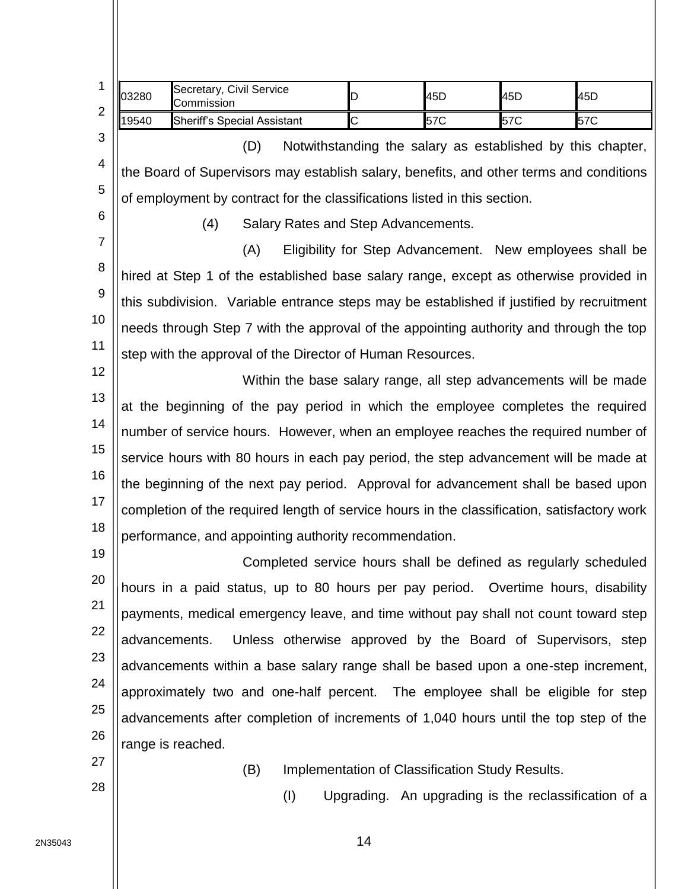| 03280 | Secretary, Civil Service Commission | D | 45D | 45D | 45D |
|---|---|---|---|---|---|
| 19540 | Sheriff's Special Assistant | C | 57C | 57C | 57C |

(D) Notwithstanding the salary as established by this chapter, the Board of Supervisors may establish salary, benefits, and other terms and conditions of employment by contract for the classifications listed in this section.

(4) Salary Rates and Step Advancements.

(A) Eligibility for Step Advancement. New employees shall be hired at Step 1 of the established base salary range, except as otherwise provided in this subdivision. Variable entrance steps may be established if justified by recruitment needs through Step 7 with the approval of the appointing authority and through the top step with the approval of the Director of Human Resources.

Within the base salary range, all step advancements will be made at the beginning of the pay period in which the employee completes the required number of service hours. However, when an employee reaches the required number of service hours with 80 hours in each pay period, the step advancement will be made at the beginning of the next pay period. Approval for advancement shall be based upon completion of the required length of service hours in the classification, satisfactory work performance, and appointing authority recommendation.

Completed service hours shall be defined as regularly scheduled hours in a paid status, up to 80 hours per pay period. Overtime hours, disability payments, medical emergency leave, and time without pay shall not count toward step advancements. Unless otherwise approved by the Board of Supervisors, step advancements within a base salary range shall be based upon a one-step increment, approximately two and one-half percent. The employee shall be eligible for step advancements after completion of increments of 1,040 hours until the top step of the range is reached.

(B) Implementation of Classification Study Results.

(I) Upgrading. An upgrading is the reclassification of a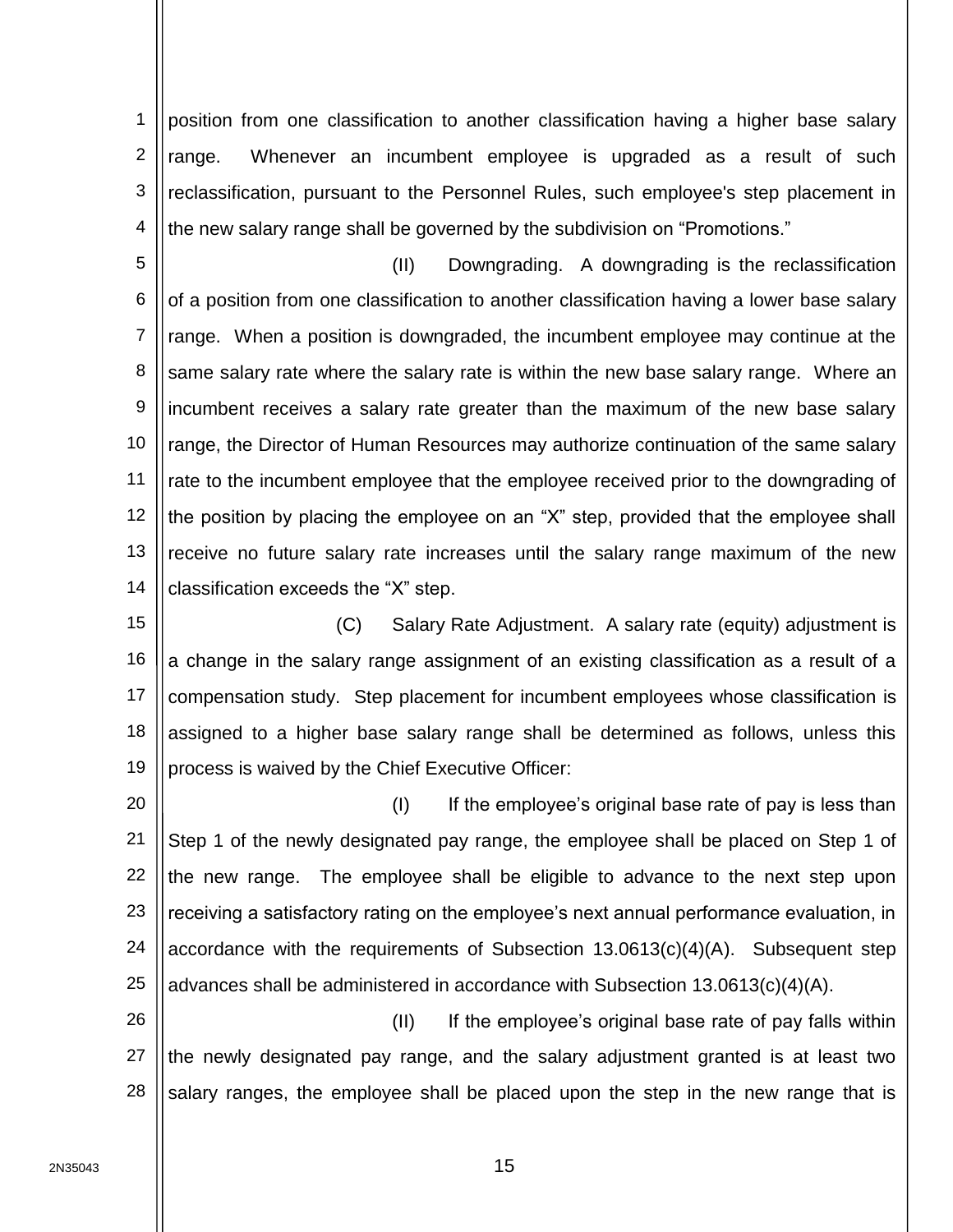position from one classification to another classification having a higher base salary range. Whenever an incumbent employee is upgraded as a result of such reclassification, pursuant to the Personnel Rules, such employee's step placement in the new salary range shall be governed by the subdivision on "Promotions."

(II) Downgrading. A downgrading is the reclassification of a position from one classification to another classification having a lower base salary range. When a position is downgraded, the incumbent employee may continue at the same salary rate where the salary rate is within the new base salary range. Where an incumbent receives a salary rate greater than the maximum of the new base salary range, the Director of Human Resources may authorize continuation of the same salary rate to the incumbent employee that the employee received prior to the downgrading of the position by placing the employee on an "X" step, provided that the employee shall receive no future salary rate increases until the salary range maximum of the new classification exceeds the "X" step.

(C) Salary Rate Adjustment. A salary rate (equity) adjustment is a change in the salary range assignment of an existing classification as a result of a compensation study. Step placement for incumbent employees whose classification is assigned to a higher base salary range shall be determined as follows, unless this process is waived by the Chief Executive Officer:

(I) If the employee's original base rate of pay is less than Step 1 of the newly designated pay range, the employee shall be placed on Step 1 of the new range. The employee shall be eligible to advance to the next step upon receiving a satisfactory rating on the employee's next annual performance evaluation, in accordance with the requirements of Subsection 13.0613(c)(4)(A). Subsequent step advances shall be administered in accordance with Subsection 13.0613(c)(4)(A).

(II) If the employee's original base rate of pay falls within the newly designated pay range, and the salary adjustment granted is at least two salary ranges, the employee shall be placed upon the step in the new range that is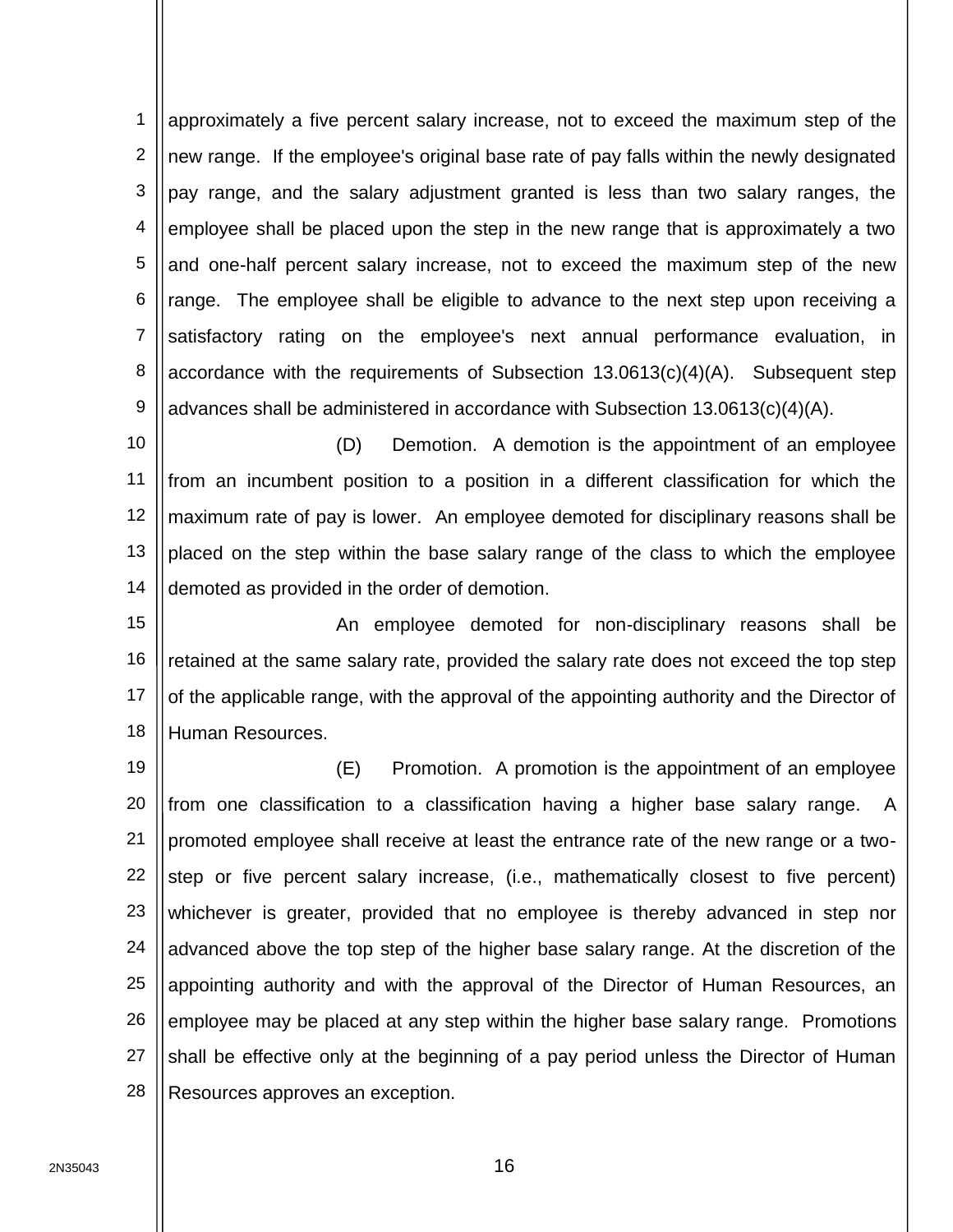approximately a five percent salary increase, not to exceed the maximum step of the new range. If the employee's original base rate of pay falls within the newly designated pay range, and the salary adjustment granted is less than two salary ranges, the employee shall be placed upon the step in the new range that is approximately a two and one-half percent salary increase, not to exceed the maximum step of the new range. The employee shall be eligible to advance to the next step upon receiving a satisfactory rating on the employee's next annual performance evaluation, in accordance with the requirements of Subsection 13.0613(c)(4)(A). Subsequent step advances shall be administered in accordance with Subsection 13.0613(c)(4)(A).

(D) Demotion. A demotion is the appointment of an employee from an incumbent position to a position in a different classification for which the maximum rate of pay is lower. An employee demoted for disciplinary reasons shall be placed on the step within the base salary range of the class to which the employee demoted as provided in the order of demotion.

An employee demoted for non-disciplinary reasons shall be retained at the same salary rate, provided the salary rate does not exceed the top step of the applicable range, with the approval of the appointing authority and the Director of Human Resources.

(E) Promotion. A promotion is the appointment of an employee from one classification to a classification having a higher base salary range. A promoted employee shall receive at least the entrance rate of the new range or a two-step or five percent salary increase, (i.e., mathematically closest to five percent) whichever is greater, provided that no employee is thereby advanced in step nor advanced above the top step of the higher base salary range. At the discretion of the appointing authority and with the approval of the Director of Human Resources, an employee may be placed at any step within the higher base salary range. Promotions shall be effective only at the beginning of a pay period unless the Director of Human Resources approves an exception.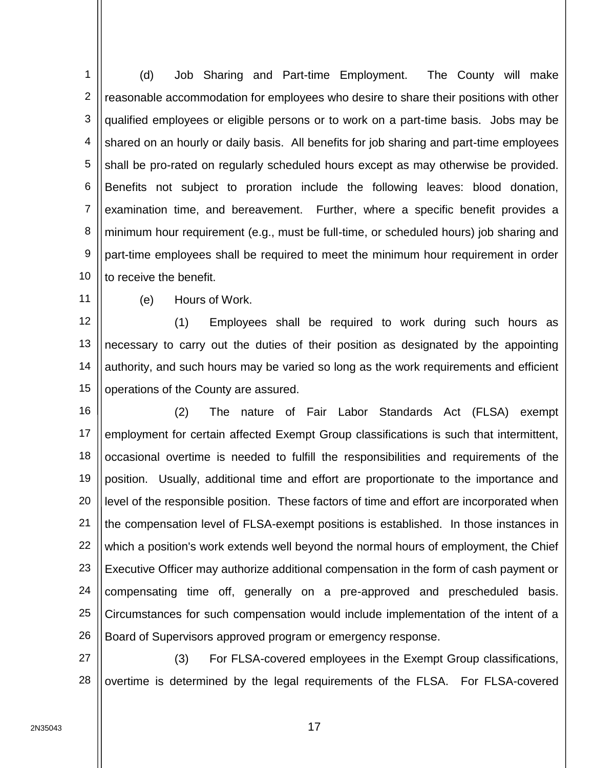(d) Job Sharing and Part-time Employment. The County will make reasonable accommodation for employees who desire to share their positions with other qualified employees or eligible persons or to work on a part-time basis. Jobs may be shared on an hourly or daily basis. All benefits for job sharing and part-time employees shall be pro-rated on regularly scheduled hours except as may otherwise be provided. Benefits not subject to proration include the following leaves: blood donation, examination time, and bereavement. Further, where a specific benefit provides a minimum hour requirement (e.g., must be full-time, or scheduled hours) job sharing and part-time employees shall be required to meet the minimum hour requirement in order to receive the benefit.

(e) Hours of Work.

(1) Employees shall be required to work during such hours as necessary to carry out the duties of their position as designated by the appointing authority, and such hours may be varied so long as the work requirements and efficient operations of the County are assured.

(2) The nature of Fair Labor Standards Act (FLSA) exempt employment for certain affected Exempt Group classifications is such that intermittent, occasional overtime is needed to fulfill the responsibilities and requirements of the position. Usually, additional time and effort are proportionate to the importance and level of the responsible position. These factors of time and effort are incorporated when the compensation level of FLSA-exempt positions is established. In those instances in which a position's work extends well beyond the normal hours of employment, the Chief Executive Officer may authorize additional compensation in the form of cash payment or compensating time off, generally on a pre-approved and prescheduled basis. Circumstances for such compensation would include implementation of the intent of a Board of Supervisors approved program or emergency response.

(3) For FLSA-covered employees in the Exempt Group classifications, overtime is determined by the legal requirements of the FLSA. For FLSA-covered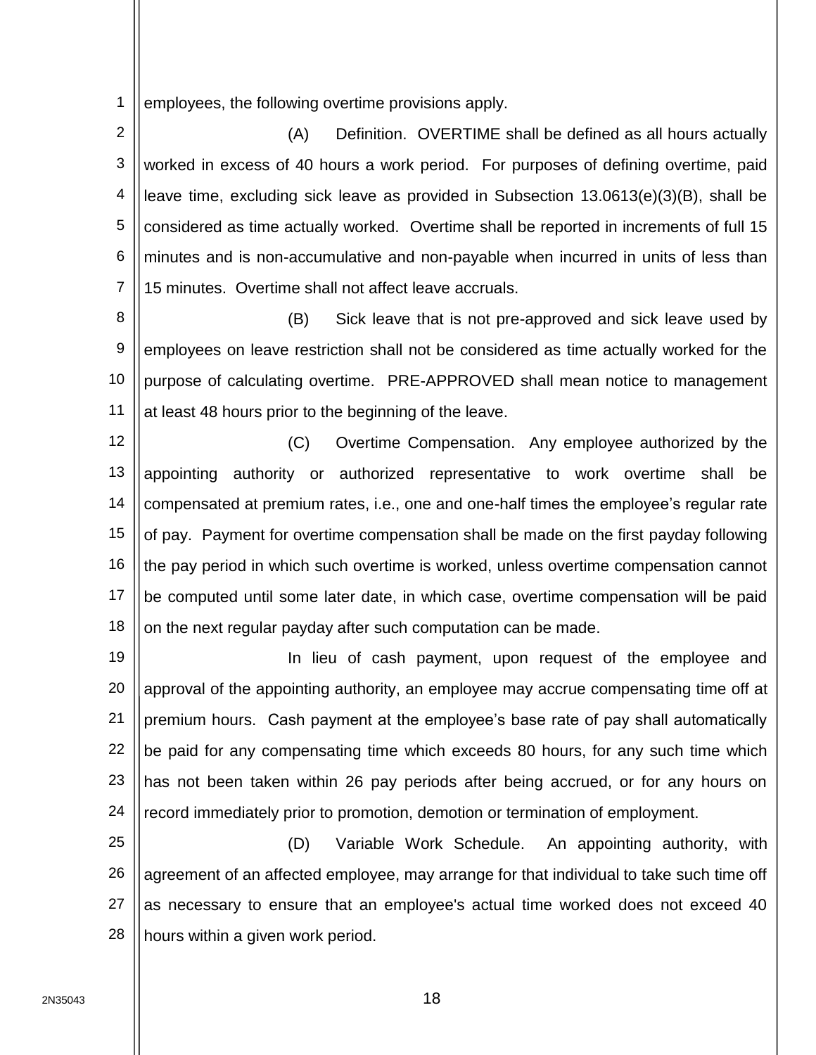employees, the following overtime provisions apply.

(A) Definition. OVERTIME shall be defined as all hours actually worked in excess of 40 hours a work period. For purposes of defining overtime, paid leave time, excluding sick leave as provided in Subsection 13.0613(e)(3)(B), shall be considered as time actually worked. Overtime shall be reported in increments of full 15 minutes and is non-accumulative and non-payable when incurred in units of less than 15 minutes. Overtime shall not affect leave accruals.

(B) Sick leave that is not pre-approved and sick leave used by employees on leave restriction shall not be considered as time actually worked for the purpose of calculating overtime. PRE-APPROVED shall mean notice to management at least 48 hours prior to the beginning of the leave.

(C) Overtime Compensation. Any employee authorized by the appointing authority or authorized representative to work overtime shall be compensated at premium rates, i.e., one and one-half times the employee's regular rate of pay. Payment for overtime compensation shall be made on the first payday following the pay period in which such overtime is worked, unless overtime compensation cannot be computed until some later date, in which case, overtime compensation will be paid on the next regular payday after such computation can be made.

In lieu of cash payment, upon request of the employee and approval of the appointing authority, an employee may accrue compensating time off at premium hours. Cash payment at the employee's base rate of pay shall automatically be paid for any compensating time which exceeds 80 hours, for any such time which has not been taken within 26 pay periods after being accrued, or for any hours on record immediately prior to promotion, demotion or termination of employment.

(D) Variable Work Schedule. An appointing authority, with agreement of an affected employee, may arrange for that individual to take such time off as necessary to ensure that an employee's actual time worked does not exceed 40 hours within a given work period.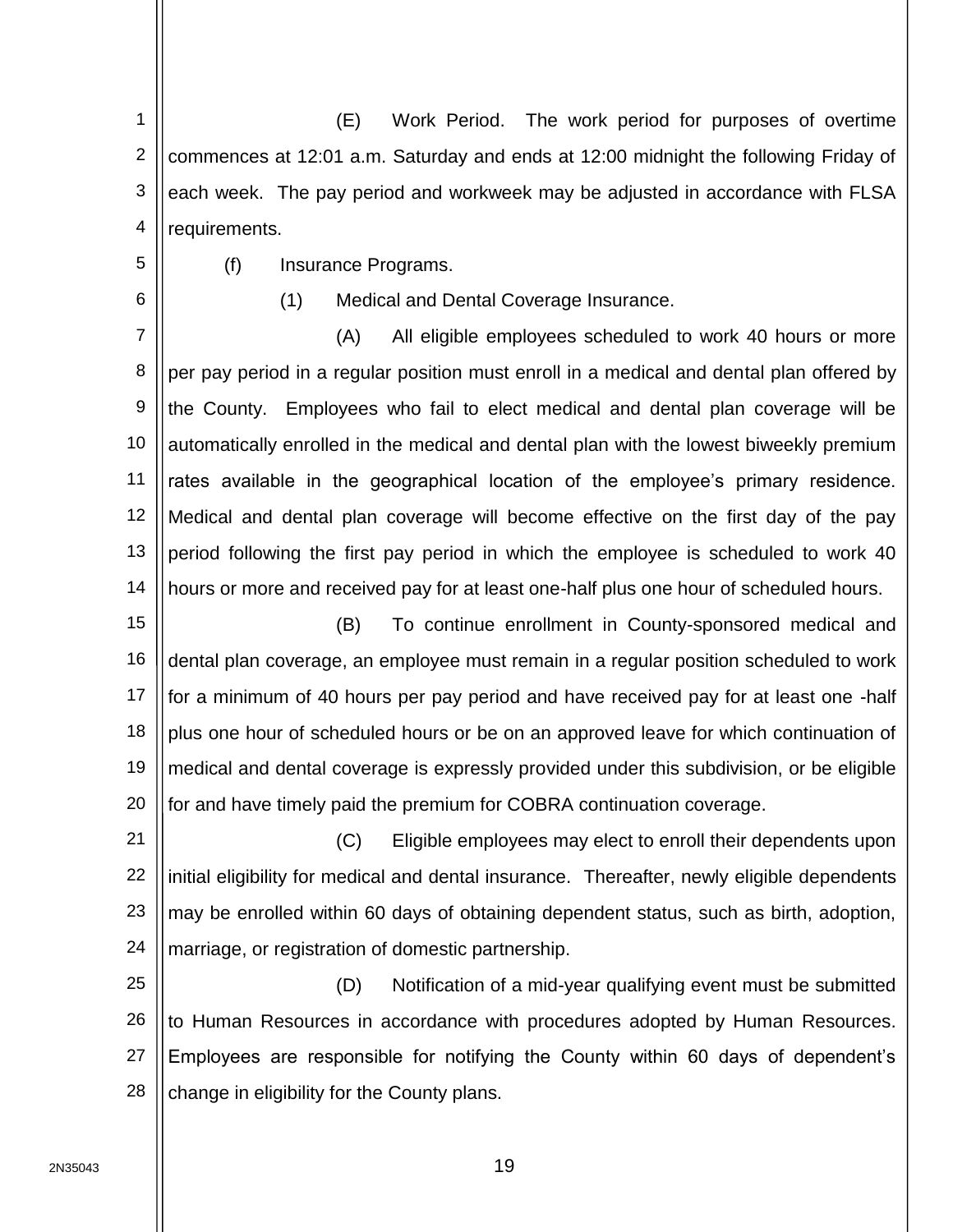(E) Work Period. The work period for purposes of overtime commences at 12:01 a.m. Saturday and ends at 12:00 midnight the following Friday of each week. The pay period and workweek may be adjusted in accordance with FLSA requirements.

(f) Insurance Programs.

(1) Medical and Dental Coverage Insurance.

(A) All eligible employees scheduled to work 40 hours or more per pay period in a regular position must enroll in a medical and dental plan offered by the County. Employees who fail to elect medical and dental plan coverage will be automatically enrolled in the medical and dental plan with the lowest biweekly premium rates available in the geographical location of the employee's primary residence. Medical and dental plan coverage will become effective on the first day of the pay period following the first pay period in which the employee is scheduled to work 40 hours or more and received pay for at least one-half plus one hour of scheduled hours.

(B) To continue enrollment in County-sponsored medical and dental plan coverage, an employee must remain in a regular position scheduled to work for a minimum of 40 hours per pay period and have received pay for at least one -half plus one hour of scheduled hours or be on an approved leave for which continuation of medical and dental coverage is expressly provided under this subdivision, or be eligible for and have timely paid the premium for COBRA continuation coverage.

(C) Eligible employees may elect to enroll their dependents upon initial eligibility for medical and dental insurance. Thereafter, newly eligible dependents may be enrolled within 60 days of obtaining dependent status, such as birth, adoption, marriage, or registration of domestic partnership.

(D) Notification of a mid-year qualifying event must be submitted to Human Resources in accordance with procedures adopted by Human Resources. Employees are responsible for notifying the County within 60 days of dependent's change in eligibility for the County plans.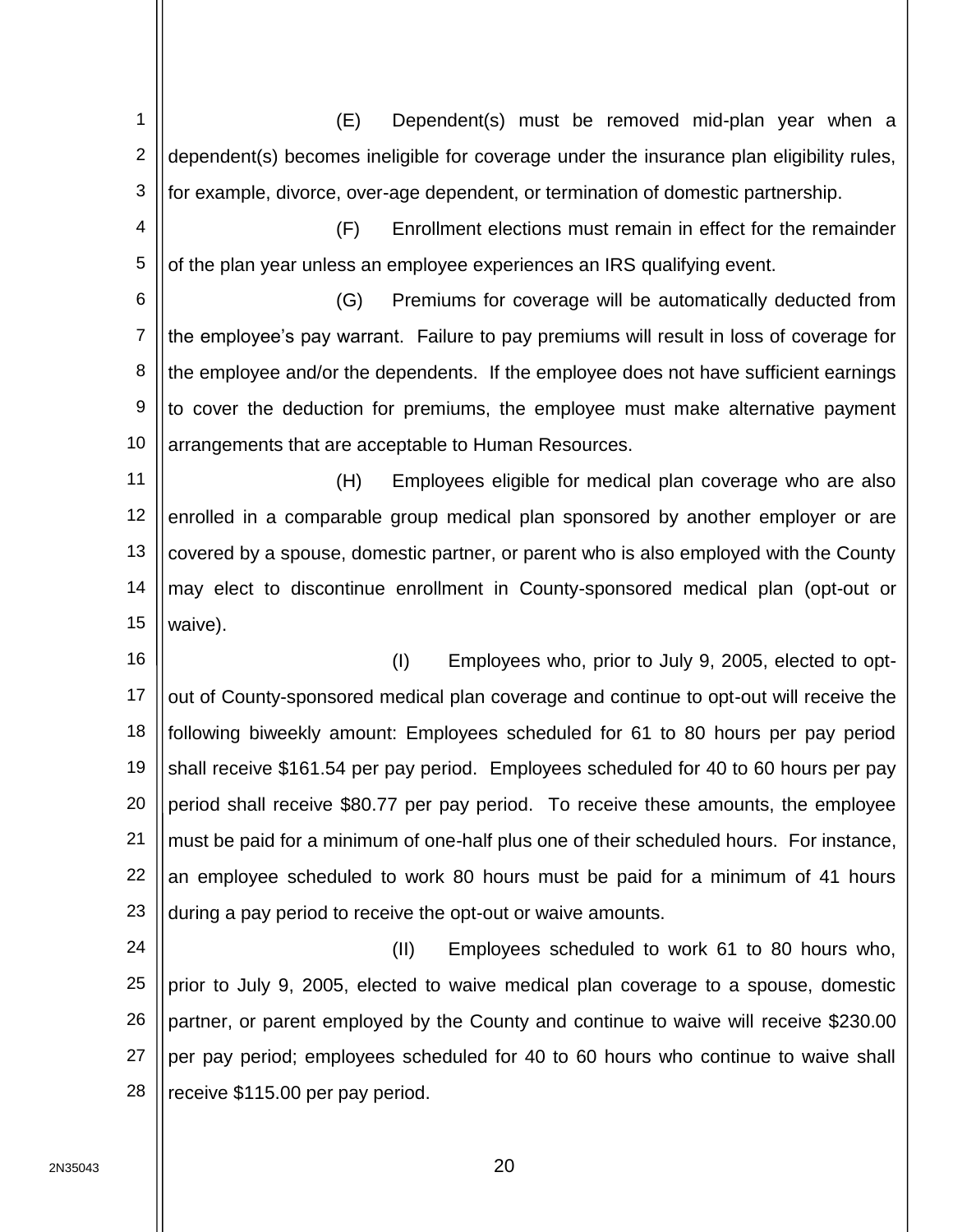(E) Dependent(s) must be removed mid-plan year when a dependent(s) becomes ineligible for coverage under the insurance plan eligibility rules, for example, divorce, over-age dependent, or termination of domestic partnership.

(F) Enrollment elections must remain in effect for the remainder of the plan year unless an employee experiences an IRS qualifying event.

(G) Premiums for coverage will be automatically deducted from the employee's pay warrant. Failure to pay premiums will result in loss of coverage for the employee and/or the dependents. If the employee does not have sufficient earnings to cover the deduction for premiums, the employee must make alternative payment arrangements that are acceptable to Human Resources.

(H) Employees eligible for medical plan coverage who are also enrolled in a comparable group medical plan sponsored by another employer or are covered by a spouse, domestic partner, or parent who is also employed with the County may elect to discontinue enrollment in County-sponsored medical plan (opt-out or waive).

(I) Employees who, prior to July 9, 2005, elected to opt-out of County-sponsored medical plan coverage and continue to opt-out will receive the following biweekly amount: Employees scheduled for 61 to 80 hours per pay period shall receive $161.54 per pay period. Employees scheduled for 40 to 60 hours per pay period shall receive $80.77 per pay period. To receive these amounts, the employee must be paid for a minimum of one-half plus one of their scheduled hours. For instance, an employee scheduled to work 80 hours must be paid for a minimum of 41 hours during a pay period to receive the opt-out or waive amounts.

(II) Employees scheduled to work 61 to 80 hours who, prior to July 9, 2005, elected to waive medical plan coverage to a spouse, domestic partner, or parent employed by the County and continue to waive will receive $230.00 per pay period; employees scheduled for 40 to 60 hours who continue to waive shall receive $115.00 per pay period.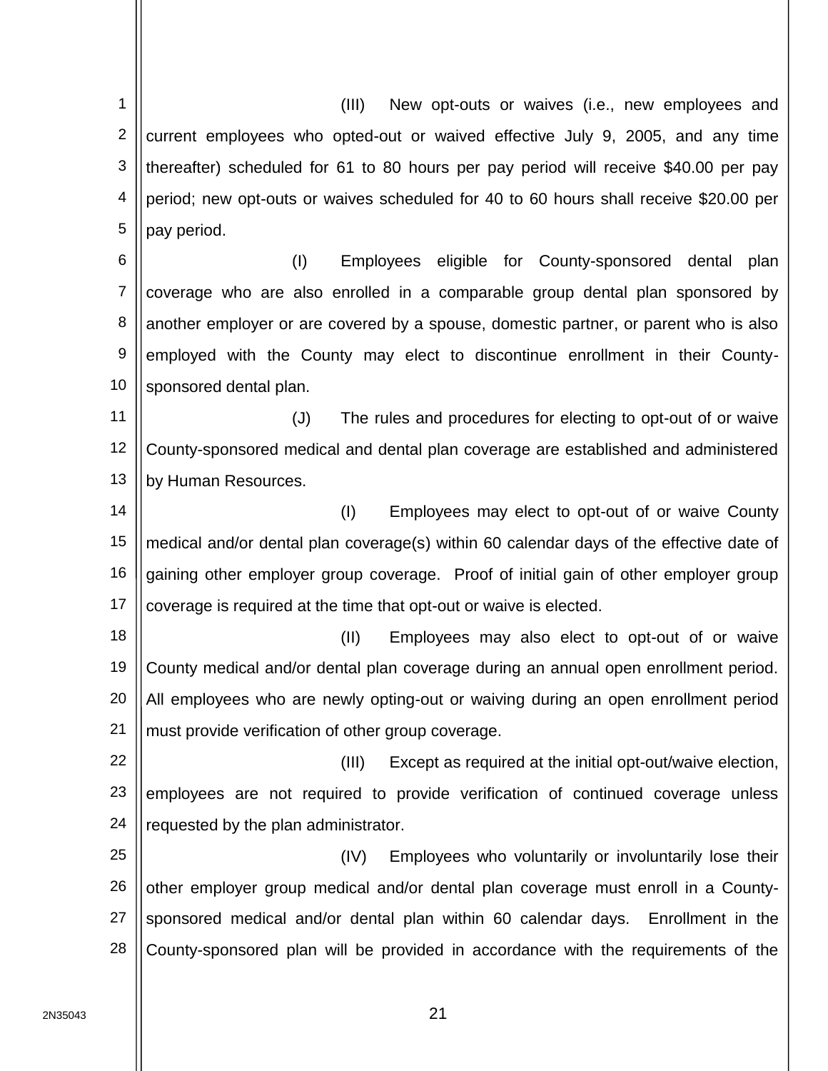(III) New opt-outs or waives (i.e., new employees and current employees who opted-out or waived effective July 9, 2005, and any time thereafter) scheduled for 61 to 80 hours per pay period will receive $40.00 per pay period; new opt-outs or waives scheduled for 40 to 60 hours shall receive $20.00 per pay period.

(I) Employees eligible for County-sponsored dental plan coverage who are also enrolled in a comparable group dental plan sponsored by another employer or are covered by a spouse, domestic partner, or parent who is also employed with the County may elect to discontinue enrollment in their County-sponsored dental plan.

(J) The rules and procedures for electing to opt-out of or waive County-sponsored medical and dental plan coverage are established and administered by Human Resources.

(I) Employees may elect to opt-out of or waive County medical and/or dental plan coverage(s) within 60 calendar days of the effective date of gaining other employer group coverage. Proof of initial gain of other employer group coverage is required at the time that opt-out or waive is elected.

(II) Employees may also elect to opt-out of or waive County medical and/or dental plan coverage during an annual open enrollment period. All employees who are newly opting-out or waiving during an open enrollment period must provide verification of other group coverage.

(III) Except as required at the initial opt-out/waive election, employees are not required to provide verification of continued coverage unless requested by the plan administrator.

(IV) Employees who voluntarily or involuntarily lose their other employer group medical and/or dental plan coverage must enroll in a County-sponsored medical and/or dental plan within 60 calendar days. Enrollment in the County-sponsored plan will be provided in accordance with the requirements of the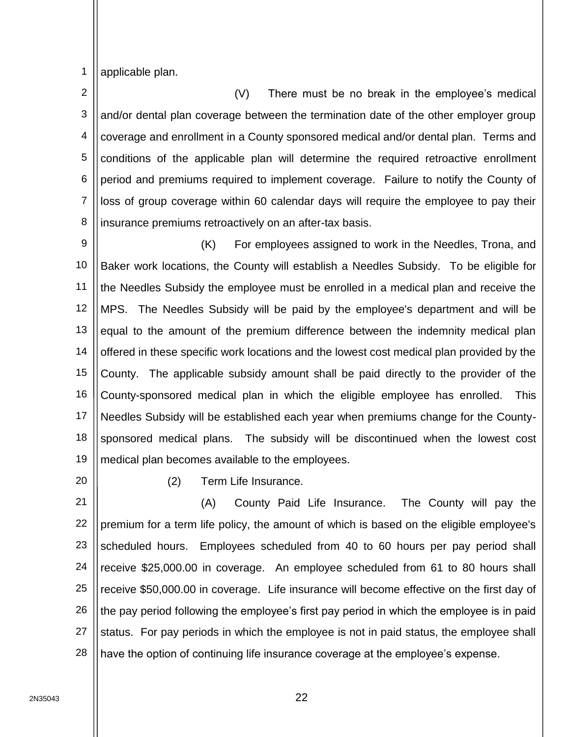applicable plan.

(V) There must be no break in the employee's medical and/or dental plan coverage between the termination date of the other employer group coverage and enrollment in a County sponsored medical and/or dental plan. Terms and conditions of the applicable plan will determine the required retroactive enrollment period and premiums required to implement coverage. Failure to notify the County of loss of group coverage within 60 calendar days will require the employee to pay their insurance premiums retroactively on an after-tax basis.

(K) For employees assigned to work in the Needles, Trona, and Baker work locations, the County will establish a Needles Subsidy. To be eligible for the Needles Subsidy the employee must be enrolled in a medical plan and receive the MPS. The Needles Subsidy will be paid by the employee's department and will be equal to the amount of the premium difference between the indemnity medical plan offered in these specific work locations and the lowest cost medical plan provided by the County. The applicable subsidy amount shall be paid directly to the provider of the County-sponsored medical plan in which the eligible employee has enrolled. This Needles Subsidy will be established each year when premiums change for the County-sponsored medical plans. The subsidy will be discontinued when the lowest cost medical plan becomes available to the employees.

(2) Term Life Insurance.

(A) County Paid Life Insurance. The County will pay the premium for a term life policy, the amount of which is based on the eligible employee's scheduled hours. Employees scheduled from 40 to 60 hours per pay period shall receive $25,000.00 in coverage. An employee scheduled from 61 to 80 hours shall receive $50,000.00 in coverage. Life insurance will become effective on the first day of the pay period following the employee's first pay period in which the employee is in paid status. For pay periods in which the employee is not in paid status, the employee shall have the option of continuing life insurance coverage at the employee's expense.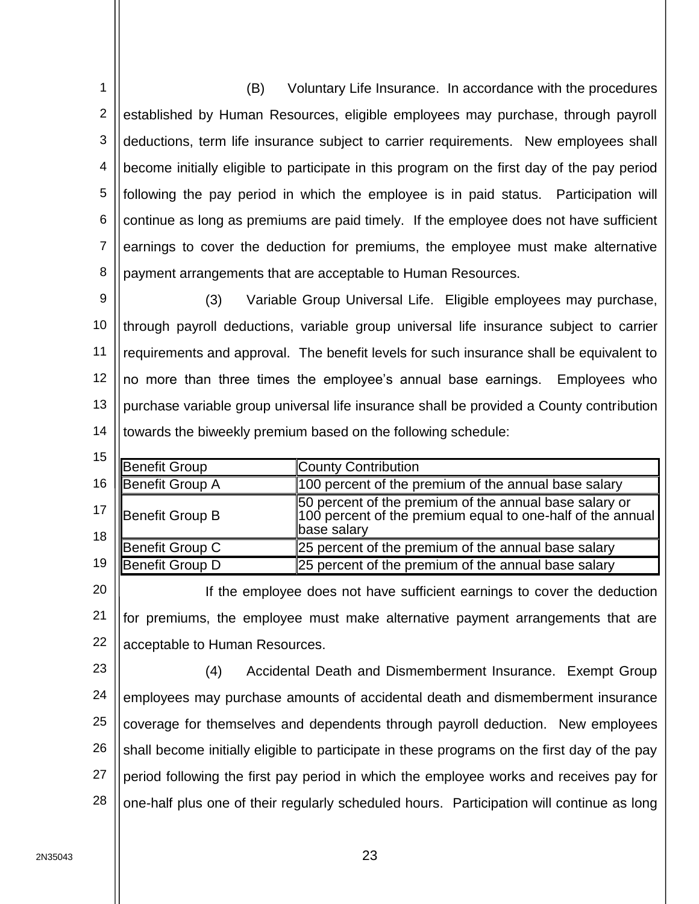(B) Voluntary Life Insurance. In accordance with the procedures established by Human Resources, eligible employees may purchase, through payroll deductions, term life insurance subject to carrier requirements. New employees shall become initially eligible to participate in this program on the first day of the pay period following the pay period in which the employee is in paid status. Participation will continue as long as premiums are paid timely. If the employee does not have sufficient earnings to cover the deduction for premiums, the employee must make alternative payment arrangements that are acceptable to Human Resources.

(3) Variable Group Universal Life. Eligible employees may purchase, through payroll deductions, variable group universal life insurance subject to carrier requirements and approval. The benefit levels for such insurance shall be equivalent to no more than three times the employee's annual base earnings. Employees who purchase variable group universal life insurance shall be provided a County contribution towards the biweekly premium based on the following schedule:

| Benefit Group | County Contribution |
|---|---|
| Benefit Group A | 100 percent of the premium of the annual base salary |
| Benefit Group B | 50 percent of the premium of the annual base salary or 100 percent of the premium equal to one-half of the annual base salary |
| Benefit Group C | 25 percent of the premium of the annual base salary |
| Benefit Group D | 25 percent of the premium of the annual base salary |

If the employee does not have sufficient earnings to cover the deduction for premiums, the employee must make alternative payment arrangements that are acceptable to Human Resources.

(4) Accidental Death and Dismemberment Insurance. Exempt Group employees may purchase amounts of accidental death and dismemberment insurance coverage for themselves and dependents through payroll deduction. New employees shall become initially eligible to participate in these programs on the first day of the pay period following the first pay period in which the employee works and receives pay for one-half plus one of their regularly scheduled hours. Participation will continue as long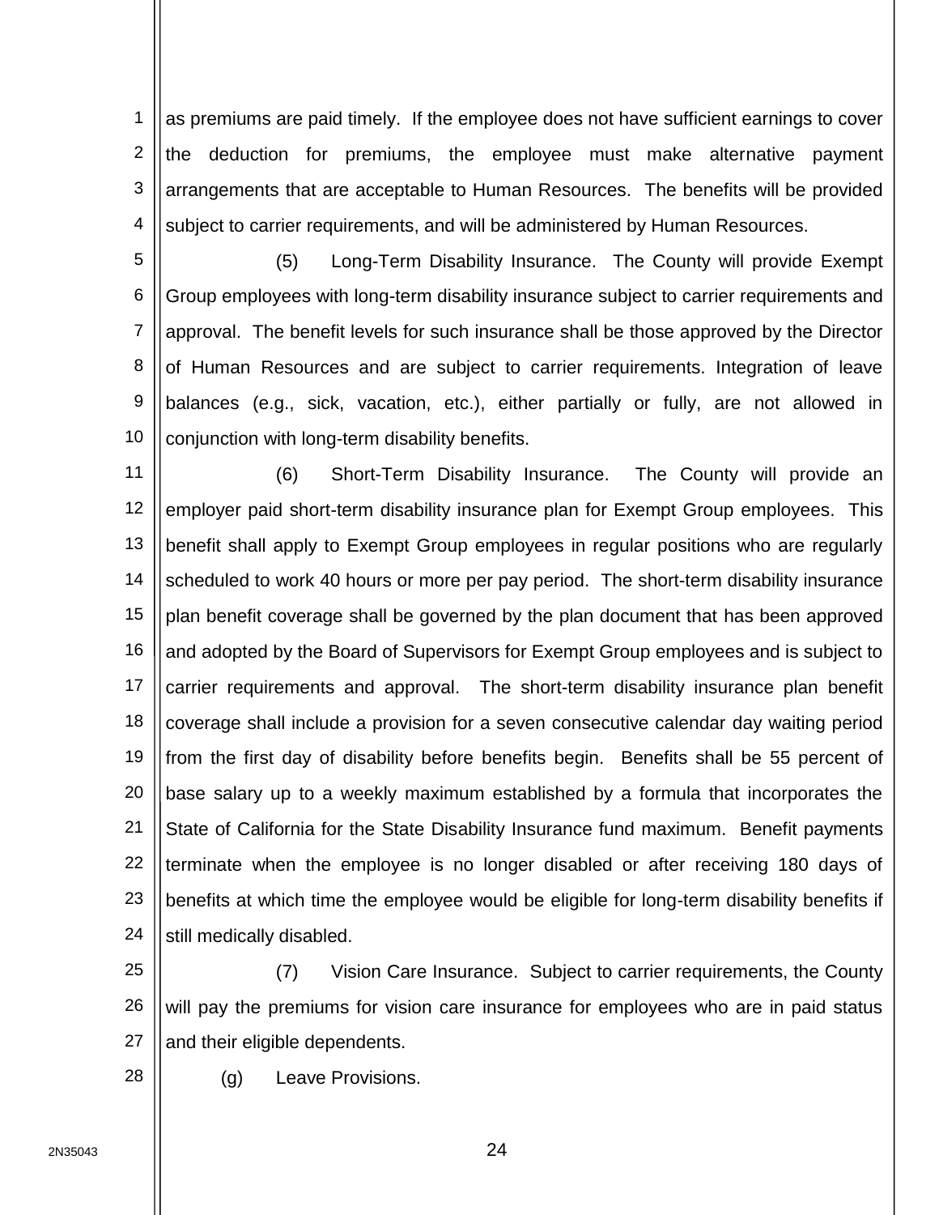as premiums are paid timely. If the employee does not have sufficient earnings to cover the deduction for premiums, the employee must make alternative payment arrangements that are acceptable to Human Resources. The benefits will be provided subject to carrier requirements, and will be administered by Human Resources.

(5) Long-Term Disability Insurance. The County will provide Exempt Group employees with long-term disability insurance subject to carrier requirements and approval. The benefit levels for such insurance shall be those approved by the Director of Human Resources and are subject to carrier requirements. Integration of leave balances (e.g., sick, vacation, etc.), either partially or fully, are not allowed in conjunction with long-term disability benefits.

(6) Short-Term Disability Insurance. The County will provide an employer paid short-term disability insurance plan for Exempt Group employees. This benefit shall apply to Exempt Group employees in regular positions who are regularly scheduled to work 40 hours or more per pay period. The short-term disability insurance plan benefit coverage shall be governed by the plan document that has been approved and adopted by the Board of Supervisors for Exempt Group employees and is subject to carrier requirements and approval. The short-term disability insurance plan benefit coverage shall include a provision for a seven consecutive calendar day waiting period from the first day of disability before benefits begin. Benefits shall be 55 percent of base salary up to a weekly maximum established by a formula that incorporates the State of California for the State Disability Insurance fund maximum. Benefit payments terminate when the employee is no longer disabled or after receiving 180 days of benefits at which time the employee would be eligible for long-term disability benefits if still medically disabled.

(7) Vision Care Insurance. Subject to carrier requirements, the County will pay the premiums for vision care insurance for employees who are in paid status and their eligible dependents.

(g) Leave Provisions.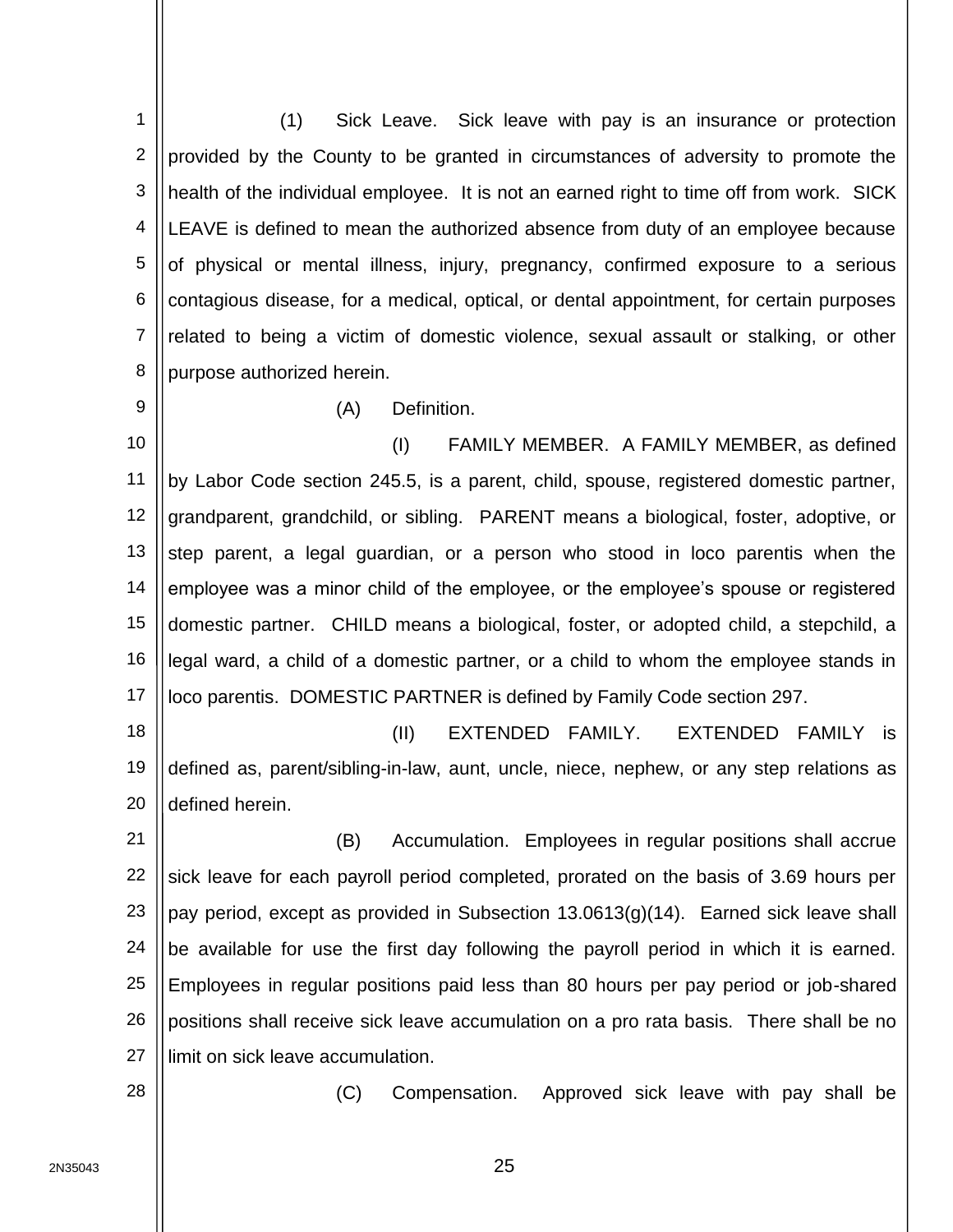(1) Sick Leave. Sick leave with pay is an insurance or protection provided by the County to be granted in circumstances of adversity to promote the health of the individual employee. It is not an earned right to time off from work. SICK LEAVE is defined to mean the authorized absence from duty of an employee because of physical or mental illness, injury, pregnancy, confirmed exposure to a serious contagious disease, for a medical, optical, or dental appointment, for certain purposes related to being a victim of domestic violence, sexual assault or stalking, or other purpose authorized herein.

(A) Definition.

(I) FAMILY MEMBER. A FAMILY MEMBER, as defined by Labor Code section 245.5, is a parent, child, spouse, registered domestic partner, grandparent, grandchild, or sibling. PARENT means a biological, foster, adoptive, or step parent, a legal guardian, or a person who stood in loco parentis when the employee was a minor child of the employee, or the employee's spouse or registered domestic partner. CHILD means a biological, foster, or adopted child, a stepchild, a legal ward, a child of a domestic partner, or a child to whom the employee stands in loco parentis. DOMESTIC PARTNER is defined by Family Code section 297.

(II) EXTENDED FAMILY. EXTENDED FAMILY is defined as, parent/sibling-in-law, aunt, uncle, niece, nephew, or any step relations as defined herein.

(B) Accumulation. Employees in regular positions shall accrue sick leave for each payroll period completed, prorated on the basis of 3.69 hours per pay period, except as provided in Subsection 13.0613(g)(14). Earned sick leave shall be available for use the first day following the payroll period in which it is earned. Employees in regular positions paid less than 80 hours per pay period or job-shared positions shall receive sick leave accumulation on a pro rata basis. There shall be no limit on sick leave accumulation.

(C) Compensation. Approved sick leave with pay shall be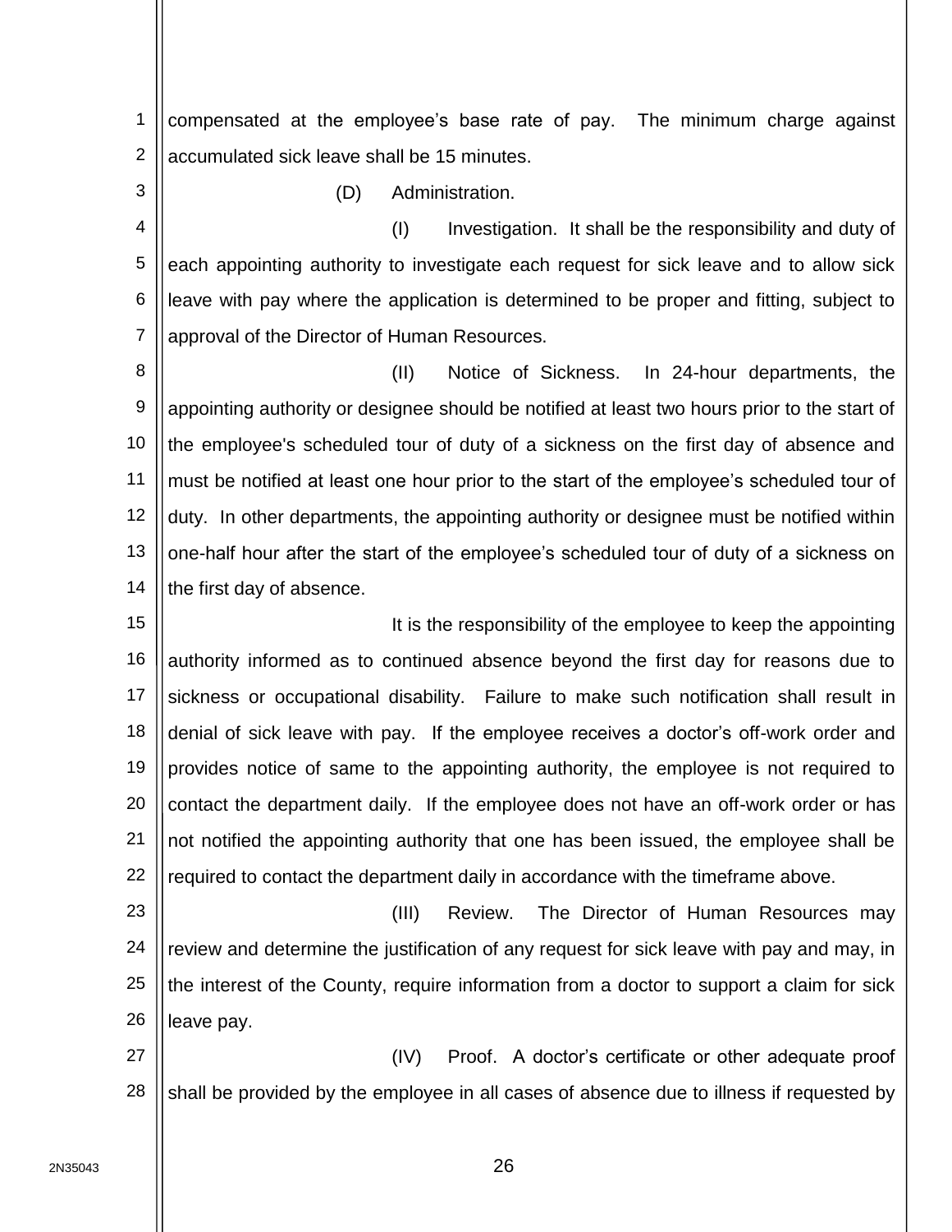compensated at the employee's base rate of pay. The minimum charge against accumulated sick leave shall be 15 minutes.

(D) Administration.

(I) Investigation. It shall be the responsibility and duty of each appointing authority to investigate each request for sick leave and to allow sick leave with pay where the application is determined to be proper and fitting, subject to approval of the Director of Human Resources.

(II) Notice of Sickness. In 24-hour departments, the appointing authority or designee should be notified at least two hours prior to the start of the employee's scheduled tour of duty of a sickness on the first day of absence and must be notified at least one hour prior to the start of the employee's scheduled tour of duty. In other departments, the appointing authority or designee must be notified within one-half hour after the start of the employee's scheduled tour of duty of a sickness on the first day of absence.

It is the responsibility of the employee to keep the appointing authority informed as to continued absence beyond the first day for reasons due to sickness or occupational disability. Failure to make such notification shall result in denial of sick leave with pay. If the employee receives a doctor's off-work order and provides notice of same to the appointing authority, the employee is not required to contact the department daily. If the employee does not have an off-work order or has not notified the appointing authority that one has been issued, the employee shall be required to contact the department daily in accordance with the timeframe above.

(III) Review. The Director of Human Resources may review and determine the justification of any request for sick leave with pay and may, in the interest of the County, require information from a doctor to support a claim for sick leave pay.

(IV) Proof. A doctor's certificate or other adequate proof shall be provided by the employee in all cases of absence due to illness if requested by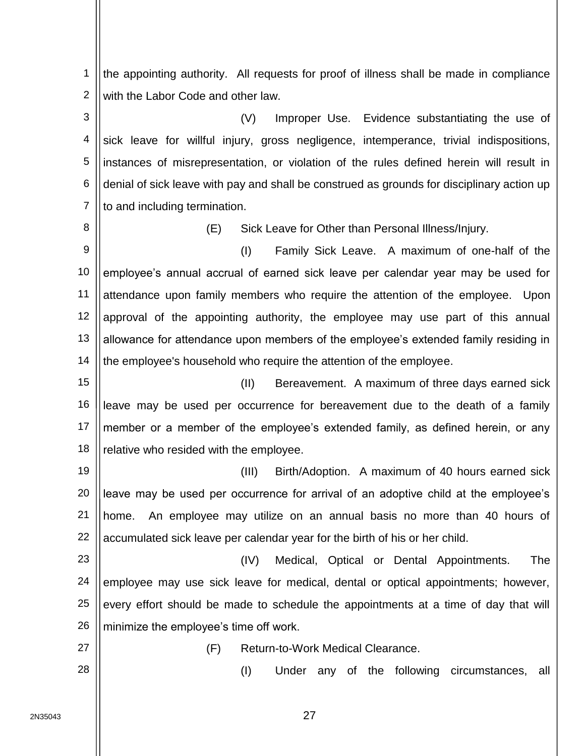the appointing authority. All requests for proof of illness shall be made in compliance with the Labor Code and other law.

(V) Improper Use. Evidence substantiating the use of sick leave for willful injury, gross negligence, intemperance, trivial indispositions, instances of misrepresentation, or violation of the rules defined herein will result in denial of sick leave with pay and shall be construed as grounds for disciplinary action up to and including termination.

(E) Sick Leave for Other than Personal Illness/Injury.

(I) Family Sick Leave. A maximum of one-half of the employee's annual accrual of earned sick leave per calendar year may be used for attendance upon family members who require the attention of the employee. Upon approval of the appointing authority, the employee may use part of this annual allowance for attendance upon members of the employee's extended family residing in the employee's household who require the attention of the employee.

(II) Bereavement. A maximum of three days earned sick leave may be used per occurrence for bereavement due to the death of a family member or a member of the employee's extended family, as defined herein, or any relative who resided with the employee.

(III) Birth/Adoption. A maximum of 40 hours earned sick leave may be used per occurrence for arrival of an adoptive child at the employee's home. An employee may utilize on an annual basis no more than 40 hours of accumulated sick leave per calendar year for the birth of his or her child.

(IV) Medical, Optical or Dental Appointments. The employee may use sick leave for medical, dental or optical appointments; however, every effort should be made to schedule the appointments at a time of day that will minimize the employee's time off work.

(F) Return-to-Work Medical Clearance.

(I) Under any of the following circumstances, all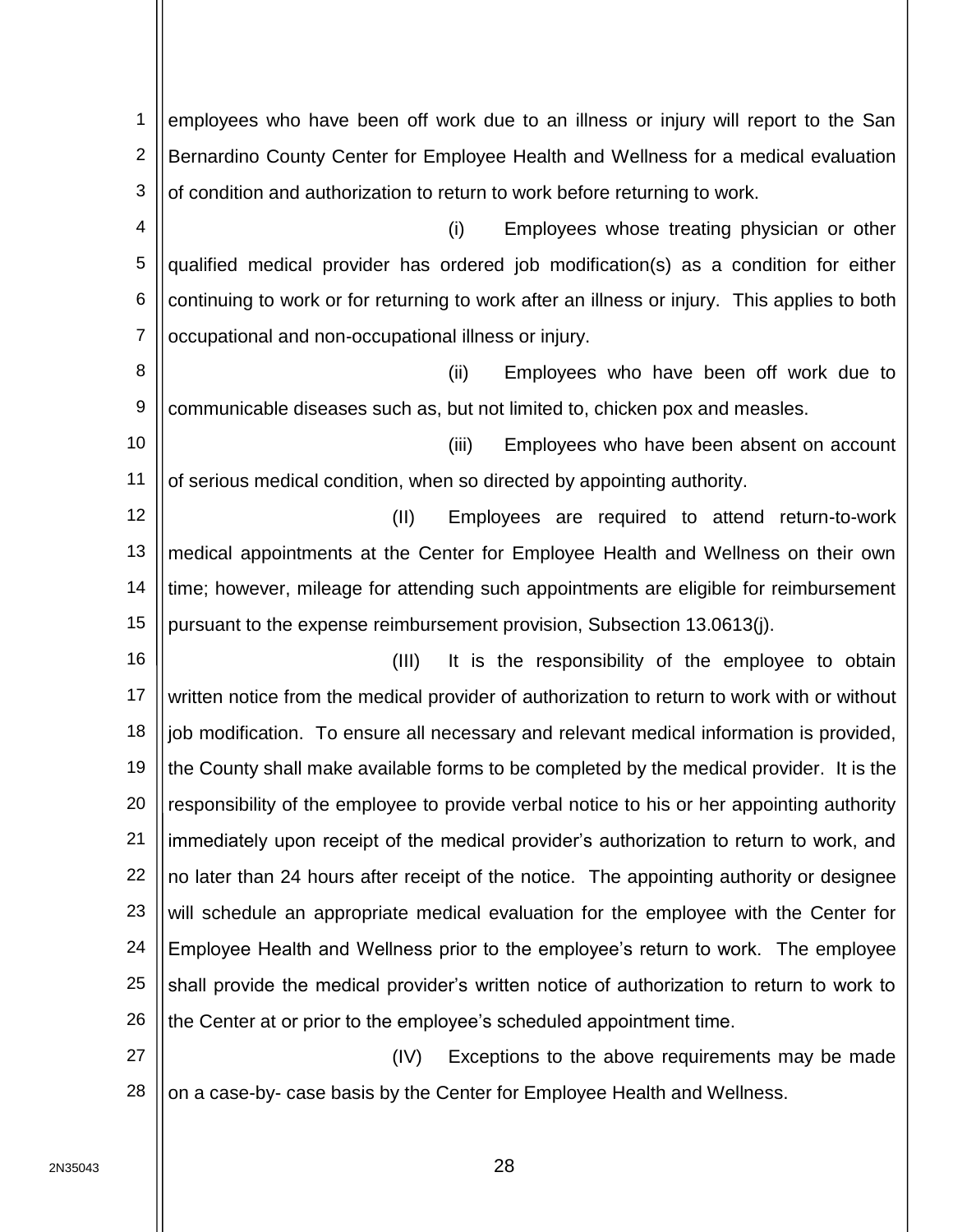employees who have been off work due to an illness or injury will report to the San Bernardino County Center for Employee Health and Wellness for a medical evaluation of condition and authorization to return to work before returning to work.

(i) Employees whose treating physician or other qualified medical provider has ordered job modification(s) as a condition for either continuing to work or for returning to work after an illness or injury. This applies to both occupational and non-occupational illness or injury.

(ii) Employees who have been off work due to communicable diseases such as, but not limited to, chicken pox and measles.

(iii) Employees who have been absent on account of serious medical condition, when so directed by appointing authority.

(II) Employees are required to attend return-to-work medical appointments at the Center for Employee Health and Wellness on their own time; however, mileage for attending such appointments are eligible for reimbursement pursuant to the expense reimbursement provision, Subsection 13.0613(j).

(III) It is the responsibility of the employee to obtain written notice from the medical provider of authorization to return to work with or without job modification. To ensure all necessary and relevant medical information is provided, the County shall make available forms to be completed by the medical provider. It is the responsibility of the employee to provide verbal notice to his or her appointing authority immediately upon receipt of the medical provider's authorization to return to work, and no later than 24 hours after receipt of the notice. The appointing authority or designee will schedule an appropriate medical evaluation for the employee with the Center for Employee Health and Wellness prior to the employee's return to work. The employee shall provide the medical provider's written notice of authorization to return to work to the Center at or prior to the employee's scheduled appointment time.

(IV) Exceptions to the above requirements may be made on a case-by- case basis by the Center for Employee Health and Wellness.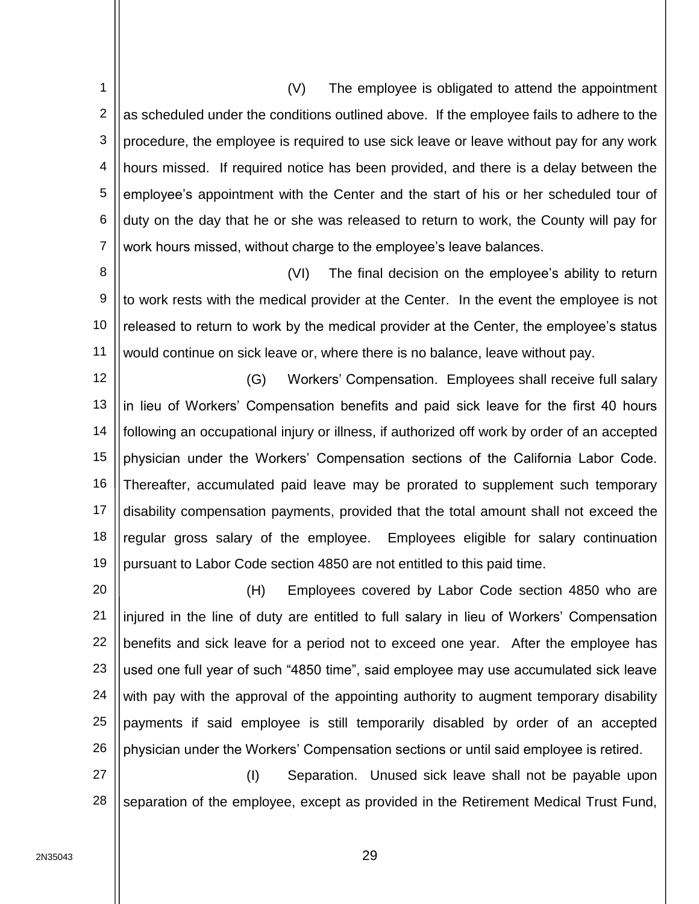(V) The employee is obligated to attend the appointment as scheduled under the conditions outlined above. If the employee fails to adhere to the procedure, the employee is required to use sick leave or leave without pay for any work hours missed. If required notice has been provided, and there is a delay between the employee's appointment with the Center and the start of his or her scheduled tour of duty on the day that he or she was released to return to work, the County will pay for work hours missed, without charge to the employee's leave balances.

(VI) The final decision on the employee's ability to return to work rests with the medical provider at the Center. In the event the employee is not released to return to work by the medical provider at the Center, the employee's status would continue on sick leave or, where there is no balance, leave without pay.

(G) Workers' Compensation. Employees shall receive full salary in lieu of Workers' Compensation benefits and paid sick leave for the first 40 hours following an occupational injury or illness, if authorized off work by order of an accepted physician under the Workers' Compensation sections of the California Labor Code. Thereafter, accumulated paid leave may be prorated to supplement such temporary disability compensation payments, provided that the total amount shall not exceed the regular gross salary of the employee. Employees eligible for salary continuation pursuant to Labor Code section 4850 are not entitled to this paid time.

(H) Employees covered by Labor Code section 4850 who are injured in the line of duty are entitled to full salary in lieu of Workers' Compensation benefits and sick leave for a period not to exceed one year. After the employee has used one full year of such "4850 time", said employee may use accumulated sick leave with pay with the approval of the appointing authority to augment temporary disability payments if said employee is still temporarily disabled by order of an accepted physician under the Workers' Compensation sections or until said employee is retired.

(I) Separation. Unused sick leave shall not be payable upon separation of the employee, except as provided in the Retirement Medical Trust Fund,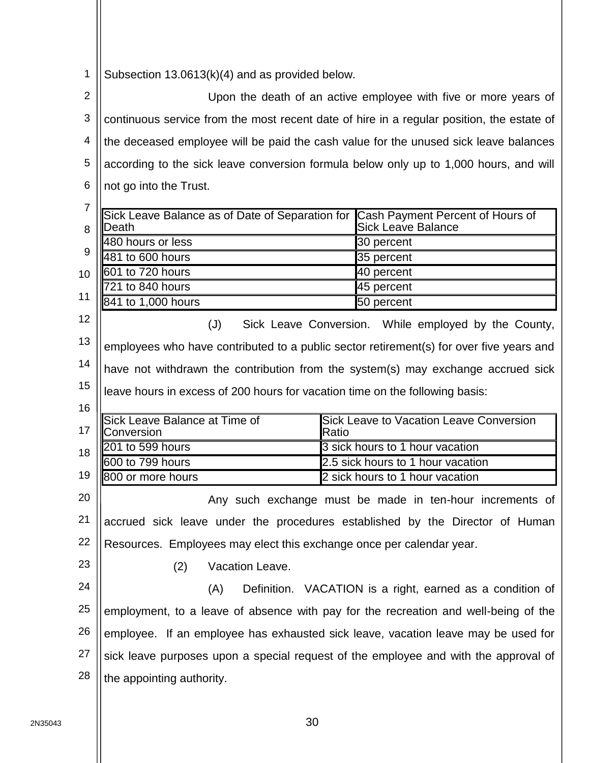Subsection 13.0613(k)(4) and as provided below.

Upon the death of an active employee with five or more years of continuous service from the most recent date of hire in a regular position, the estate of the deceased employee will be paid the cash value for the unused sick leave balances according to the sick leave conversion formula below only up to 1,000 hours, and will not go into the Trust.

| Sick Leave Balance as of Date of Separation for Death | Cash Payment Percent of Hours of Sick Leave Balance |
|---|---|
| 480 hours or less | 30 percent |
| 481 to 600 hours | 35 percent |
| 601 to 720 hours | 40 percent |
| 721 to 840 hours | 45 percent |
| 841 to 1,000 hours | 50 percent |

(J) Sick Leave Conversion. While employed by the County, employees who have contributed to a public sector retirement(s) for over five years and have not withdrawn the contribution from the system(s) may exchange accrued sick leave hours in excess of 200 hours for vacation time on the following basis:

| Sick Leave Balance at Time of Conversion | Sick Leave to Vacation Leave Conversion Ratio |
|---|---|
| 201 to 599 hours | 3 sick hours to 1 hour vacation |
| 600 to 799 hours | 2.5 sick hours to 1 hour vacation |
| 800 or more hours | 2 sick hours to 1 hour vacation |

Any such exchange must be made in ten-hour increments of accrued sick leave under the procedures established by the Director of Human Resources. Employees may elect this exchange once per calendar year.

(2) Vacation Leave.

(A) Definition. VACATION is a right, earned as a condition of employment, to a leave of absence with pay for the recreation and well-being of the employee. If an employee has exhausted sick leave, vacation leave may be used for sick leave purposes upon a special request of the employee and with the approval of the appointing authority.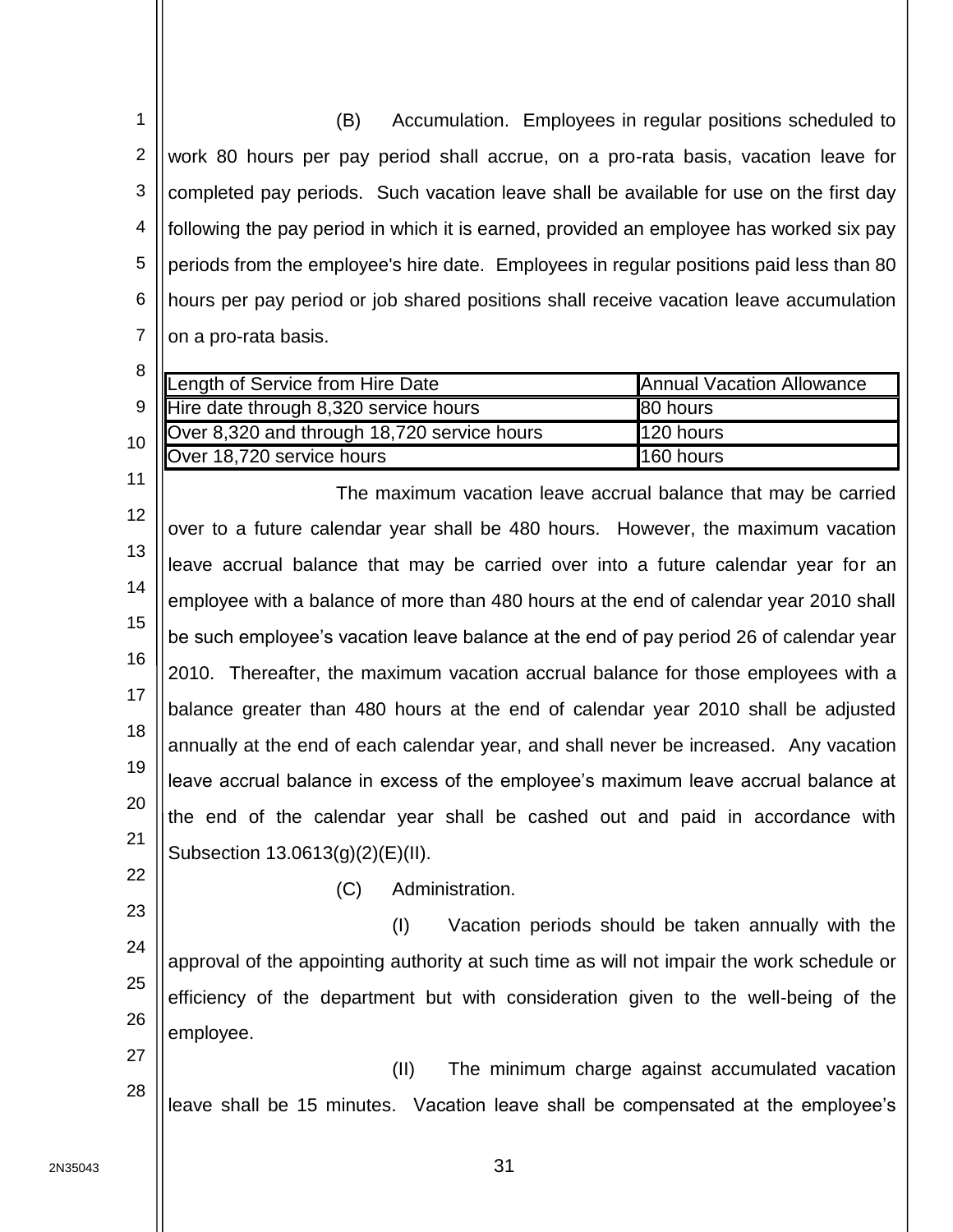(B) Accumulation. Employees in regular positions scheduled to work 80 hours per pay period shall accrue, on a pro-rata basis, vacation leave for completed pay periods. Such vacation leave shall be available for use on the first day following the pay period in which it is earned, provided an employee has worked six pay periods from the employee's hire date. Employees in regular positions paid less than 80 hours per pay period or job shared positions shall receive vacation leave accumulation on a pro-rata basis.

| Length of Service from Hire Date | Annual Vacation Allowance |
|---|---|
| Hire date through 8,320 service hours | 80 hours |
| Over 8,320 and through 18,720 service hours | 120 hours |
| Over 18,720 service hours | 160 hours |

The maximum vacation leave accrual balance that may be carried over to a future calendar year shall be 480 hours. However, the maximum vacation leave accrual balance that may be carried over into a future calendar year for an employee with a balance of more than 480 hours at the end of calendar year 2010 shall be such employee's vacation leave balance at the end of pay period 26 of calendar year 2010. Thereafter, the maximum vacation accrual balance for those employees with a balance greater than 480 hours at the end of calendar year 2010 shall be adjusted annually at the end of each calendar year, and shall never be increased. Any vacation leave accrual balance in excess of the employee's maximum leave accrual balance at the end of the calendar year shall be cashed out and paid in accordance with Subsection 13.0613(g)(2)(E)(II).

(C) Administration.

(I) Vacation periods should be taken annually with the approval of the appointing authority at such time as will not impair the work schedule or efficiency of the department but with consideration given to the well-being of the employee.

(II) The minimum charge against accumulated vacation leave shall be 15 minutes. Vacation leave shall be compensated at the employee's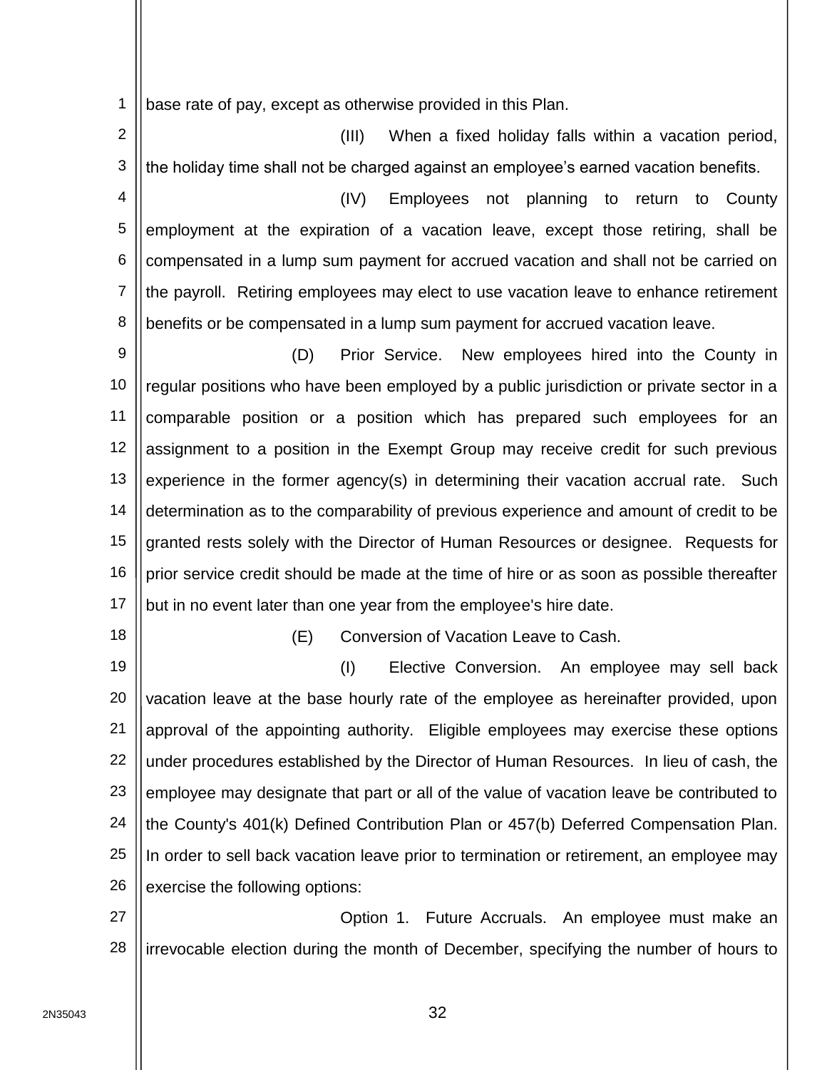base rate of pay, except as otherwise provided in this Plan.

(III) When a fixed holiday falls within a vacation period, the holiday time shall not be charged against an employee's earned vacation benefits.

(IV) Employees not planning to return to County employment at the expiration of a vacation leave, except those retiring, shall be compensated in a lump sum payment for accrued vacation and shall not be carried on the payroll. Retiring employees may elect to use vacation leave to enhance retirement benefits or be compensated in a lump sum payment for accrued vacation leave.

(D) Prior Service. New employees hired into the County in regular positions who have been employed by a public jurisdiction or private sector in a comparable position or a position which has prepared such employees for an assignment to a position in the Exempt Group may receive credit for such previous experience in the former agency(s) in determining their vacation accrual rate. Such determination as to the comparability of previous experience and amount of credit to be granted rests solely with the Director of Human Resources or designee. Requests for prior service credit should be made at the time of hire or as soon as possible thereafter but in no event later than one year from the employee's hire date.

(E) Conversion of Vacation Leave to Cash.

(I) Elective Conversion. An employee may sell back vacation leave at the base hourly rate of the employee as hereinafter provided, upon approval of the appointing authority. Eligible employees may exercise these options under procedures established by the Director of Human Resources. In lieu of cash, the employee may designate that part or all of the value of vacation leave be contributed to the County's 401(k) Defined Contribution Plan or 457(b) Deferred Compensation Plan. In order to sell back vacation leave prior to termination or retirement, an employee may exercise the following options:

Option 1. Future Accruals. An employee must make an irrevocable election during the month of December, specifying the number of hours to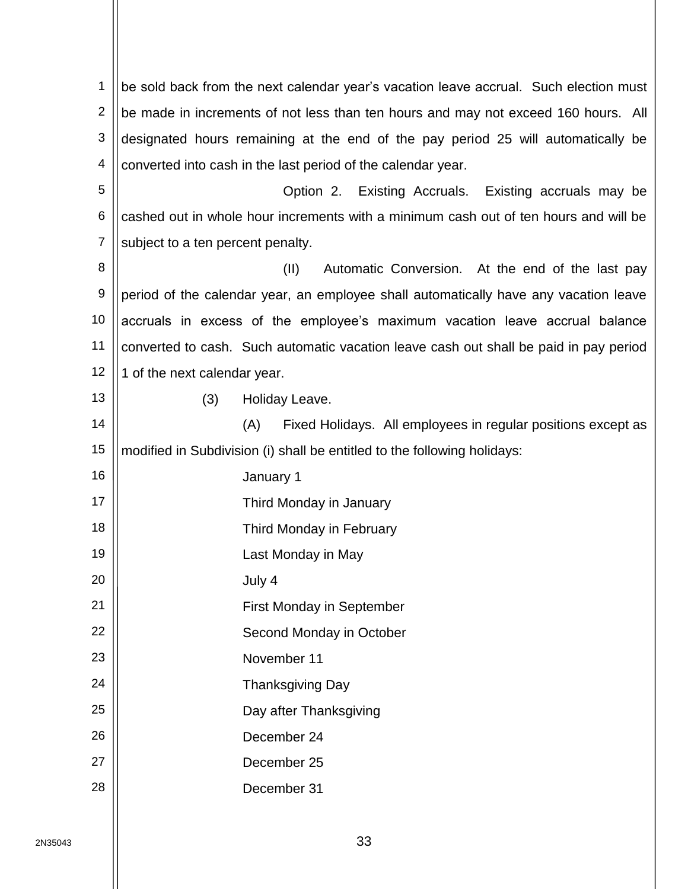be sold back from the next calendar year's vacation leave accrual. Such election must be made in increments of not less than ten hours and may not exceed 160 hours. All designated hours remaining at the end of the pay period 25 will automatically be converted into cash in the last period of the calendar year.

Option 2. Existing Accruals. Existing accruals may be cashed out in whole hour increments with a minimum cash out of ten hours and will be subject to a ten percent penalty.

(II) Automatic Conversion. At the end of the last pay period of the calendar year, an employee shall automatically have any vacation leave accruals in excess of the employee's maximum vacation leave accrual balance converted to cash. Such automatic vacation leave cash out shall be paid in pay period 1 of the next calendar year.

(3) Holiday Leave.

(A) Fixed Holidays. All employees in regular positions except as modified in Subdivision (i) shall be entitled to the following holidays:

January 1
Third Monday in January
Third Monday in February
Last Monday in May
July 4
First Monday in September
Second Monday in October
November 11
Thanksgiving Day
Day after Thanksgiving
December 24
December 25
December 31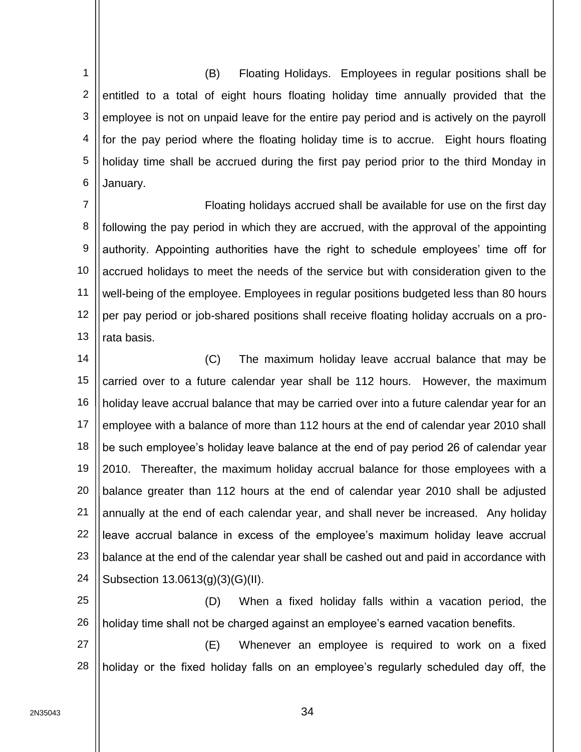(B) Floating Holidays. Employees in regular positions shall be entitled to a total of eight hours floating holiday time annually provided that the employee is not on unpaid leave for the entire pay period and is actively on the payroll for the pay period where the floating holiday time is to accrue. Eight hours floating holiday time shall be accrued during the first pay period prior to the third Monday in January.

Floating holidays accrued shall be available for use on the first day following the pay period in which they are accrued, with the approval of the appointing authority. Appointing authorities have the right to schedule employees' time off for accrued holidays to meet the needs of the service but with consideration given to the well-being of the employee. Employees in regular positions budgeted less than 80 hours per pay period or job-shared positions shall receive floating holiday accruals on a pro-rata basis.

(C) The maximum holiday leave accrual balance that may be carried over to a future calendar year shall be 112 hours. However, the maximum holiday leave accrual balance that may be carried over into a future calendar year for an employee with a balance of more than 112 hours at the end of calendar year 2010 shall be such employee's holiday leave balance at the end of pay period 26 of calendar year 2010. Thereafter, the maximum holiday accrual balance for those employees with a balance greater than 112 hours at the end of calendar year 2010 shall be adjusted annually at the end of each calendar year, and shall never be increased. Any holiday leave accrual balance in excess of the employee's maximum holiday leave accrual balance at the end of the calendar year shall be cashed out and paid in accordance with Subsection 13.0613(g)(3)(G)(II).

(D) When a fixed holiday falls within a vacation period, the holiday time shall not be charged against an employee's earned vacation benefits.

(E) Whenever an employee is required to work on a fixed holiday or the fixed holiday falls on an employee's regularly scheduled day off, the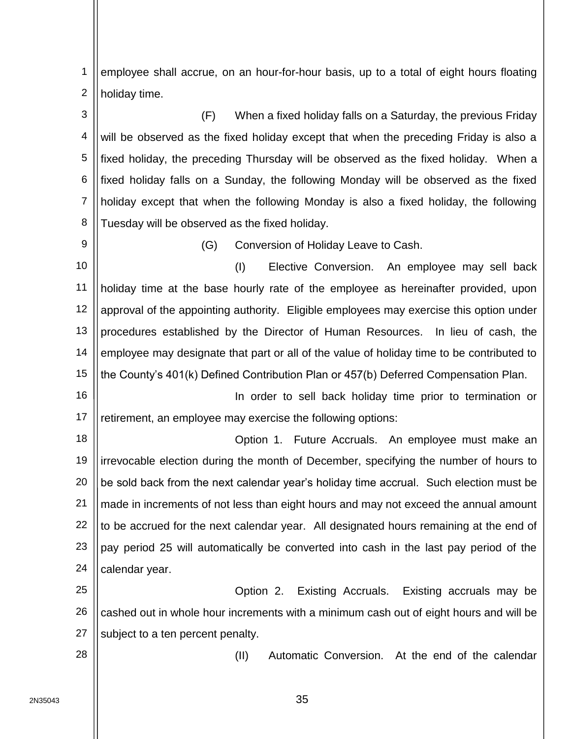employee shall accrue, on an hour-for-hour basis, up to a total of eight hours floating holiday time.

(F) When a fixed holiday falls on a Saturday, the previous Friday will be observed as the fixed holiday except that when the preceding Friday is also a fixed holiday, the preceding Thursday will be observed as the fixed holiday. When a fixed holiday falls on a Sunday, the following Monday will be observed as the fixed holiday except that when the following Monday is also a fixed holiday, the following Tuesday will be observed as the fixed holiday.

(G) Conversion of Holiday Leave to Cash.

(I) Elective Conversion. An employee may sell back holiday time at the base hourly rate of the employee as hereinafter provided, upon approval of the appointing authority. Eligible employees may exercise this option under procedures established by the Director of Human Resources. In lieu of cash, the employee may designate that part or all of the value of holiday time to be contributed to the County's 401(k) Defined Contribution Plan or 457(b) Deferred Compensation Plan.

In order to sell back holiday time prior to termination or retirement, an employee may exercise the following options:

Option 1. Future Accruals. An employee must make an irrevocable election during the month of December, specifying the number of hours to be sold back from the next calendar year's holiday time accrual. Such election must be made in increments of not less than eight hours and may not exceed the annual amount to be accrued for the next calendar year. All designated hours remaining at the end of pay period 25 will automatically be converted into cash in the last pay period of the calendar year.

Option 2. Existing Accruals. Existing accruals may be cashed out in whole hour increments with a minimum cash out of eight hours and will be subject to a ten percent penalty.

(II) Automatic Conversion. At the end of the calendar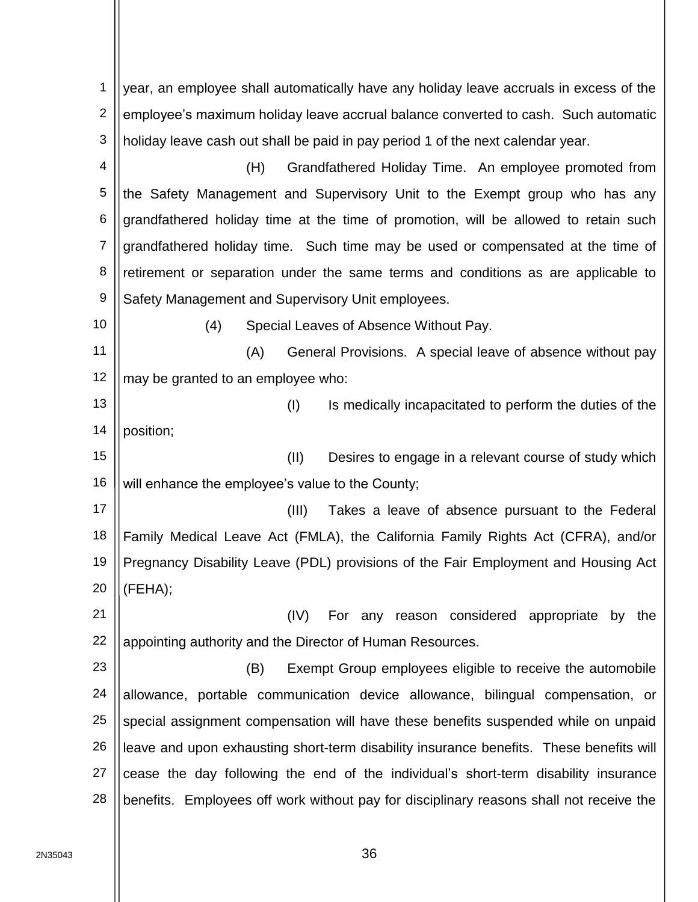year, an employee shall automatically have any holiday leave accruals in excess of the employee's maximum holiday leave accrual balance converted to cash. Such automatic holiday leave cash out shall be paid in pay period 1 of the next calendar year.

(H) Grandfathered Holiday Time. An employee promoted from the Safety Management and Supervisory Unit to the Exempt group who has any grandfathered holiday time at the time of promotion, will be allowed to retain such grandfathered holiday time. Such time may be used or compensated at the time of retirement or separation under the same terms and conditions as are applicable to Safety Management and Supervisory Unit employees.

(4) Special Leaves of Absence Without Pay.

(A) General Provisions. A special leave of absence without pay may be granted to an employee who:

(I) Is medically incapacitated to perform the duties of the position;

(II) Desires to engage in a relevant course of study which will enhance the employee's value to the County;

(III) Takes a leave of absence pursuant to the Federal Family Medical Leave Act (FMLA), the California Family Rights Act (CFRA), and/or Pregnancy Disability Leave (PDL) provisions of the Fair Employment and Housing Act (FEHA);

(IV) For any reason considered appropriate by the appointing authority and the Director of Human Resources.

(B) Exempt Group employees eligible to receive the automobile allowance, portable communication device allowance, bilingual compensation, or special assignment compensation will have these benefits suspended while on unpaid leave and upon exhausting short-term disability insurance benefits. These benefits will cease the day following the end of the individual's short-term disability insurance benefits. Employees off work without pay for disciplinary reasons shall not receive the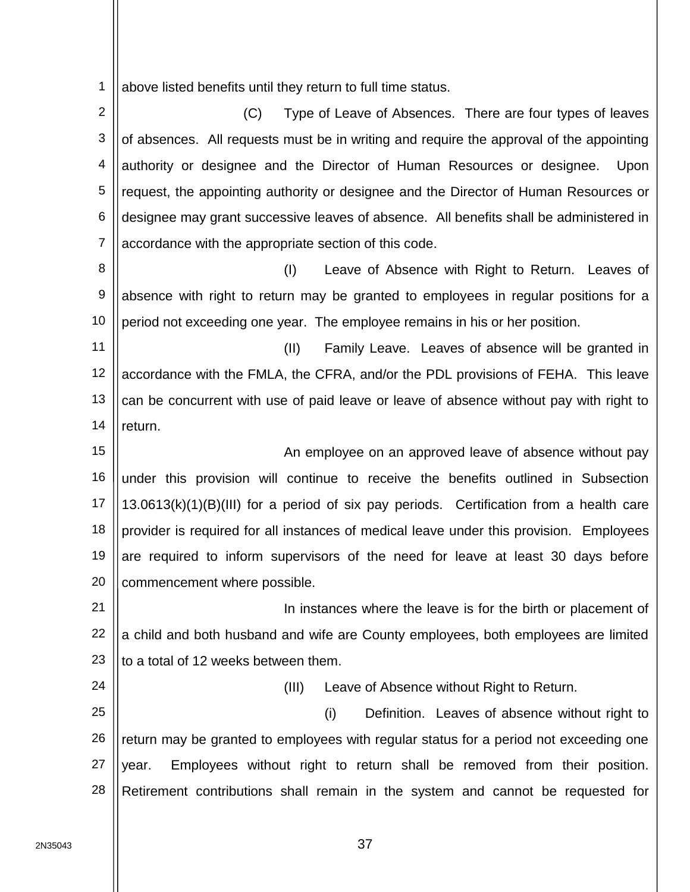above listed benefits until they return to full time status.

(C) Type of Leave of Absences. There are four types of leaves of absences. All requests must be in writing and require the approval of the appointing authority or designee and the Director of Human Resources or designee. Upon request, the appointing authority or designee and the Director of Human Resources or designee may grant successive leaves of absence. All benefits shall be administered in accordance with the appropriate section of this code.

(I) Leave of Absence with Right to Return. Leaves of absence with right to return may be granted to employees in regular positions for a period not exceeding one year. The employee remains in his or her position.

(II) Family Leave. Leaves of absence will be granted in accordance with the FMLA, the CFRA, and/or the PDL provisions of FEHA. This leave can be concurrent with use of paid leave or leave of absence without pay with right to return.

An employee on an approved leave of absence without pay under this provision will continue to receive the benefits outlined in Subsection 13.0613(k)(1)(B)(III) for a period of six pay periods. Certification from a health care provider is required for all instances of medical leave under this provision. Employees are required to inform supervisors of the need for leave at least 30 days before commencement where possible.

In instances where the leave is for the birth or placement of a child and both husband and wife are County employees, both employees are limited to a total of 12 weeks between them.

(III) Leave of Absence without Right to Return.

(i) Definition. Leaves of absence without right to return may be granted to employees with regular status for a period not exceeding one year. Employees without right to return shall be removed from their position. Retirement contributions shall remain in the system and cannot be requested for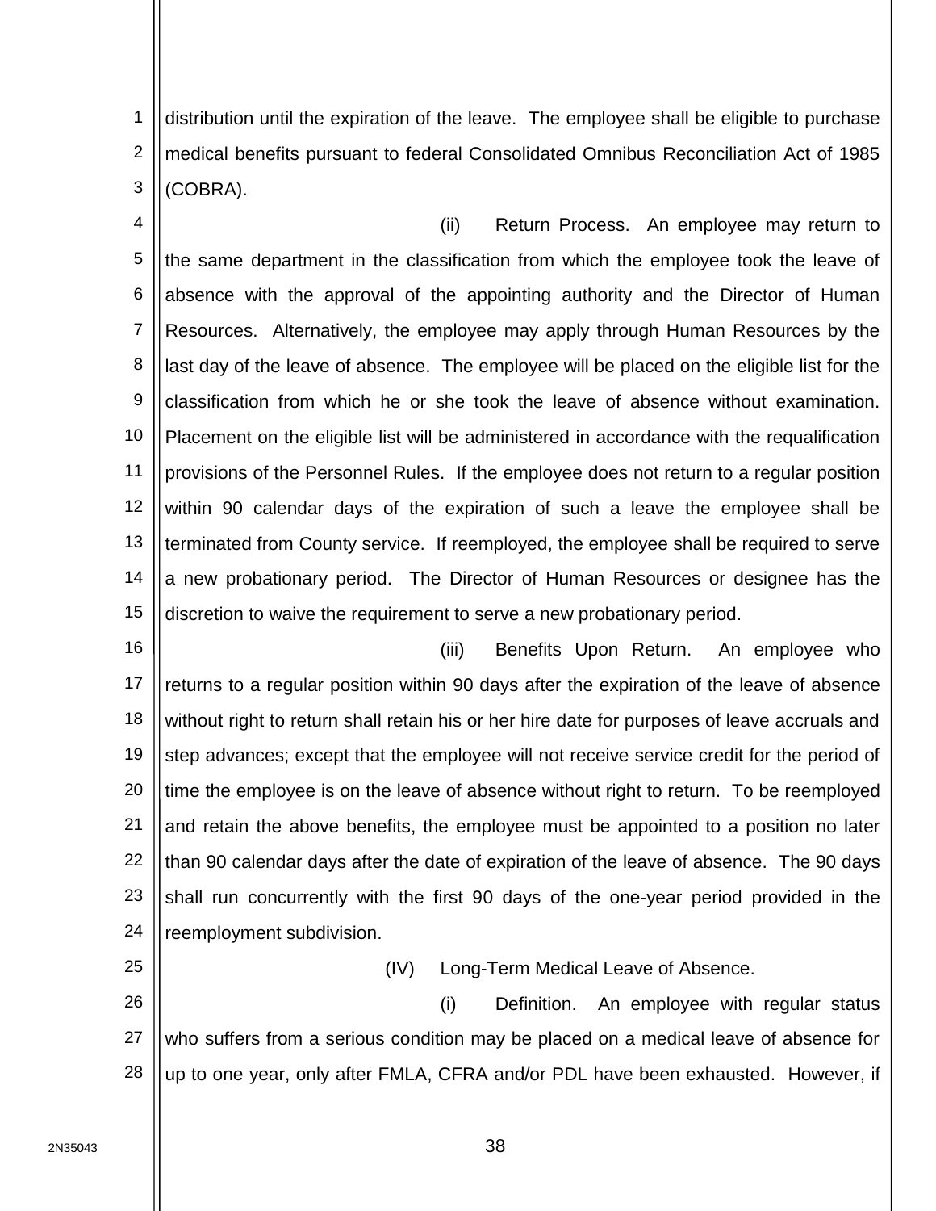distribution until the expiration of the leave. The employee shall be eligible to purchase medical benefits pursuant to federal Consolidated Omnibus Reconciliation Act of 1985 (COBRA).

(ii) Return Process. An employee may return to the same department in the classification from which the employee took the leave of absence with the approval of the appointing authority and the Director of Human Resources. Alternatively, the employee may apply through Human Resources by the last day of the leave of absence. The employee will be placed on the eligible list for the classification from which he or she took the leave of absence without examination. Placement on the eligible list will be administered in accordance with the requalification provisions of the Personnel Rules. If the employee does not return to a regular position within 90 calendar days of the expiration of such a leave the employee shall be terminated from County service. If reemployed, the employee shall be required to serve a new probationary period. The Director of Human Resources or designee has the discretion to waive the requirement to serve a new probationary period.

(iii) Benefits Upon Return. An employee who returns to a regular position within 90 days after the expiration of the leave of absence without right to return shall retain his or her hire date for purposes of leave accruals and step advances; except that the employee will not receive service credit for the period of time the employee is on the leave of absence without right to return. To be reemployed and retain the above benefits, the employee must be appointed to a position no later than 90 calendar days after the date of expiration of the leave of absence. The 90 days shall run concurrently with the first 90 days of the one-year period provided in the reemployment subdivision.

(IV) Long-Term Medical Leave of Absence.

(i) Definition. An employee with regular status who suffers from a serious condition may be placed on a medical leave of absence for up to one year, only after FMLA, CFRA and/or PDL have been exhausted. However, if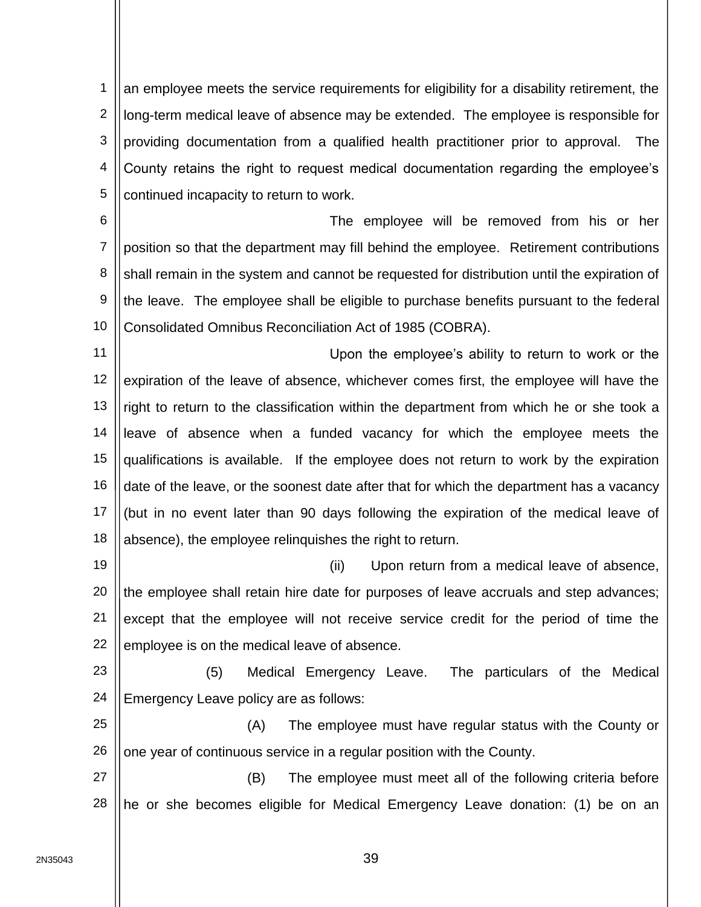an employee meets the service requirements for eligibility for a disability retirement, the long-term medical leave of absence may be extended. The employee is responsible for providing documentation from a qualified health practitioner prior to approval. The County retains the right to request medical documentation regarding the employee's continued incapacity to return to work.

The employee will be removed from his or her position so that the department may fill behind the employee. Retirement contributions shall remain in the system and cannot be requested for distribution until the expiration of the leave. The employee shall be eligible to purchase benefits pursuant to the federal Consolidated Omnibus Reconciliation Act of 1985 (COBRA).

Upon the employee's ability to return to work or the expiration of the leave of absence, whichever comes first, the employee will have the right to return to the classification within the department from which he or she took a leave of absence when a funded vacancy for which the employee meets the qualifications is available. If the employee does not return to work by the expiration date of the leave, or the soonest date after that for which the department has a vacancy (but in no event later than 90 days following the expiration of the medical leave of absence), the employee relinquishes the right to return.

(ii) Upon return from a medical leave of absence, the employee shall retain hire date for purposes of leave accruals and step advances; except that the employee will not receive service credit for the period of time the employee is on the medical leave of absence.

(5) Medical Emergency Leave. The particulars of the Medical Emergency Leave policy are as follows:

(A) The employee must have regular status with the County or one year of continuous service in a regular position with the County.

(B) The employee must meet all of the following criteria before he or she becomes eligible for Medical Emergency Leave donation: (1) be on an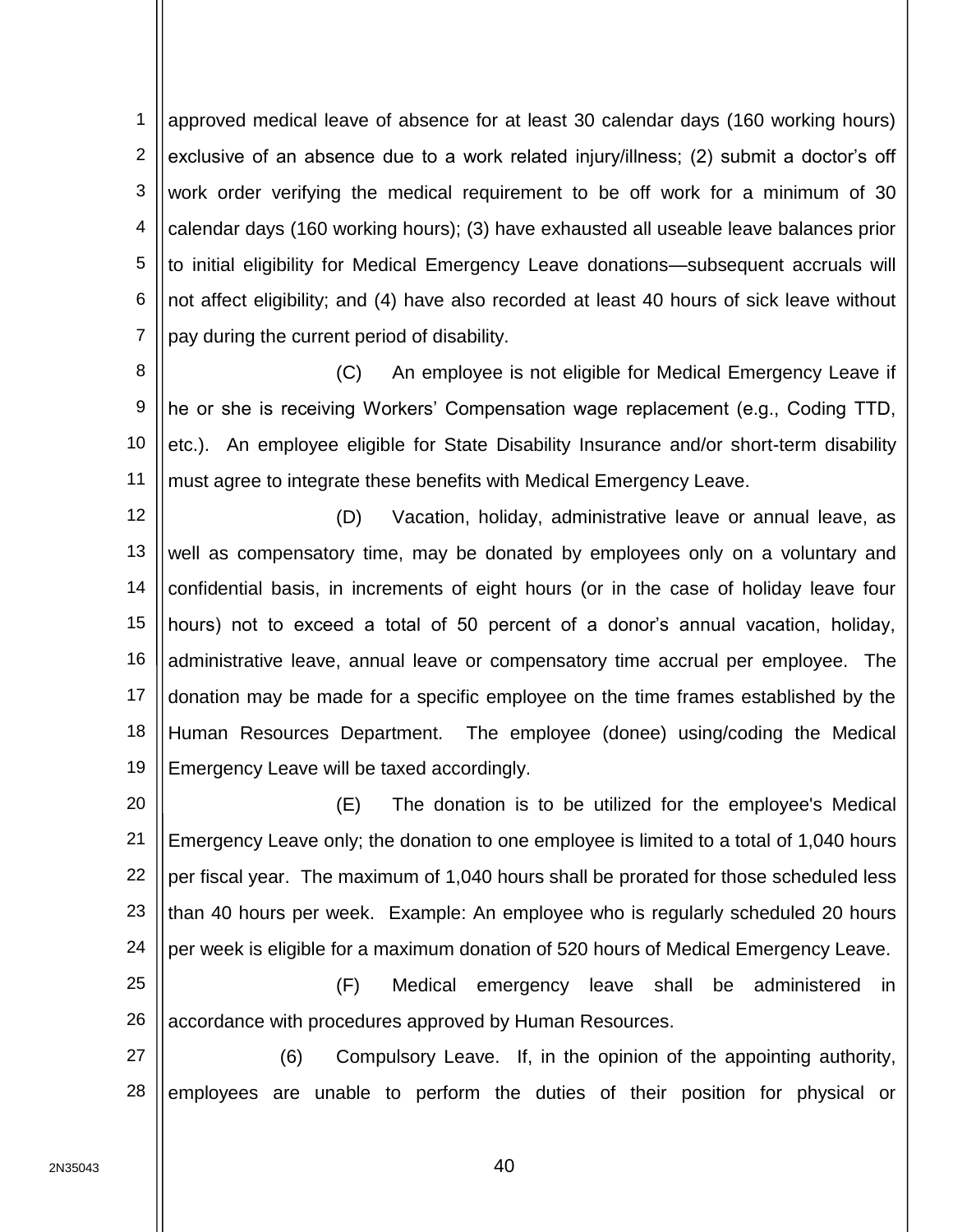approved medical leave of absence for at least 30 calendar days (160 working hours) exclusive of an absence due to a work related injury/illness; (2) submit a doctor's off work order verifying the medical requirement to be off work for a minimum of 30 calendar days (160 working hours); (3) have exhausted all useable leave balances prior to initial eligibility for Medical Emergency Leave donations—subsequent accruals will not affect eligibility; and (4) have also recorded at least 40 hours of sick leave without pay during the current period of disability.

(C) An employee is not eligible for Medical Emergency Leave if he or she is receiving Workers' Compensation wage replacement (e.g., Coding TTD, etc.). An employee eligible for State Disability Insurance and/or short-term disability must agree to integrate these benefits with Medical Emergency Leave.

(D) Vacation, holiday, administrative leave or annual leave, as well as compensatory time, may be donated by employees only on a voluntary and confidential basis, in increments of eight hours (or in the case of holiday leave four hours) not to exceed a total of 50 percent of a donor's annual vacation, holiday, administrative leave, annual leave or compensatory time accrual per employee. The donation may be made for a specific employee on the time frames established by the Human Resources Department. The employee (donee) using/coding the Medical Emergency Leave will be taxed accordingly.

(E) The donation is to be utilized for the employee's Medical Emergency Leave only; the donation to one employee is limited to a total of 1,040 hours per fiscal year. The maximum of 1,040 hours shall be prorated for those scheduled less than 40 hours per week. Example: An employee who is regularly scheduled 20 hours per week is eligible for a maximum donation of 520 hours of Medical Emergency Leave.

(F) Medical emergency leave shall be administered in accordance with procedures approved by Human Resources.

(6) Compulsory Leave. If, in the opinion of the appointing authority, employees are unable to perform the duties of their position for physical or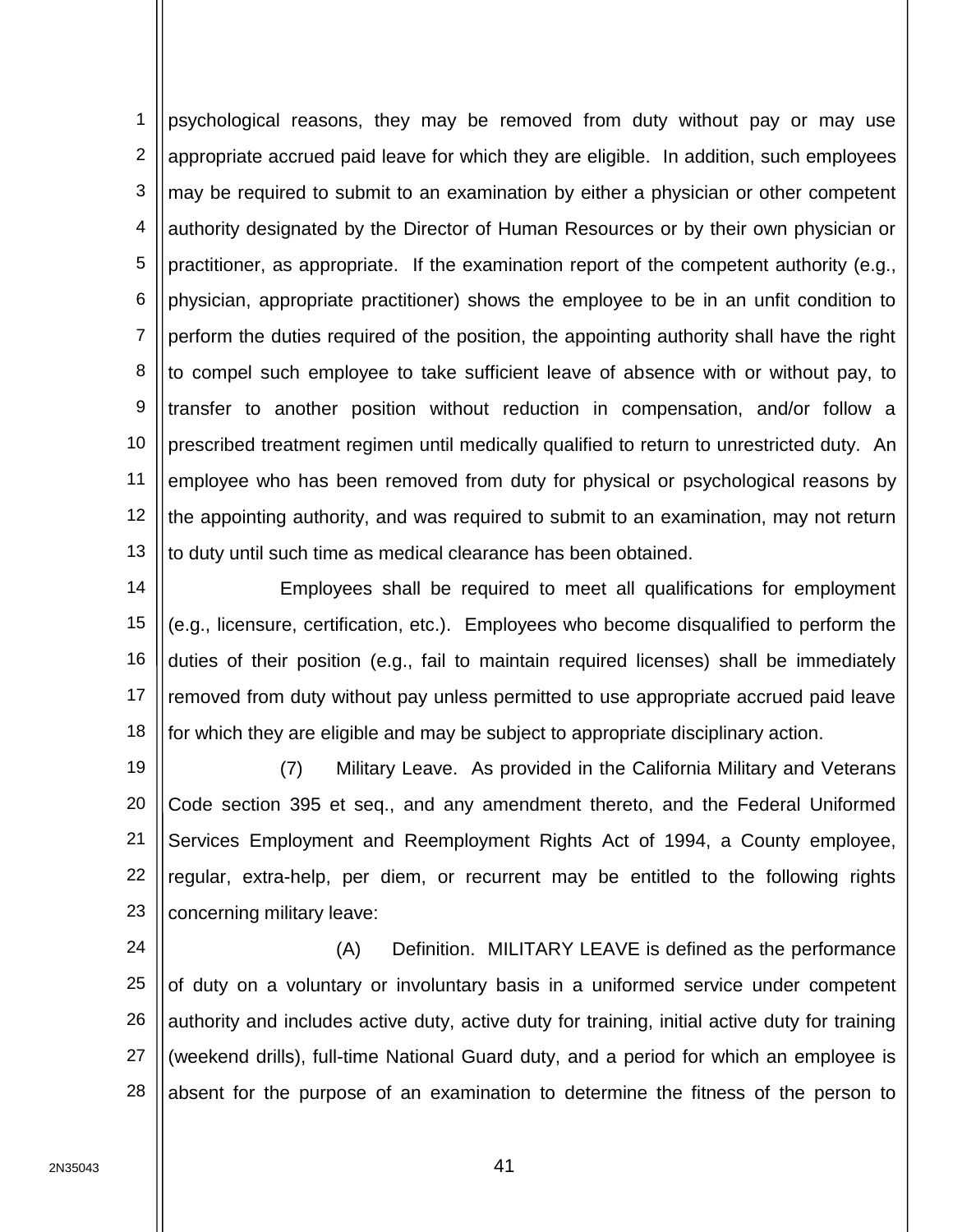psychological reasons, they may be removed from duty without pay or may use appropriate accrued paid leave for which they are eligible. In addition, such employees may be required to submit to an examination by either a physician or other competent authority designated by the Director of Human Resources or by their own physician or practitioner, as appropriate. If the examination report of the competent authority (e.g., physician, appropriate practitioner) shows the employee to be in an unfit condition to perform the duties required of the position, the appointing authority shall have the right to compel such employee to take sufficient leave of absence with or without pay, to transfer to another position without reduction in compensation, and/or follow a prescribed treatment regimen until medically qualified to return to unrestricted duty. An employee who has been removed from duty for physical or psychological reasons by the appointing authority, and was required to submit to an examination, may not return to duty until such time as medical clearance has been obtained.

Employees shall be required to meet all qualifications for employment (e.g., licensure, certification, etc.). Employees who become disqualified to perform the duties of their position (e.g., fail to maintain required licenses) shall be immediately removed from duty without pay unless permitted to use appropriate accrued paid leave for which they are eligible and may be subject to appropriate disciplinary action.

(7) Military Leave. As provided in the California Military and Veterans Code section 395 et seq., and any amendment thereto, and the Federal Uniformed Services Employment and Reemployment Rights Act of 1994, a County employee, regular, extra-help, per diem, or recurrent may be entitled to the following rights concerning military leave:

(A) Definition. MILITARY LEAVE is defined as the performance of duty on a voluntary or involuntary basis in a uniformed service under competent authority and includes active duty, active duty for training, initial active duty for training (weekend drills), full-time National Guard duty, and a period for which an employee is absent for the purpose of an examination to determine the fitness of the person to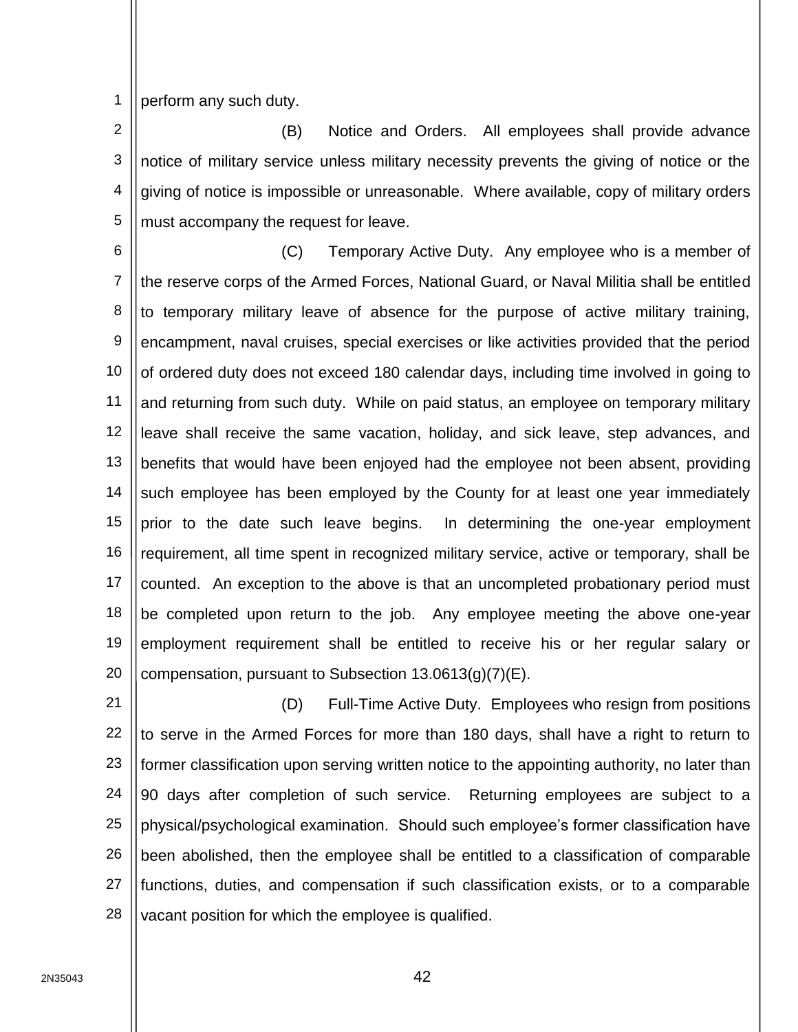perform any such duty.

(B) Notice and Orders. All employees shall provide advance notice of military service unless military necessity prevents the giving of notice or the giving of notice is impossible or unreasonable. Where available, copy of military orders must accompany the request for leave.

(C) Temporary Active Duty. Any employee who is a member of the reserve corps of the Armed Forces, National Guard, or Naval Militia shall be entitled to temporary military leave of absence for the purpose of active military training, encampment, naval cruises, special exercises or like activities provided that the period of ordered duty does not exceed 180 calendar days, including time involved in going to and returning from such duty. While on paid status, an employee on temporary military leave shall receive the same vacation, holiday, and sick leave, step advances, and benefits that would have been enjoyed had the employee not been absent, providing such employee has been employed by the County for at least one year immediately prior to the date such leave begins. In determining the one-year employment requirement, all time spent in recognized military service, active or temporary, shall be counted. An exception to the above is that an uncompleted probationary period must be completed upon return to the job. Any employee meeting the above one-year employment requirement shall be entitled to receive his or her regular salary or compensation, pursuant to Subsection 13.0613(g)(7)(E).

(D) Full-Time Active Duty. Employees who resign from positions to serve in the Armed Forces for more than 180 days, shall have a right to return to former classification upon serving written notice to the appointing authority, no later than 90 days after completion of such service. Returning employees are subject to a physical/psychological examination. Should such employee's former classification have been abolished, then the employee shall be entitled to a classification of comparable functions, duties, and compensation if such classification exists, or to a comparable vacant position for which the employee is qualified.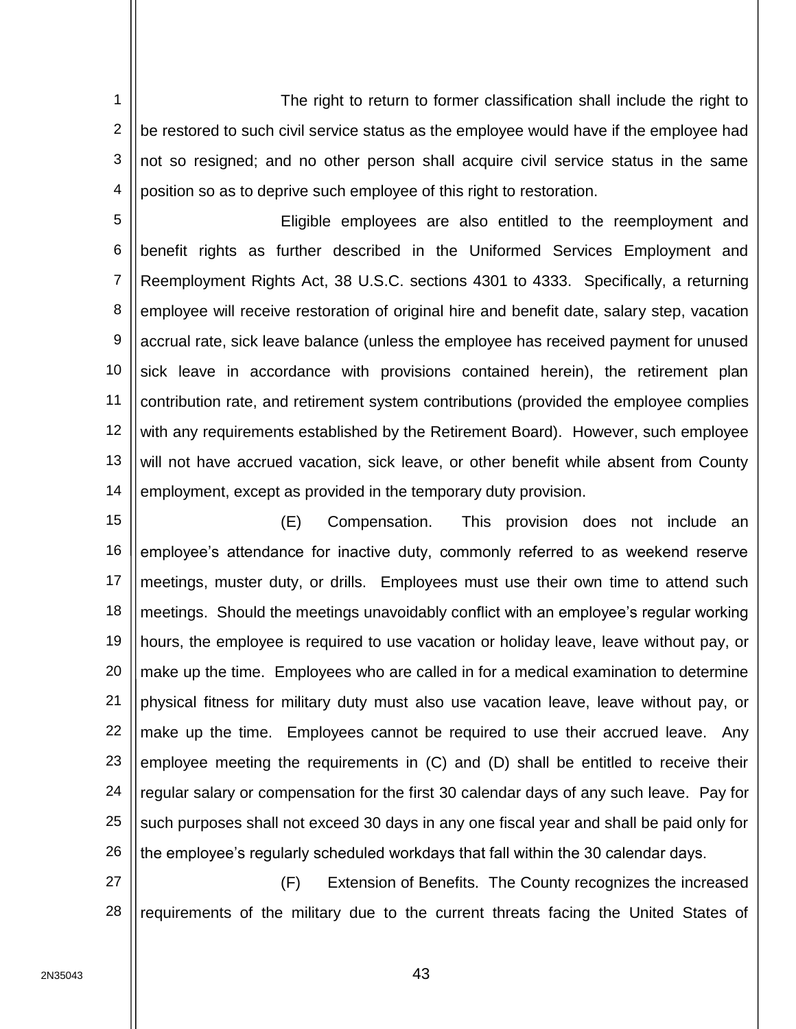The right to return to former classification shall include the right to be restored to such civil service status as the employee would have if the employee had not so resigned; and no other person shall acquire civil service status in the same position so as to deprive such employee of this right to restoration.

Eligible employees are also entitled to the reemployment and benefit rights as further described in the Uniformed Services Employment and Reemployment Rights Act, 38 U.S.C. sections 4301 to 4333. Specifically, a returning employee will receive restoration of original hire and benefit date, salary step, vacation accrual rate, sick leave balance (unless the employee has received payment for unused sick leave in accordance with provisions contained herein), the retirement plan contribution rate, and retirement system contributions (provided the employee complies with any requirements established by the Retirement Board). However, such employee will not have accrued vacation, sick leave, or other benefit while absent from County employment, except as provided in the temporary duty provision.

(E) Compensation. This provision does not include an employee's attendance for inactive duty, commonly referred to as weekend reserve meetings, muster duty, or drills. Employees must use their own time to attend such meetings. Should the meetings unavoidably conflict with an employee's regular working hours, the employee is required to use vacation or holiday leave, leave without pay, or make up the time. Employees who are called in for a medical examination to determine physical fitness for military duty must also use vacation leave, leave without pay, or make up the time. Employees cannot be required to use their accrued leave. Any employee meeting the requirements in (C) and (D) shall be entitled to receive their regular salary or compensation for the first 30 calendar days of any such leave. Pay for such purposes shall not exceed 30 days in any one fiscal year and shall be paid only for the employee's regularly scheduled workdays that fall within the 30 calendar days.

(F) Extension of Benefits. The County recognizes the increased requirements of the military due to the current threats facing the United States of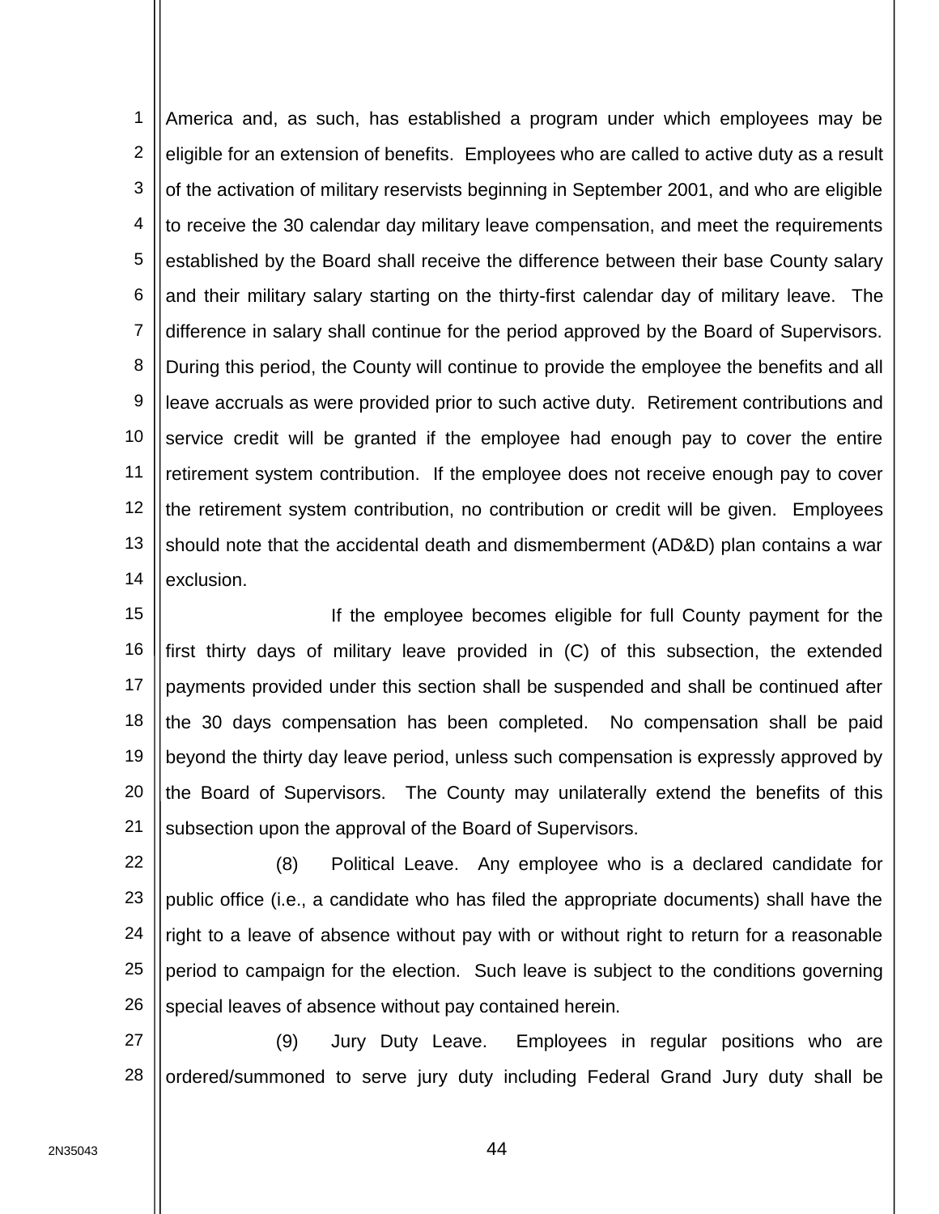America and, as such, has established a program under which employees may be eligible for an extension of benefits. Employees who are called to active duty as a result of the activation of military reservists beginning in September 2001, and who are eligible to receive the 30 calendar day military leave compensation, and meet the requirements established by the Board shall receive the difference between their base County salary and their military salary starting on the thirty-first calendar day of military leave. The difference in salary shall continue for the period approved by the Board of Supervisors. During this period, the County will continue to provide the employee the benefits and all leave accruals as were provided prior to such active duty. Retirement contributions and service credit will be granted if the employee had enough pay to cover the entire retirement system contribution. If the employee does not receive enough pay to cover the retirement system contribution, no contribution or credit will be given. Employees should note that the accidental death and dismemberment (AD&D) plan contains a war exclusion.

If the employee becomes eligible for full County payment for the first thirty days of military leave provided in (C) of this subsection, the extended payments provided under this section shall be suspended and shall be continued after the 30 days compensation has been completed. No compensation shall be paid beyond the thirty day leave period, unless such compensation is expressly approved by the Board of Supervisors. The County may unilaterally extend the benefits of this subsection upon the approval of the Board of Supervisors.

(8) Political Leave. Any employee who is a declared candidate for public office (i.e., a candidate who has filed the appropriate documents) shall have the right to a leave of absence without pay with or without right to return for a reasonable period to campaign for the election. Such leave is subject to the conditions governing special leaves of absence without pay contained herein.

(9) Jury Duty Leave. Employees in regular positions who are ordered/summoned to serve jury duty including Federal Grand Jury duty shall be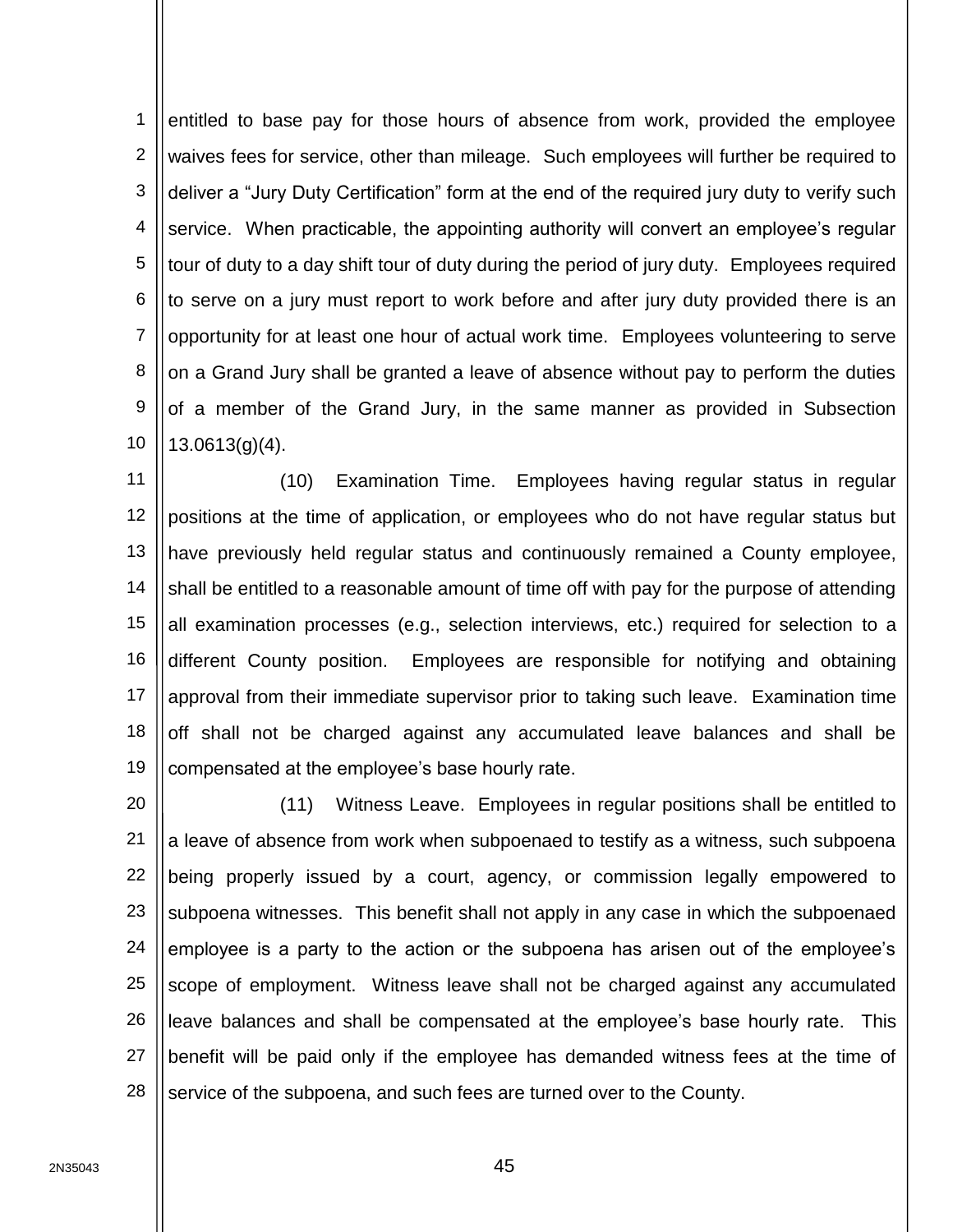entitled to base pay for those hours of absence from work, provided the employee waives fees for service, other than mileage. Such employees will further be required to deliver a "Jury Duty Certification" form at the end of the required jury duty to verify such service. When practicable, the appointing authority will convert an employee's regular tour of duty to a day shift tour of duty during the period of jury duty. Employees required to serve on a jury must report to work before and after jury duty provided there is an opportunity for at least one hour of actual work time. Employees volunteering to serve on a Grand Jury shall be granted a leave of absence without pay to perform the duties of a member of the Grand Jury, in the same manner as provided in Subsection 13.0613(g)(4).

(10) Examination Time. Employees having regular status in regular positions at the time of application, or employees who do not have regular status but have previously held regular status and continuously remained a County employee, shall be entitled to a reasonable amount of time off with pay for the purpose of attending all examination processes (e.g., selection interviews, etc.) required for selection to a different County position. Employees are responsible for notifying and obtaining approval from their immediate supervisor prior to taking such leave. Examination time off shall not be charged against any accumulated leave balances and shall be compensated at the employee's base hourly rate.

(11) Witness Leave. Employees in regular positions shall be entitled to a leave of absence from work when subpoenaed to testify as a witness, such subpoena being properly issued by a court, agency, or commission legally empowered to subpoena witnesses. This benefit shall not apply in any case in which the subpoenaed employee is a party to the action or the subpoena has arisen out of the employee's scope of employment. Witness leave shall not be charged against any accumulated leave balances and shall be compensated at the employee's base hourly rate. This benefit will be paid only if the employee has demanded witness fees at the time of service of the subpoena, and such fees are turned over to the County.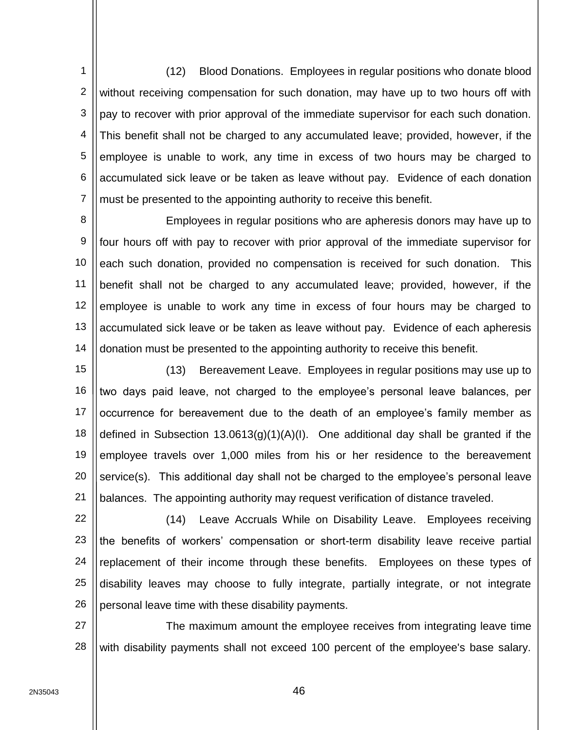(12) Blood Donations. Employees in regular positions who donate blood without receiving compensation for such donation, may have up to two hours off with pay to recover with prior approval of the immediate supervisor for each such donation. This benefit shall not be charged to any accumulated leave; provided, however, if the employee is unable to work, any time in excess of two hours may be charged to accumulated sick leave or be taken as leave without pay. Evidence of each donation must be presented to the appointing authority to receive this benefit.

Employees in regular positions who are apheresis donors may have up to four hours off with pay to recover with prior approval of the immediate supervisor for each such donation, provided no compensation is received for such donation. This benefit shall not be charged to any accumulated leave; provided, however, if the employee is unable to work any time in excess of four hours may be charged to accumulated sick leave or be taken as leave without pay. Evidence of each apheresis donation must be presented to the appointing authority to receive this benefit.

(13) Bereavement Leave. Employees in regular positions may use up to two days paid leave, not charged to the employee's personal leave balances, per occurrence for bereavement due to the death of an employee's family member as defined in Subsection 13.0613(g)(1)(A)(I). One additional day shall be granted if the employee travels over 1,000 miles from his or her residence to the bereavement service(s). This additional day shall not be charged to the employee's personal leave balances. The appointing authority may request verification of distance traveled.

(14) Leave Accruals While on Disability Leave. Employees receiving the benefits of workers' compensation or short-term disability leave receive partial replacement of their income through these benefits. Employees on these types of disability leaves may choose to fully integrate, partially integrate, or not integrate personal leave time with these disability payments.

The maximum amount the employee receives from integrating leave time with disability payments shall not exceed 100 percent of the employee's base salary.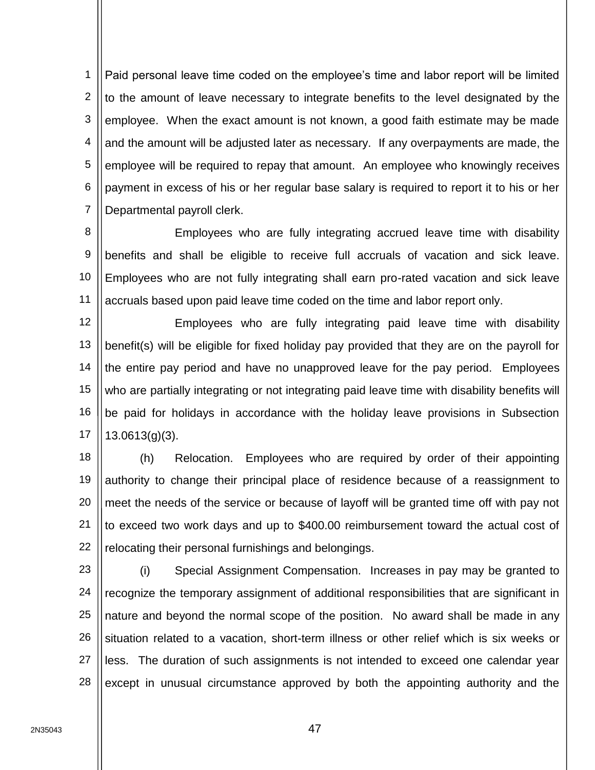Paid personal leave time coded on the employee's time and labor report will be limited to the amount of leave necessary to integrate benefits to the level designated by the employee. When the exact amount is not known, a good faith estimate may be made and the amount will be adjusted later as necessary. If any overpayments are made, the employee will be required to repay that amount. An employee who knowingly receives payment in excess of his or her regular base salary is required to report it to his or her Departmental payroll clerk.

Employees who are fully integrating accrued leave time with disability benefits and shall be eligible to receive full accruals of vacation and sick leave. Employees who are not fully integrating shall earn pro-rated vacation and sick leave accruals based upon paid leave time coded on the time and labor report only.

Employees who are fully integrating paid leave time with disability benefit(s) will be eligible for fixed holiday pay provided that they are on the payroll for the entire pay period and have no unapproved leave for the pay period. Employees who are partially integrating or not integrating paid leave time with disability benefits will be paid for holidays in accordance with the holiday leave provisions in Subsection 13.0613(g)(3).

(h) Relocation. Employees who are required by order of their appointing authority to change their principal place of residence because of a reassignment to meet the needs of the service or because of layoff will be granted time off with pay not to exceed two work days and up to $400.00 reimbursement toward the actual cost of relocating their personal furnishings and belongings.

(i) Special Assignment Compensation. Increases in pay may be granted to recognize the temporary assignment of additional responsibilities that are significant in nature and beyond the normal scope of the position. No award shall be made in any situation related to a vacation, short-term illness or other relief which is six weeks or less. The duration of such assignments is not intended to exceed one calendar year except in unusual circumstance approved by both the appointing authority and the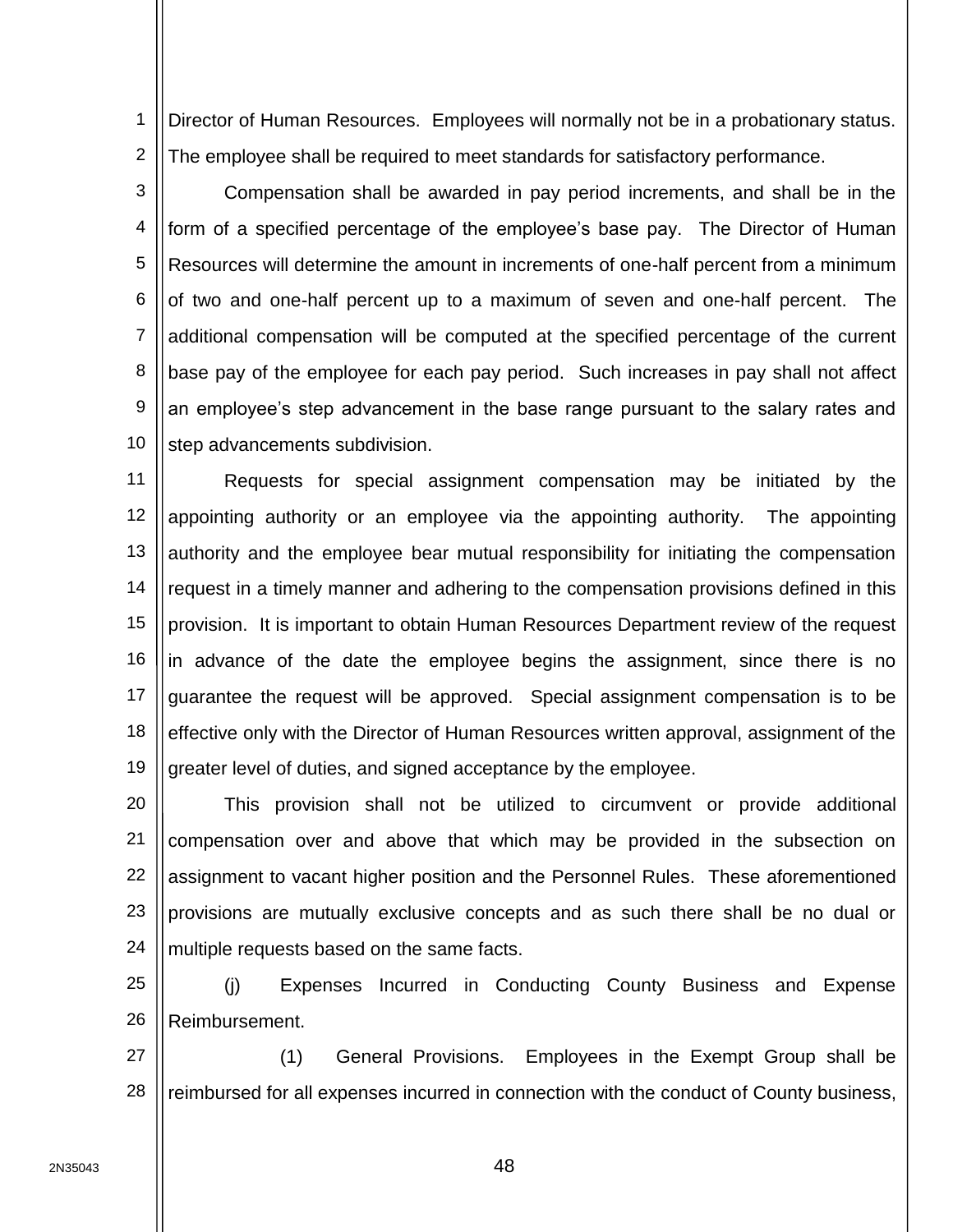Director of Human Resources. Employees will normally not be in a probationary status. The employee shall be required to meet standards for satisfactory performance.

Compensation shall be awarded in pay period increments, and shall be in the form of a specified percentage of the employee's base pay. The Director of Human Resources will determine the amount in increments of one-half percent from a minimum of two and one-half percent up to a maximum of seven and one-half percent. The additional compensation will be computed at the specified percentage of the current base pay of the employee for each pay period. Such increases in pay shall not affect an employee's step advancement in the base range pursuant to the salary rates and step advancements subdivision.

Requests for special assignment compensation may be initiated by the appointing authority or an employee via the appointing authority. The appointing authority and the employee bear mutual responsibility for initiating the compensation request in a timely manner and adhering to the compensation provisions defined in this provision. It is important to obtain Human Resources Department review of the request in advance of the date the employee begins the assignment, since there is no guarantee the request will be approved. Special assignment compensation is to be effective only with the Director of Human Resources written approval, assignment of the greater level of duties, and signed acceptance by the employee.

This provision shall not be utilized to circumvent or provide additional compensation over and above that which may be provided in the subsection on assignment to vacant higher position and the Personnel Rules. These aforementioned provisions are mutually exclusive concepts and as such there shall be no dual or multiple requests based on the same facts.

(j) Expenses Incurred in Conducting County Business and Expense Reimbursement.

(1) General Provisions. Employees in the Exempt Group shall be reimbursed for all expenses incurred in connection with the conduct of County business,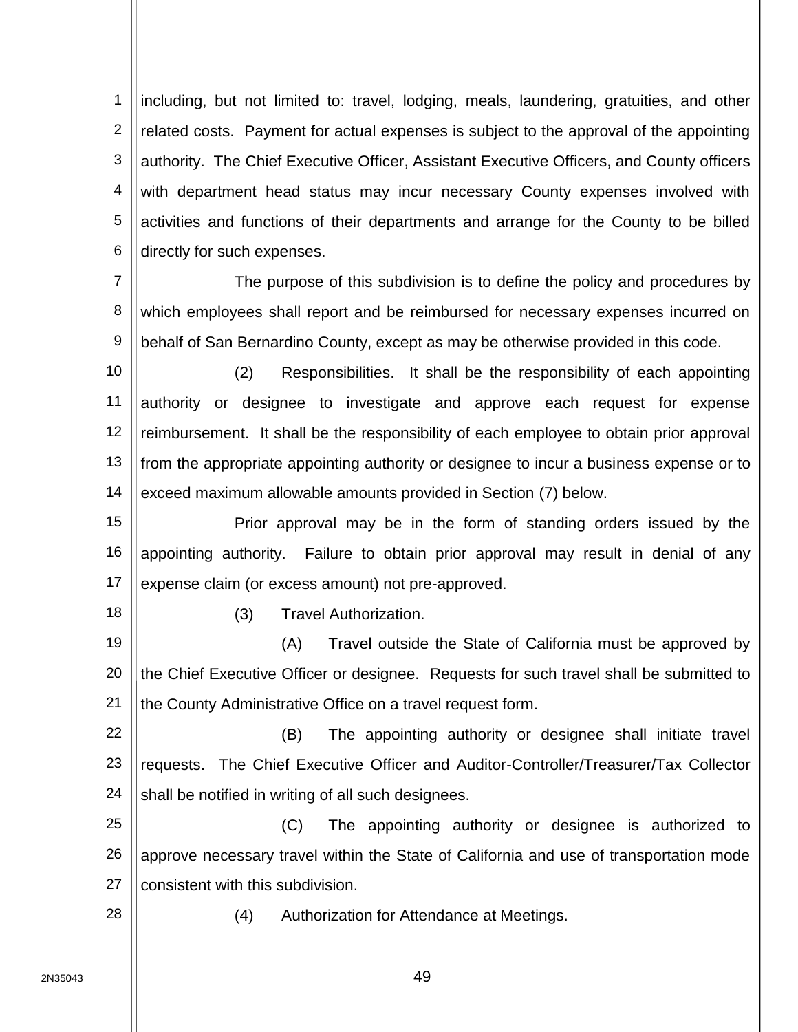including, but not limited to: travel, lodging, meals, laundering, gratuities, and other related costs. Payment for actual expenses is subject to the approval of the appointing authority. The Chief Executive Officer, Assistant Executive Officers, and County officers with department head status may incur necessary County expenses involved with activities and functions of their departments and arrange for the County to be billed directly for such expenses.

The purpose of this subdivision is to define the policy and procedures by which employees shall report and be reimbursed for necessary expenses incurred on behalf of San Bernardino County, except as may be otherwise provided in this code.

(2) Responsibilities. It shall be the responsibility of each appointing authority or designee to investigate and approve each request for expense reimbursement. It shall be the responsibility of each employee to obtain prior approval from the appropriate appointing authority or designee to incur a business expense or to exceed maximum allowable amounts provided in Section (7) below.

Prior approval may be in the form of standing orders issued by the appointing authority. Failure to obtain prior approval may result in denial of any expense claim (or excess amount) not pre-approved.

(3) Travel Authorization.

(A) Travel outside the State of California must be approved by the Chief Executive Officer or designee. Requests for such travel shall be submitted to the County Administrative Office on a travel request form.

(B) The appointing authority or designee shall initiate travel requests. The Chief Executive Officer and Auditor-Controller/Treasurer/Tax Collector shall be notified in writing of all such designees.

(C) The appointing authority or designee is authorized to approve necessary travel within the State of California and use of transportation mode consistent with this subdivision.

(4) Authorization for Attendance at Meetings.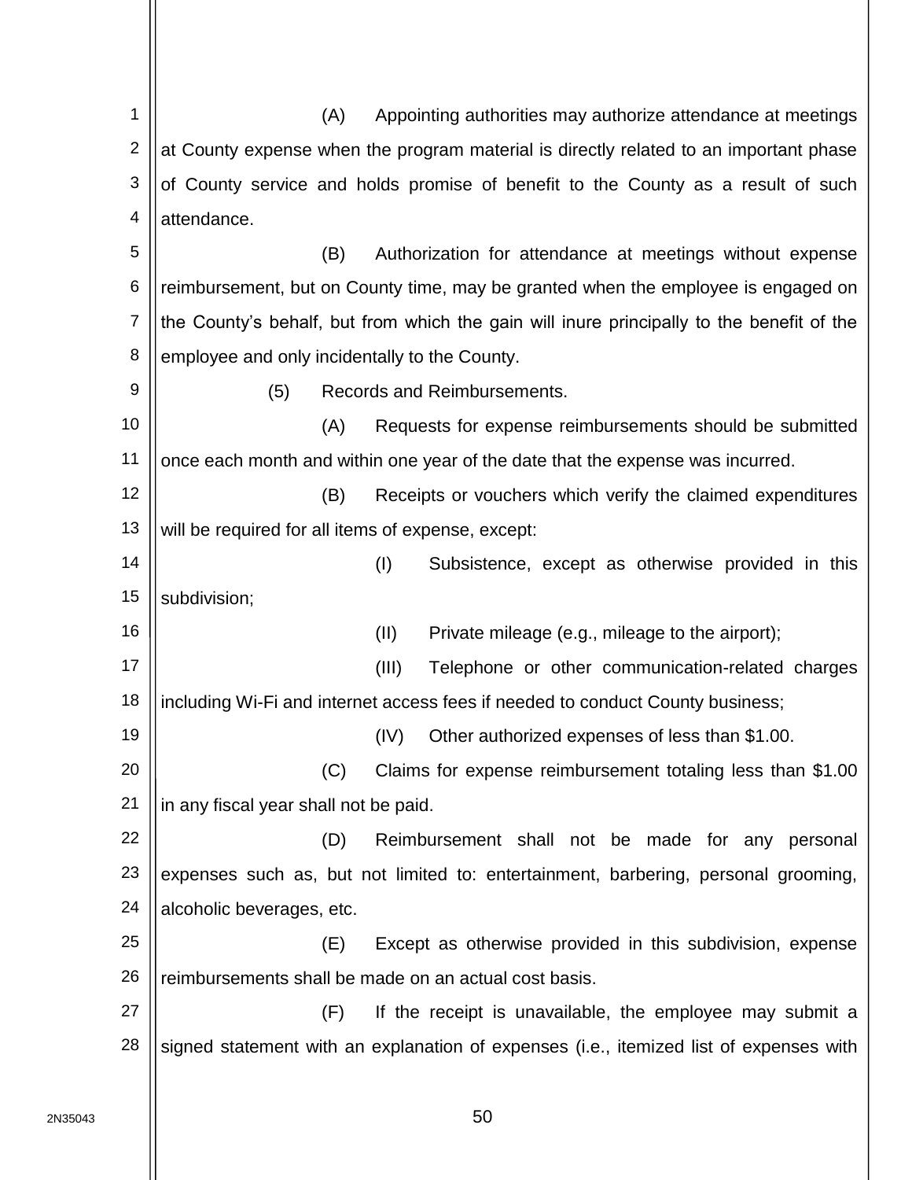(A) Appointing authorities may authorize attendance at meetings at County expense when the program material is directly related to an important phase of County service and holds promise of benefit to the County as a result of such attendance.

(B) Authorization for attendance at meetings without expense reimbursement, but on County time, may be granted when the employee is engaged on the County's behalf, but from which the gain will inure principally to the benefit of the employee and only incidentally to the County.

(5) Records and Reimbursements.

(A) Requests for expense reimbursements should be submitted once each month and within one year of the date that the expense was incurred.

(B) Receipts or vouchers which verify the claimed expenditures will be required for all items of expense, except:

(I) Subsistence, except as otherwise provided in this subdivision;

(II) Private mileage (e.g., mileage to the airport);

(III) Telephone or other communication-related charges including Wi-Fi and internet access fees if needed to conduct County business;

(IV) Other authorized expenses of less than $1.00.

(C) Claims for expense reimbursement totaling less than $1.00 in any fiscal year shall not be paid.

(D) Reimbursement shall not be made for any personal expenses such as, but not limited to: entertainment, barbering, personal grooming, alcoholic beverages, etc.

(E) Except as otherwise provided in this subdivision, expense reimbursements shall be made on an actual cost basis.

(F) If the receipt is unavailable, the employee may submit a signed statement with an explanation of expenses (i.e., itemized list of expenses with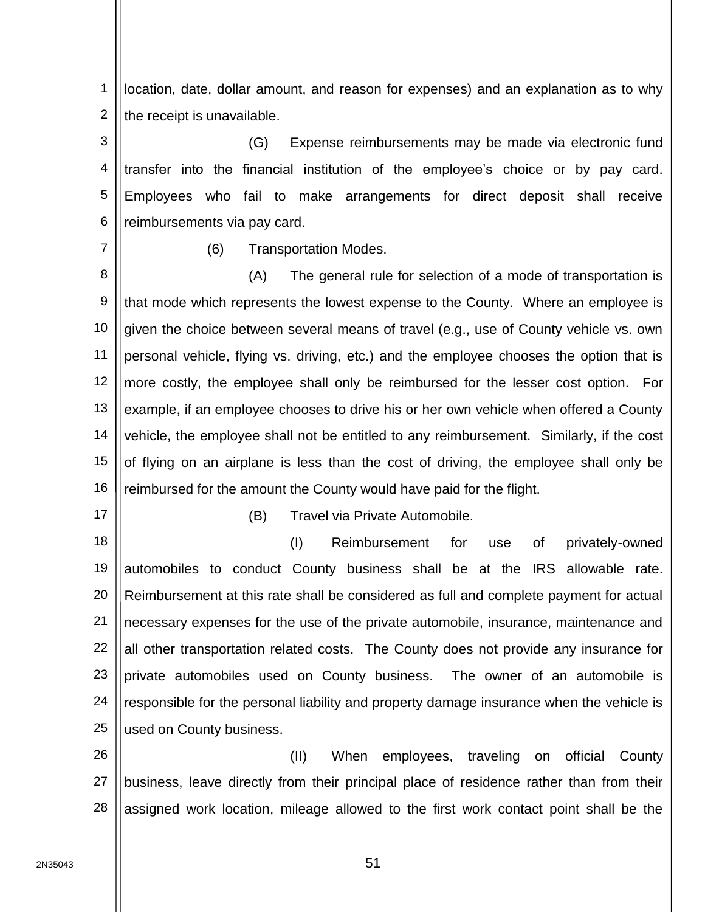location, date, dollar amount, and reason for expenses) and an explanation as to why the receipt is unavailable.

(G) Expense reimbursements may be made via electronic fund transfer into the financial institution of the employee's choice or by pay card. Employees who fail to make arrangements for direct deposit shall receive reimbursements via pay card.

(6) Transportation Modes.

(A) The general rule for selection of a mode of transportation is that mode which represents the lowest expense to the County. Where an employee is given the choice between several means of travel (e.g., use of County vehicle vs. own personal vehicle, flying vs. driving, etc.) and the employee chooses the option that is more costly, the employee shall only be reimbursed for the lesser cost option. For example, if an employee chooses to drive his or her own vehicle when offered a County vehicle, the employee shall not be entitled to any reimbursement. Similarly, if the cost of flying on an airplane is less than the cost of driving, the employee shall only be reimbursed for the amount the County would have paid for the flight.

(B) Travel via Private Automobile.

(I) Reimbursement for use of privately-owned automobiles to conduct County business shall be at the IRS allowable rate. Reimbursement at this rate shall be considered as full and complete payment for actual necessary expenses for the use of the private automobile, insurance, maintenance and all other transportation related costs. The County does not provide any insurance for private automobiles used on County business. The owner of an automobile is responsible for the personal liability and property damage insurance when the vehicle is used on County business.

(II) When employees, traveling on official County business, leave directly from their principal place of residence rather than from their assigned work location, mileage allowed to the first work contact point shall be the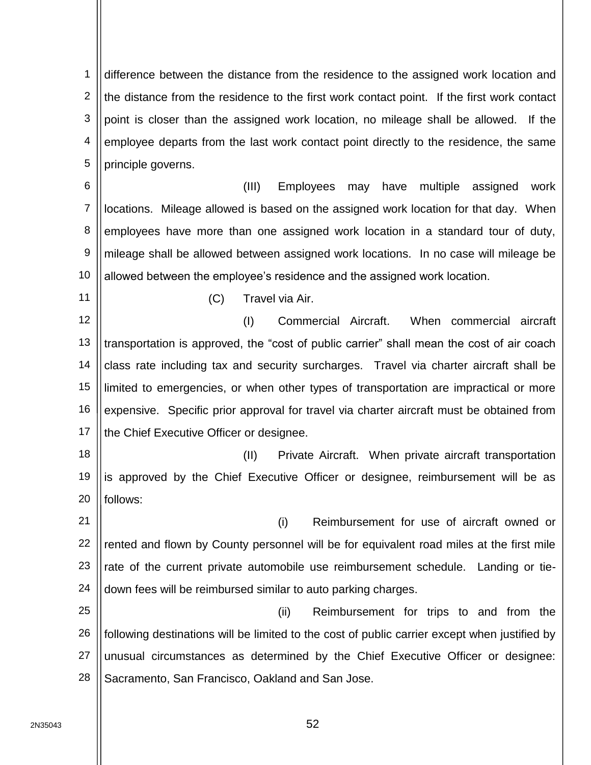difference between the distance from the residence to the assigned work location and the distance from the residence to the first work contact point. If the first work contact point is closer than the assigned work location, no mileage shall be allowed. If the employee departs from the last work contact point directly to the residence, the same principle governs.

(III) Employees may have multiple assigned work locations. Mileage allowed is based on the assigned work location for that day. When employees have more than one assigned work location in a standard tour of duty, mileage shall be allowed between assigned work locations. In no case will mileage be allowed between the employee's residence and the assigned work location.

(C) Travel via Air.

(I) Commercial Aircraft. When commercial aircraft transportation is approved, the "cost of public carrier" shall mean the cost of air coach class rate including tax and security surcharges. Travel via charter aircraft shall be limited to emergencies, or when other types of transportation are impractical or more expensive. Specific prior approval for travel via charter aircraft must be obtained from the Chief Executive Officer or designee.

(II) Private Aircraft. When private aircraft transportation is approved by the Chief Executive Officer or designee, reimbursement will be as follows:

(i) Reimbursement for use of aircraft owned or rented and flown by County personnel will be for equivalent road miles at the first mile rate of the current private automobile use reimbursement schedule. Landing or tie-down fees will be reimbursed similar to auto parking charges.

(ii) Reimbursement for trips to and from the following destinations will be limited to the cost of public carrier except when justified by unusual circumstances as determined by the Chief Executive Officer or designee: Sacramento, San Francisco, Oakland and San Jose.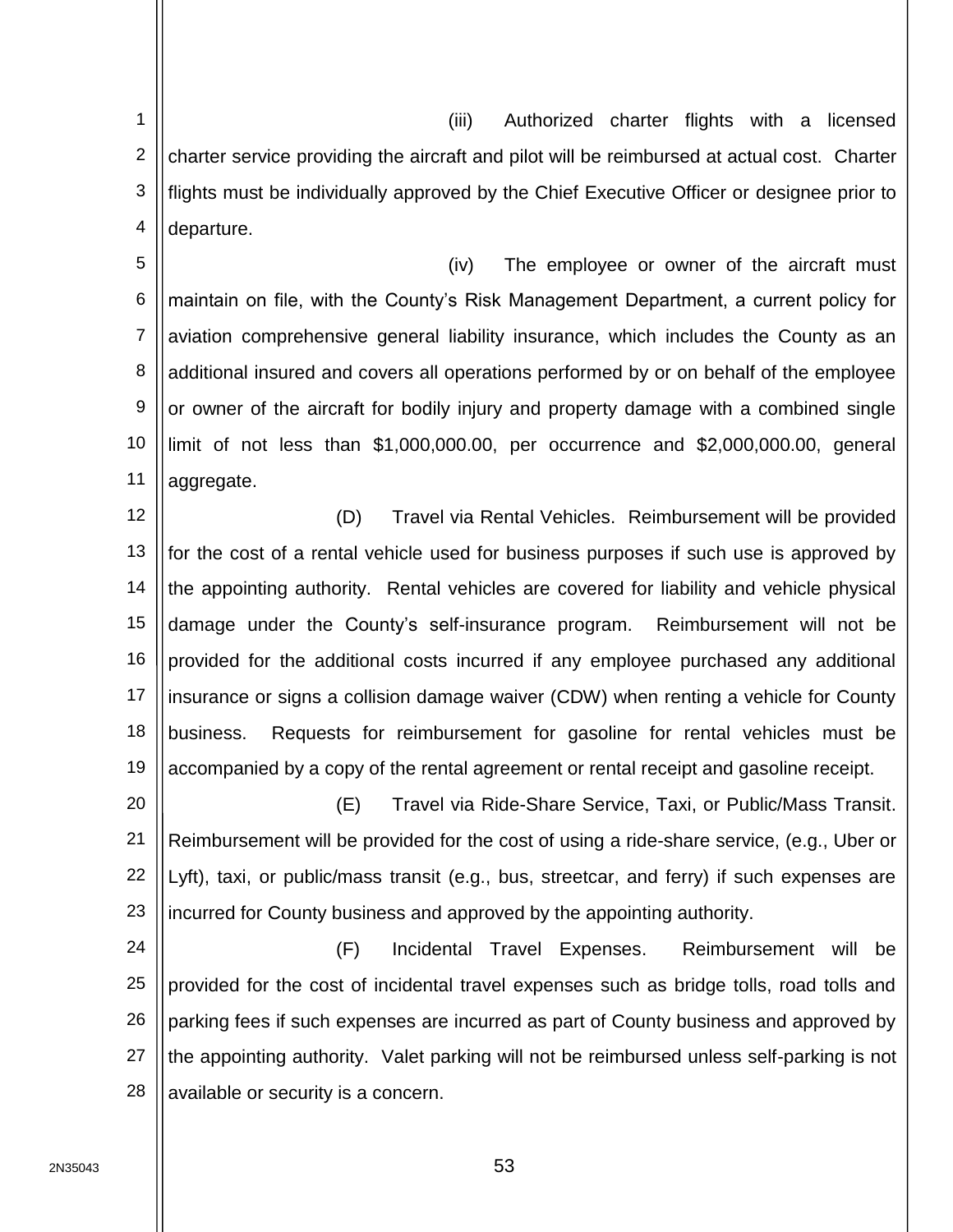(iii) Authorized charter flights with a licensed charter service providing the aircraft and pilot will be reimbursed at actual cost. Charter flights must be individually approved by the Chief Executive Officer or designee prior to departure.

(iv) The employee or owner of the aircraft must maintain on file, with the County's Risk Management Department, a current policy for aviation comprehensive general liability insurance, which includes the County as an additional insured and covers all operations performed by or on behalf of the employee or owner of the aircraft for bodily injury and property damage with a combined single limit of not less than $1,000,000.00, per occurrence and $2,000,000.00, general aggregate.

(D) Travel via Rental Vehicles. Reimbursement will be provided for the cost of a rental vehicle used for business purposes if such use is approved by the appointing authority. Rental vehicles are covered for liability and vehicle physical damage under the County's self-insurance program. Reimbursement will not be provided for the additional costs incurred if any employee purchased any additional insurance or signs a collision damage waiver (CDW) when renting a vehicle for County business. Requests for reimbursement for gasoline for rental vehicles must be accompanied by a copy of the rental agreement or rental receipt and gasoline receipt.

(E) Travel via Ride-Share Service, Taxi, or Public/Mass Transit. Reimbursement will be provided for the cost of using a ride-share service, (e.g., Uber or Lyft), taxi, or public/mass transit (e.g., bus, streetcar, and ferry) if such expenses are incurred for County business and approved by the appointing authority.

(F) Incidental Travel Expenses. Reimbursement will be provided for the cost of incidental travel expenses such as bridge tolls, road tolls and parking fees if such expenses are incurred as part of County business and approved by the appointing authority. Valet parking will not be reimbursed unless self-parking is not available or security is a concern.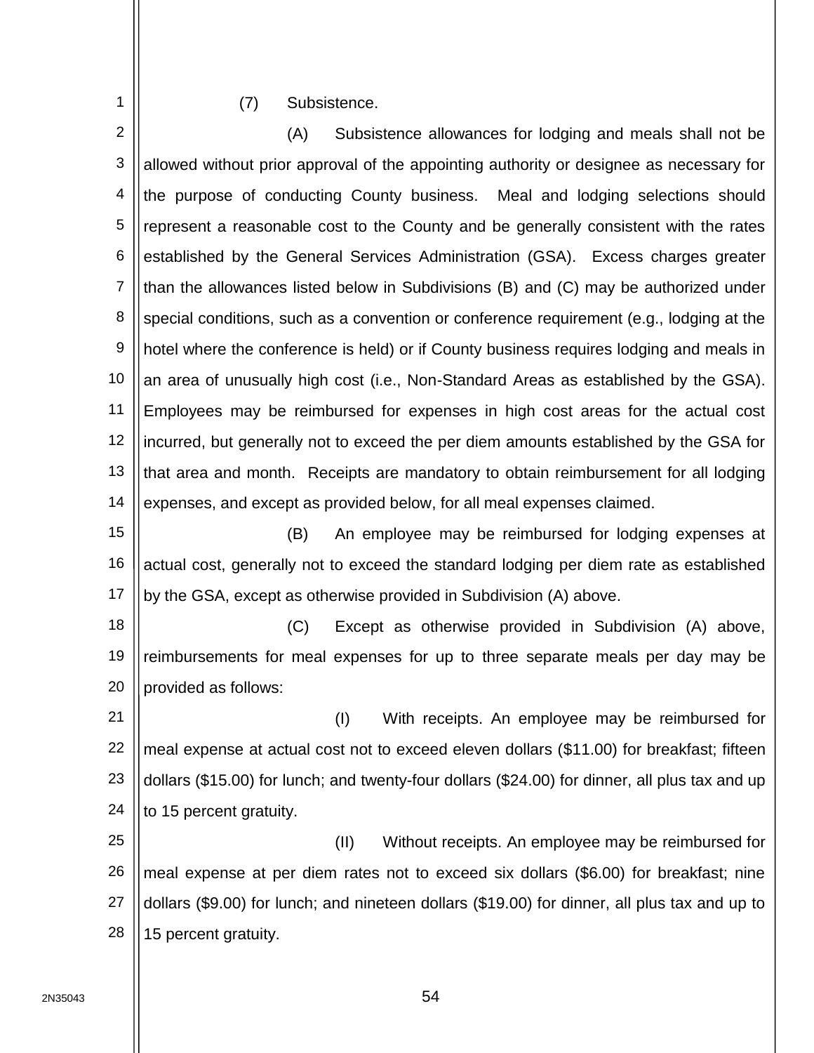(7) Subsistence.

(A) Subsistence allowances for lodging and meals shall not be allowed without prior approval of the appointing authority or designee as necessary for the purpose of conducting County business. Meal and lodging selections should represent a reasonable cost to the County and be generally consistent with the rates established by the General Services Administration (GSA). Excess charges greater than the allowances listed below in Subdivisions (B) and (C) may be authorized under special conditions, such as a convention or conference requirement (e.g., lodging at the hotel where the conference is held) or if County business requires lodging and meals in an area of unusually high cost (i.e., Non-Standard Areas as established by the GSA). Employees may be reimbursed for expenses in high cost areas for the actual cost incurred, but generally not to exceed the per diem amounts established by the GSA for that area and month. Receipts are mandatory to obtain reimbursement for all lodging expenses, and except as provided below, for all meal expenses claimed.

(B) An employee may be reimbursed for lodging expenses at actual cost, generally not to exceed the standard lodging per diem rate as established by the GSA, except as otherwise provided in Subdivision (A) above.

(C) Except as otherwise provided in Subdivision (A) above, reimbursements for meal expenses for up to three separate meals per day may be provided as follows:

(I) With receipts. An employee may be reimbursed for meal expense at actual cost not to exceed eleven dollars ($11.00) for breakfast; fifteen dollars ($15.00) for lunch; and twenty-four dollars ($24.00) for dinner, all plus tax and up to 15 percent gratuity.

(II) Without receipts. An employee may be reimbursed for meal expense at per diem rates not to exceed six dollars ($6.00) for breakfast; nine dollars ($9.00) for lunch; and nineteen dollars ($19.00) for dinner, all plus tax and up to 15 percent gratuity.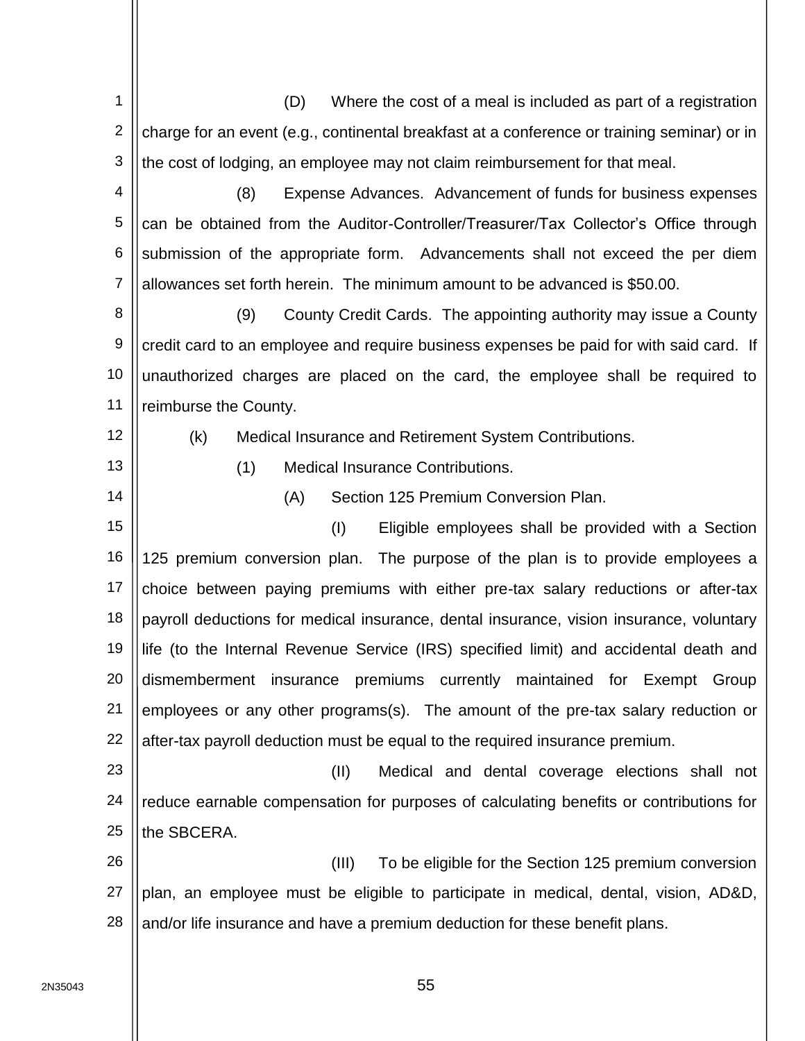(D) Where the cost of a meal is included as part of a registration charge for an event (e.g., continental breakfast at a conference or training seminar) or in the cost of lodging, an employee may not claim reimbursement for that meal.

(8) Expense Advances. Advancement of funds for business expenses can be obtained from the Auditor-Controller/Treasurer/Tax Collector's Office through submission of the appropriate form. Advancements shall not exceed the per diem allowances set forth herein. The minimum amount to be advanced is $50.00.

(9) County Credit Cards. The appointing authority may issue a County credit card to an employee and require business expenses be paid for with said card. If unauthorized charges are placed on the card, the employee shall be required to reimburse the County.

(k) Medical Insurance and Retirement System Contributions.

(1) Medical Insurance Contributions.

(A) Section 125 Premium Conversion Plan.

(I) Eligible employees shall be provided with a Section 125 premium conversion plan. The purpose of the plan is to provide employees a choice between paying premiums with either pre-tax salary reductions or after-tax payroll deductions for medical insurance, dental insurance, vision insurance, voluntary life (to the Internal Revenue Service (IRS) specified limit) and accidental death and dismemberment insurance premiums currently maintained for Exempt Group employees or any other programs(s). The amount of the pre-tax salary reduction or after-tax payroll deduction must be equal to the required insurance premium.

(II) Medical and dental coverage elections shall not reduce earnable compensation for purposes of calculating benefits or contributions for the SBCERA.

(III) To be eligible for the Section 125 premium conversion plan, an employee must be eligible to participate in medical, dental, vision, AD&D, and/or life insurance and have a premium deduction for these benefit plans.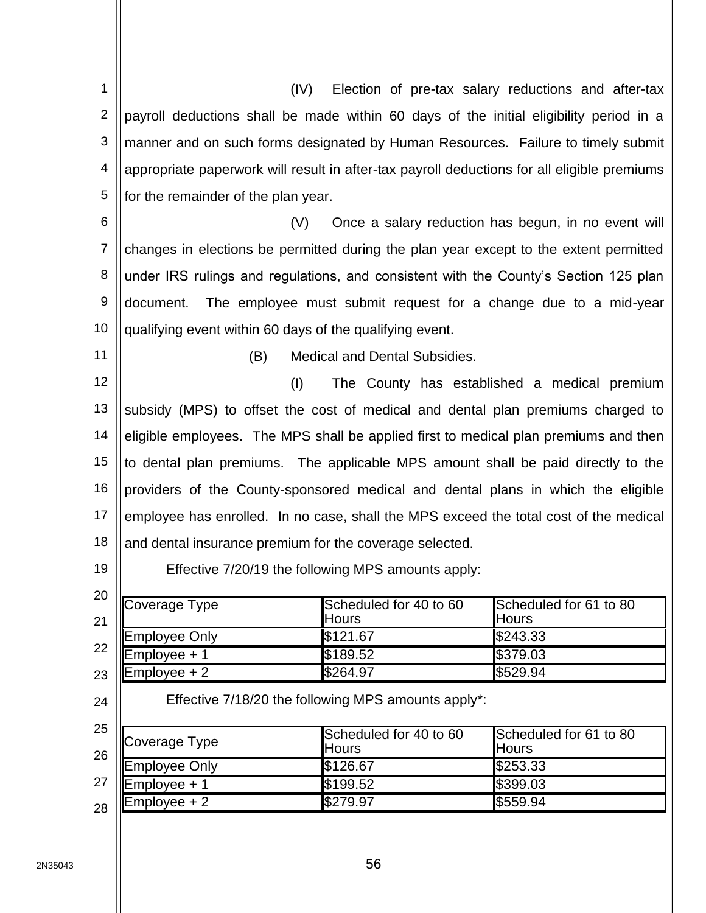(IV) Election of pre-tax salary reductions and after-tax payroll deductions shall be made within 60 days of the initial eligibility period in a manner and on such forms designated by Human Resources. Failure to timely submit appropriate paperwork will result in after-tax payroll deductions for all eligible premiums for the remainder of the plan year.

(V) Once a salary reduction has begun, in no event will changes in elections be permitted during the plan year except to the extent permitted under IRS rulings and regulations, and consistent with the County's Section 125 plan document. The employee must submit request for a change due to a mid-year qualifying event within 60 days of the qualifying event.

(B) Medical and Dental Subsidies.

(I) The County has established a medical premium subsidy (MPS) to offset the cost of medical and dental plan premiums charged to eligible employees. The MPS shall be applied first to medical plan premiums and then to dental plan premiums. The applicable MPS amount shall be paid directly to the providers of the County-sponsored medical and dental plans in which the eligible employee has enrolled. In no case, shall the MPS exceed the total cost of the medical and dental insurance premium for the coverage selected.

Effective 7/20/19 the following MPS amounts apply:

| Coverage Type | Scheduled for 40 to 60 Hours | Scheduled for 61 to 80 Hours |
|---|---|---|
| Employee Only | $121.67 | $243.33 |
| Employee + 1 | $189.52 | $379.03 |
| Employee + 2 | $264.97 | $529.94 |

Effective 7/18/20 the following MPS amounts apply*:

| Coverage Type | Scheduled for 40 to 60 Hours | Scheduled for 61 to 80 Hours |
|---|---|---|
| Employee Only | $126.67 | $253.33 |
| Employee + 1 | $199.52 | $399.03 |
| Employee + 2 | $279.97 | $559.94 |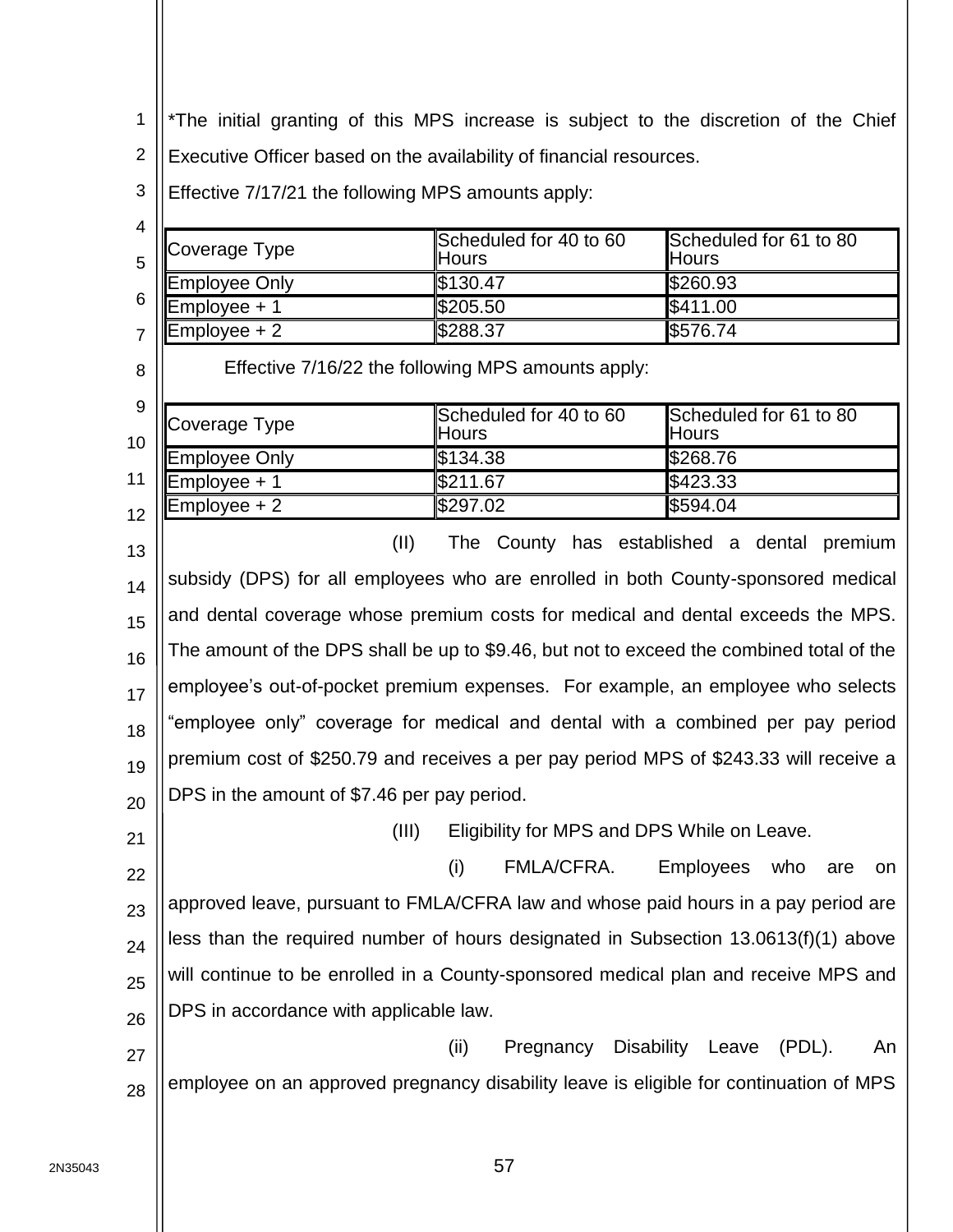*The initial granting of this MPS increase is subject to the discretion of the Chief Executive Officer based on the availability of financial resources.

Effective 7/17/21 the following MPS amounts apply:

| Coverage Type | Scheduled for 40 to 60 Hours | Scheduled for 61 to 80 Hours |
| --- | --- | --- |
| Employee Only | $130.47 | $260.93 |
| Employee + 1 | $205.50 | $411.00 |
| Employee + 2 | $288.37 | $576.74 |

Effective 7/16/22 the following MPS amounts apply:

| Coverage Type | Scheduled for 40 to 60 Hours | Scheduled for 61 to 80 Hours |
| --- | --- | --- |
| Employee Only | $134.38 | $268.76 |
| Employee + 1 | $211.67 | $423.33 |
| Employee + 2 | $297.02 | $594.04 |

(II) The County has established a dental premium subsidy (DPS) for all employees who are enrolled in both County-sponsored medical and dental coverage whose premium costs for medical and dental exceeds the MPS. The amount of the DPS shall be up to $9.46, but not to exceed the combined total of the employee's out-of-pocket premium expenses. For example, an employee who selects "employee only" coverage for medical and dental with a combined per pay period premium cost of $250.79 and receives a per pay period MPS of $243.33 will receive a DPS in the amount of $7.46 per pay period.

(III) Eligibility for MPS and DPS While on Leave.

(i) FMLA/CFRA. Employees who are on approved leave, pursuant to FMLA/CFRA law and whose paid hours in a pay period are less than the required number of hours designated in Subsection 13.0613(f)(1) above will continue to be enrolled in a County-sponsored medical plan and receive MPS and DPS in accordance with applicable law.

(ii) Pregnancy Disability Leave (PDL). An employee on an approved pregnancy disability leave is eligible for continuation of MPS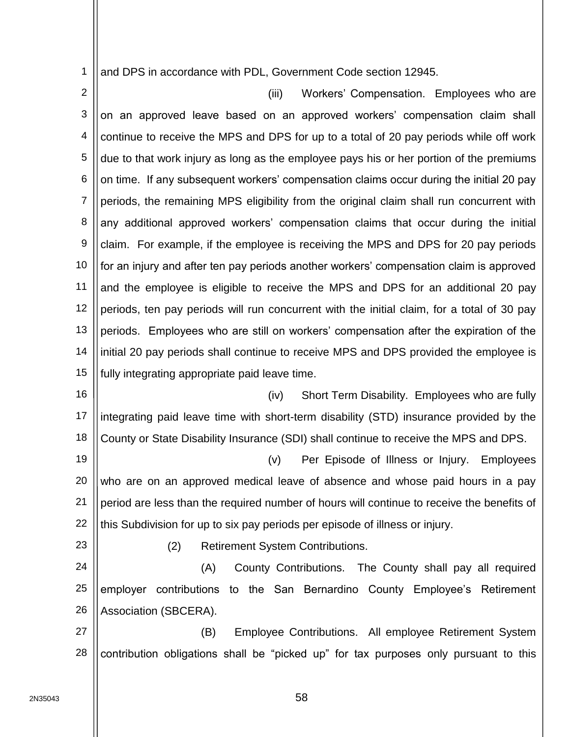and DPS in accordance with PDL, Government Code section 12945.

(iii) Workers' Compensation. Employees who are on an approved leave based on an approved workers' compensation claim shall continue to receive the MPS and DPS for up to a total of 20 pay periods while off work due to that work injury as long as the employee pays his or her portion of the premiums on time. If any subsequent workers' compensation claims occur during the initial 20 pay periods, the remaining MPS eligibility from the original claim shall run concurrent with any additional approved workers' compensation claims that occur during the initial claim. For example, if the employee is receiving the MPS and DPS for 20 pay periods for an injury and after ten pay periods another workers' compensation claim is approved and the employee is eligible to receive the MPS and DPS for an additional 20 pay periods, ten pay periods will run concurrent with the initial claim, for a total of 30 pay periods. Employees who are still on workers' compensation after the expiration of the initial 20 pay periods shall continue to receive MPS and DPS provided the employee is fully integrating appropriate paid leave time.

(iv) Short Term Disability. Employees who are fully integrating paid leave time with short-term disability (STD) insurance provided by the County or State Disability Insurance (SDI) shall continue to receive the MPS and DPS.

(v) Per Episode of Illness or Injury. Employees who are on an approved medical leave of absence and whose paid hours in a pay period are less than the required number of hours will continue to receive the benefits of this Subdivision for up to six pay periods per episode of illness or injury.

(2) Retirement System Contributions.

(A) County Contributions. The County shall pay all required employer contributions to the San Bernardino County Employee's Retirement Association (SBCERA).

(B) Employee Contributions. All employee Retirement System contribution obligations shall be "picked up" for tax purposes only pursuant to this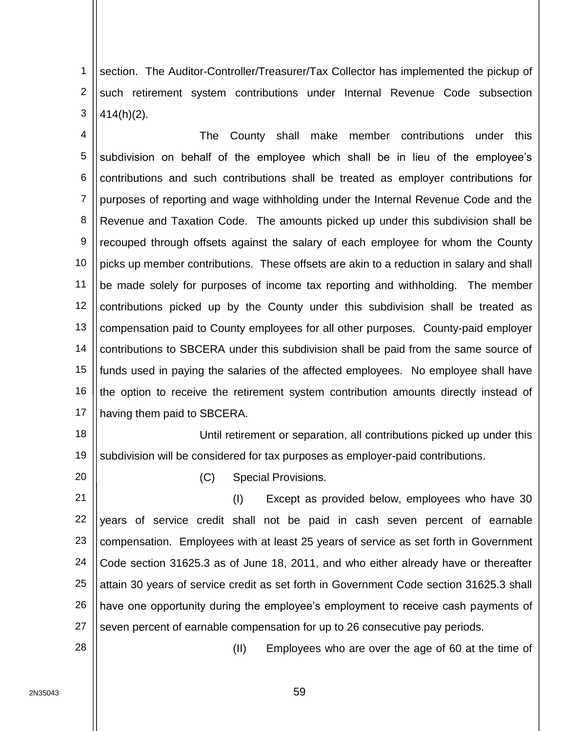section. The Auditor-Controller/Treasurer/Tax Collector has implemented the pickup of such retirement system contributions under Internal Revenue Code subsection 414(h)(2).

The County shall make member contributions under this subdivision on behalf of the employee which shall be in lieu of the employee's contributions and such contributions shall be treated as employer contributions for purposes of reporting and wage withholding under the Internal Revenue Code and the Revenue and Taxation Code. The amounts picked up under this subdivision shall be recouped through offsets against the salary of each employee for whom the County picks up member contributions. These offsets are akin to a reduction in salary and shall be made solely for purposes of income tax reporting and withholding. The member contributions picked up by the County under this subdivision shall be treated as compensation paid to County employees for all other purposes. County-paid employer contributions to SBCERA under this subdivision shall be paid from the same source of funds used in paying the salaries of the affected employees. No employee shall have the option to receive the retirement system contribution amounts directly instead of having them paid to SBCERA.

Until retirement or separation, all contributions picked up under this subdivision will be considered for tax purposes as employer-paid contributions.

(C) Special Provisions.

(I) Except as provided below, employees who have 30 years of service credit shall not be paid in cash seven percent of earnable compensation. Employees with at least 25 years of service as set forth in Government Code section 31625.3 as of June 18, 2011, and who either already have or thereafter attain 30 years of service credit as set forth in Government Code section 31625.3 shall have one opportunity during the employee's employment to receive cash payments of seven percent of earnable compensation for up to 26 consecutive pay periods.

(II) Employees who are over the age of 60 at the time of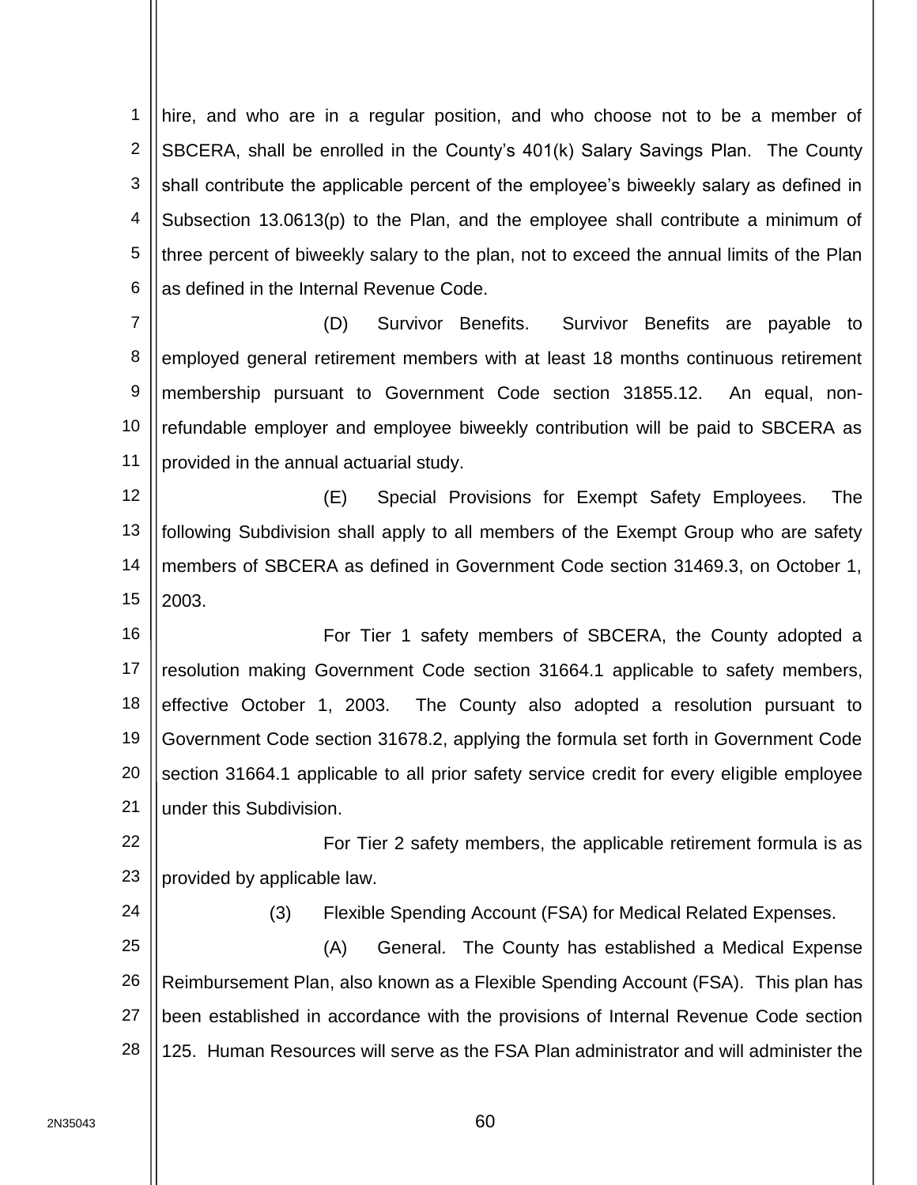hire, and who are in a regular position, and who choose not to be a member of SBCERA, shall be enrolled in the County's 401(k) Salary Savings Plan. The County shall contribute the applicable percent of the employee's biweekly salary as defined in Subsection 13.0613(p) to the Plan, and the employee shall contribute a minimum of three percent of biweekly salary to the plan, not to exceed the annual limits of the Plan as defined in the Internal Revenue Code.

(D) Survivor Benefits. Survivor Benefits are payable to employed general retirement members with at least 18 months continuous retirement membership pursuant to Government Code section 31855.12. An equal, non-refundable employer and employee biweekly contribution will be paid to SBCERA as provided in the annual actuarial study.

(E) Special Provisions for Exempt Safety Employees. The following Subdivision shall apply to all members of the Exempt Group who are safety members of SBCERA as defined in Government Code section 31469.3, on October 1, 2003.

For Tier 1 safety members of SBCERA, the County adopted a resolution making Government Code section 31664.1 applicable to safety members, effective October 1, 2003. The County also adopted a resolution pursuant to Government Code section 31678.2, applying the formula set forth in Government Code section 31664.1 applicable to all prior safety service credit for every eligible employee under this Subdivision.

For Tier 2 safety members, the applicable retirement formula is as provided by applicable law.

(3) Flexible Spending Account (FSA) for Medical Related Expenses.

(A) General. The County has established a Medical Expense Reimbursement Plan, also known as a Flexible Spending Account (FSA). This plan has been established in accordance with the provisions of Internal Revenue Code section 125. Human Resources will serve as the FSA Plan administrator and will administer the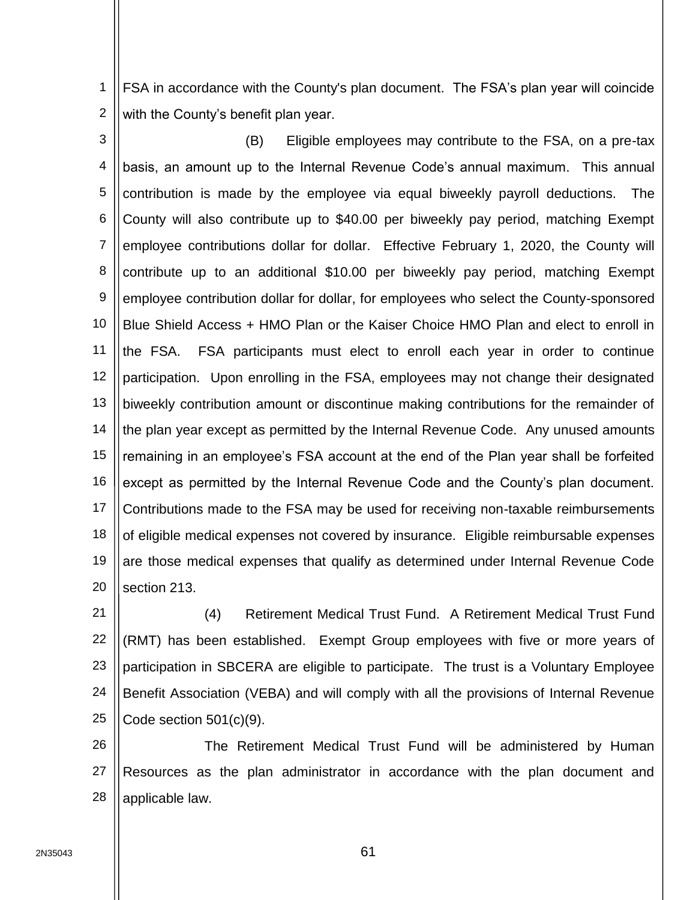FSA in accordance with the County's plan document. The FSA's plan year will coincide with the County's benefit plan year.

(B) Eligible employees may contribute to the FSA, on a pre-tax basis, an amount up to the Internal Revenue Code's annual maximum. This annual contribution is made by the employee via equal biweekly payroll deductions. The County will also contribute up to $40.00 per biweekly pay period, matching Exempt employee contributions dollar for dollar. Effective February 1, 2020, the County will contribute up to an additional $10.00 per biweekly pay period, matching Exempt employee contribution dollar for dollar, for employees who select the County-sponsored Blue Shield Access + HMO Plan or the Kaiser Choice HMO Plan and elect to enroll in the FSA. FSA participants must elect to enroll each year in order to continue participation. Upon enrolling in the FSA, employees may not change their designated biweekly contribution amount or discontinue making contributions for the remainder of the plan year except as permitted by the Internal Revenue Code. Any unused amounts remaining in an employee's FSA account at the end of the Plan year shall be forfeited except as permitted by the Internal Revenue Code and the County's plan document. Contributions made to the FSA may be used for receiving non-taxable reimbursements of eligible medical expenses not covered by insurance. Eligible reimbursable expenses are those medical expenses that qualify as determined under Internal Revenue Code section 213.

(4) Retirement Medical Trust Fund. A Retirement Medical Trust Fund (RMT) has been established. Exempt Group employees with five or more years of participation in SBCERA are eligible to participate. The trust is a Voluntary Employee Benefit Association (VEBA) and will comply with all the provisions of Internal Revenue Code section 501(c)(9).

The Retirement Medical Trust Fund will be administered by Human Resources as the plan administrator in accordance with the plan document and applicable law.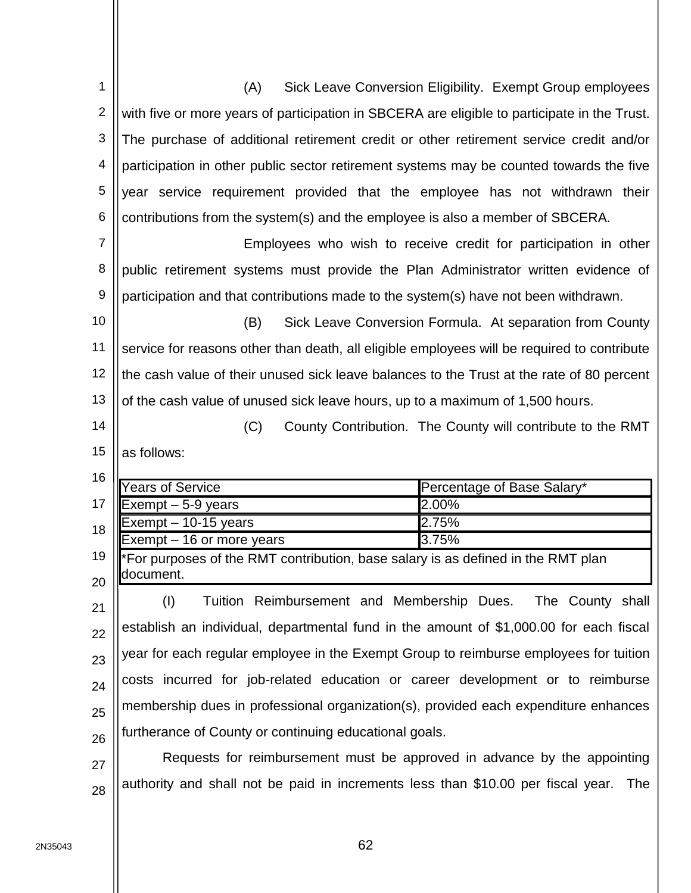(A) Sick Leave Conversion Eligibility. Exempt Group employees with five or more years of participation in SBCERA are eligible to participate in the Trust. The purchase of additional retirement credit or other retirement service credit and/or participation in other public sector retirement systems may be counted towards the five year service requirement provided that the employee has not withdrawn their contributions from the system(s) and the employee is also a member of SBCERA.

Employees who wish to receive credit for participation in other public retirement systems must provide the Plan Administrator written evidence of participation and that contributions made to the system(s) have not been withdrawn.

(B) Sick Leave Conversion Formula. At separation from County service for reasons other than death, all eligible employees will be required to contribute the cash value of their unused sick leave balances to the Trust at the rate of 80 percent of the cash value of unused sick leave hours, up to a maximum of 1,500 hours.

(C) County Contribution. The County will contribute to the RMT as follows:

| Years of Service | Percentage of Base Salary* |
|---|---|
| Exempt – 5-9 years | 2.00% |
| Exempt – 10-15 years | 2.75% |
| Exempt – 16 or more years | 3.75% |
| *For purposes of the RMT contribution, base salary is as defined in the RMT plan document. | |

(I) Tuition Reimbursement and Membership Dues. The County shall establish an individual, departmental fund in the amount of $1,000.00 for each fiscal year for each regular employee in the Exempt Group to reimburse employees for tuition costs incurred for job-related education or career development or to reimburse membership dues in professional organization(s), provided each expenditure enhances furtherance of County or continuing educational goals.

Requests for reimbursement must be approved in advance by the appointing authority and shall not be paid in increments less than $10.00 per fiscal year. The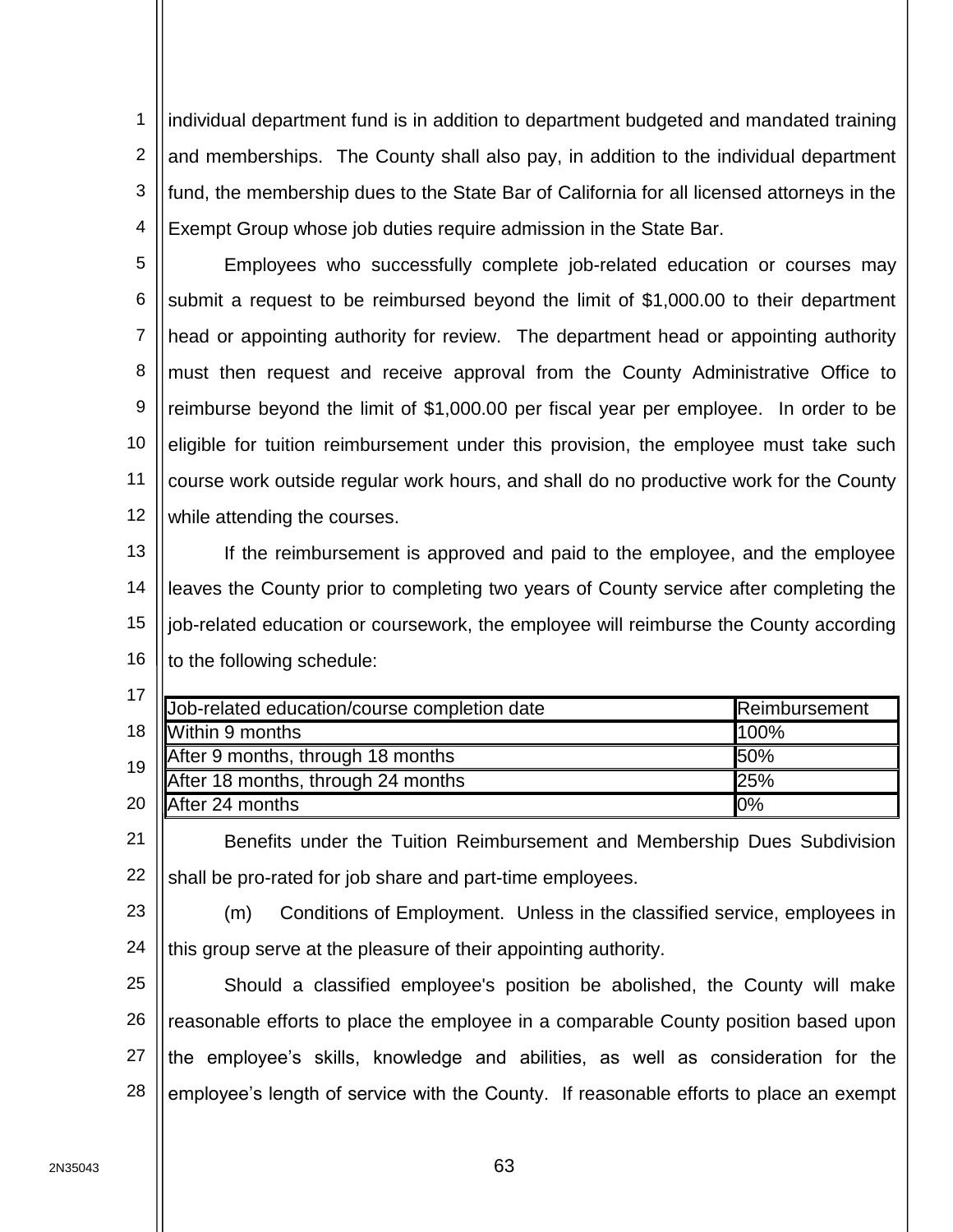individual department fund is in addition to department budgeted and mandated training and memberships. The County shall also pay, in addition to the individual department fund, the membership dues to the State Bar of California for all licensed attorneys in the Exempt Group whose job duties require admission in the State Bar.

Employees who successfully complete job-related education or courses may submit a request to be reimbursed beyond the limit of $1,000.00 to their department head or appointing authority for review. The department head or appointing authority must then request and receive approval from the County Administrative Office to reimburse beyond the limit of $1,000.00 per fiscal year per employee. In order to be eligible for tuition reimbursement under this provision, the employee must take such course work outside regular work hours, and shall do no productive work for the County while attending the courses.

If the reimbursement is approved and paid to the employee, and the employee leaves the County prior to completing two years of County service after completing the job-related education or coursework, the employee will reimburse the County according to the following schedule:

| Job-related education/course completion date | Reimbursement |
|---|---|
| Within 9 months | 100% |
| After 9 months, through 18 months | 50% |
| After 18 months, through 24 months | 25% |
| After 24 months | 0% |

Benefits under the Tuition Reimbursement and Membership Dues Subdivision shall be pro-rated for job share and part-time employees.

(m) Conditions of Employment. Unless in the classified service, employees in this group serve at the pleasure of their appointing authority.

Should a classified employee's position be abolished, the County will make reasonable efforts to place the employee in a comparable County position based upon the employee's skills, knowledge and abilities, as well as consideration for the employee's length of service with the County. If reasonable efforts to place an exempt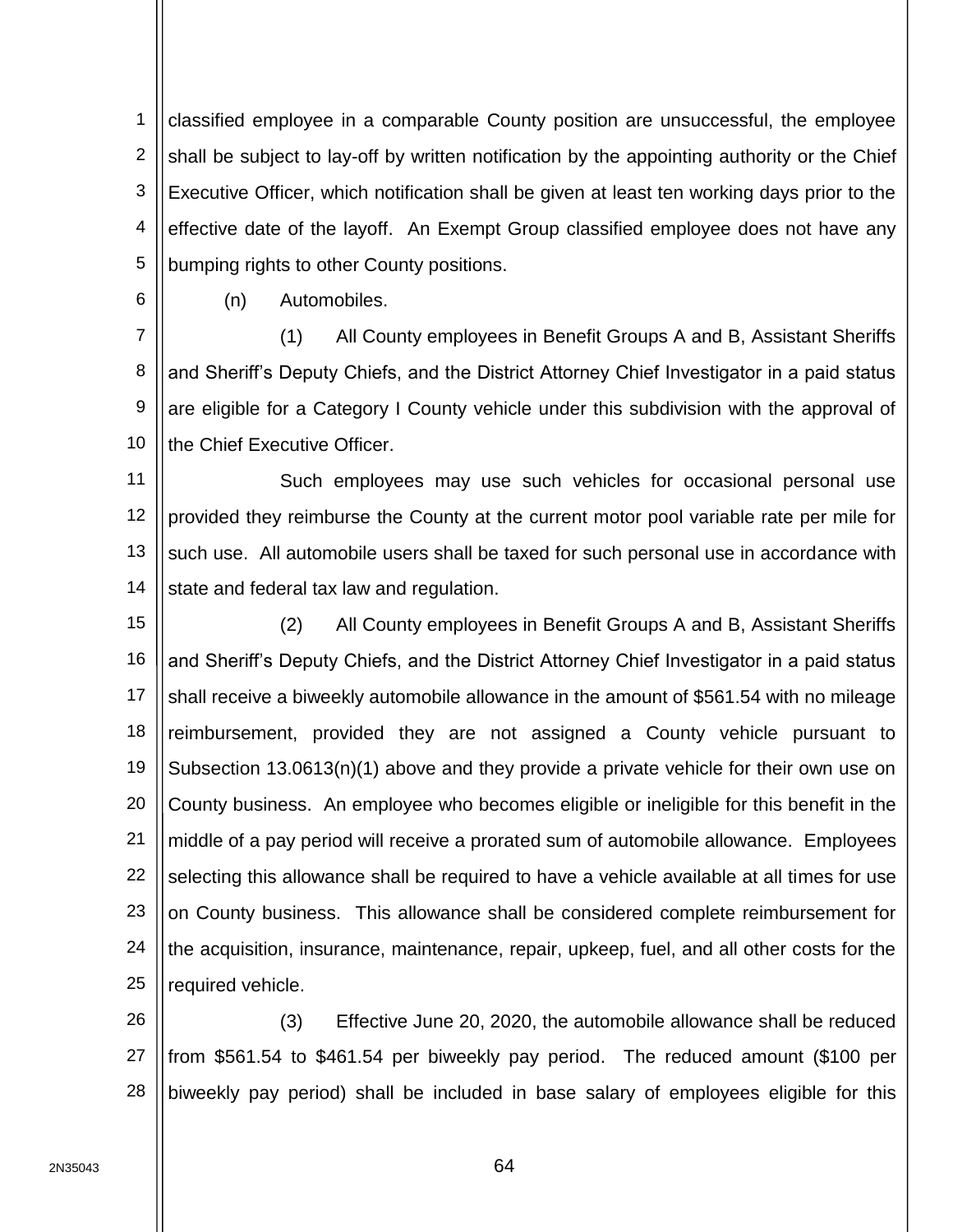classified employee in a comparable County position are unsuccessful, the employee shall be subject to lay-off by written notification by the appointing authority or the Chief Executive Officer, which notification shall be given at least ten working days prior to the effective date of the layoff. An Exempt Group classified employee does not have any bumping rights to other County positions.

(n) Automobiles.

(1) All County employees in Benefit Groups A and B, Assistant Sheriffs and Sheriff's Deputy Chiefs, and the District Attorney Chief Investigator in a paid status are eligible for a Category I County vehicle under this subdivision with the approval of the Chief Executive Officer.

Such employees may use such vehicles for occasional personal use provided they reimburse the County at the current motor pool variable rate per mile for such use. All automobile users shall be taxed for such personal use in accordance with state and federal tax law and regulation.

(2) All County employees in Benefit Groups A and B, Assistant Sheriffs and Sheriff's Deputy Chiefs, and the District Attorney Chief Investigator in a paid status shall receive a biweekly automobile allowance in the amount of $561.54 with no mileage reimbursement, provided they are not assigned a County vehicle pursuant to Subsection 13.0613(n)(1) above and they provide a private vehicle for their own use on County business. An employee who becomes eligible or ineligible for this benefit in the middle of a pay period will receive a prorated sum of automobile allowance. Employees selecting this allowance shall be required to have a vehicle available at all times for use on County business. This allowance shall be considered complete reimbursement for the acquisition, insurance, maintenance, repair, upkeep, fuel, and all other costs for the required vehicle.

(3) Effective June 20, 2020, the automobile allowance shall be reduced from $561.54 to $461.54 per biweekly pay period. The reduced amount ($100 per biweekly pay period) shall be included in base salary of employees eligible for this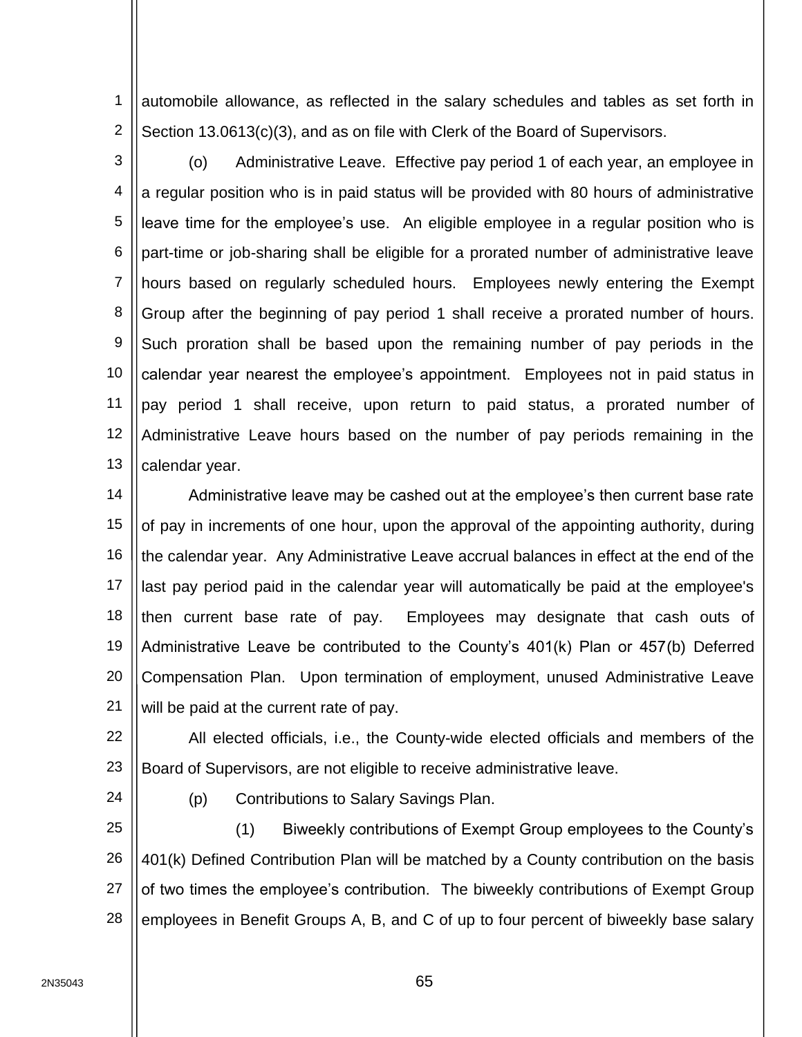automobile allowance, as reflected in the salary schedules and tables as set forth in Section 13.0613(c)(3), and as on file with Clerk of the Board of Supervisors.

(o) Administrative Leave. Effective pay period 1 of each year, an employee in a regular position who is in paid status will be provided with 80 hours of administrative leave time for the employee's use. An eligible employee in a regular position who is part-time or job-sharing shall be eligible for a prorated number of administrative leave hours based on regularly scheduled hours. Employees newly entering the Exempt Group after the beginning of pay period 1 shall receive a prorated number of hours. Such proration shall be based upon the remaining number of pay periods in the calendar year nearest the employee's appointment. Employees not in paid status in pay period 1 shall receive, upon return to paid status, a prorated number of Administrative Leave hours based on the number of pay periods remaining in the calendar year.

Administrative leave may be cashed out at the employee's then current base rate of pay in increments of one hour, upon the approval of the appointing authority, during the calendar year. Any Administrative Leave accrual balances in effect at the end of the last pay period paid in the calendar year will automatically be paid at the employee's then current base rate of pay. Employees may designate that cash outs of Administrative Leave be contributed to the County's 401(k) Plan or 457(b) Deferred Compensation Plan. Upon termination of employment, unused Administrative Leave will be paid at the current rate of pay.

All elected officials, i.e., the County-wide elected officials and members of the Board of Supervisors, are not eligible to receive administrative leave.

(p) Contributions to Salary Savings Plan.

(1) Biweekly contributions of Exempt Group employees to the County's 401(k) Defined Contribution Plan will be matched by a County contribution on the basis of two times the employee's contribution. The biweekly contributions of Exempt Group employees in Benefit Groups A, B, and C of up to four percent of biweekly base salary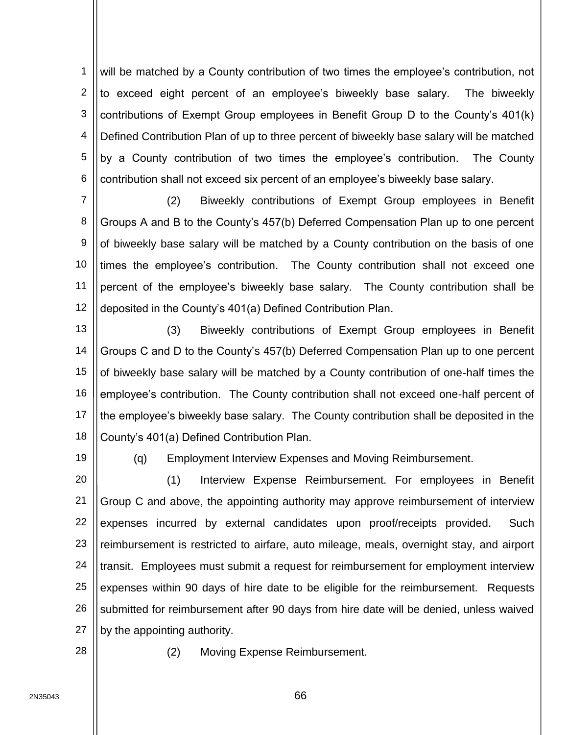will be matched by a County contribution of two times the employee's contribution, not to exceed eight percent of an employee's biweekly base salary. The biweekly contributions of Exempt Group employees in Benefit Group D to the County's 401(k) Defined Contribution Plan of up to three percent of biweekly base salary will be matched by a County contribution of two times the employee's contribution. The County contribution shall not exceed six percent of an employee's biweekly base salary.

(2) Biweekly contributions of Exempt Group employees in Benefit Groups A and B to the County's 457(b) Deferred Compensation Plan up to one percent of biweekly base salary will be matched by a County contribution on the basis of one times the employee's contribution. The County contribution shall not exceed one percent of the employee's biweekly base salary. The County contribution shall be deposited in the County's 401(a) Defined Contribution Plan.

(3) Biweekly contributions of Exempt Group employees in Benefit Groups C and D to the County's 457(b) Deferred Compensation Plan up to one percent of biweekly base salary will be matched by a County contribution of one-half times the employee's contribution. The County contribution shall not exceed one-half percent of the employee's biweekly base salary. The County contribution shall be deposited in the County's 401(a) Defined Contribution Plan.

(q) Employment Interview Expenses and Moving Reimbursement.

(1) Interview Expense Reimbursement. For employees in Benefit Group C and above, the appointing authority may approve reimbursement of interview expenses incurred by external candidates upon proof/receipts provided. Such reimbursement is restricted to airfare, auto mileage, meals, overnight stay, and airport transit. Employees must submit a request for reimbursement for employment interview expenses within 90 days of hire date to be eligible for the reimbursement. Requests submitted for reimbursement after 90 days from hire date will be denied, unless waived by the appointing authority.

(2) Moving Expense Reimbursement.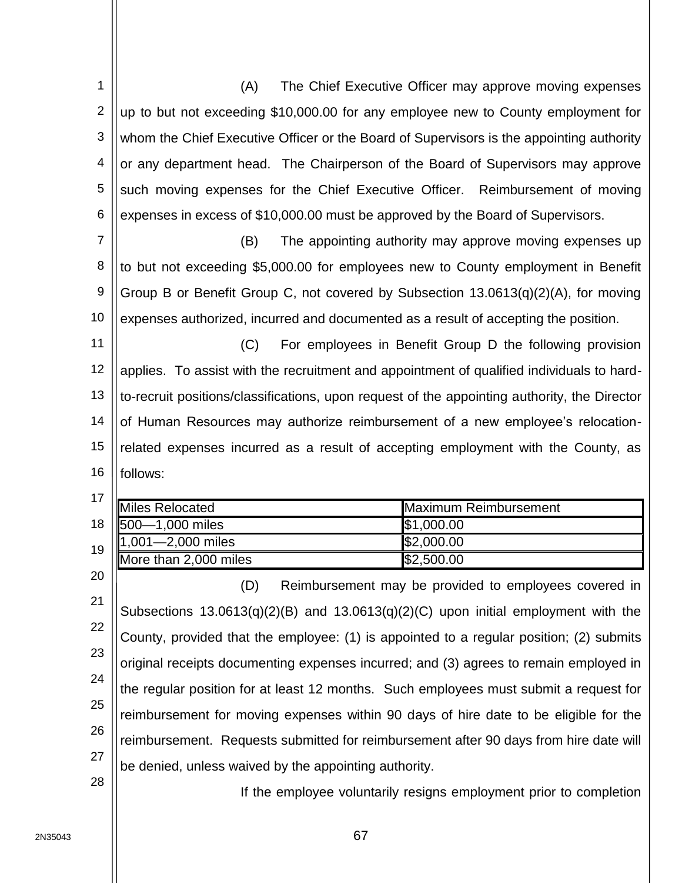(A) The Chief Executive Officer may approve moving expenses up to but not exceeding $10,000.00 for any employee new to County employment for whom the Chief Executive Officer or the Board of Supervisors is the appointing authority or any department head. The Chairperson of the Board of Supervisors may approve such moving expenses for the Chief Executive Officer. Reimbursement of moving expenses in excess of $10,000.00 must be approved by the Board of Supervisors.

(B) The appointing authority may approve moving expenses up to but not exceeding $5,000.00 for employees new to County employment in Benefit Group B or Benefit Group C, not covered by Subsection 13.0613(q)(2)(A), for moving expenses authorized, incurred and documented as a result of accepting the position.

(C) For employees in Benefit Group D the following provision applies. To assist with the recruitment and appointment of qualified individuals to hard-to-recruit positions/classifications, upon request of the appointing authority, the Director of Human Resources may authorize reimbursement of a new employee's relocation-related expenses incurred as a result of accepting employment with the County, as follows:

| Miles Relocated | Maximum Reimbursement |
|---|---|
| 500—1,000 miles | $1,000.00 |
| 1,001—2,000 miles | $2,000.00 |
| More than 2,000 miles | $2,500.00 |

(D) Reimbursement may be provided to employees covered in Subsections 13.0613(q)(2)(B) and 13.0613(q)(2)(C) upon initial employment with the County, provided that the employee: (1) is appointed to a regular position; (2) submits original receipts documenting expenses incurred; and (3) agrees to remain employed in the regular position for at least 12 months. Such employees must submit a request for reimbursement for moving expenses within 90 days of hire date to be eligible for the reimbursement. Requests submitted for reimbursement after 90 days from hire date will be denied, unless waived by the appointing authority.

If the employee voluntarily resigns employment prior to completion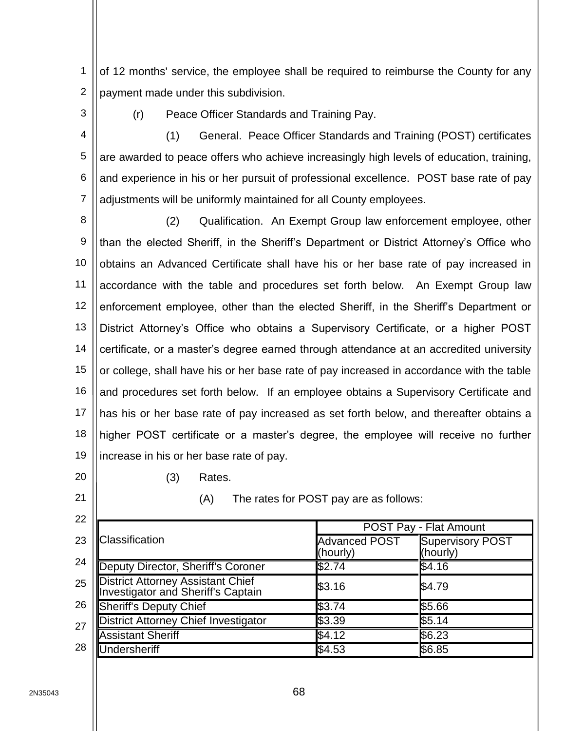of 12 months' service, the employee shall be required to reimburse the County for any payment made under this subdivision.

(r) Peace Officer Standards and Training Pay.

(1) General. Peace Officer Standards and Training (POST) certificates are awarded to peace offers who achieve increasingly high levels of education, training, and experience in his or her pursuit of professional excellence. POST base rate of pay adjustments will be uniformly maintained for all County employees.

(2) Qualification. An Exempt Group law enforcement employee, other than the elected Sheriff, in the Sheriff's Department or District Attorney's Office who obtains an Advanced Certificate shall have his or her base rate of pay increased in accordance with the table and procedures set forth below. An Exempt Group law enforcement employee, other than the elected Sheriff, in the Sheriff's Department or District Attorney's Office who obtains a Supervisory Certificate, or a higher POST certificate, or a master's degree earned through attendance at an accredited university or college, shall have his or her base rate of pay increased in accordance with the table and procedures set forth below. If an employee obtains a Supervisory Certificate and has his or her base rate of pay increased as set forth below, and thereafter obtains a higher POST certificate or a master's degree, the employee will receive no further increase in his or her base rate of pay.

(3) Rates.

(A) The rates for POST pay are as follows:

| Classification | POST Pay - Flat Amount | |
|---|---|---|
| | Advanced POST (hourly) | Supervisory POST (hourly) |
| Deputy Director, Sheriff's Coroner | $2.74 | $4.16 |
| District Attorney Assistant Chief Investigator and Sheriff's Captain | $3.16 | $4.79 |
| Sheriff's Deputy Chief | $3.74 | $5.66 |
| District Attorney Chief Investigator | $3.39 | $5.14 |
| Assistant Sheriff | $4.12 | $6.23 |
| Undersheriff | $4.53 | $6.85 |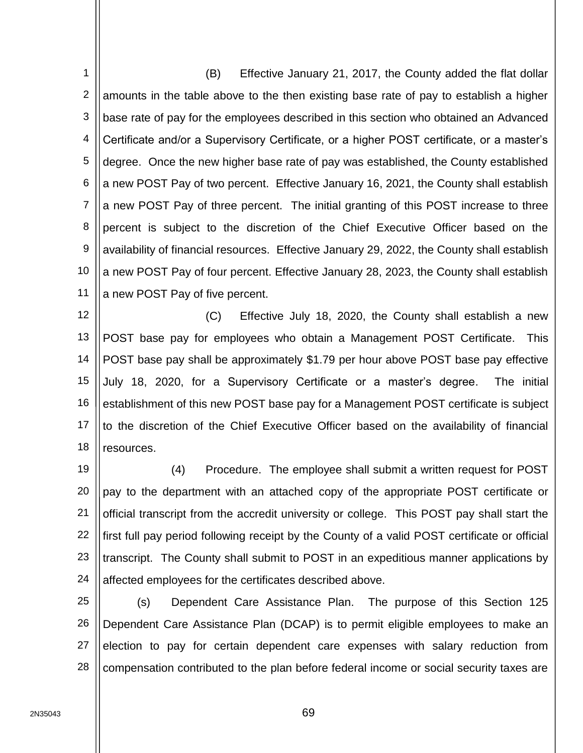(B) Effective January 21, 2017, the County added the flat dollar amounts in the table above to the then existing base rate of pay to establish a higher base rate of pay for the employees described in this section who obtained an Advanced Certificate and/or a Supervisory Certificate, or a higher POST certificate, or a master's degree. Once the new higher base rate of pay was established, the County established a new POST Pay of two percent. Effective January 16, 2021, the County shall establish a new POST Pay of three percent. The initial granting of this POST increase to three percent is subject to the discretion of the Chief Executive Officer based on the availability of financial resources. Effective January 29, 2022, the County shall establish a new POST Pay of four percent. Effective January 28, 2023, the County shall establish a new POST Pay of five percent.

(C) Effective July 18, 2020, the County shall establish a new POST base pay for employees who obtain a Management POST Certificate. This POST base pay shall be approximately $1.79 per hour above POST base pay effective July 18, 2020, for a Supervisory Certificate or a master's degree. The initial establishment of this new POST base pay for a Management POST certificate is subject to the discretion of the Chief Executive Officer based on the availability of financial resources.

(4) Procedure. The employee shall submit a written request for POST pay to the department with an attached copy of the appropriate POST certificate or official transcript from the accredit university or college. This POST pay shall start the first full pay period following receipt by the County of a valid POST certificate or official transcript. The County shall submit to POST in an expeditious manner applications by affected employees for the certificates described above.

(s) Dependent Care Assistance Plan. The purpose of this Section 125 Dependent Care Assistance Plan (DCAP) is to permit eligible employees to make an election to pay for certain dependent care expenses with salary reduction from compensation contributed to the plan before federal income or social security taxes are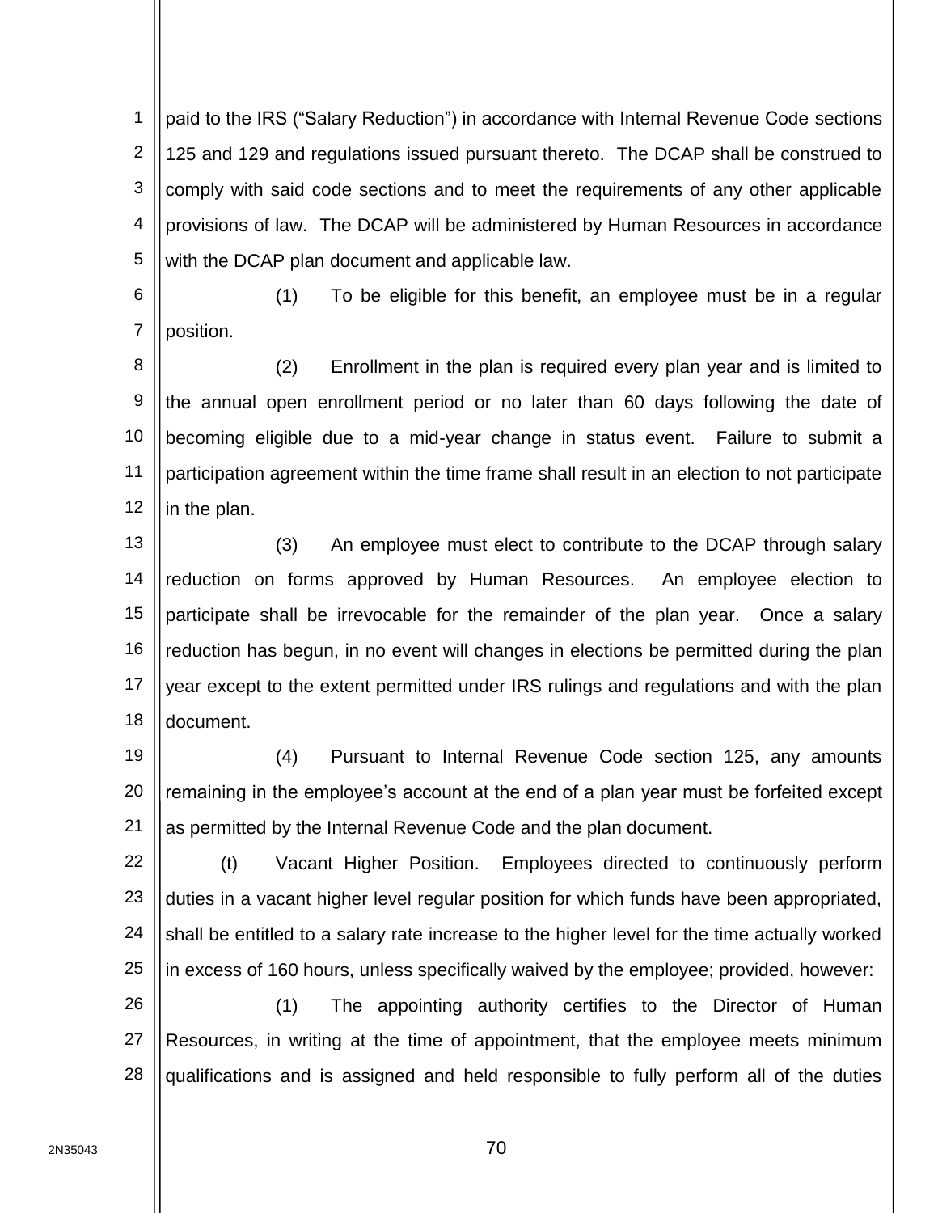paid to the IRS ("Salary Reduction") in accordance with Internal Revenue Code sections 125 and 129 and regulations issued pursuant thereto. The DCAP shall be construed to comply with said code sections and to meet the requirements of any other applicable provisions of law. The DCAP will be administered by Human Resources in accordance with the DCAP plan document and applicable law.

(1) To be eligible for this benefit, an employee must be in a regular position.

(2) Enrollment in the plan is required every plan year and is limited to the annual open enrollment period or no later than 60 days following the date of becoming eligible due to a mid-year change in status event. Failure to submit a participation agreement within the time frame shall result in an election to not participate in the plan.

(3) An employee must elect to contribute to the DCAP through salary reduction on forms approved by Human Resources. An employee election to participate shall be irrevocable for the remainder of the plan year. Once a salary reduction has begun, in no event will changes in elections be permitted during the plan year except to the extent permitted under IRS rulings and regulations and with the plan document.

(4) Pursuant to Internal Revenue Code section 125, any amounts remaining in the employee's account at the end of a plan year must be forfeited except as permitted by the Internal Revenue Code and the plan document.

(t) Vacant Higher Position. Employees directed to continuously perform duties in a vacant higher level regular position for which funds have been appropriated, shall be entitled to a salary rate increase to the higher level for the time actually worked in excess of 160 hours, unless specifically waived by the employee; provided, however:

(1) The appointing authority certifies to the Director of Human Resources, in writing at the time of appointment, that the employee meets minimum qualifications and is assigned and held responsible to fully perform all of the duties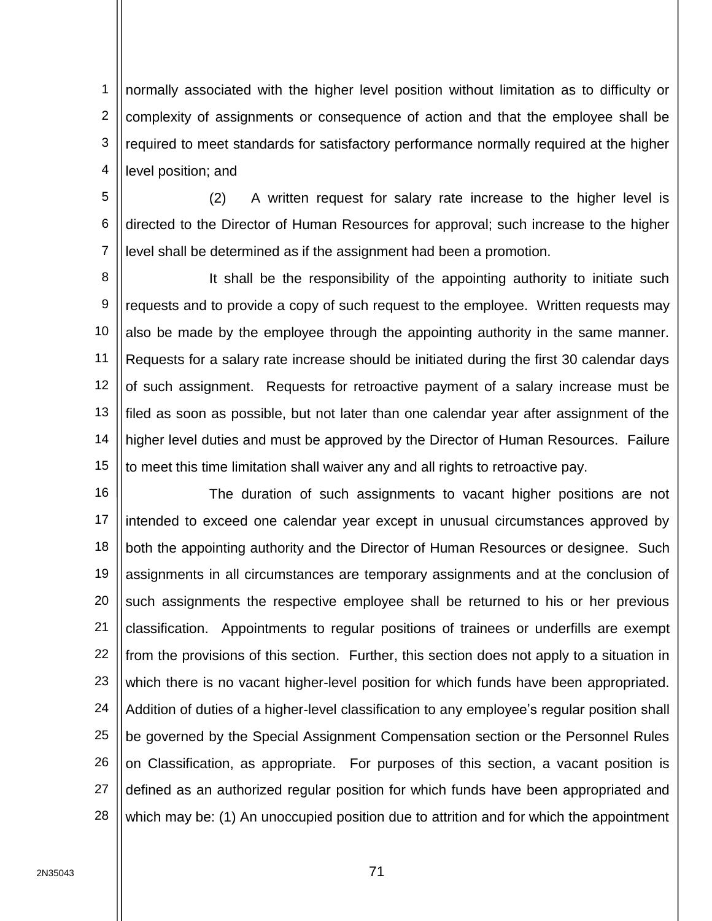normally associated with the higher level position without limitation as to difficulty or complexity of assignments or consequence of action and that the employee shall be required to meet standards for satisfactory performance normally required at the higher level position; and

(2) A written request for salary rate increase to the higher level is directed to the Director of Human Resources for approval; such increase to the higher level shall be determined as if the assignment had been a promotion.

It shall be the responsibility of the appointing authority to initiate such requests and to provide a copy of such request to the employee. Written requests may also be made by the employee through the appointing authority in the same manner. Requests for a salary rate increase should be initiated during the first 30 calendar days of such assignment. Requests for retroactive payment of a salary increase must be filed as soon as possible, but not later than one calendar year after assignment of the higher level duties and must be approved by the Director of Human Resources. Failure to meet this time limitation shall waiver any and all rights to retroactive pay.

The duration of such assignments to vacant higher positions are not intended to exceed one calendar year except in unusual circumstances approved by both the appointing authority and the Director of Human Resources or designee. Such assignments in all circumstances are temporary assignments and at the conclusion of such assignments the respective employee shall be returned to his or her previous classification. Appointments to regular positions of trainees or underfills are exempt from the provisions of this section. Further, this section does not apply to a situation in which there is no vacant higher-level position for which funds have been appropriated. Addition of duties of a higher-level classification to any employee's regular position shall be governed by the Special Assignment Compensation section or the Personnel Rules on Classification, as appropriate. For purposes of this section, a vacant position is defined as an authorized regular position for which funds have been appropriated and which may be: (1) An unoccupied position due to attrition and for which the appointment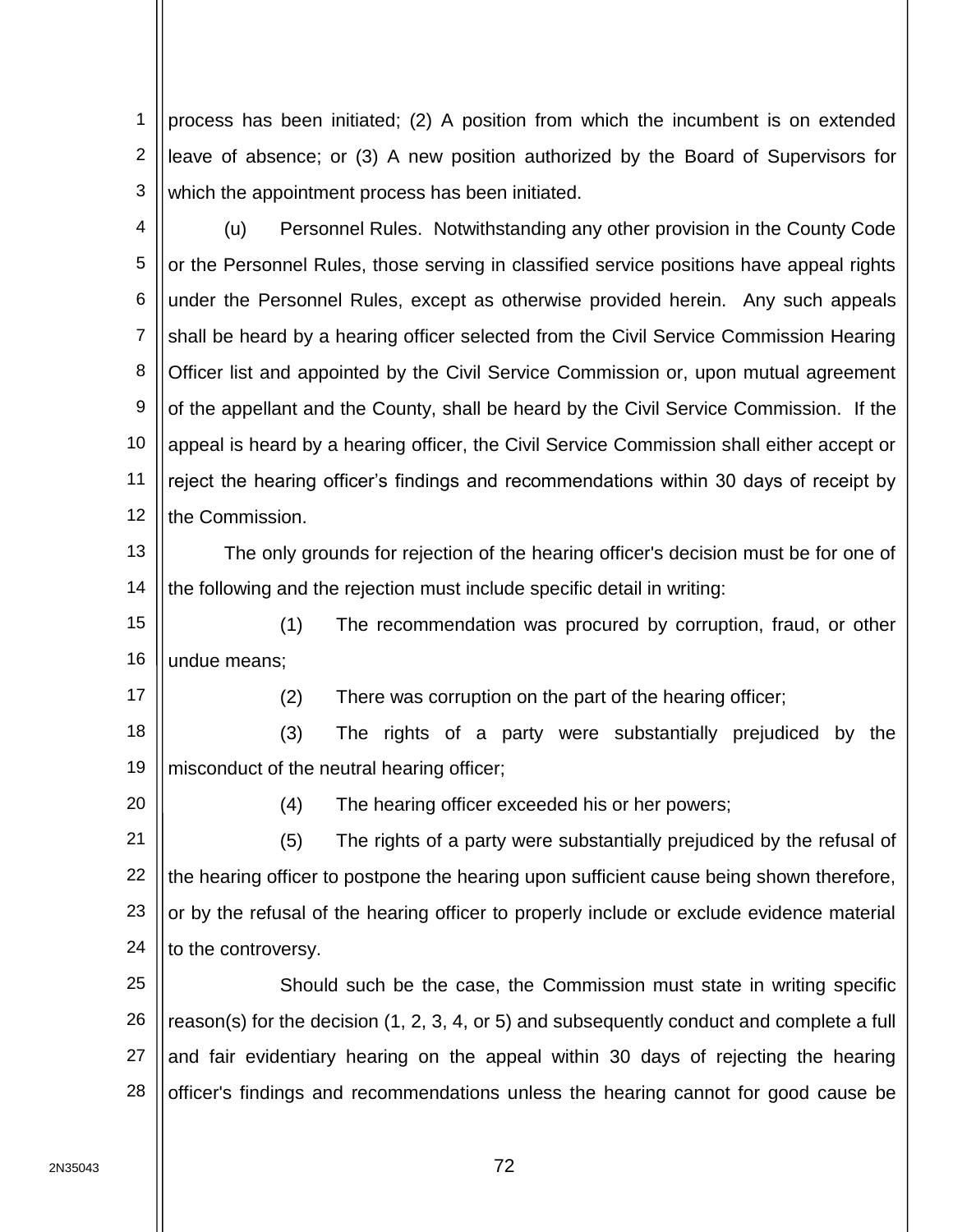process has been initiated; (2) A position from which the incumbent is on extended leave of absence; or (3) A new position authorized by the Board of Supervisors for which the appointment process has been initiated.

(u) Personnel Rules. Notwithstanding any other provision in the County Code or the Personnel Rules, those serving in classified service positions have appeal rights under the Personnel Rules, except as otherwise provided herein. Any such appeals shall be heard by a hearing officer selected from the Civil Service Commission Hearing Officer list and appointed by the Civil Service Commission or, upon mutual agreement of the appellant and the County, shall be heard by the Civil Service Commission. If the appeal is heard by a hearing officer, the Civil Service Commission shall either accept or reject the hearing officer's findings and recommendations within 30 days of receipt by the Commission.

The only grounds for rejection of the hearing officer's decision must be for one of the following and the rejection must include specific detail in writing:

(1) The recommendation was procured by corruption, fraud, or other undue means;

(2) There was corruption on the part of the hearing officer;

(3) The rights of a party were substantially prejudiced by the misconduct of the neutral hearing officer;

(4) The hearing officer exceeded his or her powers;

(5) The rights of a party were substantially prejudiced by the refusal of the hearing officer to postpone the hearing upon sufficient cause being shown therefore, or by the refusal of the hearing officer to properly include or exclude evidence material to the controversy.

Should such be the case, the Commission must state in writing specific reason(s) for the decision (1, 2, 3, 4, or 5) and subsequently conduct and complete a full and fair evidentiary hearing on the appeal within 30 days of rejecting the hearing officer's findings and recommendations unless the hearing cannot for good cause be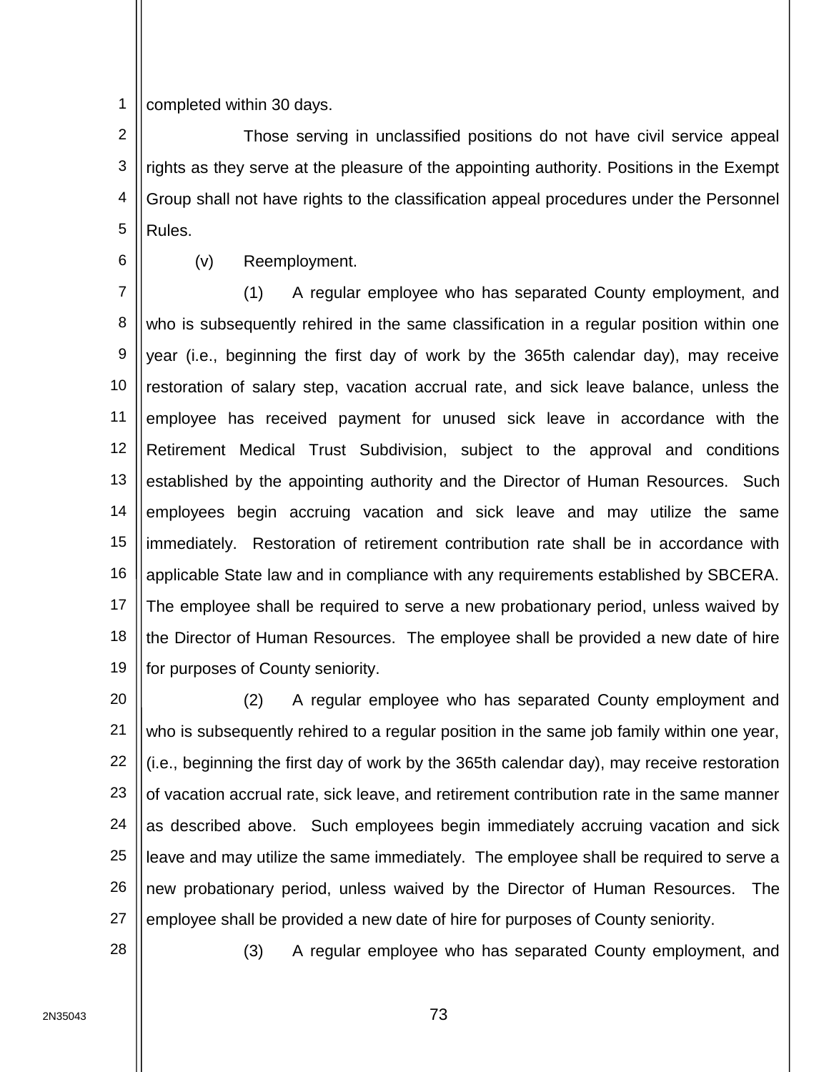completed within 30 days.

Those serving in unclassified positions do not have civil service appeal rights as they serve at the pleasure of the appointing authority. Positions in the Exempt Group shall not have rights to the classification appeal procedures under the Personnel Rules.

(v) Reemployment.

(1) A regular employee who has separated County employment, and who is subsequently rehired in the same classification in a regular position within one year (i.e., beginning the first day of work by the 365th calendar day), may receive restoration of salary step, vacation accrual rate, and sick leave balance, unless the employee has received payment for unused sick leave in accordance with the Retirement Medical Trust Subdivision, subject to the approval and conditions established by the appointing authority and the Director of Human Resources. Such employees begin accruing vacation and sick leave and may utilize the same immediately. Restoration of retirement contribution rate shall be in accordance with applicable State law and in compliance with any requirements established by SBCERA. The employee shall be required to serve a new probationary period, unless waived by the Director of Human Resources. The employee shall be provided a new date of hire for purposes of County seniority.

(2) A regular employee who has separated County employment and who is subsequently rehired to a regular position in the same job family within one year, (i.e., beginning the first day of work by the 365th calendar day), may receive restoration of vacation accrual rate, sick leave, and retirement contribution rate in the same manner as described above. Such employees begin immediately accruing vacation and sick leave and may utilize the same immediately. The employee shall be required to serve a new probationary period, unless waived by the Director of Human Resources. The employee shall be provided a new date of hire for purposes of County seniority.

(3) A regular employee who has separated County employment, and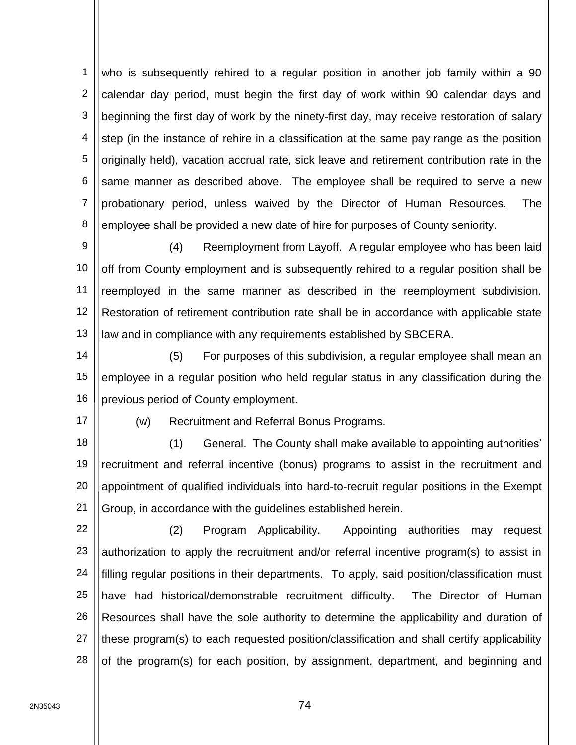who is subsequently rehired to a regular position in another job family within a 90 calendar day period, must begin the first day of work within 90 calendar days and beginning the first day of work by the ninety-first day, may receive restoration of salary step (in the instance of rehire in a classification at the same pay range as the position originally held), vacation accrual rate, sick leave and retirement contribution rate in the same manner as described above. The employee shall be required to serve a new probationary period, unless waived by the Director of Human Resources. The employee shall be provided a new date of hire for purposes of County seniority.

(4) Reemployment from Layoff. A regular employee who has been laid off from County employment and is subsequently rehired to a regular position shall be reemployed in the same manner as described in the reemployment subdivision. Restoration of retirement contribution rate shall be in accordance with applicable state law and in compliance with any requirements established by SBCERA.

(5) For purposes of this subdivision, a regular employee shall mean an employee in a regular position who held regular status in any classification during the previous period of County employment.

(w) Recruitment and Referral Bonus Programs.

(1) General. The County shall make available to appointing authorities' recruitment and referral incentive (bonus) programs to assist in the recruitment and appointment of qualified individuals into hard-to-recruit regular positions in the Exempt Group, in accordance with the guidelines established herein.

(2) Program Applicability. Appointing authorities may request authorization to apply the recruitment and/or referral incentive program(s) to assist in filling regular positions in their departments. To apply, said position/classification must have had historical/demonstrable recruitment difficulty. The Director of Human Resources shall have the sole authority to determine the applicability and duration of these program(s) to each requested position/classification and shall certify applicability of the program(s) for each position, by assignment, department, and beginning and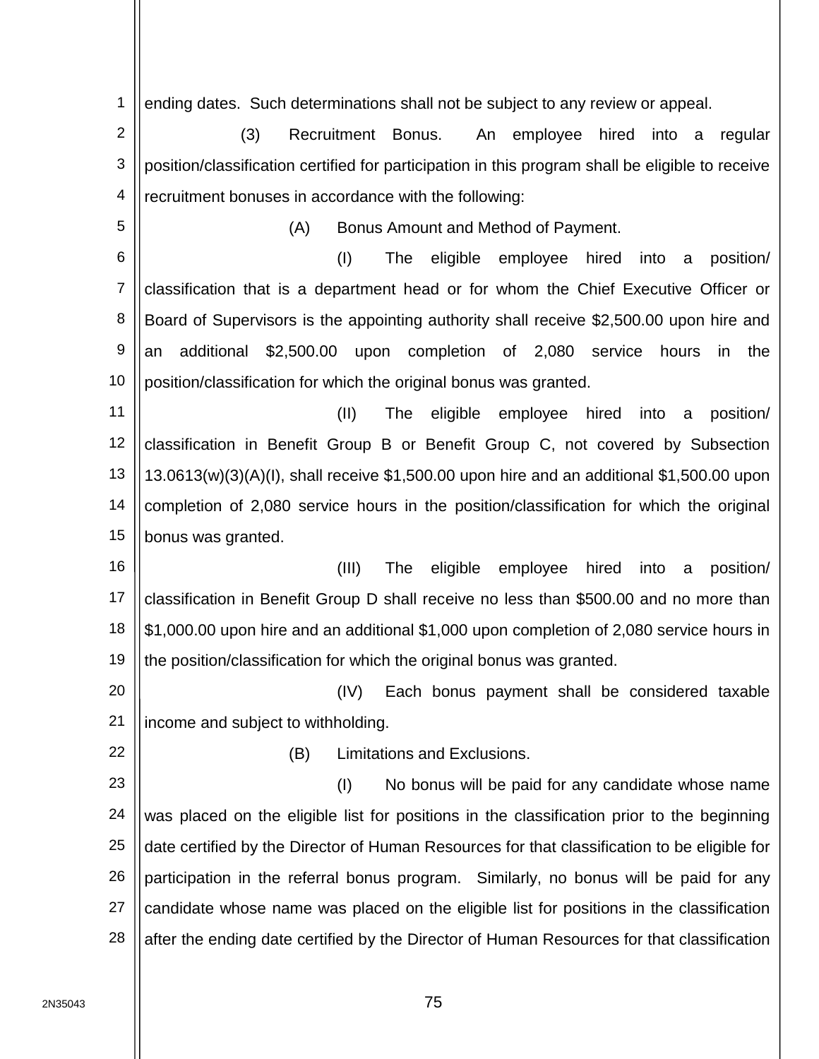ending dates. Such determinations shall not be subject to any review or appeal.

(3) Recruitment Bonus. An employee hired into a regular position/classification certified for participation in this program shall be eligible to receive recruitment bonuses in accordance with the following:

(A) Bonus Amount and Method of Payment.

(I) The eligible employee hired into a position/ classification that is a department head or for whom the Chief Executive Officer or Board of Supervisors is the appointing authority shall receive $2,500.00 upon hire and an additional $2,500.00 upon completion of 2,080 service hours in the position/classification for which the original bonus was granted.

(II) The eligible employee hired into a position/ classification in Benefit Group B or Benefit Group C, not covered by Subsection 13.0613(w)(3)(A)(I), shall receive $1,500.00 upon hire and an additional $1,500.00 upon completion of 2,080 service hours in the position/classification for which the original bonus was granted.

(III) The eligible employee hired into a position/ classification in Benefit Group D shall receive no less than $500.00 and no more than $1,000.00 upon hire and an additional $1,000 upon completion of 2,080 service hours in the position/classification for which the original bonus was granted.

(IV) Each bonus payment shall be considered taxable income and subject to withholding.

(B) Limitations and Exclusions.

(I) No bonus will be paid for any candidate whose name was placed on the eligible list for positions in the classification prior to the beginning date certified by the Director of Human Resources for that classification to be eligible for participation in the referral bonus program. Similarly, no bonus will be paid for any candidate whose name was placed on the eligible list for positions in the classification after the ending date certified by the Director of Human Resources for that classification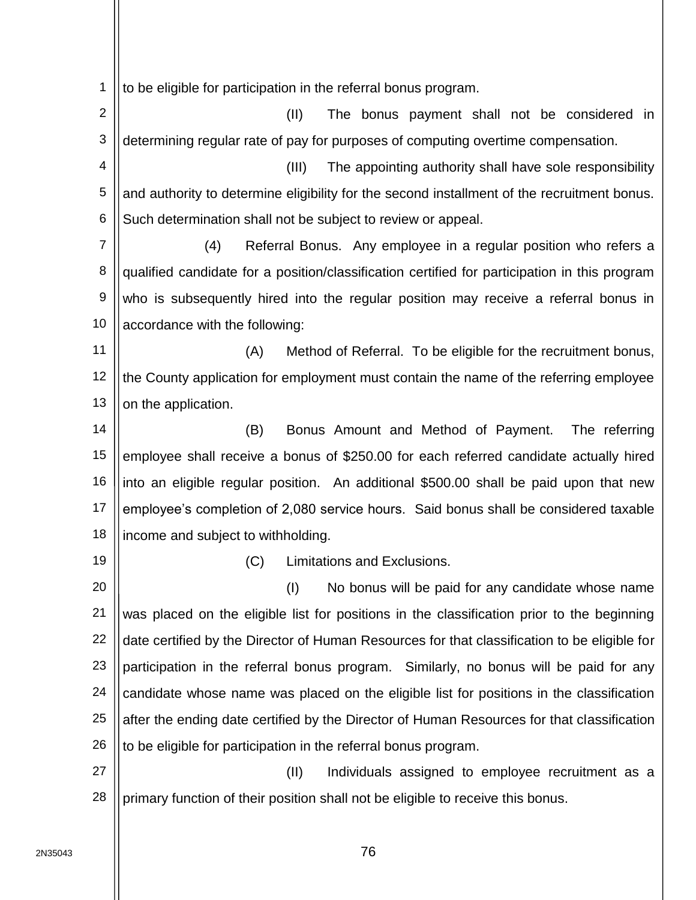to be eligible for participation in the referral bonus program.

(II) The bonus payment shall not be considered in determining regular rate of pay for purposes of computing overtime compensation.

(III) The appointing authority shall have sole responsibility and authority to determine eligibility for the second installment of the recruitment bonus. Such determination shall not be subject to review or appeal.

(4) Referral Bonus. Any employee in a regular position who refers a qualified candidate for a position/classification certified for participation in this program who is subsequently hired into the regular position may receive a referral bonus in accordance with the following:

(A) Method of Referral. To be eligible for the recruitment bonus, the County application for employment must contain the name of the referring employee on the application.

(B) Bonus Amount and Method of Payment. The referring employee shall receive a bonus of $250.00 for each referred candidate actually hired into an eligible regular position. An additional $500.00 shall be paid upon that new employee's completion of 2,080 service hours. Said bonus shall be considered taxable income and subject to withholding.

(C) Limitations and Exclusions.

(I) No bonus will be paid for any candidate whose name was placed on the eligible list for positions in the classification prior to the beginning date certified by the Director of Human Resources for that classification to be eligible for participation in the referral bonus program. Similarly, no bonus will be paid for any candidate whose name was placed on the eligible list for positions in the classification after the ending date certified by the Director of Human Resources for that classification to be eligible for participation in the referral bonus program.

(II) Individuals assigned to employee recruitment as a primary function of their position shall not be eligible to receive this bonus.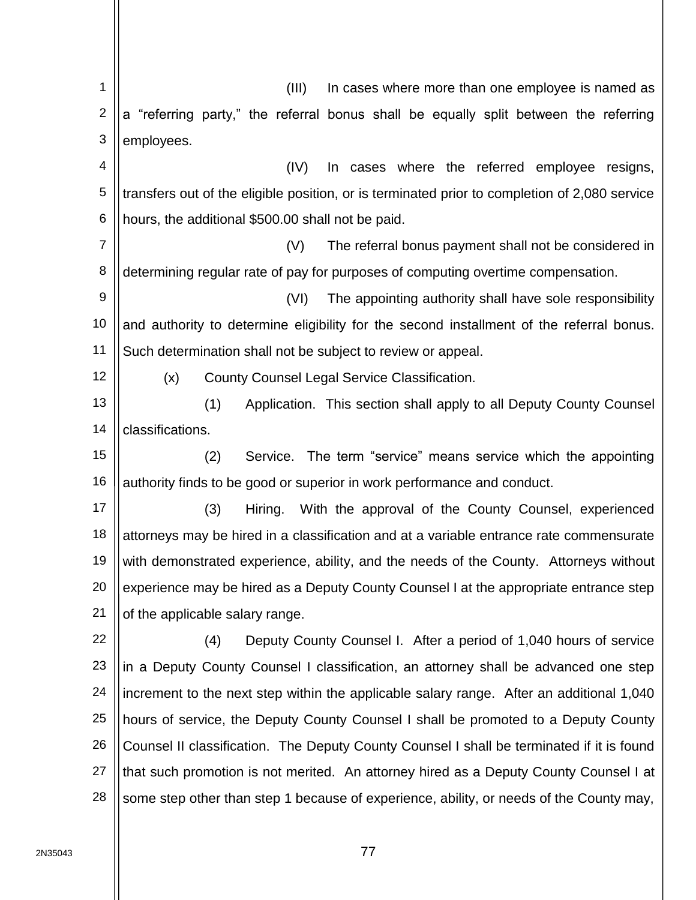(III) In cases where more than one employee is named as a "referring party," the referral bonus shall be equally split between the referring employees.

(IV) In cases where the referred employee resigns, transfers out of the eligible position, or is terminated prior to completion of 2,080 service hours, the additional $500.00 shall not be paid.

(V) The referral bonus payment shall not be considered in determining regular rate of pay for purposes of computing overtime compensation.

(VI) The appointing authority shall have sole responsibility and authority to determine eligibility for the second installment of the referral bonus. Such determination shall not be subject to review or appeal.

(x) County Counsel Legal Service Classification.

(1) Application. This section shall apply to all Deputy County Counsel classifications.

(2) Service. The term "service" means service which the appointing authority finds to be good or superior in work performance and conduct.

(3) Hiring. With the approval of the County Counsel, experienced attorneys may be hired in a classification and at a variable entrance rate commensurate with demonstrated experience, ability, and the needs of the County. Attorneys without experience may be hired as a Deputy County Counsel I at the appropriate entrance step of the applicable salary range.

(4) Deputy County Counsel I. After a period of 1,040 hours of service in a Deputy County Counsel I classification, an attorney shall be advanced one step increment to the next step within the applicable salary range. After an additional 1,040 hours of service, the Deputy County Counsel I shall be promoted to a Deputy County Counsel II classification. The Deputy County Counsel I shall be terminated if it is found that such promotion is not merited. An attorney hired as a Deputy County Counsel I at some step other than step 1 because of experience, ability, or needs of the County may,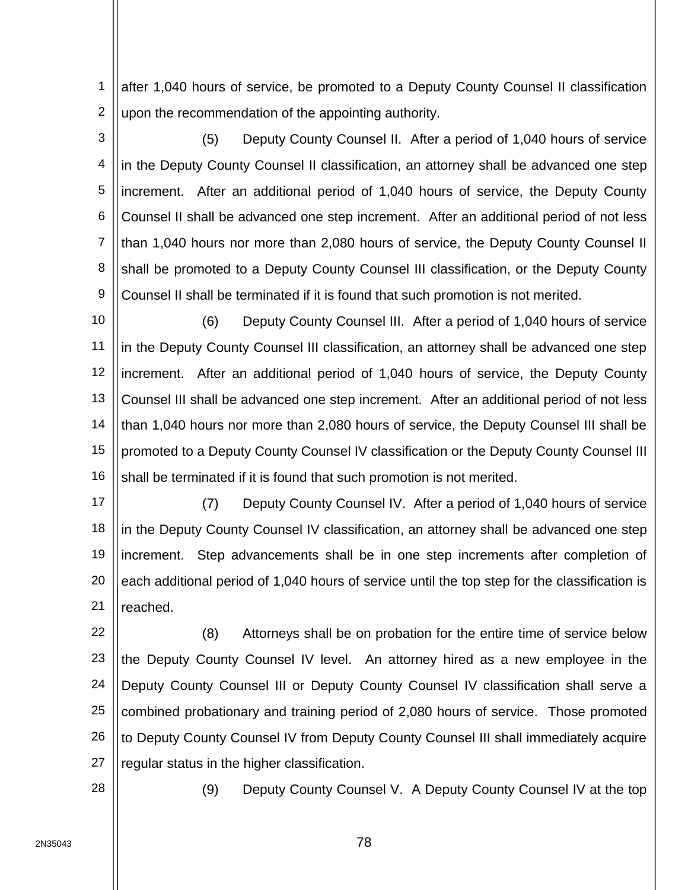after 1,040 hours of service, be promoted to a Deputy County Counsel II classification upon the recommendation of the appointing authority.

(5) Deputy County Counsel II. After a period of 1,040 hours of service in the Deputy County Counsel II classification, an attorney shall be advanced one step increment. After an additional period of 1,040 hours of service, the Deputy County Counsel II shall be advanced one step increment. After an additional period of not less than 1,040 hours nor more than 2,080 hours of service, the Deputy County Counsel II shall be promoted to a Deputy County Counsel III classification, or the Deputy County Counsel II shall be terminated if it is found that such promotion is not merited.

(6) Deputy County Counsel III. After a period of 1,040 hours of service in the Deputy County Counsel III classification, an attorney shall be advanced one step increment. After an additional period of 1,040 hours of service, the Deputy County Counsel III shall be advanced one step increment. After an additional period of not less than 1,040 hours nor more than 2,080 hours of service, the Deputy Counsel III shall be promoted to a Deputy County Counsel IV classification or the Deputy County Counsel III shall be terminated if it is found that such promotion is not merited.

(7) Deputy County Counsel IV. After a period of 1,040 hours of service in the Deputy County Counsel IV classification, an attorney shall be advanced one step increment. Step advancements shall be in one step increments after completion of each additional period of 1,040 hours of service until the top step for the classification is reached.

(8) Attorneys shall be on probation for the entire time of service below the Deputy County Counsel IV level. An attorney hired as a new employee in the Deputy County Counsel III or Deputy County Counsel IV classification shall serve a combined probationary and training period of 2,080 hours of service. Those promoted to Deputy County Counsel IV from Deputy County Counsel III shall immediately acquire regular status in the higher classification.

(9) Deputy County Counsel V. A Deputy County Counsel IV at the top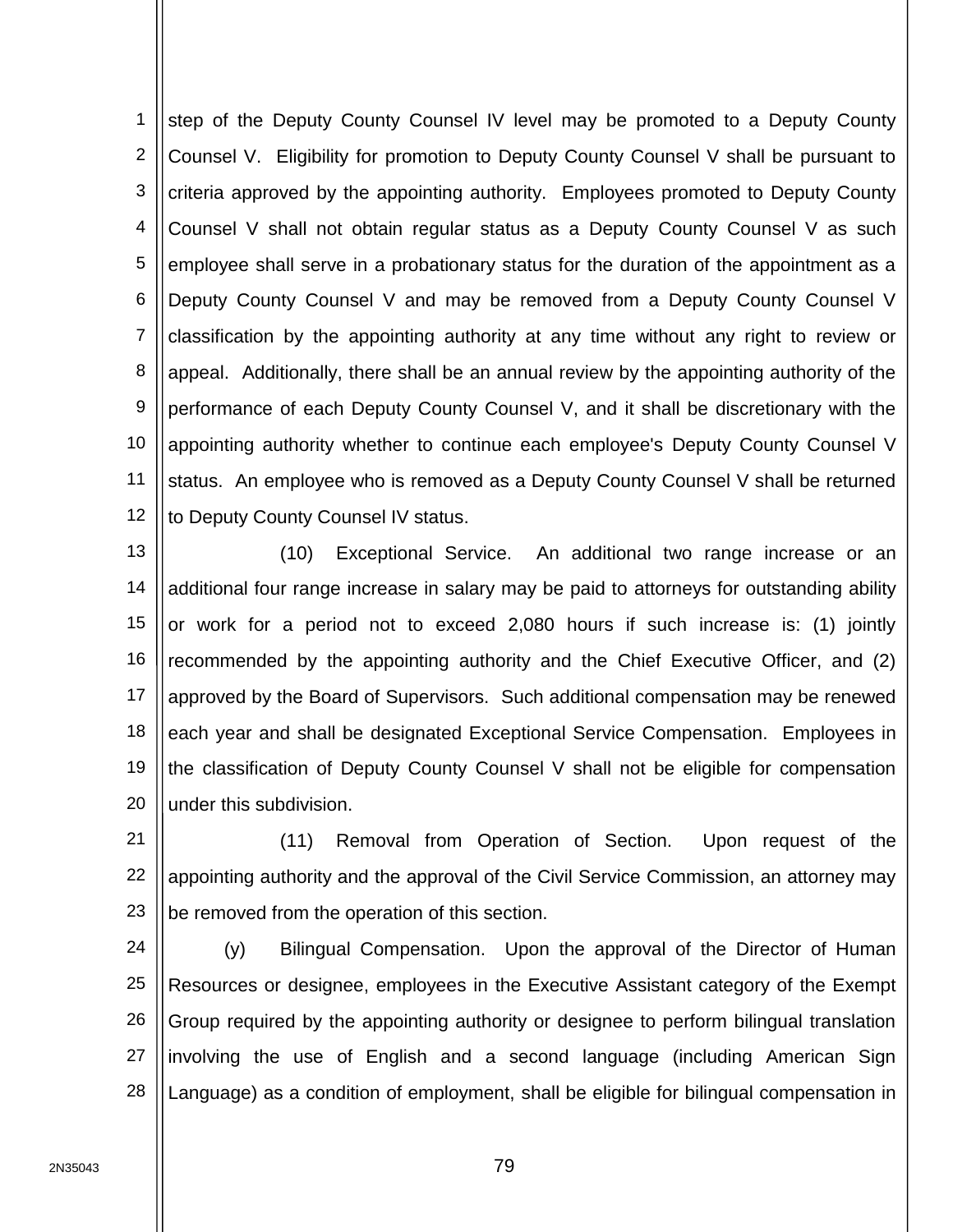step of the Deputy County Counsel IV level may be promoted to a Deputy County Counsel V. Eligibility for promotion to Deputy County Counsel V shall be pursuant to criteria approved by the appointing authority. Employees promoted to Deputy County Counsel V shall not obtain regular status as a Deputy County Counsel V as such employee shall serve in a probationary status for the duration of the appointment as a Deputy County Counsel V and may be removed from a Deputy County Counsel V classification by the appointing authority at any time without any right to review or appeal. Additionally, there shall be an annual review by the appointing authority of the performance of each Deputy County Counsel V, and it shall be discretionary with the appointing authority whether to continue each employee's Deputy County Counsel V status. An employee who is removed as a Deputy County Counsel V shall be returned to Deputy County Counsel IV status.

(10) Exceptional Service. An additional two range increase or an additional four range increase in salary may be paid to attorneys for outstanding ability or work for a period not to exceed 2,080 hours if such increase is: (1) jointly recommended by the appointing authority and the Chief Executive Officer, and (2) approved by the Board of Supervisors. Such additional compensation may be renewed each year and shall be designated Exceptional Service Compensation. Employees in the classification of Deputy County Counsel V shall not be eligible for compensation under this subdivision.

(11) Removal from Operation of Section. Upon request of the appointing authority and the approval of the Civil Service Commission, an attorney may be removed from the operation of this section.

(y) Bilingual Compensation. Upon the approval of the Director of Human Resources or designee, employees in the Executive Assistant category of the Exempt Group required by the appointing authority or designee to perform bilingual translation involving the use of English and a second language (including American Sign Language) as a condition of employment, shall be eligible for bilingual compensation in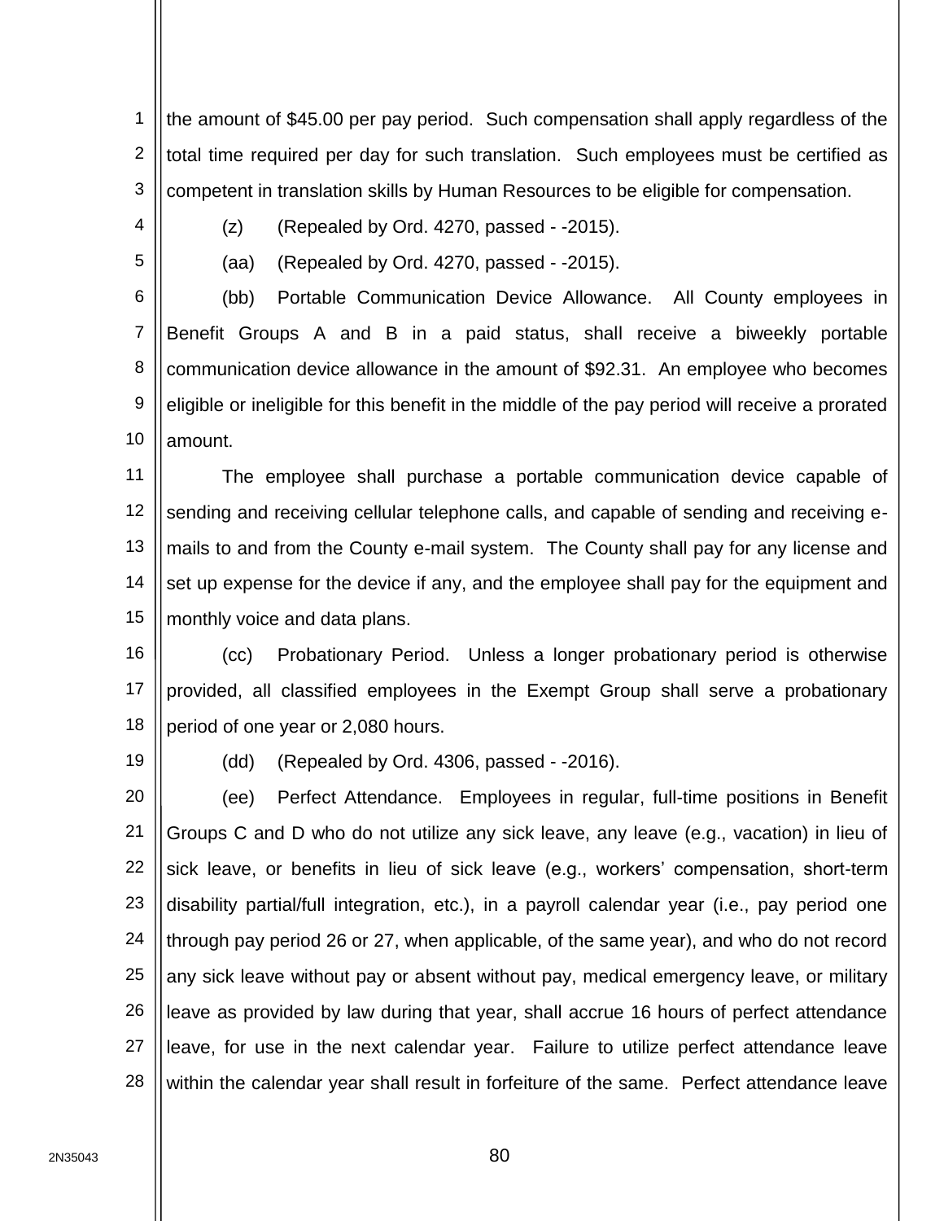the amount of $45.00 per pay period. Such compensation shall apply regardless of the total time required per day for such translation. Such employees must be certified as competent in translation skills by Human Resources to be eligible for compensation.

(z) (Repealed by Ord. 4270, passed - -2015).

(aa) (Repealed by Ord. 4270, passed - -2015).

(bb) Portable Communication Device Allowance. All County employees in Benefit Groups A and B in a paid status, shall receive a biweekly portable communication device allowance in the amount of $92.31. An employee who becomes eligible or ineligible for this benefit in the middle of the pay period will receive a prorated amount.

The employee shall purchase a portable communication device capable of sending and receiving cellular telephone calls, and capable of sending and receiving e-mails to and from the County e-mail system. The County shall pay for any license and set up expense for the device if any, and the employee shall pay for the equipment and monthly voice and data plans.

(cc) Probationary Period. Unless a longer probationary period is otherwise provided, all classified employees in the Exempt Group shall serve a probationary period of one year or 2,080 hours.

(dd) (Repealed by Ord. 4306, passed - -2016).

(ee) Perfect Attendance. Employees in regular, full-time positions in Benefit Groups C and D who do not utilize any sick leave, any leave (e.g., vacation) in lieu of sick leave, or benefits in lieu of sick leave (e.g., workers' compensation, short-term disability partial/full integration, etc.), in a payroll calendar year (i.e., pay period one through pay period 26 or 27, when applicable, of the same year), and who do not record any sick leave without pay or absent without pay, medical emergency leave, or military leave as provided by law during that year, shall accrue 16 hours of perfect attendance leave, for use in the next calendar year. Failure to utilize perfect attendance leave within the calendar year shall result in forfeiture of the same. Perfect attendance leave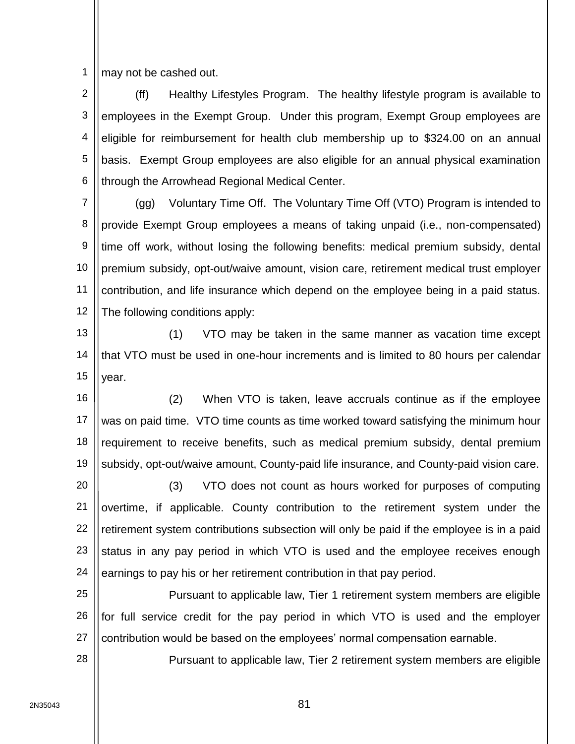may not be cashed out.

(ff) Healthy Lifestyles Program. The healthy lifestyle program is available to employees in the Exempt Group. Under this program, Exempt Group employees are eligible for reimbursement for health club membership up to $324.00 on an annual basis. Exempt Group employees are also eligible for an annual physical examination through the Arrowhead Regional Medical Center.

(gg) Voluntary Time Off. The Voluntary Time Off (VTO) Program is intended to provide Exempt Group employees a means of taking unpaid (i.e., non-compensated) time off work, without losing the following benefits: medical premium subsidy, dental premium subsidy, opt-out/waive amount, vision care, retirement medical trust employer contribution, and life insurance which depend on the employee being in a paid status. The following conditions apply:

(1) VTO may be taken in the same manner as vacation time except that VTO must be used in one-hour increments and is limited to 80 hours per calendar year.

(2) When VTO is taken, leave accruals continue as if the employee was on paid time. VTO time counts as time worked toward satisfying the minimum hour requirement to receive benefits, such as medical premium subsidy, dental premium subsidy, opt-out/waive amount, County-paid life insurance, and County-paid vision care.

(3) VTO does not count as hours worked for purposes of computing overtime, if applicable. County contribution to the retirement system under the retirement system contributions subsection will only be paid if the employee is in a paid status in any pay period in which VTO is used and the employee receives enough earnings to pay his or her retirement contribution in that pay period.

Pursuant to applicable law, Tier 1 retirement system members are eligible for full service credit for the pay period in which VTO is used and the employer contribution would be based on the employees' normal compensation earnable.

Pursuant to applicable law, Tier 2 retirement system members are eligible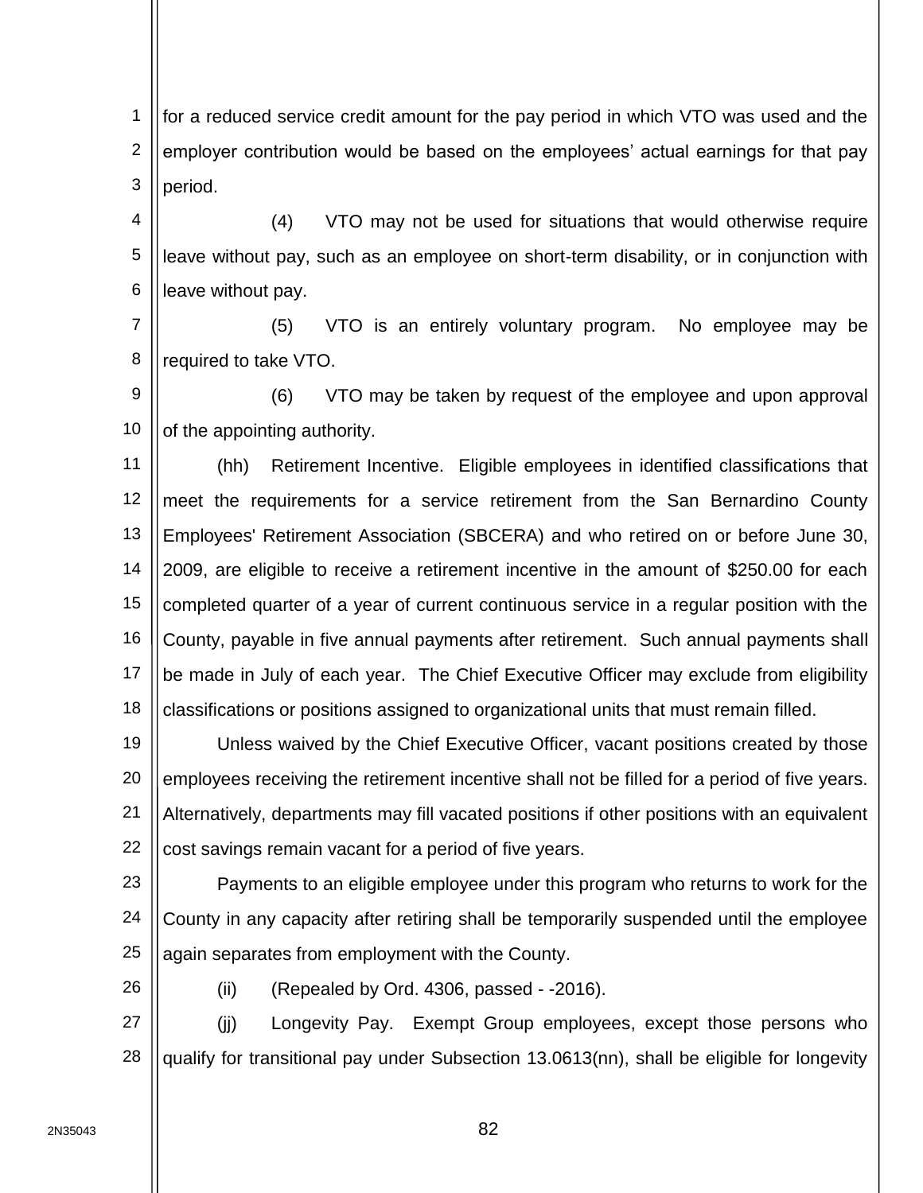for a reduced service credit amount for the pay period in which VTO was used and the employer contribution would be based on the employees' actual earnings for that pay period.

(4) VTO may not be used for situations that would otherwise require leave without pay, such as an employee on short-term disability, or in conjunction with leave without pay.

(5) VTO is an entirely voluntary program. No employee may be required to take VTO.

(6) VTO may be taken by request of the employee and upon approval of the appointing authority.

(hh) Retirement Incentive. Eligible employees in identified classifications that meet the requirements for a service retirement from the San Bernardino County Employees' Retirement Association (SBCERA) and who retired on or before June 30, 2009, are eligible to receive a retirement incentive in the amount of $250.00 for each completed quarter of a year of current continuous service in a regular position with the County, payable in five annual payments after retirement. Such annual payments shall be made in July of each year. The Chief Executive Officer may exclude from eligibility classifications or positions assigned to organizational units that must remain filled.

Unless waived by the Chief Executive Officer, vacant positions created by those employees receiving the retirement incentive shall not be filled for a period of five years. Alternatively, departments may fill vacated positions if other positions with an equivalent cost savings remain vacant for a period of five years.

Payments to an eligible employee under this program who returns to work for the County in any capacity after retiring shall be temporarily suspended until the employee again separates from employment with the County.

(ii) (Repealed by Ord. 4306, passed - -2016).

(jj) Longevity Pay. Exempt Group employees, except those persons who qualify for transitional pay under Subsection 13.0613(nn), shall be eligible for longevity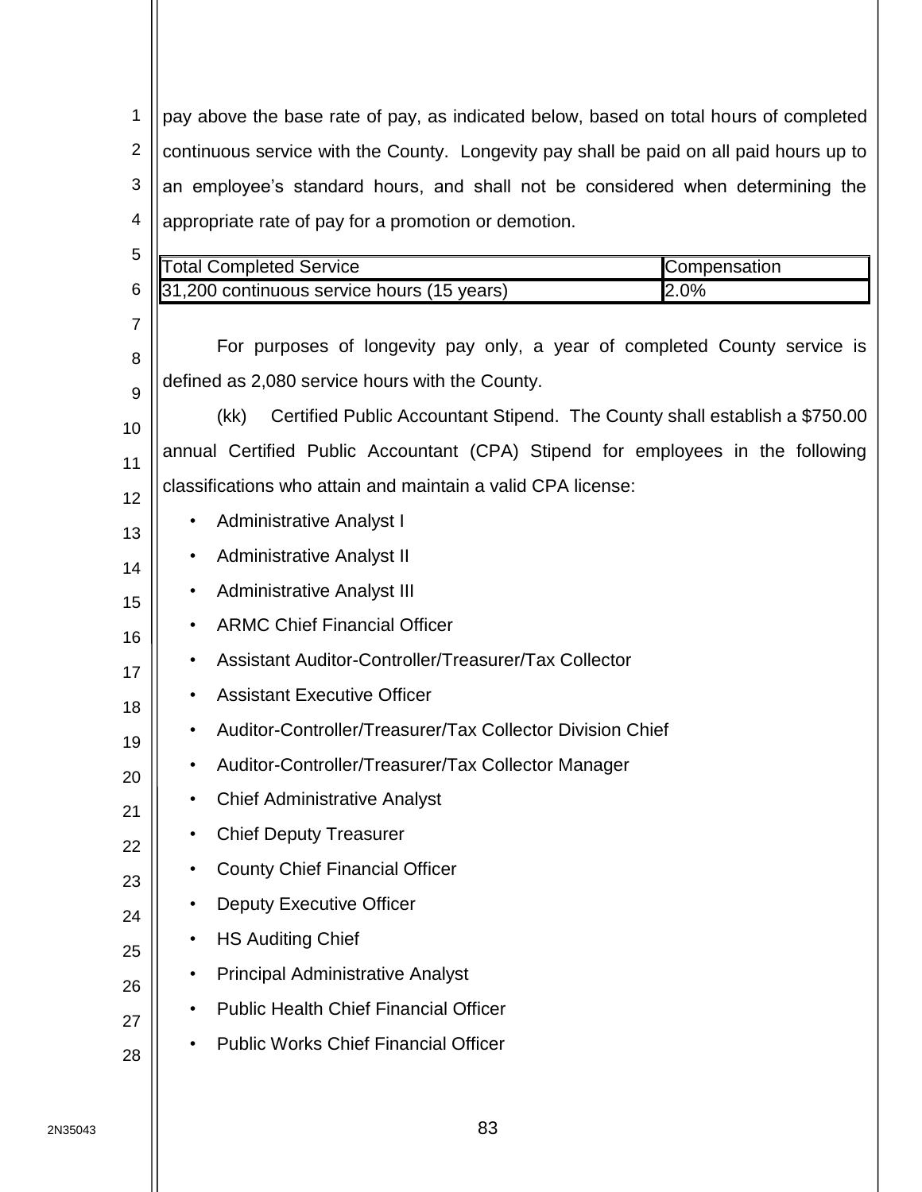pay above the base rate of pay, as indicated below, based on total hours of completed continuous service with the County. Longevity pay shall be paid on all paid hours up to an employee's standard hours, and shall not be considered when determining the appropriate rate of pay for a promotion or demotion.

| Total Completed Service | Compensation |
|---|---|
| 31,200 continuous service hours (15 years) | 2.0% |

For purposes of longevity pay only, a year of completed County service is defined as 2,080 service hours with the County.

(kk) Certified Public Accountant Stipend. The County shall establish a $750.00 annual Certified Public Accountant (CPA) Stipend for employees in the following classifications who attain and maintain a valid CPA license:

- Administrative Analyst I
- Administrative Analyst II
- Administrative Analyst III
- ARMC Chief Financial Officer
- Assistant Auditor-Controller/Treasurer/Tax Collector
- Assistant Executive Officer
- Auditor-Controller/Treasurer/Tax Collector Division Chief
- Auditor-Controller/Treasurer/Tax Collector Manager
- Chief Administrative Analyst
- Chief Deputy Treasurer
- County Chief Financial Officer
- Deputy Executive Officer
- HS Auditing Chief
- Principal Administrative Analyst
- Public Health Chief Financial Officer
- Public Works Chief Financial Officer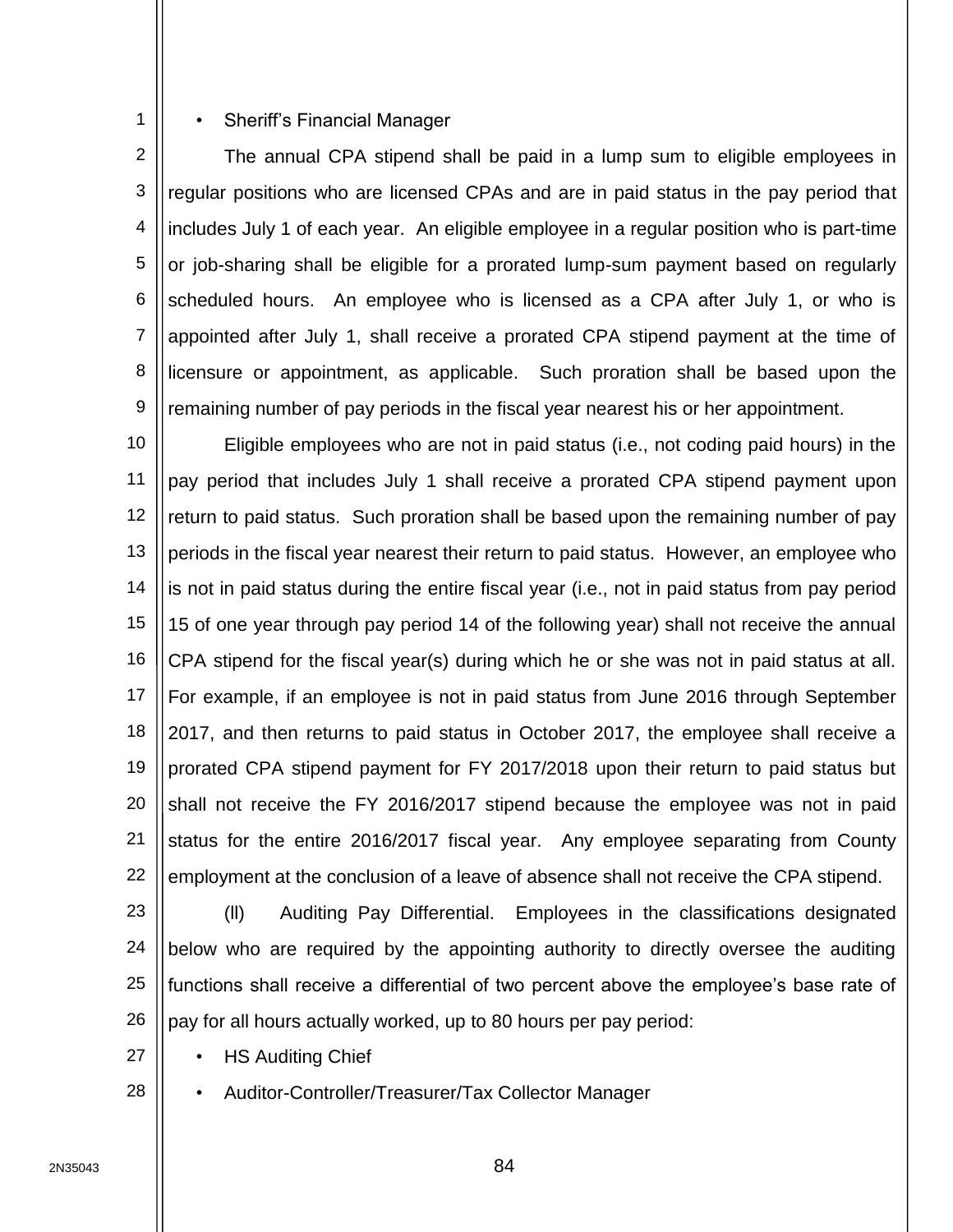- Sheriff's Financial Manager

The annual CPA stipend shall be paid in a lump sum to eligible employees in regular positions who are licensed CPAs and are in paid status in the pay period that includes July 1 of each year. An eligible employee in a regular position who is part-time or job-sharing shall be eligible for a prorated lump-sum payment based on regularly scheduled hours. An employee who is licensed as a CPA after July 1, or who is appointed after July 1, shall receive a prorated CPA stipend payment at the time of licensure or appointment, as applicable. Such proration shall be based upon the remaining number of pay periods in the fiscal year nearest his or her appointment.

Eligible employees who are not in paid status (i.e., not coding paid hours) in the pay period that includes July 1 shall receive a prorated CPA stipend payment upon return to paid status. Such proration shall be based upon the remaining number of pay periods in the fiscal year nearest their return to paid status. However, an employee who is not in paid status during the entire fiscal year (i.e., not in paid status from pay period 15 of one year through pay period 14 of the following year) shall not receive the annual CPA stipend for the fiscal year(s) during which he or she was not in paid status at all. For example, if an employee is not in paid status from June 2016 through September 2017, and then returns to paid status in October 2017, the employee shall receive a prorated CPA stipend payment for FY 2017/2018 upon their return to paid status but shall not receive the FY 2016/2017 stipend because the employee was not in paid status for the entire 2016/2017 fiscal year. Any employee separating from County employment at the conclusion of a leave of absence shall not receive the CPA stipend.

(ll) Auditing Pay Differential. Employees in the classifications designated below who are required by the appointing authority to directly oversee the auditing functions shall receive a differential of two percent above the employee's base rate of pay for all hours actually worked, up to 80 hours per pay period:

- HS Auditing Chief
- Auditor-Controller/Treasurer/Tax Collector Manager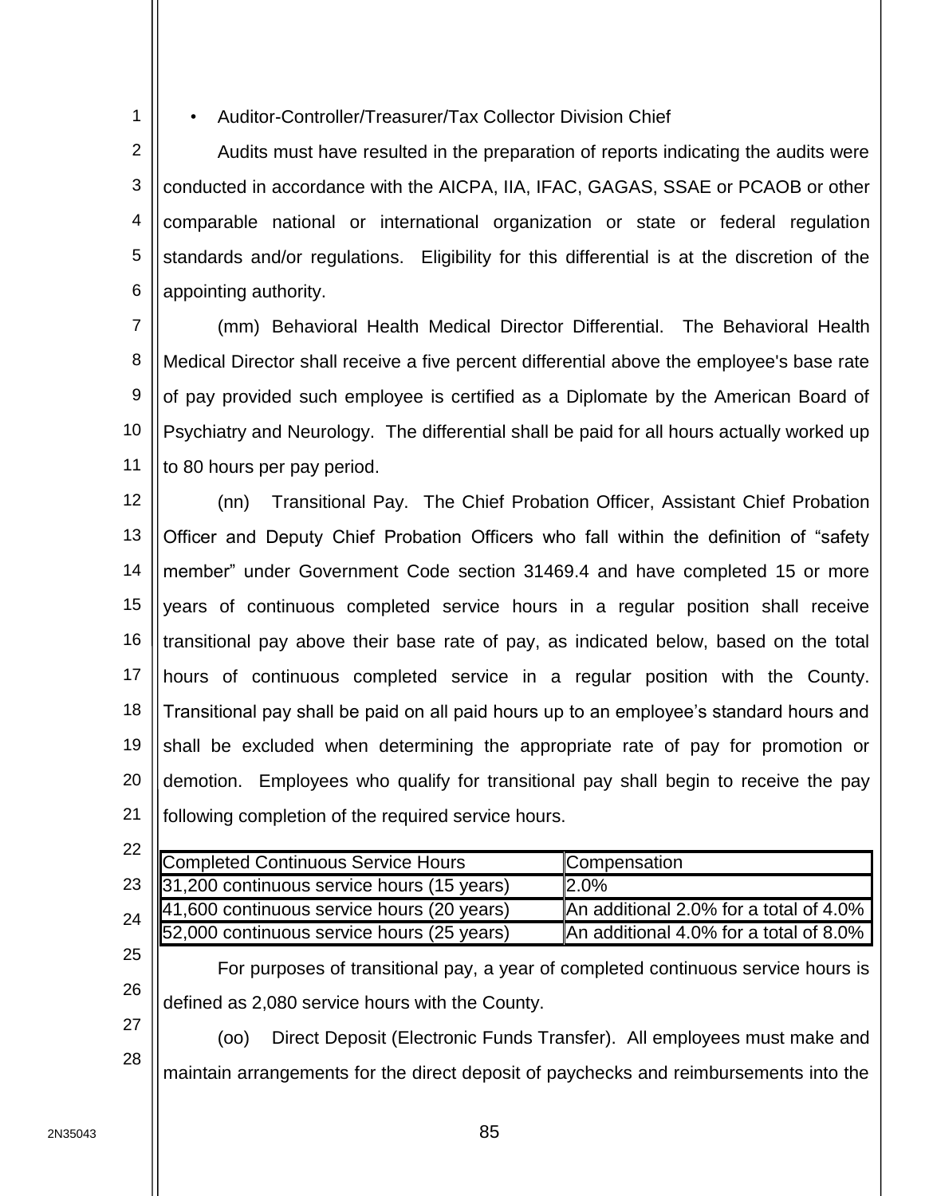- Auditor-Controller/Treasurer/Tax Collector Division Chief

Audits must have resulted in the preparation of reports indicating the audits were conducted in accordance with the AICPA, IIA, IFAC, GAGAS, SSAE or PCAOB or other comparable national or international organization or state or federal regulation standards and/or regulations. Eligibility for this differential is at the discretion of the appointing authority.

(mm) Behavioral Health Medical Director Differential. The Behavioral Health Medical Director shall receive a five percent differential above the employee's base rate of pay provided such employee is certified as a Diplomate by the American Board of Psychiatry and Neurology. The differential shall be paid for all hours actually worked up to 80 hours per pay period.

(nn) Transitional Pay. The Chief Probation Officer, Assistant Chief Probation Officer and Deputy Chief Probation Officers who fall within the definition of "safety member" under Government Code section 31469.4 and have completed 15 or more years of continuous completed service hours in a regular position shall receive transitional pay above their base rate of pay, as indicated below, based on the total hours of continuous completed service in a regular position with the County. Transitional pay shall be paid on all paid hours up to an employee's standard hours and shall be excluded when determining the appropriate rate of pay for promotion or demotion. Employees who qualify for transitional pay shall begin to receive the pay following completion of the required service hours.

| Completed Continuous Service Hours | Compensation |
|---|---|
| 31,200 continuous service hours (15 years) | 2.0% |
| 41,600 continuous service hours (20 years) | An additional 2.0% for a total of 4.0% |
| 52,000 continuous service hours (25 years) | An additional 4.0% for a total of 8.0% |

For purposes of transitional pay, a year of completed continuous service hours is defined as 2,080 service hours with the County.

(oo) Direct Deposit (Electronic Funds Transfer). All employees must make and maintain arrangements for the direct deposit of paychecks and reimbursements into the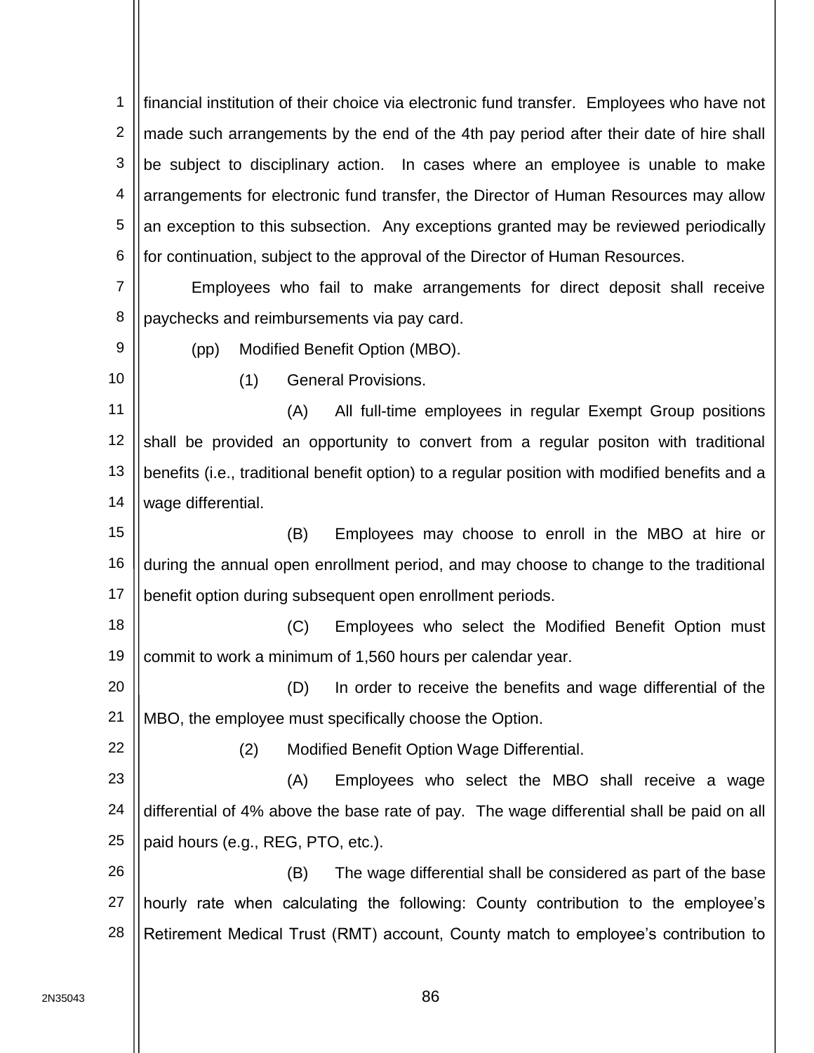financial institution of their choice via electronic fund transfer. Employees who have not made such arrangements by the end of the 4th pay period after their date of hire shall be subject to disciplinary action. In cases where an employee is unable to make arrangements for electronic fund transfer, the Director of Human Resources may allow an exception to this subsection. Any exceptions granted may be reviewed periodically for continuation, subject to the approval of the Director of Human Resources.

Employees who fail to make arrangements for direct deposit shall receive paychecks and reimbursements via pay card.

(pp) Modified Benefit Option (MBO).

(1) General Provisions.

(A) All full-time employees in regular Exempt Group positions shall be provided an opportunity to convert from a regular positon with traditional benefits (i.e., traditional benefit option) to a regular position with modified benefits and a wage differential.

(B) Employees may choose to enroll in the MBO at hire or during the annual open enrollment period, and may choose to change to the traditional benefit option during subsequent open enrollment periods.

(C) Employees who select the Modified Benefit Option must commit to work a minimum of 1,560 hours per calendar year.

(D) In order to receive the benefits and wage differential of the MBO, the employee must specifically choose the Option.

(2) Modified Benefit Option Wage Differential.

(A) Employees who select the MBO shall receive a wage differential of 4% above the base rate of pay. The wage differential shall be paid on all paid hours (e.g., REG, PTO, etc.).

(B) The wage differential shall be considered as part of the base hourly rate when calculating the following: County contribution to the employee's Retirement Medical Trust (RMT) account, County match to employee's contribution to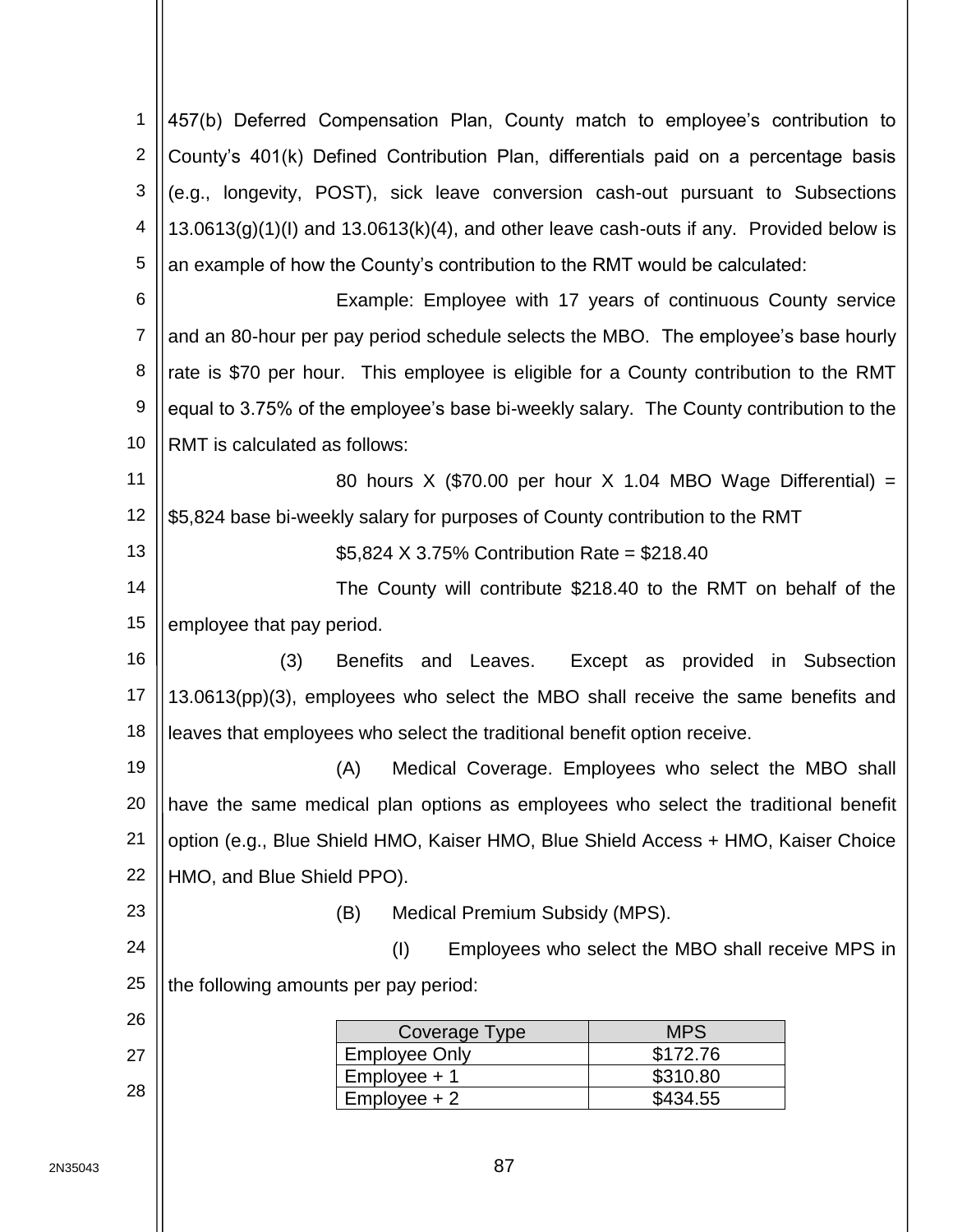457(b) Deferred Compensation Plan, County match to employee's contribution to County's 401(k) Defined Contribution Plan, differentials paid on a percentage basis (e.g., longevity, POST), sick leave conversion cash-out pursuant to Subsections 13.0613(g)(1)(I) and 13.0613(k)(4), and other leave cash-outs if any. Provided below is an example of how the County's contribution to the RMT would be calculated:

Example: Employee with 17 years of continuous County service and an 80-hour per pay period schedule selects the MBO. The employee's base hourly rate is $70 per hour. This employee is eligible for a County contribution to the RMT equal to 3.75% of the employee's base bi-weekly salary. The County contribution to the RMT is calculated as follows:

80 hours X ($70.00 per hour X 1.04 MBO Wage Differential) = $5,824 base bi-weekly salary for purposes of County contribution to the RMT

$5,824 X 3.75% Contribution Rate = $218.40

The County will contribute $218.40 to the RMT on behalf of the employee that pay period.

(3) Benefits and Leaves. Except as provided in Subsection 13.0613(pp)(3), employees who select the MBO shall receive the same benefits and leaves that employees who select the traditional benefit option receive.

(A) Medical Coverage. Employees who select the MBO shall have the same medical plan options as employees who select the traditional benefit option (e.g., Blue Shield HMO, Kaiser HMO, Blue Shield Access + HMO, Kaiser Choice HMO, and Blue Shield PPO).

(B) Medical Premium Subsidy (MPS).

(I) Employees who select the MBO shall receive MPS in the following amounts per pay period:

| Coverage Type | MPS |
| --- | --- |
| Employee Only | $172.76 |
| Employee + 1 | $310.80 |
| Employee + 2 | $434.55 |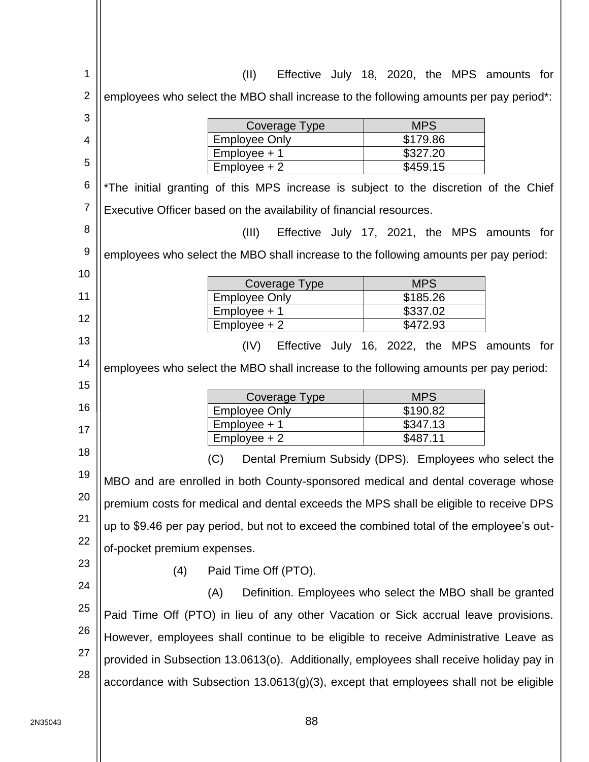(II) Effective July 18, 2020, the MPS amounts for employees who select the MBO shall increase to the following amounts per pay period*:

| Coverage Type | MPS |
|---|---|
| Employee Only | $179.86 |
| Employee + 1 | $327.20 |
| Employee + 2 | $459.15 |

*The initial granting of this MPS increase is subject to the discretion of the Chief Executive Officer based on the availability of financial resources.

(III) Effective July 17, 2021, the MPS amounts for employees who select the MBO shall increase to the following amounts per pay period:

| Coverage Type | MPS |
|---|---|
| Employee Only | $185.26 |
| Employee + 1 | $337.02 |
| Employee + 2 | $472.93 |

(IV) Effective July 16, 2022, the MPS amounts for employees who select the MBO shall increase to the following amounts per pay period:

| Coverage Type | MPS |
|---|---|
| Employee Only | $190.82 |
| Employee + 1 | $347.13 |
| Employee + 2 | $487.11 |

(C) Dental Premium Subsidy (DPS). Employees who select the MBO and are enrolled in both County-sponsored medical and dental coverage whose premium costs for medical and dental exceeds the MPS shall be eligible to receive DPS up to $9.46 per pay period, but not to exceed the combined total of the employee's out-of-pocket premium expenses.

(4) Paid Time Off (PTO).

(A) Definition. Employees who select the MBO shall be granted Paid Time Off (PTO) in lieu of any other Vacation or Sick accrual leave provisions. However, employees shall continue to be eligible to receive Administrative Leave as provided in Subsection 13.0613(o). Additionally, employees shall receive holiday pay in accordance with Subsection 13.0613(g)(3), except that employees shall not be eligible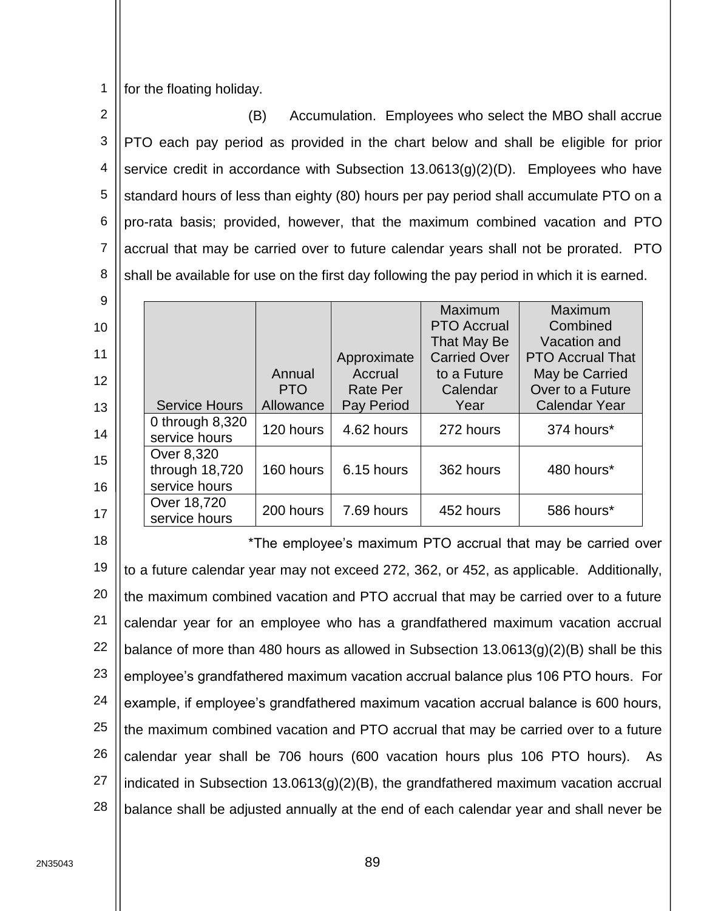for the floating holiday.

(B) Accumulation. Employees who select the MBO shall accrue PTO each pay period as provided in the chart below and shall be eligible for prior service credit in accordance with Subsection 13.0613(g)(2)(D). Employees who have standard hours of less than eighty (80) hours per pay period shall accumulate PTO on a pro-rata basis; provided, however, that the maximum combined vacation and PTO accrual that may be carried over to future calendar years shall not be prorated. PTO shall be available for use on the first day following the pay period in which it is earned.

| Service Hours | Annual PTO Allowance | Approximate Accrual Rate Per Pay Period | Maximum PTO Accrual That May Be Carried Over to a Future Calendar Year | Maximum Combined Vacation and PTO Accrual That May be Carried Over to a Future Calendar Year |
|---|---|---|---|---|
| 0 through 8,320 service hours | 120 hours | 4.62 hours | 272 hours | 374 hours* |
| Over 8,320 through 18,720 service hours | 160 hours | 6.15 hours | 362 hours | 480 hours* |
| Over 18,720 service hours | 200 hours | 7.69 hours | 452 hours | 586 hours* |

*The employee's maximum PTO accrual that may be carried over to a future calendar year may not exceed 272, 362, or 452, as applicable. Additionally, the maximum combined vacation and PTO accrual that may be carried over to a future calendar year for an employee who has a grandfathered maximum vacation accrual balance of more than 480 hours as allowed in Subsection 13.0613(g)(2)(B) shall be this employee's grandfathered maximum vacation accrual balance plus 106 PTO hours. For example, if employee's grandfathered maximum vacation accrual balance is 600 hours, the maximum combined vacation and PTO accrual that may be carried over to a future calendar year shall be 706 hours (600 vacation hours plus 106 PTO hours). As indicated in Subsection 13.0613(g)(2)(B), the grandfathered maximum vacation accrual balance shall be adjusted annually at the end of each calendar year and shall never be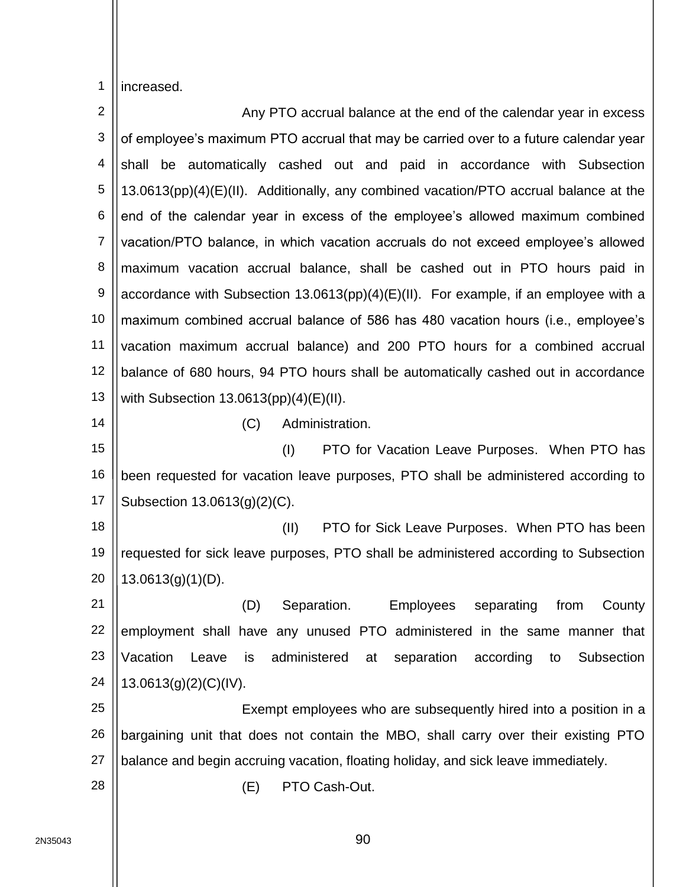increased.

Any PTO accrual balance at the end of the calendar year in excess of employee's maximum PTO accrual that may be carried over to a future calendar year shall be automatically cashed out and paid in accordance with Subsection 13.0613(pp)(4)(E)(II). Additionally, any combined vacation/PTO accrual balance at the end of the calendar year in excess of the employee's allowed maximum combined vacation/PTO balance, in which vacation accruals do not exceed employee's allowed maximum vacation accrual balance, shall be cashed out in PTO hours paid in accordance with Subsection 13.0613(pp)(4)(E)(II). For example, if an employee with a maximum combined accrual balance of 586 has 480 vacation hours (i.e., employee's vacation maximum accrual balance) and 200 PTO hours for a combined accrual balance of 680 hours, 94 PTO hours shall be automatically cashed out in accordance with Subsection 13.0613(pp)(4)(E)(II).

(C) Administration.

(I) PTO for Vacation Leave Purposes. When PTO has been requested for vacation leave purposes, PTO shall be administered according to Subsection 13.0613(g)(2)(C).

(II) PTO for Sick Leave Purposes. When PTO has been requested for sick leave purposes, PTO shall be administered according to Subsection 13.0613(g)(1)(D).

(D) Separation. Employees separating from County employment shall have any unused PTO administered in the same manner that Vacation Leave is administered at separation according to Subsection 13.0613(g)(2)(C)(IV).

Exempt employees who are subsequently hired into a position in a bargaining unit that does not contain the MBO, shall carry over their existing PTO balance and begin accruing vacation, floating holiday, and sick leave immediately.

(E) PTO Cash-Out.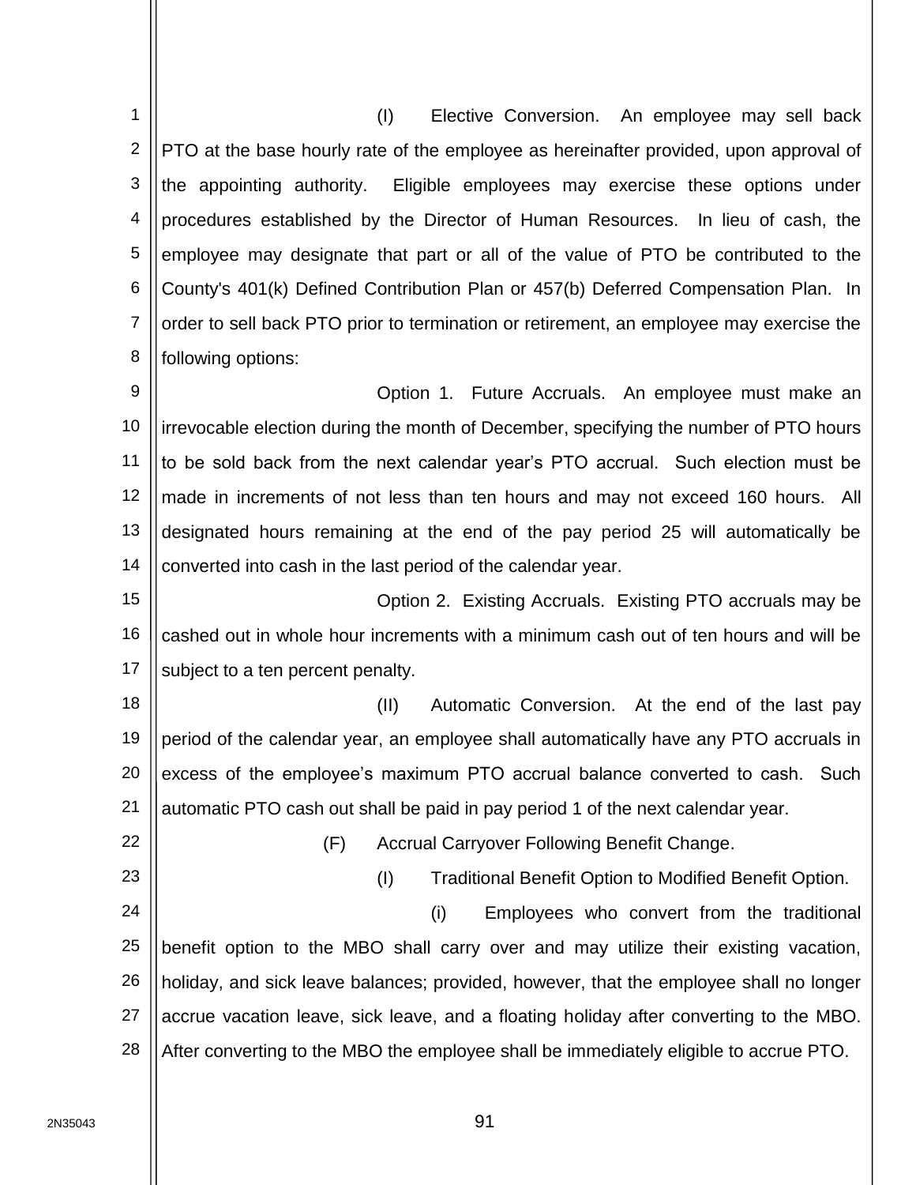(I) Elective Conversion. An employee may sell back PTO at the base hourly rate of the employee as hereinafter provided, upon approval of the appointing authority. Eligible employees may exercise these options under procedures established by the Director of Human Resources. In lieu of cash, the employee may designate that part or all of the value of PTO be contributed to the County's 401(k) Defined Contribution Plan or 457(b) Deferred Compensation Plan. In order to sell back PTO prior to termination or retirement, an employee may exercise the following options:

Option 1. Future Accruals. An employee must make an irrevocable election during the month of December, specifying the number of PTO hours to be sold back from the next calendar year's PTO accrual. Such election must be made in increments of not less than ten hours and may not exceed 160 hours. All designated hours remaining at the end of the pay period 25 will automatically be converted into cash in the last period of the calendar year.

Option 2. Existing Accruals. Existing PTO accruals may be cashed out in whole hour increments with a minimum cash out of ten hours and will be subject to a ten percent penalty.

(II) Automatic Conversion. At the end of the last pay period of the calendar year, an employee shall automatically have any PTO accruals in excess of the employee's maximum PTO accrual balance converted to cash. Such automatic PTO cash out shall be paid in pay period 1 of the next calendar year.

(F) Accrual Carryover Following Benefit Change.

(I) Traditional Benefit Option to Modified Benefit Option.

(i) Employees who convert from the traditional benefit option to the MBO shall carry over and may utilize their existing vacation, holiday, and sick leave balances; provided, however, that the employee shall no longer accrue vacation leave, sick leave, and a floating holiday after converting to the MBO. After converting to the MBO the employee shall be immediately eligible to accrue PTO.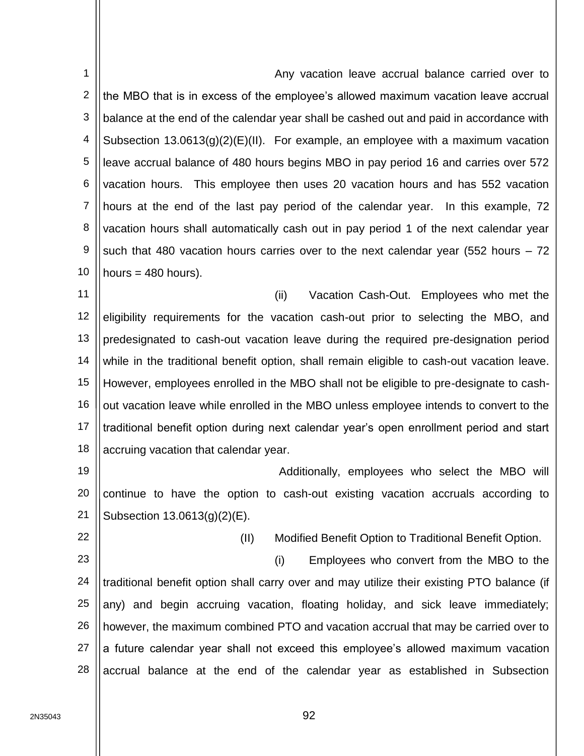Any vacation leave accrual balance carried over to the MBO that is in excess of the employee's allowed maximum vacation leave accrual balance at the end of the calendar year shall be cashed out and paid in accordance with Subsection 13.0613(g)(2)(E)(II). For example, an employee with a maximum vacation leave accrual balance of 480 hours begins MBO in pay period 16 and carries over 572 vacation hours. This employee then uses 20 vacation hours and has 552 vacation hours at the end of the last pay period of the calendar year. In this example, 72 vacation hours shall automatically cash out in pay period 1 of the next calendar year such that 480 vacation hours carries over to the next calendar year (552 hours – 72 hours = 480 hours).

(ii) Vacation Cash-Out. Employees who met the eligibility requirements for the vacation cash-out prior to selecting the MBO, and predesignated to cash-out vacation leave during the required pre-designation period while in the traditional benefit option, shall remain eligible to cash-out vacation leave. However, employees enrolled in the MBO shall not be eligible to pre-designate to cash-out vacation leave while enrolled in the MBO unless employee intends to convert to the traditional benefit option during next calendar year's open enrollment period and start accruing vacation that calendar year.

Additionally, employees who select the MBO will continue to have the option to cash-out existing vacation accruals according to Subsection 13.0613(g)(2)(E).

(II) Modified Benefit Option to Traditional Benefit Option.

(i) Employees who convert from the MBO to the traditional benefit option shall carry over and may utilize their existing PTO balance (if any) and begin accruing vacation, floating holiday, and sick leave immediately; however, the maximum combined PTO and vacation accrual that may be carried over to a future calendar year shall not exceed this employee's allowed maximum vacation accrual balance at the end of the calendar year as established in Subsection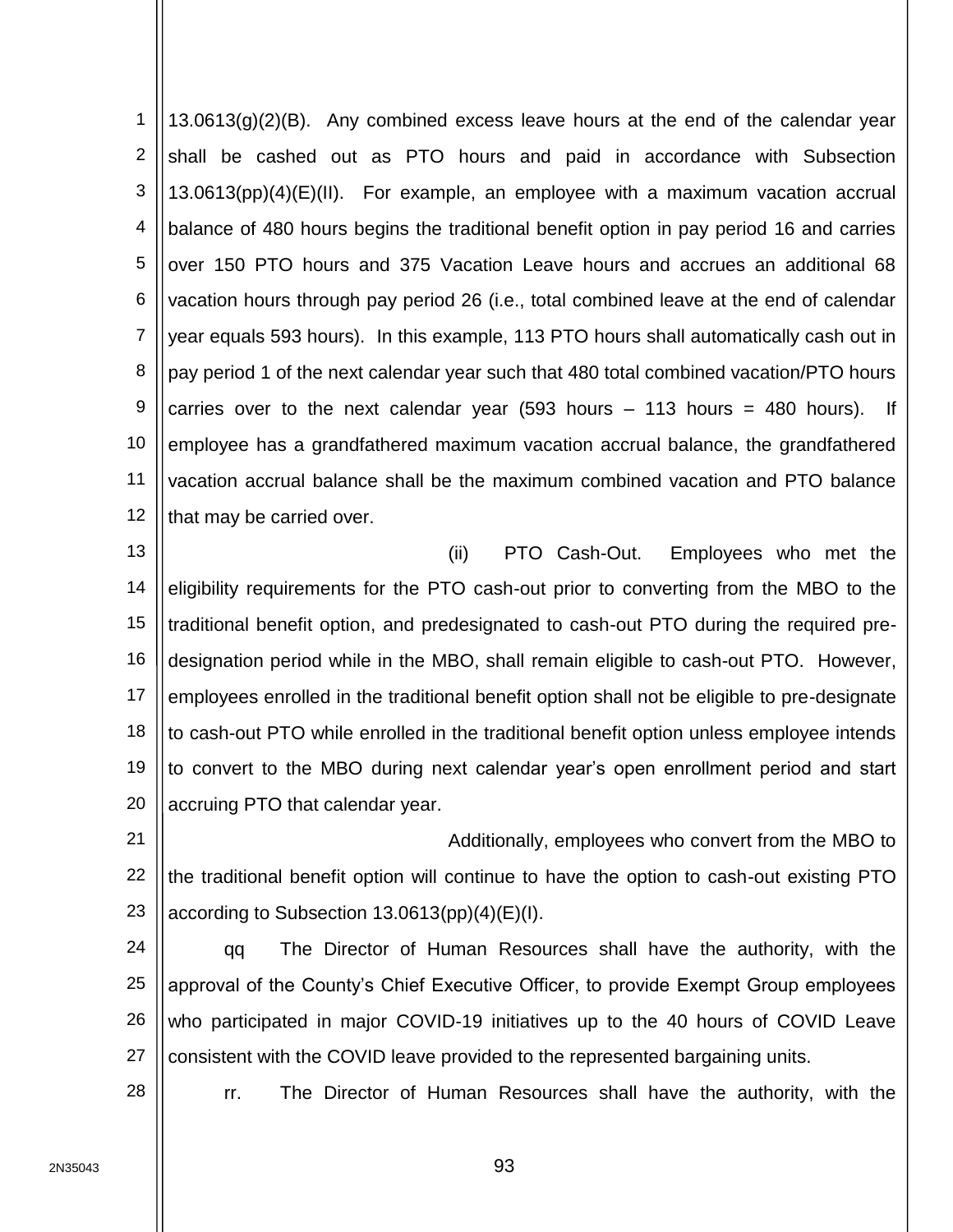13.0613(g)(2)(B). Any combined excess leave hours at the end of the calendar year shall be cashed out as PTO hours and paid in accordance with Subsection 13.0613(pp)(4)(E)(II). For example, an employee with a maximum vacation accrual balance of 480 hours begins the traditional benefit option in pay period 16 and carries over 150 PTO hours and 375 Vacation Leave hours and accrues an additional 68 vacation hours through pay period 26 (i.e., total combined leave at the end of calendar year equals 593 hours). In this example, 113 PTO hours shall automatically cash out in pay period 1 of the next calendar year such that 480 total combined vacation/PTO hours carries over to the next calendar year (593 hours – 113 hours = 480 hours). If employee has a grandfathered maximum vacation accrual balance, the grandfathered vacation accrual balance shall be the maximum combined vacation and PTO balance that may be carried over.

(ii) PTO Cash-Out. Employees who met the eligibility requirements for the PTO cash-out prior to converting from the MBO to the traditional benefit option, and predesignated to cash-out PTO during the required pre-designation period while in the MBO, shall remain eligible to cash-out PTO. However, employees enrolled in the traditional benefit option shall not be eligible to pre-designate to cash-out PTO while enrolled in the traditional benefit option unless employee intends to convert to the MBO during next calendar year's open enrollment period and start accruing PTO that calendar year.

Additionally, employees who convert from the MBO to the traditional benefit option will continue to have the option to cash-out existing PTO according to Subsection 13.0613(pp)(4)(E)(I).

qq The Director of Human Resources shall have the authority, with the approval of the County's Chief Executive Officer, to provide Exempt Group employees who participated in major COVID-19 initiatives up to the 40 hours of COVID Leave consistent with the COVID leave provided to the represented bargaining units.

rr. The Director of Human Resources shall have the authority, with the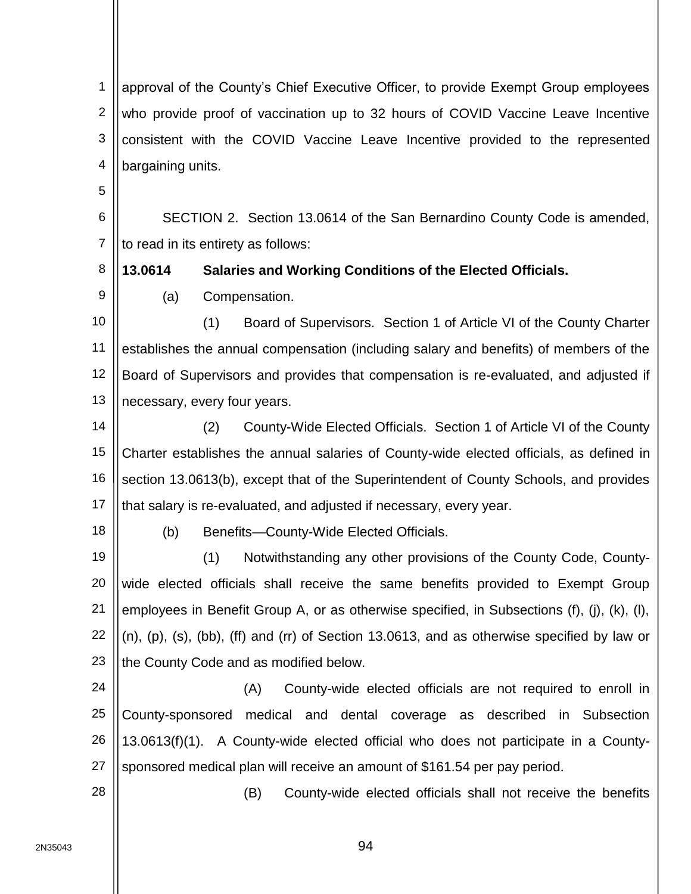approval of the County's Chief Executive Officer, to provide Exempt Group employees who provide proof of vaccination up to 32 hours of COVID Vaccine Leave Incentive consistent with the COVID Vaccine Leave Incentive provided to the represented bargaining units.

SECTION 2. Section 13.0614 of the San Bernardino County Code is amended, to read in its entirety as follows:

**13.0614 Salaries and Working Conditions of the Elected Officials.**

(a) Compensation.

(1) Board of Supervisors. Section 1 of Article VI of the County Charter establishes the annual compensation (including salary and benefits) of members of the Board of Supervisors and provides that compensation is re-evaluated, and adjusted if necessary, every four years.

(2) County-Wide Elected Officials. Section 1 of Article VI of the County Charter establishes the annual salaries of County-wide elected officials, as defined in section 13.0613(b), except that of the Superintendent of County Schools, and provides that salary is re-evaluated, and adjusted if necessary, every year.

(b) Benefits—County-Wide Elected Officials.

(1) Notwithstanding any other provisions of the County Code, County-wide elected officials shall receive the same benefits provided to Exempt Group employees in Benefit Group A, or as otherwise specified, in Subsections (f), (j), (k), (l), (n), (p), (s), (bb), (ff) and (rr) of Section 13.0613, and as otherwise specified by law or the County Code and as modified below.

(A) County-wide elected officials are not required to enroll in County-sponsored medical and dental coverage as described in Subsection 13.0613(f)(1). A County-wide elected official who does not participate in a County-sponsored medical plan will receive an amount of $161.54 per pay period.

(B) County-wide elected officials shall not receive the benefits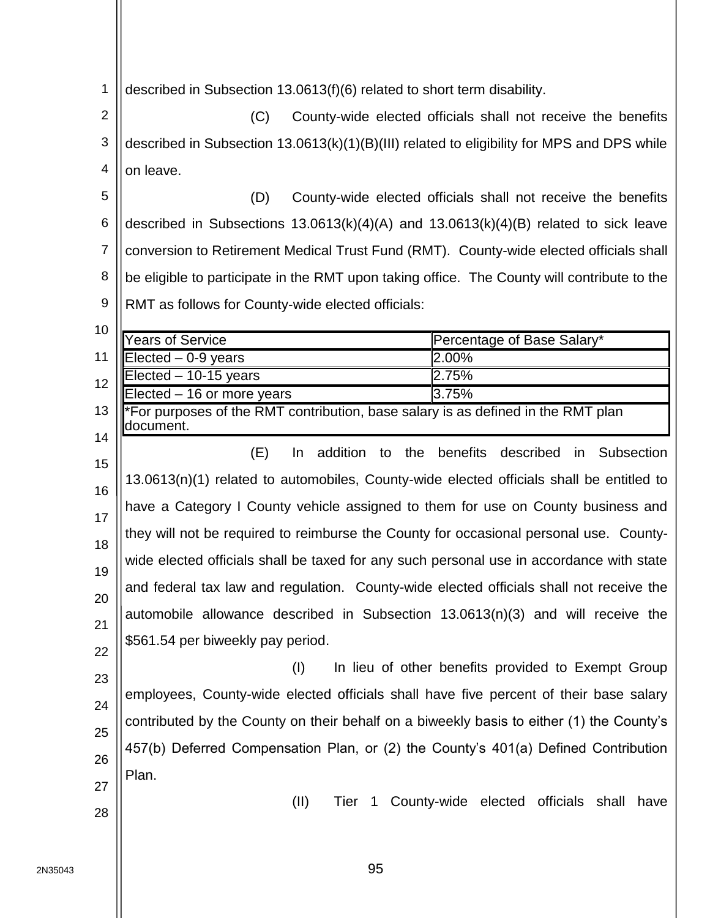described in Subsection 13.0613(f)(6) related to short term disability.

(C) County-wide elected officials shall not receive the benefits described in Subsection 13.0613(k)(1)(B)(III) related to eligibility for MPS and DPS while on leave.

(D) County-wide elected officials shall not receive the benefits described in Subsections 13.0613(k)(4)(A) and 13.0613(k)(4)(B) related to sick leave conversion to Retirement Medical Trust Fund (RMT). County-wide elected officials shall be eligible to participate in the RMT upon taking office. The County will contribute to the RMT as follows for County-wide elected officials:

| Years of Service | Percentage of Base Salary* |
|---|---|
| Elected – 0-9 years | 2.00% |
| Elected – 10-15 years | 2.75% |
| Elected – 16 or more years | 3.75% |
| *For purposes of the RMT contribution, base salary is as defined in the RMT plan document. | |

(E) In addition to the benefits described in Subsection 13.0613(n)(1) related to automobiles, County-wide elected officials shall be entitled to have a Category I County vehicle assigned to them for use on County business and they will not be required to reimburse the County for occasional personal use. County-wide elected officials shall be taxed for any such personal use in accordance with state and federal tax law and regulation. County-wide elected officials shall not receive the automobile allowance described in Subsection 13.0613(n)(3) and will receive the $561.54 per biweekly pay period.

(I) In lieu of other benefits provided to Exempt Group employees, County-wide elected officials shall have five percent of their base salary contributed by the County on their behalf on a biweekly basis to either (1) the County's 457(b) Deferred Compensation Plan, or (2) the County's 401(a) Defined Contribution Plan.

(II) Tier 1 County-wide elected officials shall have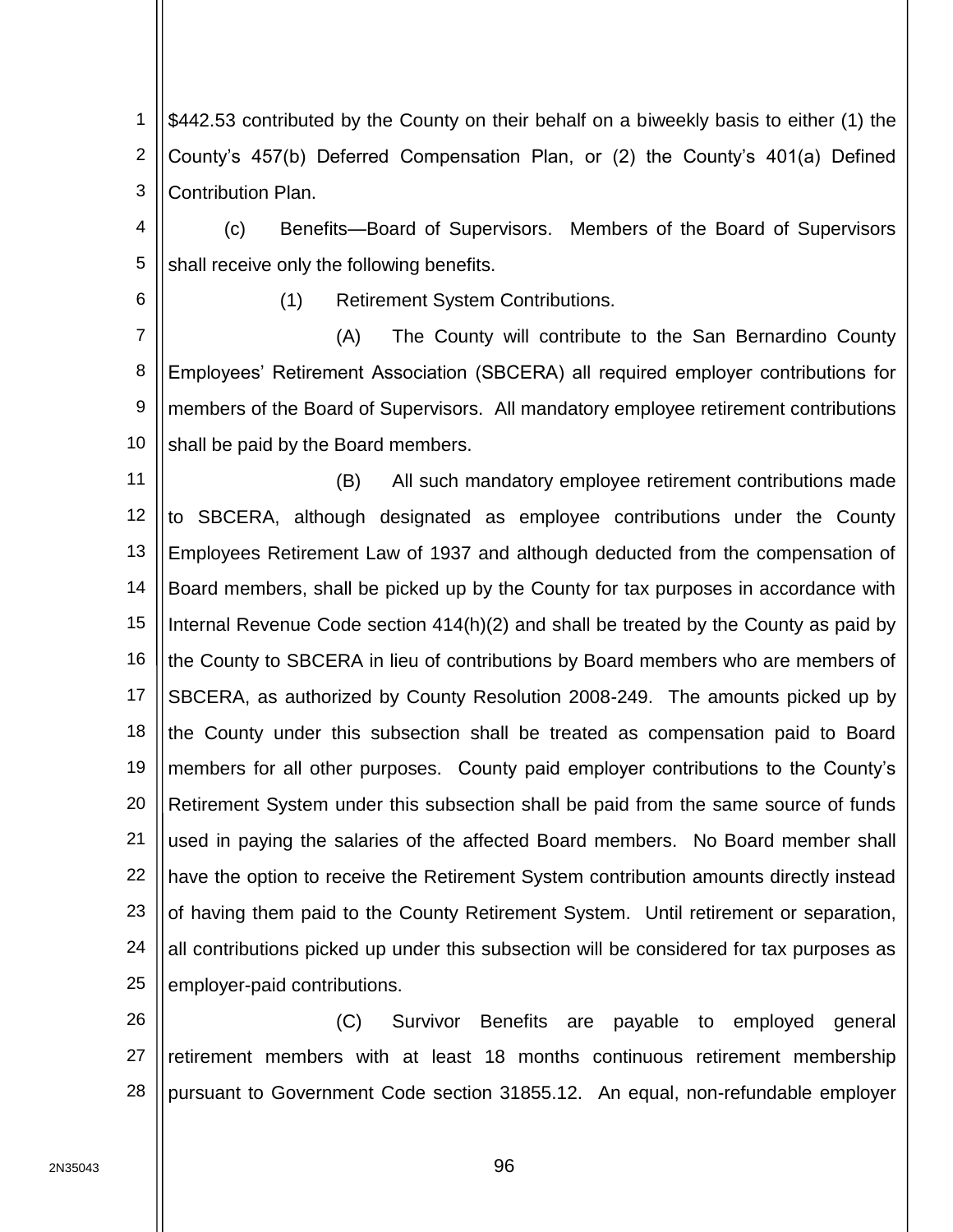$442.53 contributed by the County on their behalf on a biweekly basis to either (1) the County's 457(b) Deferred Compensation Plan, or (2) the County's 401(a) Defined Contribution Plan.

(c) Benefits—Board of Supervisors. Members of the Board of Supervisors shall receive only the following benefits.

(1) Retirement System Contributions.

(A) The County will contribute to the San Bernardino County Employees' Retirement Association (SBCERA) all required employer contributions for members of the Board of Supervisors. All mandatory employee retirement contributions shall be paid by the Board members.

(B) All such mandatory employee retirement contributions made to SBCERA, although designated as employee contributions under the County Employees Retirement Law of 1937 and although deducted from the compensation of Board members, shall be picked up by the County for tax purposes in accordance with Internal Revenue Code section 414(h)(2) and shall be treated by the County as paid by the County to SBCERA in lieu of contributions by Board members who are members of SBCERA, as authorized by County Resolution 2008-249. The amounts picked up by the County under this subsection shall be treated as compensation paid to Board members for all other purposes. County paid employer contributions to the County's Retirement System under this subsection shall be paid from the same source of funds used in paying the salaries of the affected Board members. No Board member shall have the option to receive the Retirement System contribution amounts directly instead of having them paid to the County Retirement System. Until retirement or separation, all contributions picked up under this subsection will be considered for tax purposes as employer-paid contributions.

(C) Survivor Benefits are payable to employed general retirement members with at least 18 months continuous retirement membership pursuant to Government Code section 31855.12. An equal, non-refundable employer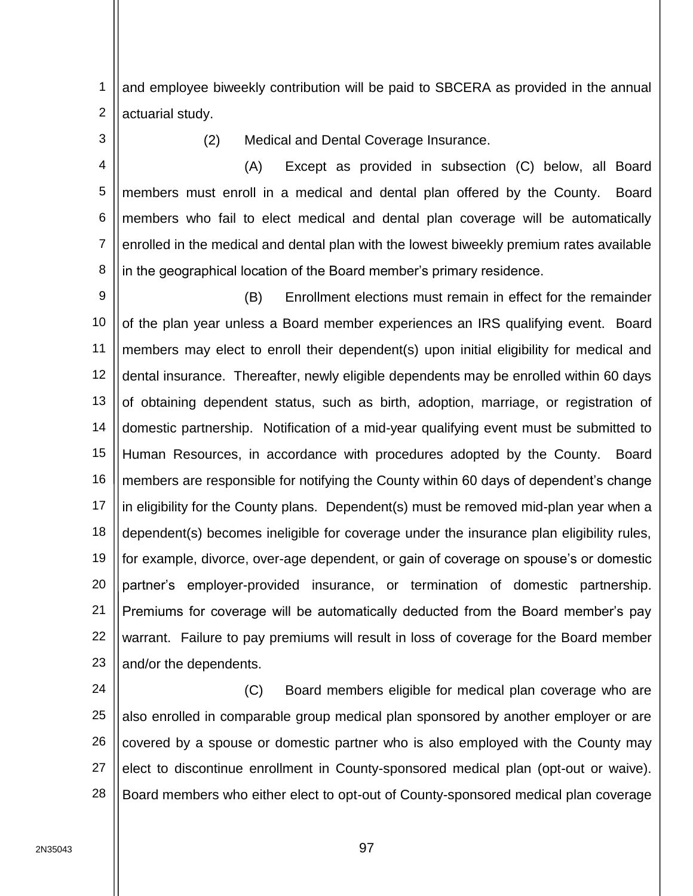and employee biweekly contribution will be paid to SBCERA as provided in the annual actuarial study.

(2) Medical and Dental Coverage Insurance.

(A) Except as provided in subsection (C) below, all Board members must enroll in a medical and dental plan offered by the County. Board members who fail to elect medical and dental plan coverage will be automatically enrolled in the medical and dental plan with the lowest biweekly premium rates available in the geographical location of the Board member's primary residence.

(B) Enrollment elections must remain in effect for the remainder of the plan year unless a Board member experiences an IRS qualifying event. Board members may elect to enroll their dependent(s) upon initial eligibility for medical and dental insurance. Thereafter, newly eligible dependents may be enrolled within 60 days of obtaining dependent status, such as birth, adoption, marriage, or registration of domestic partnership. Notification of a mid-year qualifying event must be submitted to Human Resources, in accordance with procedures adopted by the County. Board members are responsible for notifying the County within 60 days of dependent's change in eligibility for the County plans. Dependent(s) must be removed mid-plan year when a dependent(s) becomes ineligible for coverage under the insurance plan eligibility rules, for example, divorce, over-age dependent, or gain of coverage on spouse's or domestic partner's employer-provided insurance, or termination of domestic partnership. Premiums for coverage will be automatically deducted from the Board member's pay warrant. Failure to pay premiums will result in loss of coverage for the Board member and/or the dependents.

(C) Board members eligible for medical plan coverage who are also enrolled in comparable group medical plan sponsored by another employer or are covered by a spouse or domestic partner who is also employed with the County may elect to discontinue enrollment in County-sponsored medical plan (opt-out or waive). Board members who either elect to opt-out of County-sponsored medical plan coverage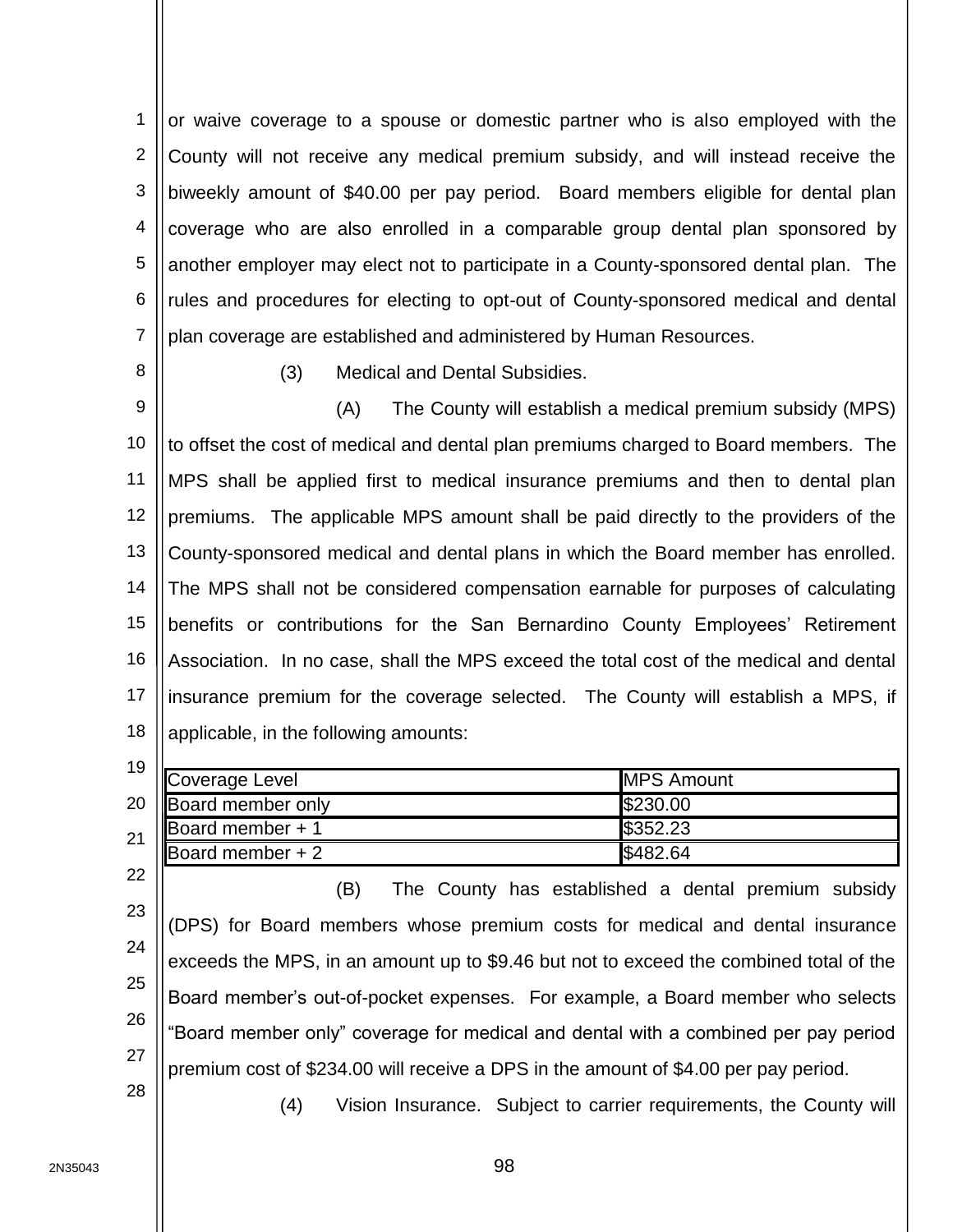or waive coverage to a spouse or domestic partner who is also employed with the County will not receive any medical premium subsidy, and will instead receive the biweekly amount of $40.00 per pay period. Board members eligible for dental plan coverage who are also enrolled in a comparable group dental plan sponsored by another employer may elect not to participate in a County-sponsored dental plan. The rules and procedures for electing to opt-out of County-sponsored medical and dental plan coverage are established and administered by Human Resources.

(3) Medical and Dental Subsidies.

(A) The County will establish a medical premium subsidy (MPS) to offset the cost of medical and dental plan premiums charged to Board members. The MPS shall be applied first to medical insurance premiums and then to dental plan premiums. The applicable MPS amount shall be paid directly to the providers of the County-sponsored medical and dental plans in which the Board member has enrolled. The MPS shall not be considered compensation earnable for purposes of calculating benefits or contributions for the San Bernardino County Employees' Retirement Association. In no case, shall the MPS exceed the total cost of the medical and dental insurance premium for the coverage selected. The County will establish a MPS, if applicable, in the following amounts:

| Coverage Level | MPS Amount |
|---|---|
| Board member only | $230.00 |
| Board member + 1 | $352.23 |
| Board member + 2 | $482.64 |

(B) The County has established a dental premium subsidy (DPS) for Board members whose premium costs for medical and dental insurance exceeds the MPS, in an amount up to $9.46 but not to exceed the combined total of the Board member's out-of-pocket expenses. For example, a Board member who selects "Board member only" coverage for medical and dental with a combined per pay period premium cost of $234.00 will receive a DPS in the amount of $4.00 per pay period.

(4) Vision Insurance. Subject to carrier requirements, the County will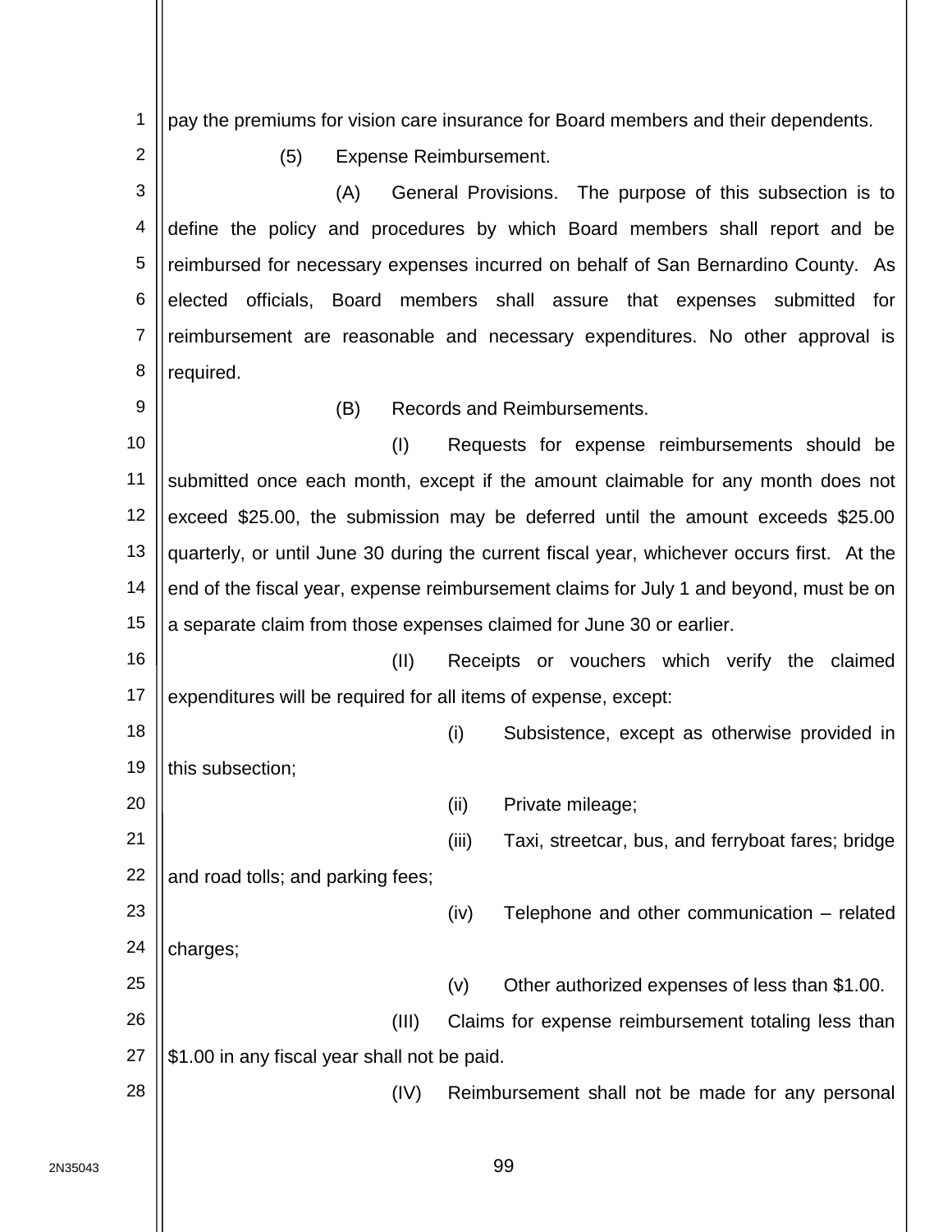pay the premiums for vision care insurance for Board members and their dependents.

(5) Expense Reimbursement.

(A) General Provisions. The purpose of this subsection is to define the policy and procedures by which Board members shall report and be reimbursed for necessary expenses incurred on behalf of San Bernardino County. As elected officials, Board members shall assure that expenses submitted for reimbursement are reasonable and necessary expenditures. No other approval is required.

(B) Records and Reimbursements.

(I) Requests for expense reimbursements should be submitted once each month, except if the amount claimable for any month does not exceed $25.00, the submission may be deferred until the amount exceeds $25.00 quarterly, or until June 30 during the current fiscal year, whichever occurs first. At the end of the fiscal year, expense reimbursement claims for July 1 and beyond, must be on a separate claim from those expenses claimed for June 30 or earlier.

(II) Receipts or vouchers which verify the claimed expenditures will be required for all items of expense, except:

(i) Subsistence, except as otherwise provided in this subsection;

(ii) Private mileage;

(iii) Taxi, streetcar, bus, and ferryboat fares; bridge and road tolls; and parking fees;

(iv) Telephone and other communication – related charges;

(v) Other authorized expenses of less than $1.00.

(III) Claims for expense reimbursement totaling less than $1.00 in any fiscal year shall not be paid.

(IV) Reimbursement shall not be made for any personal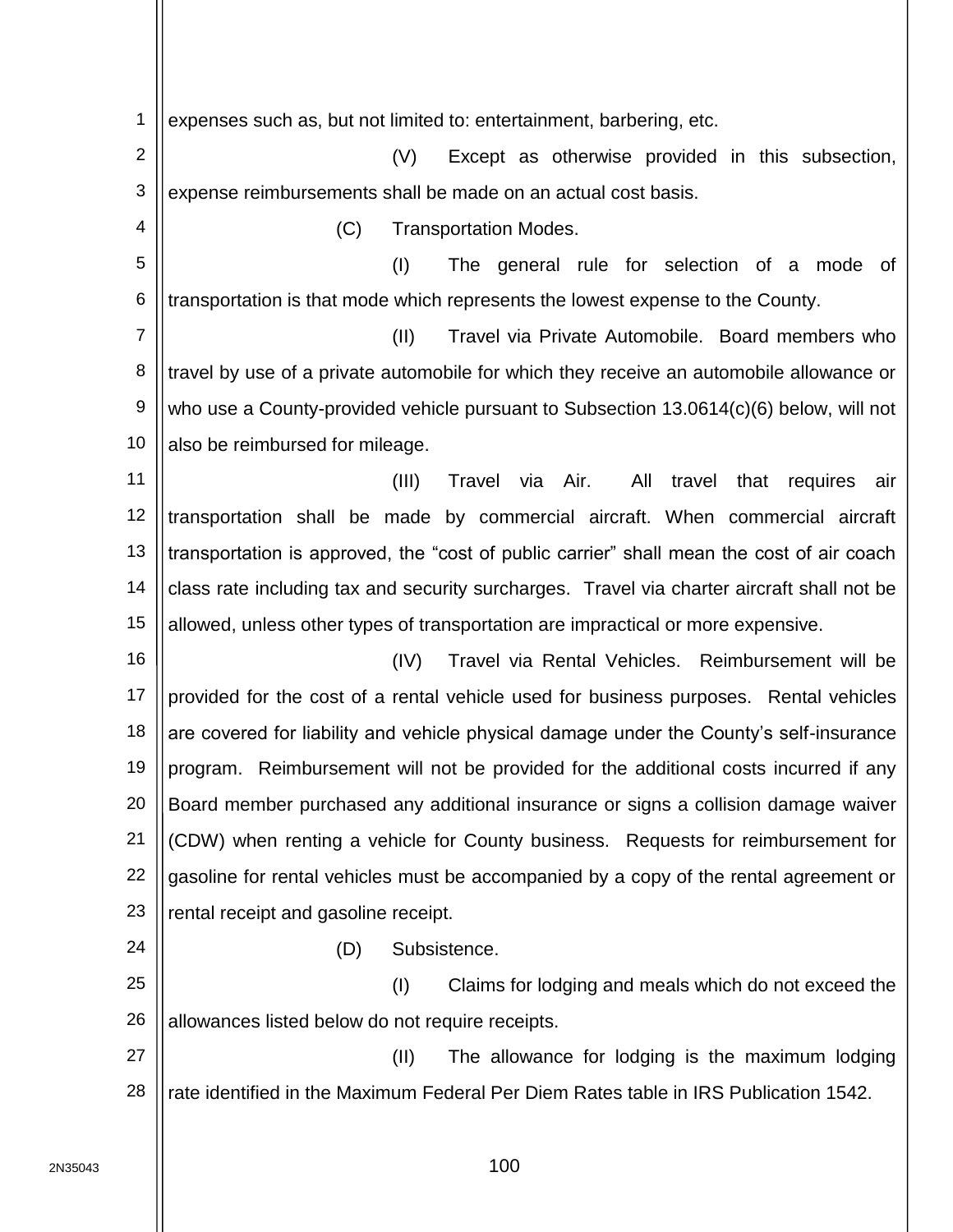expenses such as, but not limited to: entertainment, barbering, etc.

(V) Except as otherwise provided in this subsection, expense reimbursements shall be made on an actual cost basis.

(C) Transportation Modes.

(I) The general rule for selection of a mode of transportation is that mode which represents the lowest expense to the County.

(II) Travel via Private Automobile. Board members who travel by use of a private automobile for which they receive an automobile allowance or who use a County-provided vehicle pursuant to Subsection 13.0614(c)(6) below, will not also be reimbursed for mileage.

(III) Travel via Air. All travel that requires air transportation shall be made by commercial aircraft. When commercial aircraft transportation is approved, the “cost of public carrier” shall mean the cost of air coach class rate including tax and security surcharges. Travel via charter aircraft shall not be allowed, unless other types of transportation are impractical or more expensive.

(IV) Travel via Rental Vehicles. Reimbursement will be provided for the cost of a rental vehicle used for business purposes. Rental vehicles are covered for liability and vehicle physical damage under the County’s self-insurance program. Reimbursement will not be provided for the additional costs incurred if any Board member purchased any additional insurance or signs a collision damage waiver (CDW) when renting a vehicle for County business. Requests for reimbursement for gasoline for rental vehicles must be accompanied by a copy of the rental agreement or rental receipt and gasoline receipt.

(D) Subsistence.

(I) Claims for lodging and meals which do not exceed the allowances listed below do not require receipts.

(II) The allowance for lodging is the maximum lodging rate identified in the Maximum Federal Per Diem Rates table in IRS Publication 1542.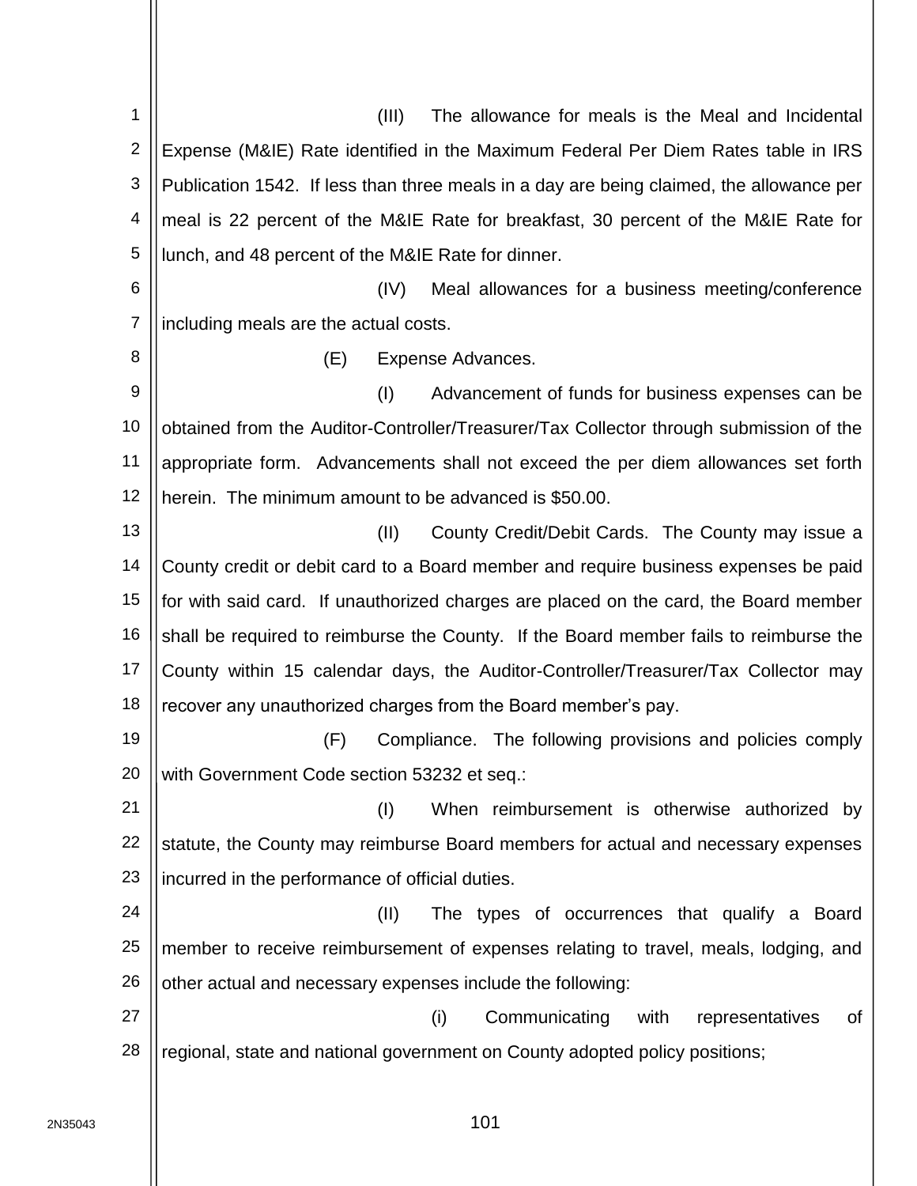(III) The allowance for meals is the Meal and Incidental Expense (M&IE) Rate identified in the Maximum Federal Per Diem Rates table in IRS Publication 1542. If less than three meals in a day are being claimed, the allowance per meal is 22 percent of the M&IE Rate for breakfast, 30 percent of the M&IE Rate for lunch, and 48 percent of the M&IE Rate for dinner.

(IV) Meal allowances for a business meeting/conference including meals are the actual costs.

(E) Expense Advances.

(I) Advancement of funds for business expenses can be obtained from the Auditor-Controller/Treasurer/Tax Collector through submission of the appropriate form. Advancements shall not exceed the per diem allowances set forth herein. The minimum amount to be advanced is $50.00.

(II) County Credit/Debit Cards. The County may issue a County credit or debit card to a Board member and require business expenses be paid for with said card. If unauthorized charges are placed on the card, the Board member shall be required to reimburse the County. If the Board member fails to reimburse the County within 15 calendar days, the Auditor-Controller/Treasurer/Tax Collector may recover any unauthorized charges from the Board member's pay.

(F) Compliance. The following provisions and policies comply with Government Code section 53232 et seq.:

(I) When reimbursement is otherwise authorized by statute, the County may reimburse Board members for actual and necessary expenses incurred in the performance of official duties.

(II) The types of occurrences that qualify a Board member to receive reimbursement of expenses relating to travel, meals, lodging, and other actual and necessary expenses include the following:

(i) Communicating with representatives of regional, state and national government on County adopted policy positions;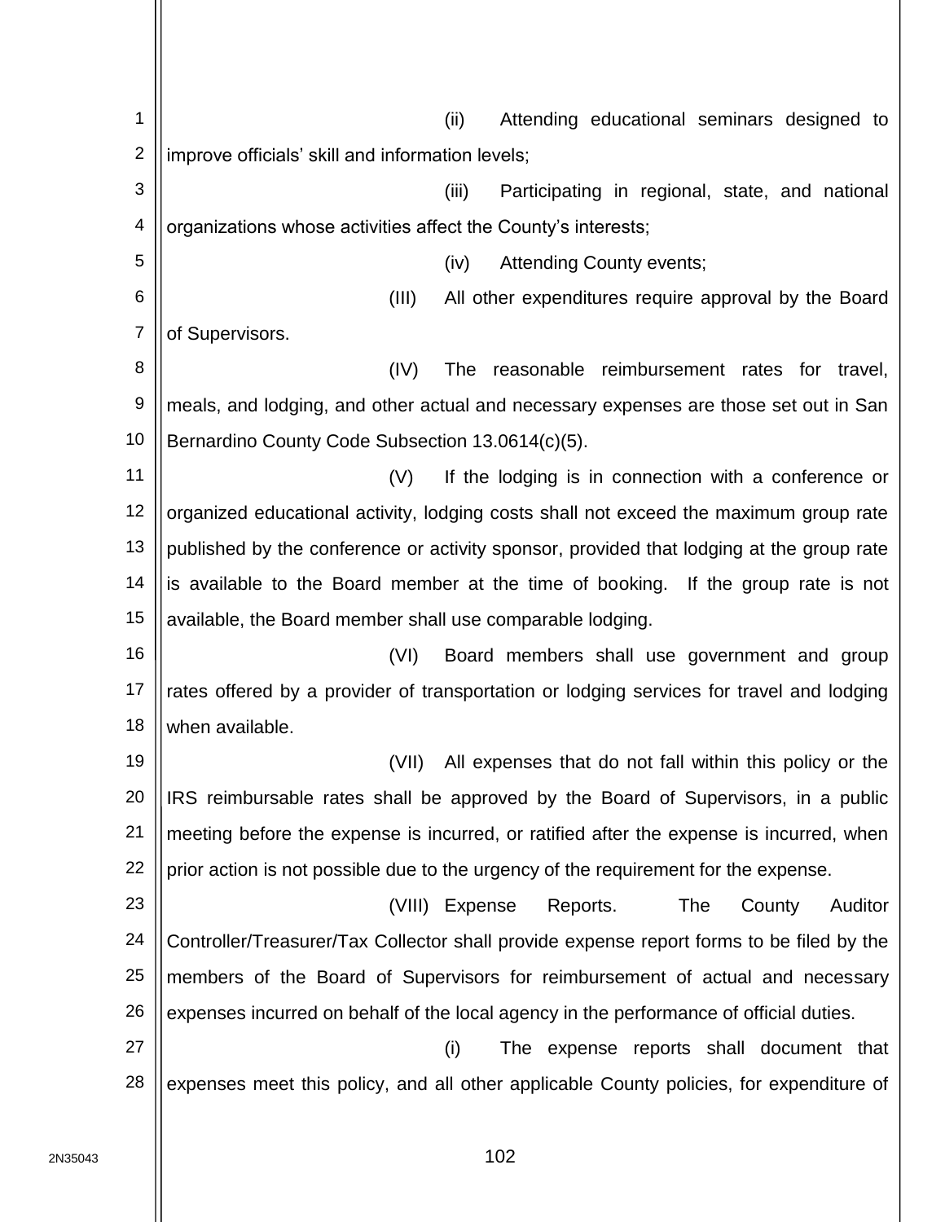(ii) Attending educational seminars designed to improve officials' skill and information levels;

(iii) Participating in regional, state, and national organizations whose activities affect the County's interests;

(iv) Attending County events;

(III) All other expenditures require approval by the Board of Supervisors.

(IV) The reasonable reimbursement rates for travel, meals, and lodging, and other actual and necessary expenses are those set out in San Bernardino County Code Subsection 13.0614(c)(5).

(V) If the lodging is in connection with a conference or organized educational activity, lodging costs shall not exceed the maximum group rate published by the conference or activity sponsor, provided that lodging at the group rate is available to the Board member at the time of booking. If the group rate is not available, the Board member shall use comparable lodging.

(VI) Board members shall use government and group rates offered by a provider of transportation or lodging services for travel and lodging when available.

(VII) All expenses that do not fall within this policy or the IRS reimbursable rates shall be approved by the Board of Supervisors, in a public meeting before the expense is incurred, or ratified after the expense is incurred, when prior action is not possible due to the urgency of the requirement for the expense.

(VIII) Expense Reports. The County Auditor Controller/Treasurer/Tax Collector shall provide expense report forms to be filed by the members of the Board of Supervisors for reimbursement of actual and necessary expenses incurred on behalf of the local agency in the performance of official duties.

(i) The expense reports shall document that expenses meet this policy, and all other applicable County policies, for expenditure of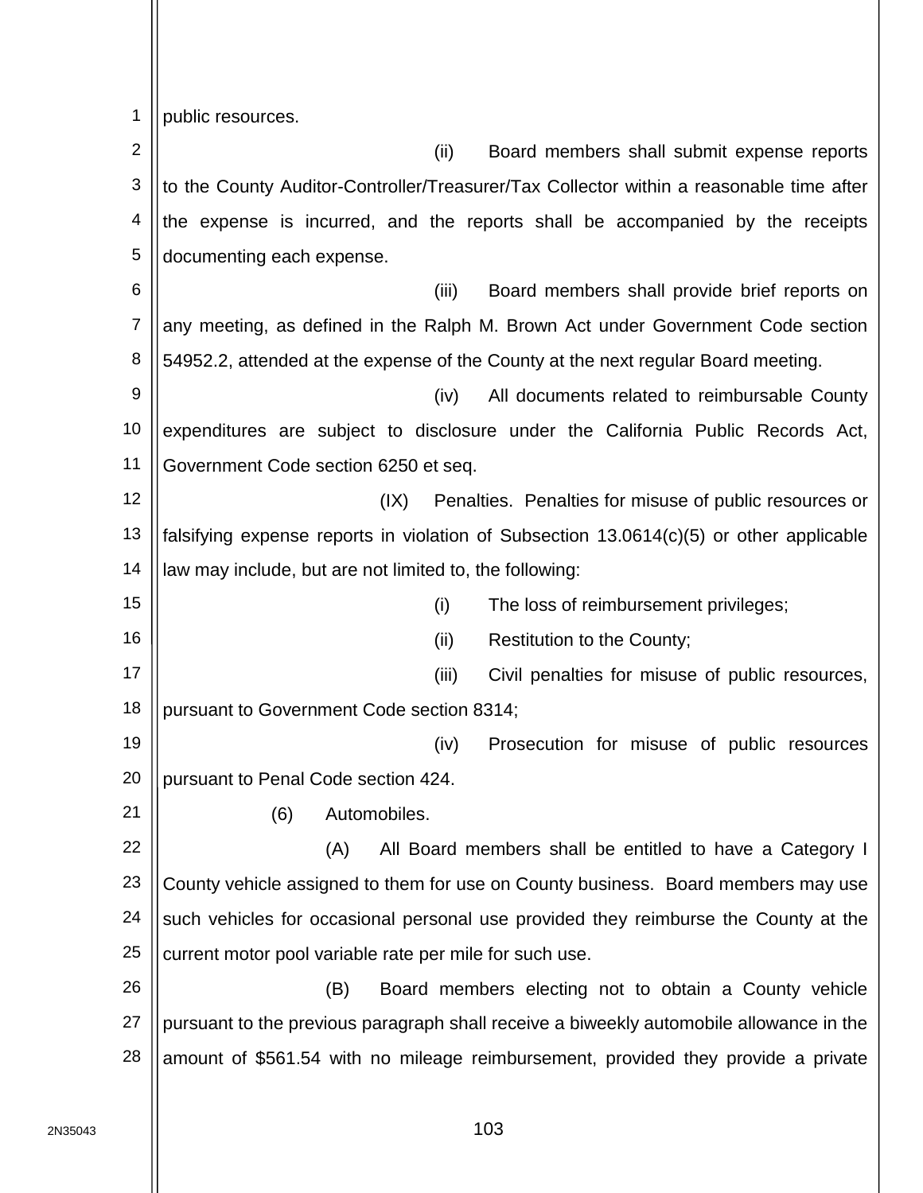public resources.

(ii) Board members shall submit expense reports to the County Auditor-Controller/Treasurer/Tax Collector within a reasonable time after the expense is incurred, and the reports shall be accompanied by the receipts documenting each expense.

(iii) Board members shall provide brief reports on any meeting, as defined in the Ralph M. Brown Act under Government Code section 54952.2, attended at the expense of the County at the next regular Board meeting.

(iv) All documents related to reimbursable County expenditures are subject to disclosure under the California Public Records Act, Government Code section 6250 et seq.

(IX) Penalties. Penalties for misuse of public resources or falsifying expense reports in violation of Subsection 13.0614(c)(5) or other applicable law may include, but are not limited to, the following:

(i) The loss of reimbursement privileges;

(ii) Restitution to the County;

(iii) Civil penalties for misuse of public resources, pursuant to Government Code section 8314;

(iv) Prosecution for misuse of public resources pursuant to Penal Code section 424.

(6) Automobiles.

(A) All Board members shall be entitled to have a Category I County vehicle assigned to them for use on County business. Board members may use such vehicles for occasional personal use provided they reimburse the County at the current motor pool variable rate per mile for such use.

(B) Board members electing not to obtain a County vehicle pursuant to the previous paragraph shall receive a biweekly automobile allowance in the amount of $561.54 with no mileage reimbursement, provided they provide a private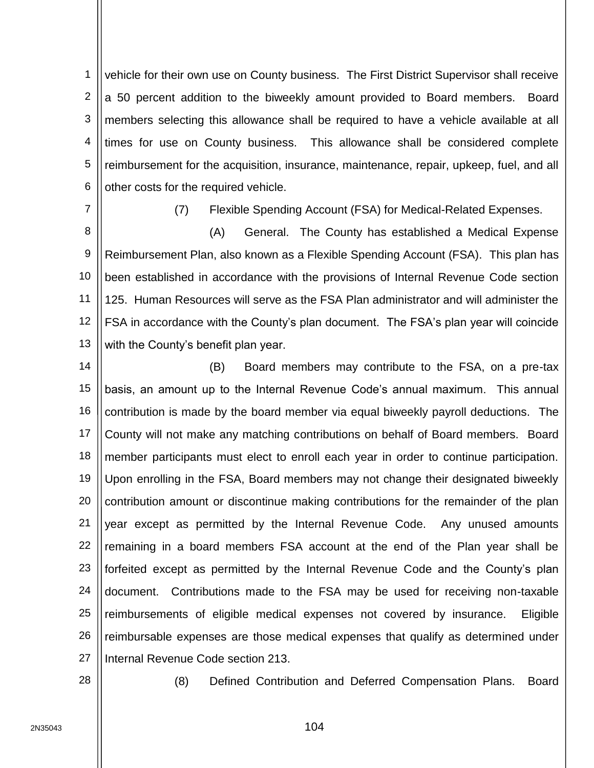vehicle for their own use on County business. The First District Supervisor shall receive a 50 percent addition to the biweekly amount provided to Board members. Board members selecting this allowance shall be required to have a vehicle available at all times for use on County business. This allowance shall be considered complete reimbursement for the acquisition, insurance, maintenance, repair, upkeep, fuel, and all other costs for the required vehicle.

(7) Flexible Spending Account (FSA) for Medical-Related Expenses.

(A) General. The County has established a Medical Expense Reimbursement Plan, also known as a Flexible Spending Account (FSA). This plan has been established in accordance with the provisions of Internal Revenue Code section 125. Human Resources will serve as the FSA Plan administrator and will administer the FSA in accordance with the County's plan document. The FSA's plan year will coincide with the County's benefit plan year.

(B) Board members may contribute to the FSA, on a pre-tax basis, an amount up to the Internal Revenue Code's annual maximum. This annual contribution is made by the board member via equal biweekly payroll deductions. The County will not make any matching contributions on behalf of Board members. Board member participants must elect to enroll each year in order to continue participation. Upon enrolling in the FSA, Board members may not change their designated biweekly contribution amount or discontinue making contributions for the remainder of the plan year except as permitted by the Internal Revenue Code. Any unused amounts remaining in a board members FSA account at the end of the Plan year shall be forfeited except as permitted by the Internal Revenue Code and the County's plan document. Contributions made to the FSA may be used for receiving non-taxable reimbursements of eligible medical expenses not covered by insurance. Eligible reimbursable expenses are those medical expenses that qualify as determined under Internal Revenue Code section 213.

(8) Defined Contribution and Deferred Compensation Plans. Board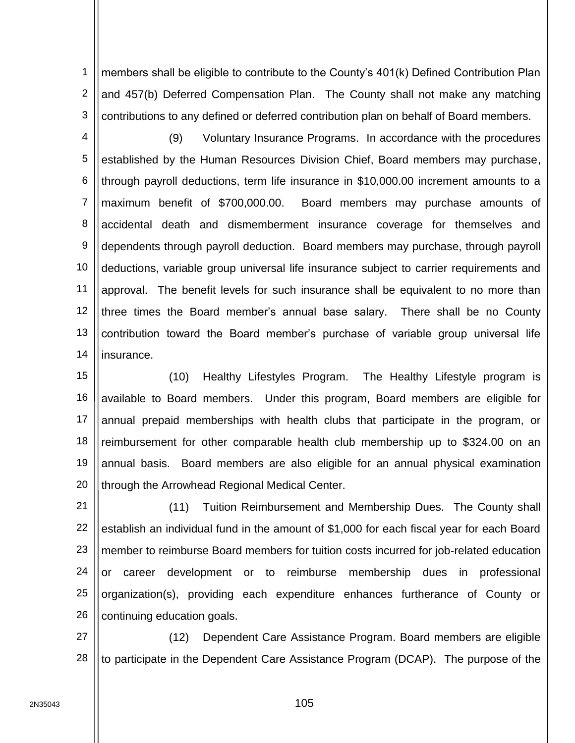members shall be eligible to contribute to the County's 401(k) Defined Contribution Plan and 457(b) Deferred Compensation Plan. The County shall not make any matching contributions to any defined or deferred contribution plan on behalf of Board members.

(9) Voluntary Insurance Programs. In accordance with the procedures established by the Human Resources Division Chief, Board members may purchase, through payroll deductions, term life insurance in $10,000.00 increment amounts to a maximum benefit of $700,000.00. Board members may purchase amounts of accidental death and dismemberment insurance coverage for themselves and dependents through payroll deduction. Board members may purchase, through payroll deductions, variable group universal life insurance subject to carrier requirements and approval. The benefit levels for such insurance shall be equivalent to no more than three times the Board member's annual base salary. There shall be no County contribution toward the Board member's purchase of variable group universal life insurance.

(10) Healthy Lifestyles Program. The Healthy Lifestyle program is available to Board members. Under this program, Board members are eligible for annual prepaid memberships with health clubs that participate in the program, or reimbursement for other comparable health club membership up to $324.00 on an annual basis. Board members are also eligible for an annual physical examination through the Arrowhead Regional Medical Center.

(11) Tuition Reimbursement and Membership Dues. The County shall establish an individual fund in the amount of $1,000 for each fiscal year for each Board member to reimburse Board members for tuition costs incurred for job-related education or career development or to reimburse membership dues in professional organization(s), providing each expenditure enhances furtherance of County or continuing education goals.

(12) Dependent Care Assistance Program. Board members are eligible to participate in the Dependent Care Assistance Program (DCAP). The purpose of the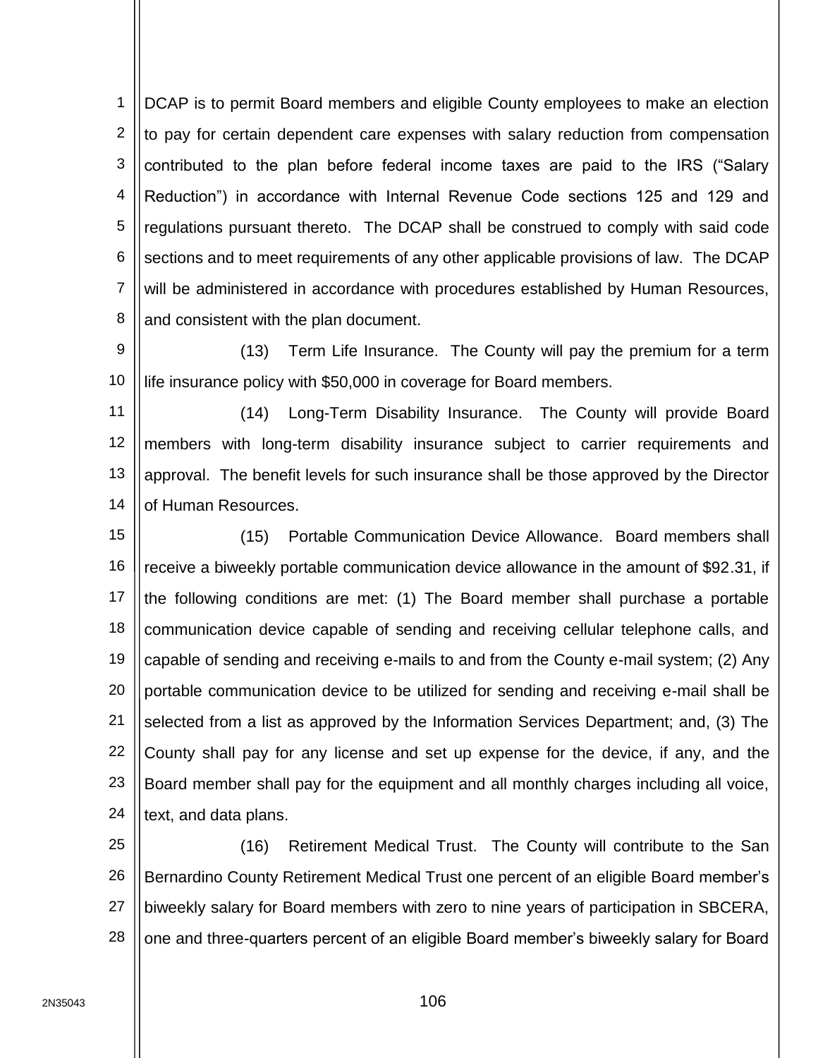DCAP is to permit Board members and eligible County employees to make an election to pay for certain dependent care expenses with salary reduction from compensation contributed to the plan before federal income taxes are paid to the IRS ("Salary Reduction") in accordance with Internal Revenue Code sections 125 and 129 and regulations pursuant thereto. The DCAP shall be construed to comply with said code sections and to meet requirements of any other applicable provisions of law. The DCAP will be administered in accordance with procedures established by Human Resources, and consistent with the plan document.

(13) Term Life Insurance. The County will pay the premium for a term life insurance policy with $50,000 in coverage for Board members.

(14) Long-Term Disability Insurance. The County will provide Board members with long-term disability insurance subject to carrier requirements and approval. The benefit levels for such insurance shall be those approved by the Director of Human Resources.

(15) Portable Communication Device Allowance. Board members shall receive a biweekly portable communication device allowance in the amount of $92.31, if the following conditions are met: (1) The Board member shall purchase a portable communication device capable of sending and receiving cellular telephone calls, and capable of sending and receiving e-mails to and from the County e-mail system; (2) Any portable communication device to be utilized for sending and receiving e-mail shall be selected from a list as approved by the Information Services Department; and, (3) The County shall pay for any license and set up expense for the device, if any, and the Board member shall pay for the equipment and all monthly charges including all voice, text, and data plans.

(16) Retirement Medical Trust. The County will contribute to the San Bernardino County Retirement Medical Trust one percent of an eligible Board member's biweekly salary for Board members with zero to nine years of participation in SBCERA, one and three-quarters percent of an eligible Board member's biweekly salary for Board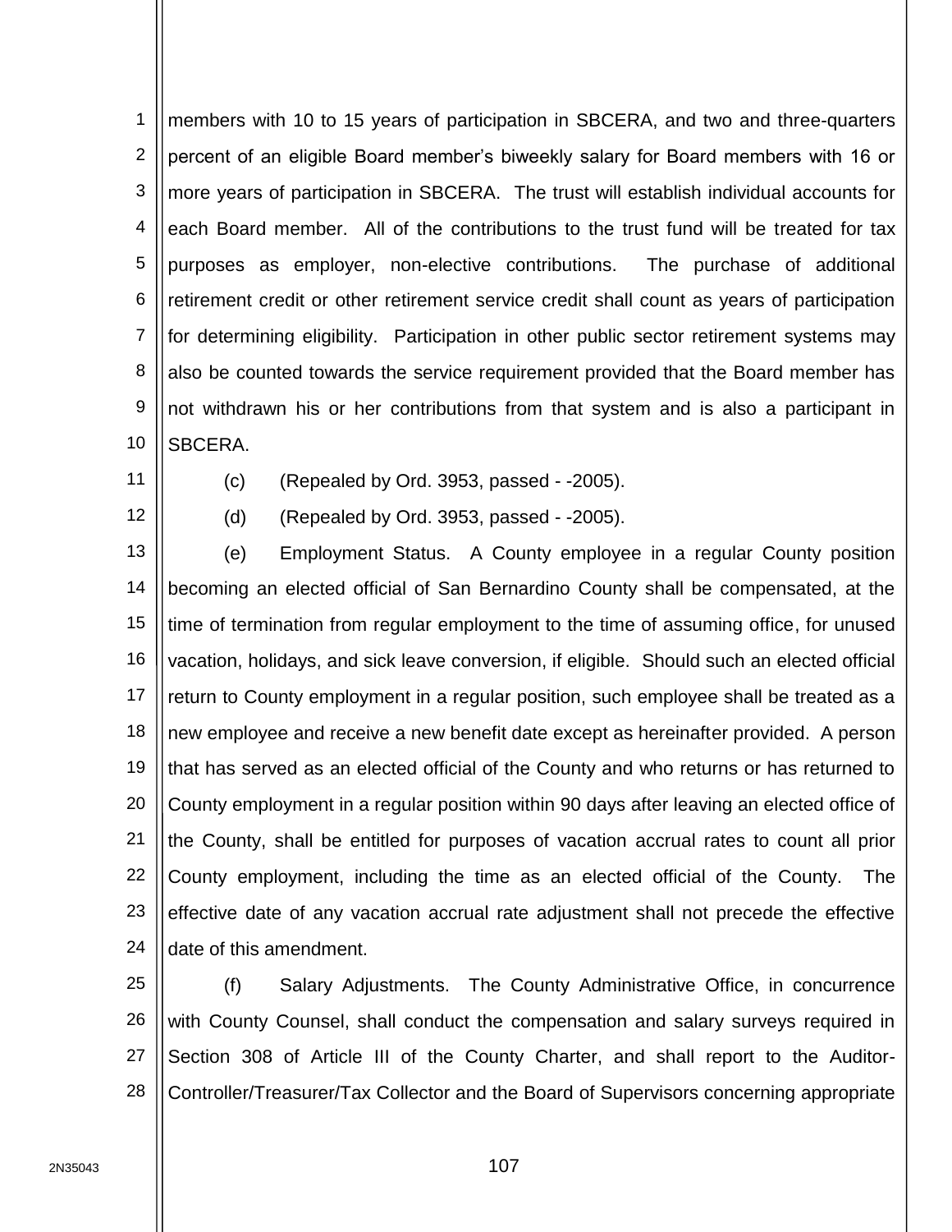members with 10 to 15 years of participation in SBCERA, and two and three-quarters percent of an eligible Board member's biweekly salary for Board members with 16 or more years of participation in SBCERA. The trust will establish individual accounts for each Board member. All of the contributions to the trust fund will be treated for tax purposes as employer, non-elective contributions. The purchase of additional retirement credit or other retirement service credit shall count as years of participation for determining eligibility. Participation in other public sector retirement systems may also be counted towards the service requirement provided that the Board member has not withdrawn his or her contributions from that system and is also a participant in SBCERA.

(c) (Repealed by Ord. 3953, passed - -2005).

(d) (Repealed by Ord. 3953, passed - -2005).

(e) Employment Status. A County employee in a regular County position becoming an elected official of San Bernardino County shall be compensated, at the time of termination from regular employment to the time of assuming office, for unused vacation, holidays, and sick leave conversion, if eligible. Should such an elected official return to County employment in a regular position, such employee shall be treated as a new employee and receive a new benefit date except as hereinafter provided. A person that has served as an elected official of the County and who returns or has returned to County employment in a regular position within 90 days after leaving an elected office of the County, shall be entitled for purposes of vacation accrual rates to count all prior County employment, including the time as an elected official of the County. The effective date of any vacation accrual rate adjustment shall not precede the effective date of this amendment.

(f) Salary Adjustments. The County Administrative Office, in concurrence with County Counsel, shall conduct the compensation and salary surveys required in Section 308 of Article III of the County Charter, and shall report to the Auditor-Controller/Treasurer/Tax Collector and the Board of Supervisors concerning appropriate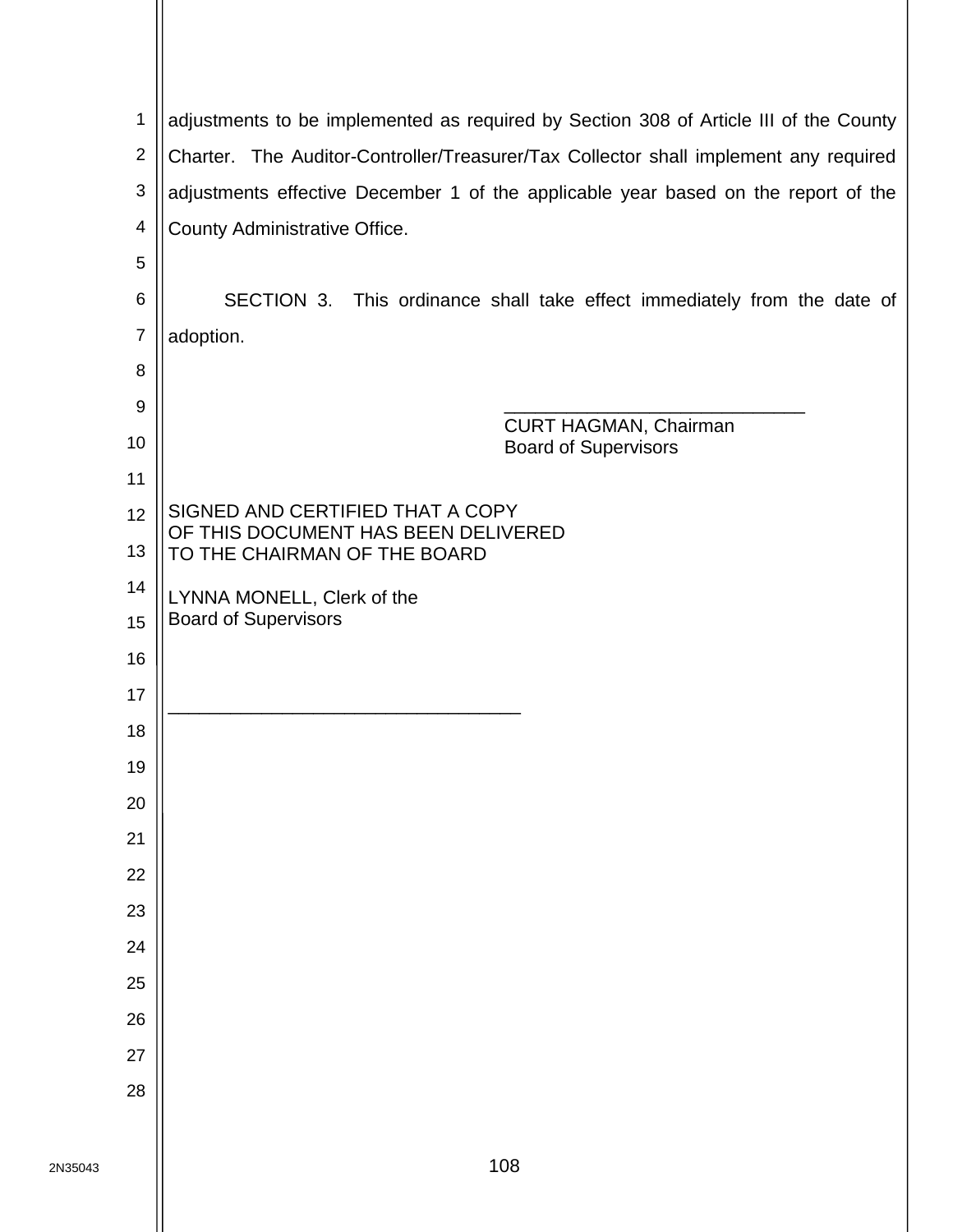adjustments to be implemented as required by Section 308 of Article III of the County Charter. The Auditor-Controller/Treasurer/Tax Collector shall implement any required adjustments effective December 1 of the applicable year based on the report of the County Administrative Office.

SECTION 3. This ordinance shall take effect immediately from the date of adoption.

\_\_\_\_\_\_\_\_\_\_\_\_\_\_\_\_\_\_\_\_\_\_\_\_\_\_\_\_\_\_
CURT HAGMAN, Chairman
Board of Supervisors

SIGNED AND CERTIFIED THAT A COPY
OF THIS DOCUMENT HAS BEEN DELIVERED
TO THE CHAIRMAN OF THE BOARD

LYNNA MONELL, Clerk of the
Board of Supervisors

\_\_\_\_\_\_\_\_\_\_\_\_\_\_\_\_\_\_\_\_\_\_\_\_\_\_\_\_\_\_\_\_\_\_

2N35043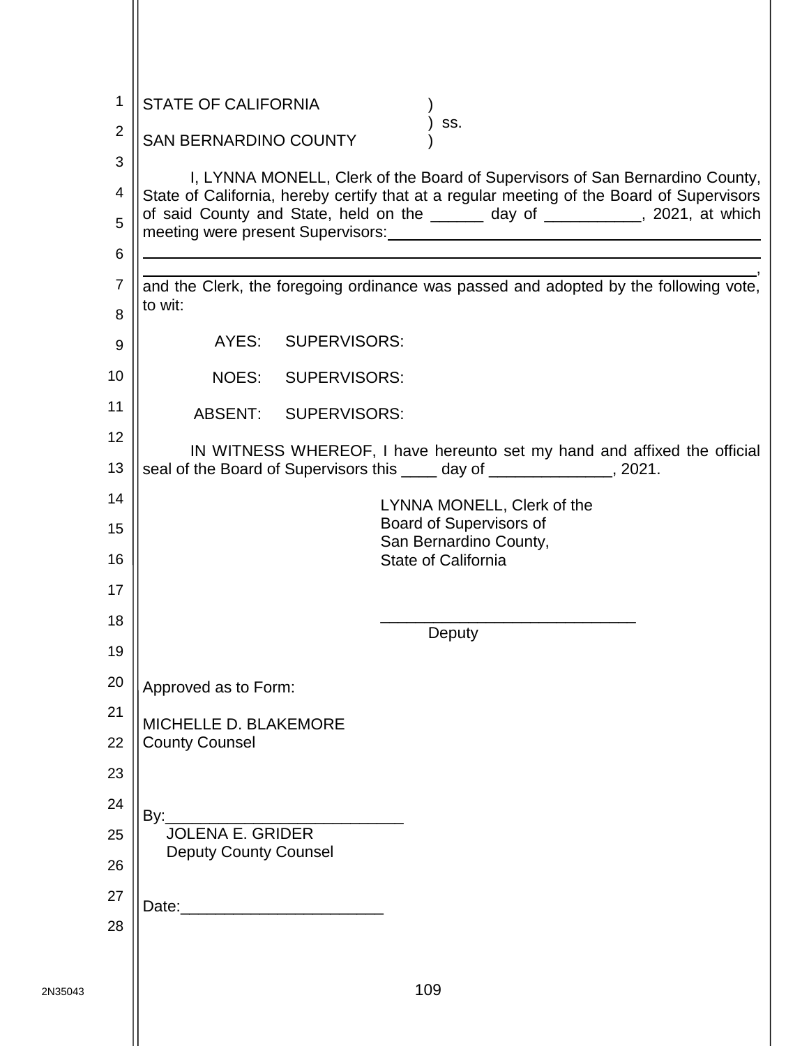STATE OF CALIFORNIA )
) ss.
SAN BERNARDINO COUNTY )

I, LYNNA MONELL, Clerk of the Board of Supervisors of San Bernardino County, State of California, hereby certify that at a regular meeting of the Board of Supervisors of said County and State, held on the ______ day of ___________, 2021, at which meeting were present Supervisors: ______________________________________________

______________________________________________________________________________

______________________________________________________________________________,
and the Clerk, the foregoing ordinance was passed and adopted by the following vote, to wit:

AYES: SUPERVISORS:

NOES: SUPERVISORS:

ABSENT: SUPERVISORS:

IN WITNESS WHEREOF, I have hereunto set my hand and affixed the official seal of the Board of Supervisors this ____ day of ______________, 2021.

LYNNA MONELL, Clerk of the
Board of Supervisors of
San Bernardino County,
State of California

_____________________________
Deputy

Approved as to Form:

MICHELLE D. BLAKEMORE
County Counsel

By:___________________________
JOLENA E. GRIDER
Deputy County Counsel

Date:_______________________